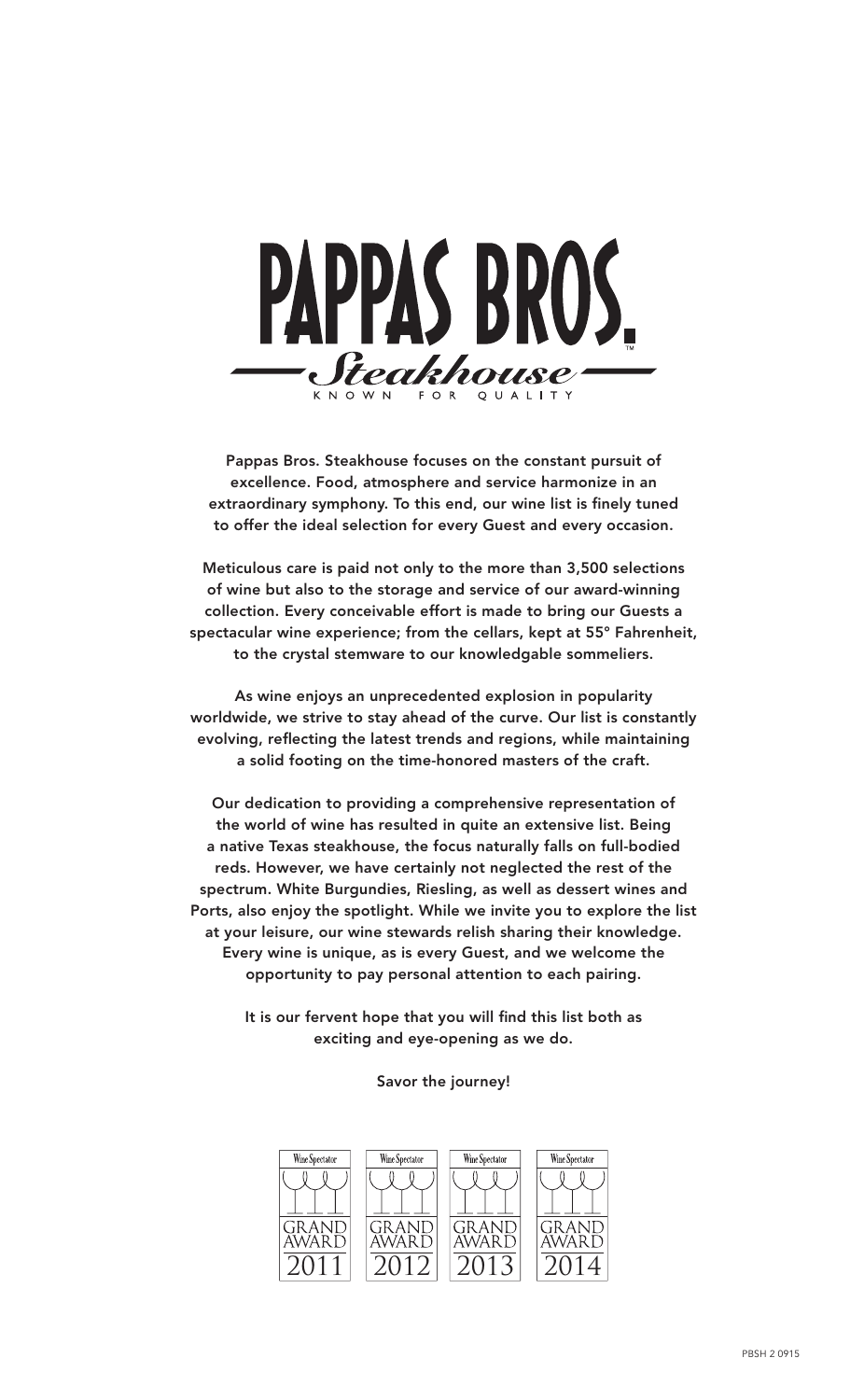# PAPPAS BROS.

## Steakhouse™

KNOWN FOR QUALITY

Pappas Bros. Steakhouse focuses on the constant pursuit of excellence. Food, atmosphere and service harmonize in an extraordinary symphony. To this end, our wine list is finely tuned to offer the ideal selection for every Guest and every occasion.

Meticulous care is paid not only to the more than 3,500 selections of wine but also to the storage and service of our award-winning collection. Every conceivable effort is made to bring our Guests a spectacular wine experience; from the cellars, kept at 55° Fahrenheit, to the crystal stemware to our knowledgable sommeliers.

As wine enjoys an unprecedented explosion in popularity worldwide, we strive to stay ahead of the curve. Our list is constantly evolving, reflecting the latest trends and regions, while maintaining a solid footing on the time-honored masters of the craft.

Our dedication to providing a comprehensive representation of the world of wine has resulted in quite an extensive list. Being a native Texas steakhouse, the focus naturally falls on full-bodied reds. However, we have certainly not neglected the rest of the spectrum. White Burgundies, Riesling, as well as dessert wines and Ports, also enjoy the spotlight. While we invite you to explore the list at your leisure, our wine stewards relish sharing their knowledge. Every wine is unique, as is every Guest, and we welcome the opportunity to pay personal attention to each pairing.

It is our fervent hope that you will find this list both as exciting and eye-opening as we do.

Savor the journey!

Wine Spectator GRAND AWARD 2011

Wine Spectator GRAND AWARD 2012

Wine Spectator GRAND AWARD 2013

Wine Spectator GRAND AWARD 2014

PBSH 2 0915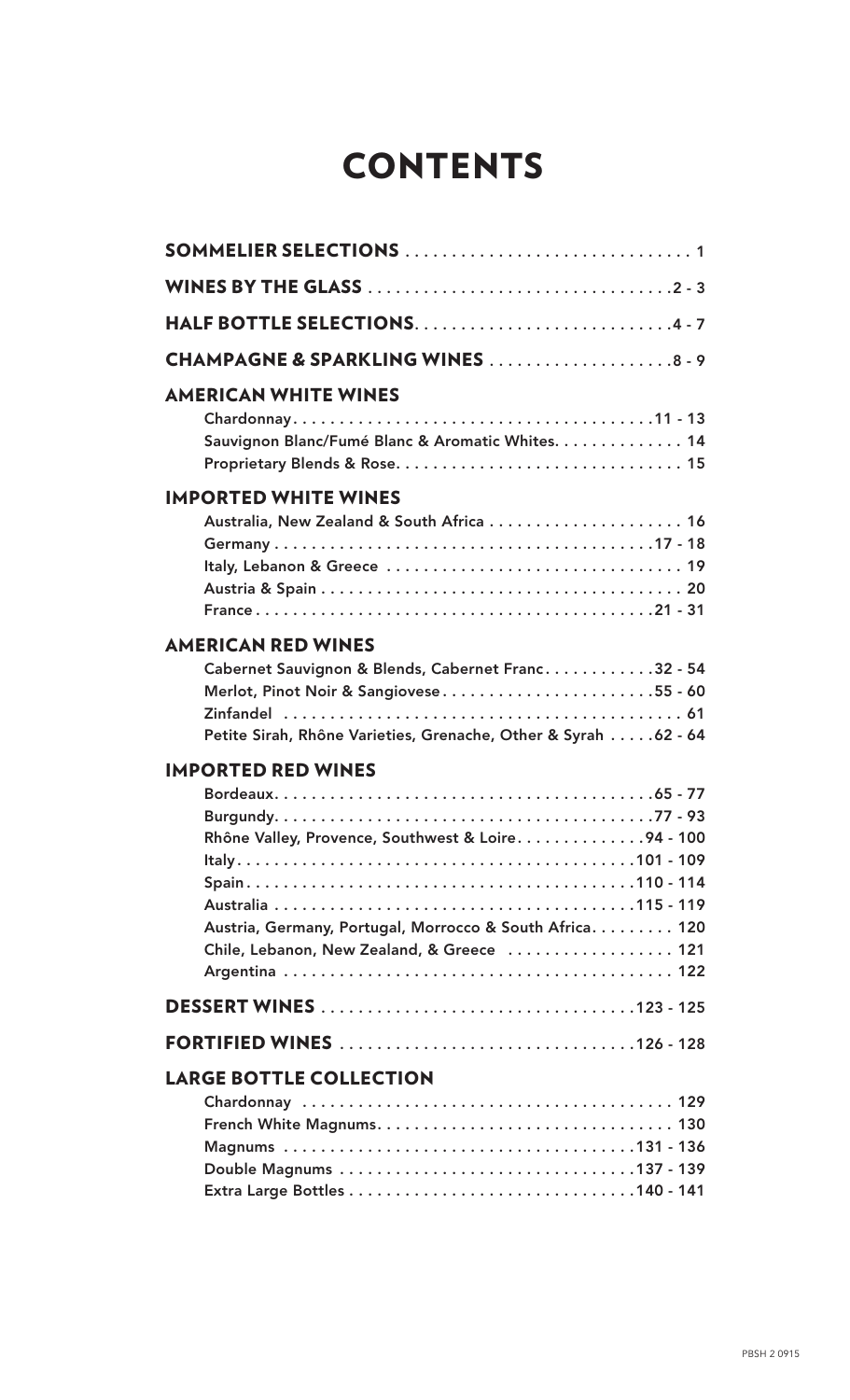# CONTENTS

| | |
|---|---|
| **SOMMELIER SELECTIONS** | 1 |
| **WINES BY THE GLASS** | 2 - 3 |
| **HALF BOTTLE SELECTIONS** | 4 - 7 |
| **CHAMPAGNE & SPARKLING WINES** | 8 - 9 |
| **AMERICAN WHITE WINES** | |
| Chardonnay | 11 - 13 |
| Sauvignon Blanc/Fumé Blanc & Aromatic Whites | 14 |
| Proprietary Blends & Rose | 15 |
| **IMPORTED WHITE WINES** | |
| Australia, New Zealand & South Africa | 16 |
| Germany | 17 - 18 |
| Italy, Lebanon & Greece | 19 |
| Austria & Spain | 20 |
| France | 21 - 31 |
| **AMERICAN RED WINES** | |
| Cabernet Sauvignon & Blends, Cabernet Franc | 32 - 54 |
| Merlot, Pinot Noir & Sangiovese | 55 - 60 |
| Zinfandel | 61 |
| Petite Sirah, Rhône Varieties, Grenache, Other & Syrah | 62 - 64 |
| **IMPORTED RED WINES** | |
| Bordeaux | 65 - 77 |
| Burgundy | 77 - 93 |
| Rhône Valley, Provence, Southwest & Loire | 94 - 100 |
| Italy | 101 - 109 |
| Spain | 110 - 114 |
| Australia | 115 - 119 |
| Austria, Germany, Portugal, Morrocco & South Africa | 120 |
| Chile, Lebanon, New Zealand, & Greece | 121 |
| Argentina | 122 |
| **DESSERT WINES** | 123 - 125 |
| **FORTIFIED WINES** | 126 - 128 |
| **LARGE BOTTLE COLLECTION** | |
| Chardonnay | 129 |
| French White Magnums | 130 |
| Magnums | 131 - 136 |
| Double Magnums | 137 - 139 |
| Extra Large Bottles | 140 - 141 |

PBSH 2 0915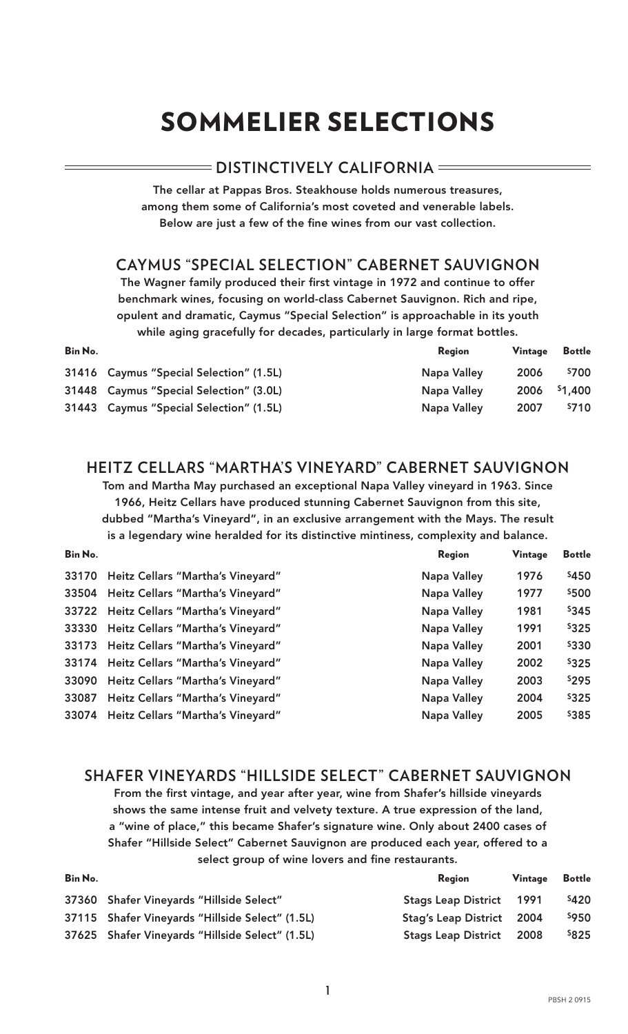# SOMMELIER SELECTIONS

## DISTINCTIVELY CALIFORNIA

**The cellar at Pappas Bros. Steakhouse holds numerous treasures, among them some of California's most coveted and venerable labels. Below are just a few of the fine wines from our vast collection.**

### CAYMUS "SPECIAL SELECTION" CABERNET SAUVIGNON

**The Wagner family produced their first vintage in 1972 and continue to offer benchmark wines, focusing on world-class Cabernet Sauvignon. Rich and ripe, opulent and dramatic, Caymus "Special Selection" is approachable in its youth while aging gracefully for decades, particularly in large format bottles.**

| Bin No. | | Region | Vintage | Bottle |
|---|---|---|---|---|
| 31416 | Caymus "Special Selection" (1.5L) | Napa Valley | 2006 | $700 |
| 31448 | Caymus "Special Selection" (3.0L) | Napa Valley | 2006 | $1,400 |
| 31443 | Caymus "Special Selection" (1.5L) | Napa Valley | 2007 | $710 |

### HEITZ CELLARS "MARTHA'S VINEYARD" CABERNET SAUVIGNON

**Tom and Martha May purchased an exceptional Napa Valley vineyard in 1963. Since 1966, Heitz Cellars have produced stunning Cabernet Sauvignon from this site, dubbed "Martha's Vineyard", in an exclusive arrangement with the Mays. The result is a legendary wine heralded for its distinctive mintiness, complexity and balance.**

| Bin No. | | Region | Vintage | Bottle |
|---|---|---|---|---|
| 33170 | Heitz Cellars "Martha's Vineyard" | Napa Valley | 1976 | $450 |
| 33504 | Heitz Cellars "Martha's Vineyard" | Napa Valley | 1977 | $500 |
| 33722 | Heitz Cellars "Martha's Vineyard" | Napa Valley | 1981 | $345 |
| 33330 | Heitz Cellars "Martha's Vineyard" | Napa Valley | 1991 | $325 |
| 33173 | Heitz Cellars "Martha's Vineyard" | Napa Valley | 2001 | $330 |
| 33174 | Heitz Cellars "Martha's Vineyard" | Napa Valley | 2002 | $325 |
| 33090 | Heitz Cellars "Martha's Vineyard" | Napa Valley | 2003 | $295 |
| 33087 | Heitz Cellars "Martha's Vineyard" | Napa Valley | 2004 | $325 |
| 33074 | Heitz Cellars "Martha's Vineyard" | Napa Valley | 2005 | $385 |

### SHAFER VINEYARDS "HILLSIDE SELECT" CABERNET SAUVIGNON

**From the first vintage, and year after year, wine from Shafer's hillside vineyards shows the same intense fruit and velvety texture. A true expression of the land, a "wine of place," this became Shafer's signature wine. Only about 2400 cases of Shafer "Hillside Select" Cabernet Sauvignon are produced each year, offered to a select group of wine lovers and fine restaurants.**

| Bin No. | | Region | Vintage | Bottle |
|---|---|---|---|---|
| 37360 | Shafer Vineyards "Hillside Select" | Stags Leap District | 1991 | $420 |
| 37115 | Shafer Vineyards "Hillside Select" (1.5L) | Stag's Leap District | 2004 | $950 |
| 37625 | Shafer Vineyards "Hillside Select" (1.5L) | Stags Leap District | 2008 | $825 |

PBSH 2 0915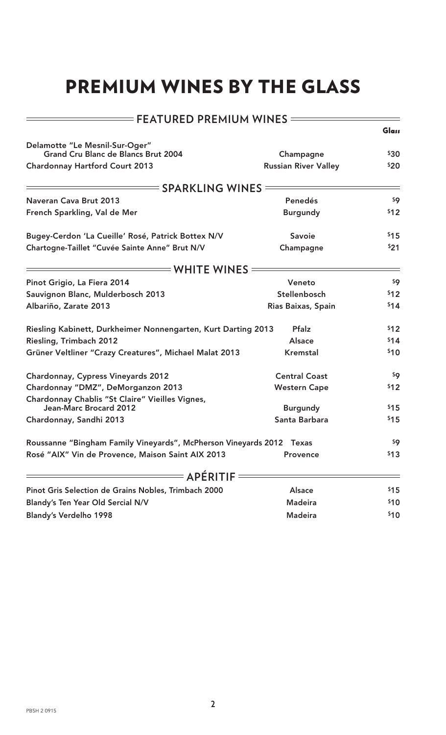# PREMIUM WINES BY THE GLASS

## FEATURED PREMIUM WINES

| | | Glass |
|---|---|---|
| Delamotte "Le Mesnil-Sur-Oger" Grand Cru Blanc de Blancs Brut 2004 | Champagne | $30 |
| Chardonnay Hartford Court 2013 | Russian River Valley | $20 |

## SPARKLING WINES

| | | |
|---|---|---|
| Naveran Cava Brut 2013 | Penedés | $9 |
| French Sparkling, Val de Mer | Burgundy | $12 |
| Bugey-Cerdon 'La Cueille' Rosé, Patrick Bottex N/V | Savoie | $15 |
| Chartogne-Taillet "Cuvée Sainte Anne" Brut N/V | Champagne | $21 |

## WHITE WINES

| | | |
|---|---|---|
| Pinot Grigio, La Fiera 2014 | Veneto | $9 |
| Sauvignon Blanc, Mulderbosch 2013 | Stellenbosch | $12 |
| Albariño, Zarate 2013 | Rias Baixas, Spain | $14 |
| Riesling Kabinett, Durkheimer Nonnengarten, Kurt Darting 2013 | Pfalz | $12 |
| Riesling, Trimbach 2012 | Alsace | $14 |
| Grüner Veltliner "Crazy Creatures", Michael Malat 2013 | Kremstal | $10 |
| Chardonnay, Cypress Vineyards 2012 | Central Coast | $9 |
| Chardonnay "DMZ", DeMorganzon 2013 | Western Cape | $12 |
| Chardonnay Chablis "St Claire" Vieilles Vignes, Jean-Marc Brocard 2012 | Burgundy | $15 |
| Chardonnay, Sandhi 2013 | Santa Barbara | $15 |
| Roussanne "Bingham Family Vineyards", McPherson Vineyards 2012 | Texas | $9 |
| Rosé "AIX" Vin de Provence, Maison Saint AIX 2013 | Provence | $13 |

## APÉRITIF

| | | |
|---|---|---|
| Pinot Gris Selection de Grains Nobles, Trimbach 2000 | Alsace | $15 |
| Blandy's Ten Year Old Sercial N/V | Madeira | $10 |
| Blandy's Verdelho 1998 | Madeira | $10 |

PBSH 2 0915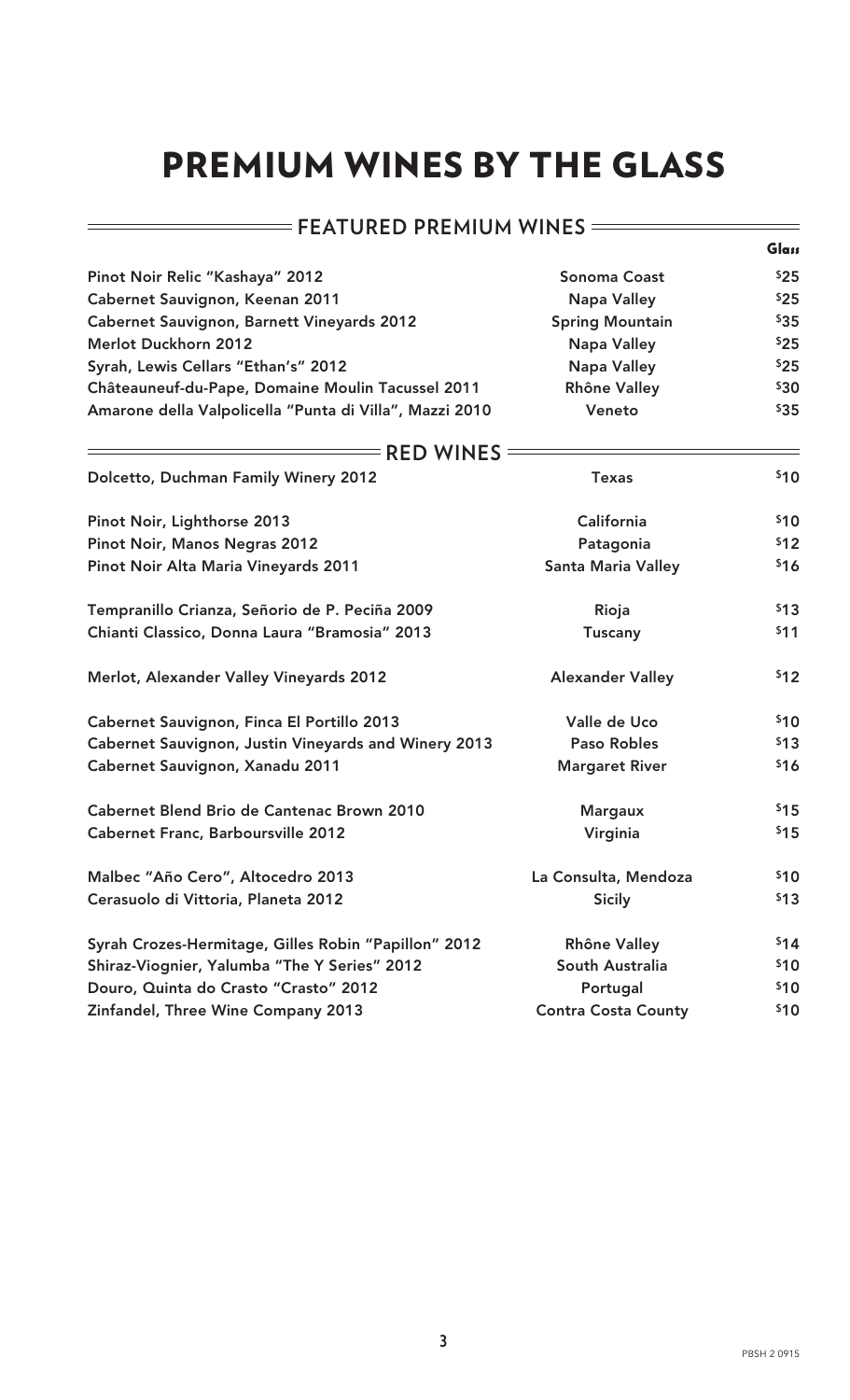# PREMIUM WINES BY THE GLASS

## FEATURED PREMIUM WINES

| Wine | Region | Glass |
|---|---|---|
| Pinot Noir Relic "Kashaya" 2012 | Sonoma Coast | $25 |
| Cabernet Sauvignon, Keenan 2011 | Napa Valley | $25 |
| Cabernet Sauvignon, Barnett Vineyards 2012 | Spring Mountain | $35 |
| Merlot Duckhorn 2012 | Napa Valley | $25 |
| Syrah, Lewis Cellars "Ethan's" 2012 | Napa Valley | $25 |
| Châteauneuf-du-Pape, Domaine Moulin Tacussel 2011 | Rhône Valley | $30 |
| Amarone della Valpolicella "Punta di Villa", Mazzi 2010 | Veneto | $35 |

## RED WINES

| Wine | Region | Glass |
|---|---|---|
| Dolcetto, Duchman Family Winery 2012 | Texas | $10 |
| Pinot Noir, Lighthorse 2013 | California | $10 |
| Pinot Noir, Manos Negras 2012 | Patagonia | $12 |
| Pinot Noir Alta Maria Vineyards 2011 | Santa Maria Valley | $16 |
| Tempranillo Crianza, Señorio de P. Peciña 2009 | Rioja | $13 |
| Chianti Classico, Donna Laura "Bramosia" 2013 | Tuscany | $11 |
| Merlot, Alexander Valley Vineyards 2012 | Alexander Valley | $12 |
| Cabernet Sauvignon, Finca El Portillo 2013 | Valle de Uco | $10 |
| Cabernet Sauvignon, Justin Vineyards and Winery 2013 | Paso Robles | $13 |
| Cabernet Sauvignon, Xanadu 2011 | Margaret River | $16 |
| Cabernet Blend Brio de Cantenac Brown 2010 | Margaux | $15 |
| Cabernet Franc, Barboursville 2012 | Virginia | $15 |
| Malbec "Año Cero", Altocedro 2013 | La Consulta, Mendoza | $10 |
| Cerasuolo di Vittoria, Planeta 2012 | Sicily | $13 |
| Syrah Crozes-Hermitage, Gilles Robin "Papillon" 2012 | Rhône Valley | $14 |
| Shiraz-Viognier, Yalumba "The Y Series" 2012 | South Australia | $10 |
| Douro, Quinta do Crasto "Crasto" 2012 | Portugal | $10 |
| Zinfandel, Three Wine Company 2013 | Contra Costa County | $10 |

PBSH 2 0915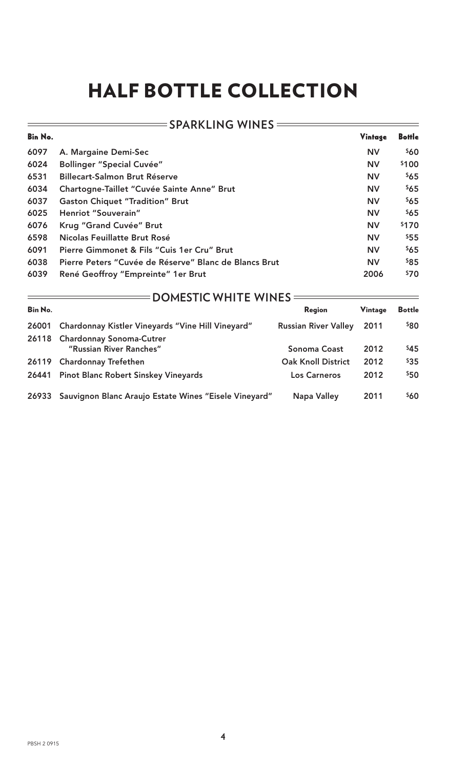# HALF BOTTLE COLLECTION

## SPARKLING WINES

| Bin No. | | Vintage | Bottle |
|---|---|---|---|
| 6097 | A. Margaine Demi-Sec | NV | $60 |
| 6024 | Bollinger "Special Cuvée" | NV | $100 |
| 6531 | Billecart-Salmon Brut Réserve | NV | $65 |
| 6034 | Chartogne-Taillet "Cuvée Sainte Anne" Brut | NV | $65 |
| 6037 | Gaston Chiquet "Tradition" Brut | NV | $65 |
| 6025 | Henriot "Souverain" | NV | $65 |
| 6076 | Krug "Grand Cuvée" Brut | NV | $170 |
| 6598 | Nicolas Feuillatte Brut Rosé | NV | $55 |
| 6091 | Pierre Gimmonet & Fils "Cuis 1er Cru" Brut | NV | $65 |
| 6038 | Pierre Peters "Cuvée de Réserve" Blanc de Blancs Brut | NV | $85 |
| 6039 | René Geoffroy "Empreinte" 1er Brut | 2006 | $70 |

## DOMESTIC WHITE WINES

| Bin No. | | Region | Vintage | Bottle |
|---|---|---|---|---|
| 26001 | Chardonnay Kistler Vineyards "Vine Hill Vineyard" | Russian River Valley | 2011 | $80 |
| 26118 | Chardonnay Sonoma-Cutrer "Russian River Ranches" | Sonoma Coast | 2012 | $45 |
| 26119 | Chardonnay Trefethen | Oak Knoll District | 2012 | $35 |
| 26441 | Pinot Blanc Robert Sinskey Vineyards | Los Carneros | 2012 | $50 |
| 26933 | Sauvignon Blanc Araujo Estate Wines "Eisele Vineyard" | Napa Valley | 2011 | $60 |

PBSH 2 0915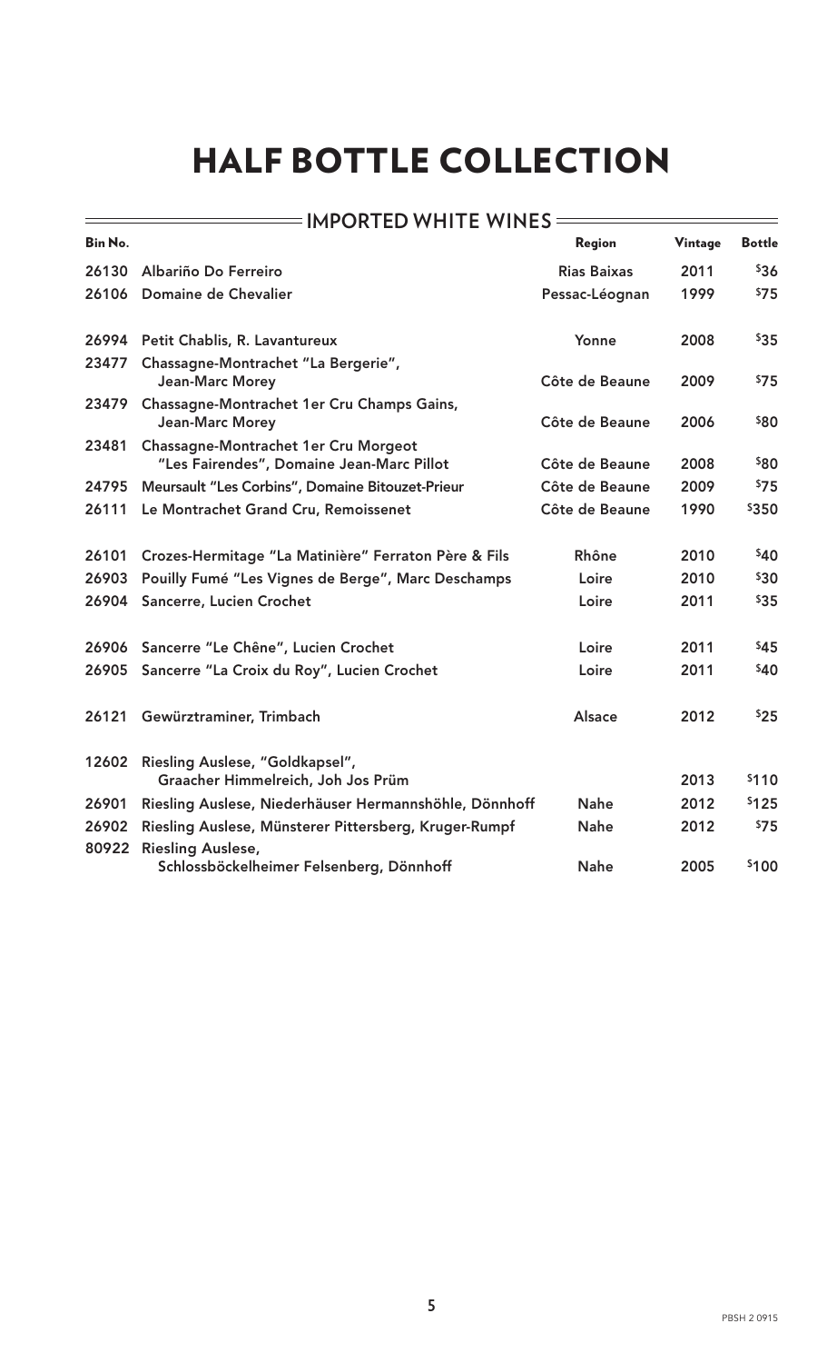# HALF BOTTLE COLLECTION

## IMPORTED WHITE WINES

| Bin No. | | Region | Vintage | Bottle |
|---|---|---|---|---|
| 26130 | Albariño Do Ferreiro | Rias Baixas | 2011 | $36 |
| 26106 | Domaine de Chevalier | Pessac-Léognan | 1999 | $75 |
| 26994 | Petit Chablis, R. Lavantureux | Yonne | 2008 | $35 |
| 23477 | Chassagne-Montrachet "La Bergerie", Jean-Marc Morey | Côte de Beaune | 2009 | $75 |
| 23479 | Chassagne-Montrachet 1er Cru Champs Gains, Jean-Marc Morey | Côte de Beaune | 2006 | $80 |
| 23481 | Chassagne-Montrachet 1er Cru Morgeot "Les Fairendes", Domaine Jean-Marc Pillot | Côte de Beaune | 2008 | $80 |
| 24795 | Meursault "Les Corbins", Domaine Bitouzet-Prieur | Côte de Beaune | 2009 | $75 |
| 26111 | Le Montrachet Grand Cru, Remoissenet | Côte de Beaune | 1990 | $350 |
| 26101 | Crozes-Hermitage "La Matinière" Ferraton Père & Fils | Rhône | 2010 | $40 |
| 26903 | Pouilly Fumé "Les Vignes de Berge", Marc Deschamps | Loire | 2010 | $30 |
| 26904 | Sancerre, Lucien Crochet | Loire | 2011 | $35 |
| 26906 | Sancerre "Le Chêne", Lucien Crochet | Loire | 2011 | $45 |
| 26905 | Sancerre "La Croix du Roy", Lucien Crochet | Loire | 2011 | $40 |
| 26121 | Gewürztraminer, Trimbach | Alsace | 2012 | $25 |
| 12602 | Riesling Auslese, "Goldkapsel", Graacher Himmelreich, Joh Jos Prüm | | 2013 | $110 |
| 26901 | Riesling Auslese, Niederhäuser Hermannshöhle, Dönnhoff | Nahe | 2012 | $125 |
| 26902 | Riesling Auslese, Münsterer Pittersberg, Kruger-Rumpf | Nahe | 2012 | $75 |
| 80922 | Riesling Auslese, Schlossböckelheimer Felsenberg, Dönnhoff | Nahe | 2005 | $100 |

PBSH 2 0915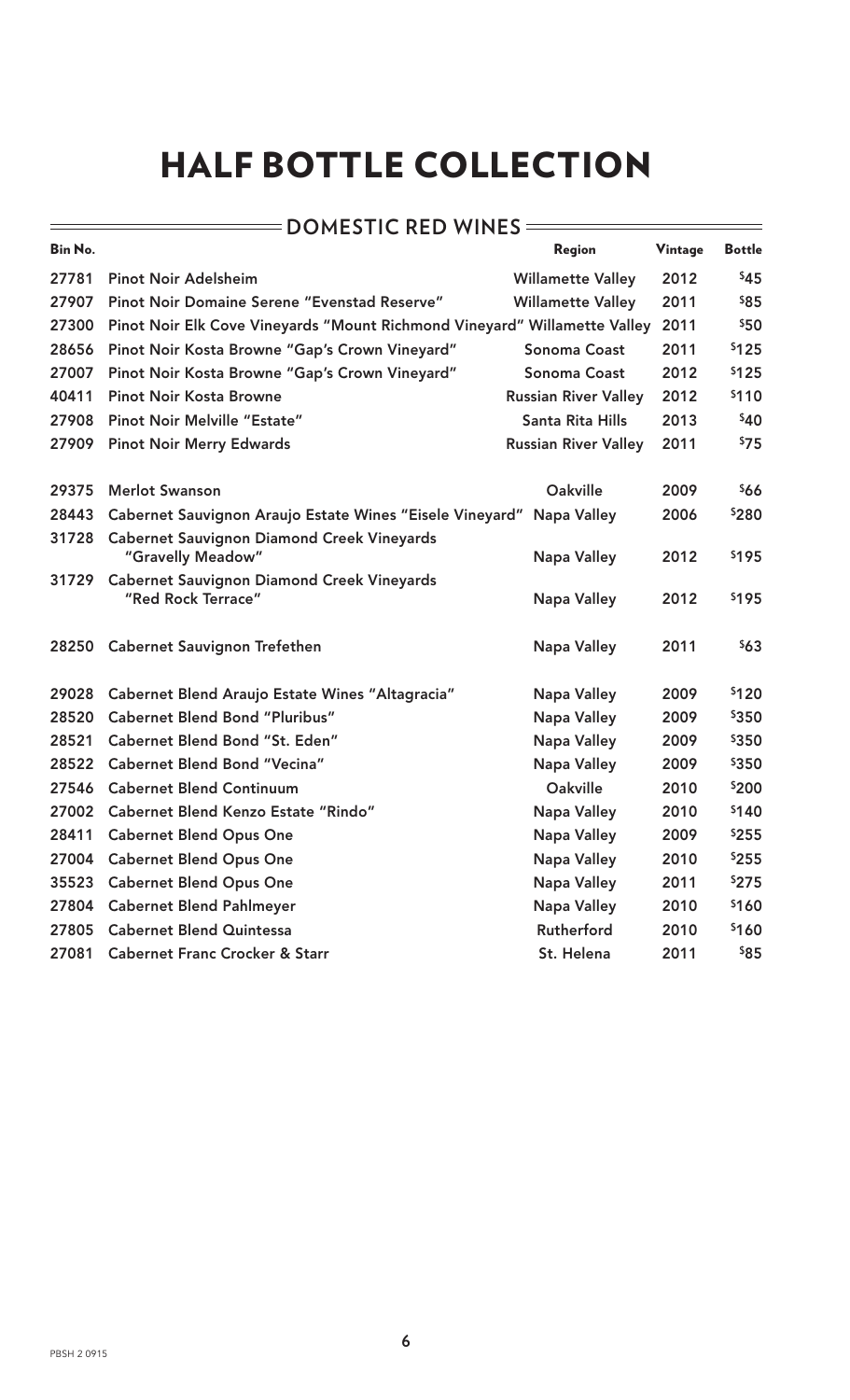# HALF BOTTLE COLLECTION

## DOMESTIC RED WINES

| Bin No. | | Region | Vintage | Bottle |
|---|---|---|---|---|
| 27781 | Pinot Noir Adelsheim | Willamette Valley | 2012 | $45 |
| 27907 | Pinot Noir Domaine Serene "Evenstad Reserve" | Willamette Valley | 2011 | $85 |
| 27300 | Pinot Noir Elk Cove Vineyards "Mount Richmond Vineyard" | Willamette Valley | 2011 | $50 |
| 28656 | Pinot Noir Kosta Browne "Gap's Crown Vineyard" | Sonoma Coast | 2011 | $125 |
| 27007 | Pinot Noir Kosta Browne "Gap's Crown Vineyard" | Sonoma Coast | 2012 | $125 |
| 40411 | Pinot Noir Kosta Browne | Russian River Valley | 2012 | $110 |
| 27908 | Pinot Noir Melville "Estate" | Santa Rita Hills | 2013 | $40 |
| 27909 | Pinot Noir Merry Edwards | Russian River Valley | 2011 | $75 |
| 29375 | Merlot Swanson | Oakville | 2009 | $66 |
| 28443 | Cabernet Sauvignon Araujo Estate Wines "Eisele Vineyard" | Napa Valley | 2006 | $280 |
| 31728 | Cabernet Sauvignon Diamond Creek Vineyards "Gravelly Meadow" | Napa Valley | 2012 | $195 |
| 31729 | Cabernet Sauvignon Diamond Creek Vineyards "Red Rock Terrace" | Napa Valley | 2012 | $195 |
| 28250 | Cabernet Sauvignon Trefethen | Napa Valley | 2011 | $63 |
| 29028 | Cabernet Blend Araujo Estate Wines "Altagracia" | Napa Valley | 2009 | $120 |
| 28520 | Cabernet Blend Bond "Pluribus" | Napa Valley | 2009 | $350 |
| 28521 | Cabernet Blend Bond "St. Eden" | Napa Valley | 2009 | $350 |
| 28522 | Cabernet Blend Bond "Vecina" | Napa Valley | 2009 | $350 |
| 27546 | Cabernet Blend Continuum | Oakville | 2010 | $200 |
| 27002 | Cabernet Blend Kenzo Estate "Rindo" | Napa Valley | 2010 | $140 |
| 28411 | Cabernet Blend Opus One | Napa Valley | 2009 | $255 |
| 27004 | Cabernet Blend Opus One | Napa Valley | 2010 | $255 |
| 35523 | Cabernet Blend Opus One | Napa Valley | 2011 | $275 |
| 27804 | Cabernet Blend Pahlmeyer | Napa Valley | 2010 | $160 |
| 27805 | Cabernet Blend Quintessa | Rutherford | 2010 | $160 |
| 27081 | Cabernet Franc Crocker & Starr | St. Helena | 2011 | $85 |

PBSH 2 0915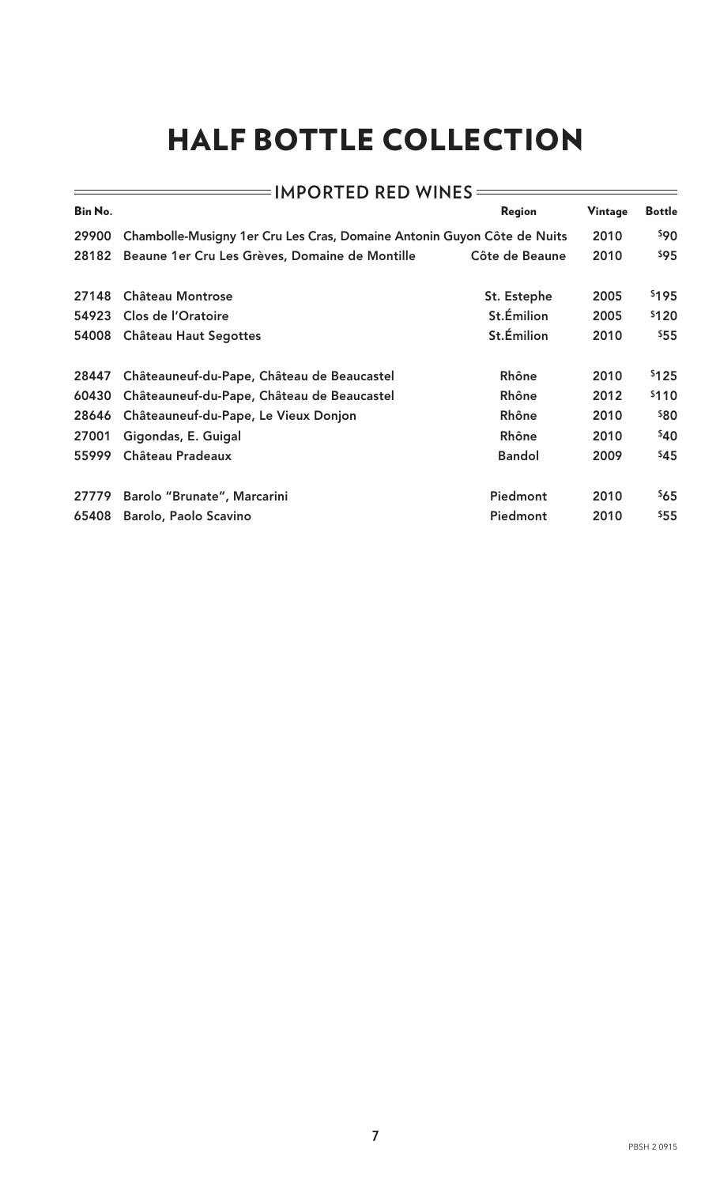# HALF BOTTLE COLLECTION

## IMPORTED RED WINES

| Bin No. | | Region | Vintage | Bottle |
|---|---|---|---|---|
| 29900 | Chambolle-Musigny 1er Cru Les Cras, Domaine Antonin Guyon | Côte de Nuits | 2010 | $90 |
| 28182 | Beaune 1er Cru Les Grèves, Domaine de Montille | Côte de Beaune | 2010 | $95 |
| 27148 | Château Montrose | St. Estephe | 2005 | $195 |
| 54923 | Clos de l'Oratoire | St.Émilion | 2005 | $120 |
| 54008 | Château Haut Segottes | St.Émilion | 2010 | $55 |
| 28447 | Châteauneuf-du-Pape, Château de Beaucastel | Rhône | 2010 | $125 |
| 60430 | Châteauneuf-du-Pape, Château de Beaucastel | Rhône | 2012 | $110 |
| 28646 | Châteauneuf-du-Pape, Le Vieux Donjon | Rhône | 2010 | $80 |
| 27001 | Gigondas, E. Guigal | Rhône | 2010 | $40 |
| 55999 | Château Pradeaux | Bandol | 2009 | $45 |
| 27779 | Barolo "Brunate", Marcarini | Piedmont | 2010 | $65 |
| 65408 | Barolo, Paolo Scavino | Piedmont | 2010 | $55 |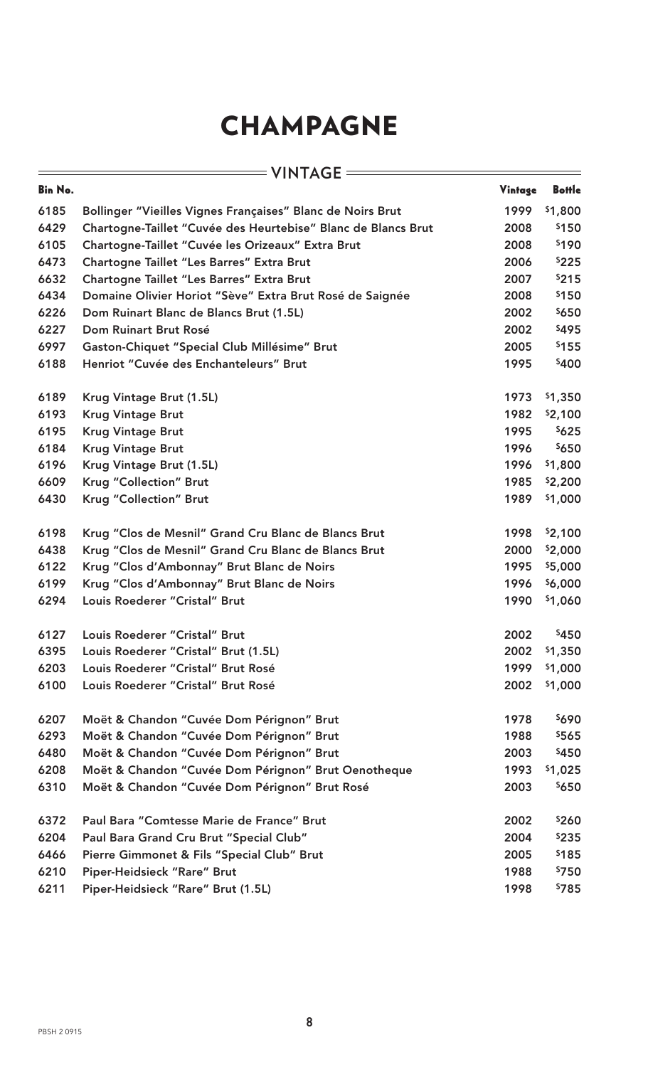# CHAMPAGNE

## VINTAGE

| Bin No. | | Vintage | Bottle |
|---|---|---|---|
| 6185 | Bollinger "Vieilles Vignes Françaises" Blanc de Noirs Brut | 1999 | $1,800 |
| 6429 | Chartogne-Taillet "Cuvée des Heurtebise" Blanc de Blancs Brut | 2008 | $150 |
| 6105 | Chartogne-Taillet "Cuvée les Orizeaux" Extra Brut | 2008 | $190 |
| 6473 | Chartogne Taillet "Les Barres" Extra Brut | 2006 | $225 |
| 6632 | Chartogne Taillet "Les Barres" Extra Brut | 2007 | $215 |
| 6434 | Domaine Olivier Horiot "Sève" Extra Brut Rosé de Saignée | 2008 | $150 |
| 6226 | Dom Ruinart Blanc de Blancs Brut (1.5L) | 2002 | $650 |
| 6227 | Dom Ruinart Brut Rosé | 2002 | $495 |
| 6997 | Gaston-Chiquet "Special Club Millésime" Brut | 2005 | $155 |
| 6188 | Henriot "Cuvée des Enchanteleurs" Brut | 1995 | $400 |
| 6189 | Krug Vintage Brut (1.5L) | 1973 | $1,350 |
| 6193 | Krug Vintage Brut | 1982 | $2,100 |
| 6195 | Krug Vintage Brut | 1995 | $625 |
| 6184 | Krug Vintage Brut | 1996 | $650 |
| 6196 | Krug Vintage Brut (1.5L) | 1996 | $1,800 |
| 6609 | Krug "Collection" Brut | 1985 | $2,200 |
| 6430 | Krug "Collection" Brut | 1989 | $1,000 |
| 6198 | Krug "Clos de Mesnil" Grand Cru Blanc de Blancs Brut | 1998 | $2,100 |
| 6438 | Krug "Clos de Mesnil" Grand Cru Blanc de Blancs Brut | 2000 | $2,000 |
| 6122 | Krug "Clos d'Ambonnay" Brut Blanc de Noirs | 1995 | $5,000 |
| 6199 | Krug "Clos d'Ambonnay" Brut Blanc de Noirs | 1996 | $6,000 |
| 6294 | Louis Roederer "Cristal" Brut | 1990 | $1,060 |
| 6127 | Louis Roederer "Cristal" Brut | 2002 | $450 |
| 6395 | Louis Roederer "Cristal" Brut (1.5L) | 2002 | $1,350 |
| 6203 | Louis Roederer "Cristal" Brut Rosé | 1999 | $1,000 |
| 6100 | Louis Roederer "Cristal" Brut Rosé | 2002 | $1,000 |
| 6207 | Moët & Chandon "Cuvée Dom Pérignon" Brut | 1978 | $690 |
| 6293 | Moët & Chandon "Cuvée Dom Pérignon" Brut | 1988 | $565 |
| 6480 | Moët & Chandon "Cuvée Dom Pérignon" Brut | 2003 | $450 |
| 6208 | Moët & Chandon "Cuvée Dom Pérignon" Brut Oenotheque | 1993 | $1,025 |
| 6310 | Moët & Chandon "Cuvée Dom Pérignon" Brut Rosé | 2003 | $650 |
| 6372 | Paul Bara "Comtesse Marie de France" Brut | 2002 | $260 |
| 6204 | Paul Bara Grand Cru Brut "Special Club" | 2004 | $235 |
| 6466 | Pierre Gimmonet & Fils "Special Club" Brut | 2005 | $185 |
| 6210 | Piper-Heidsieck "Rare" Brut | 1988 | $750 |
| 6211 | Piper-Heidsieck "Rare" Brut (1.5L) | 1998 | $785 |

PBSH 2 0915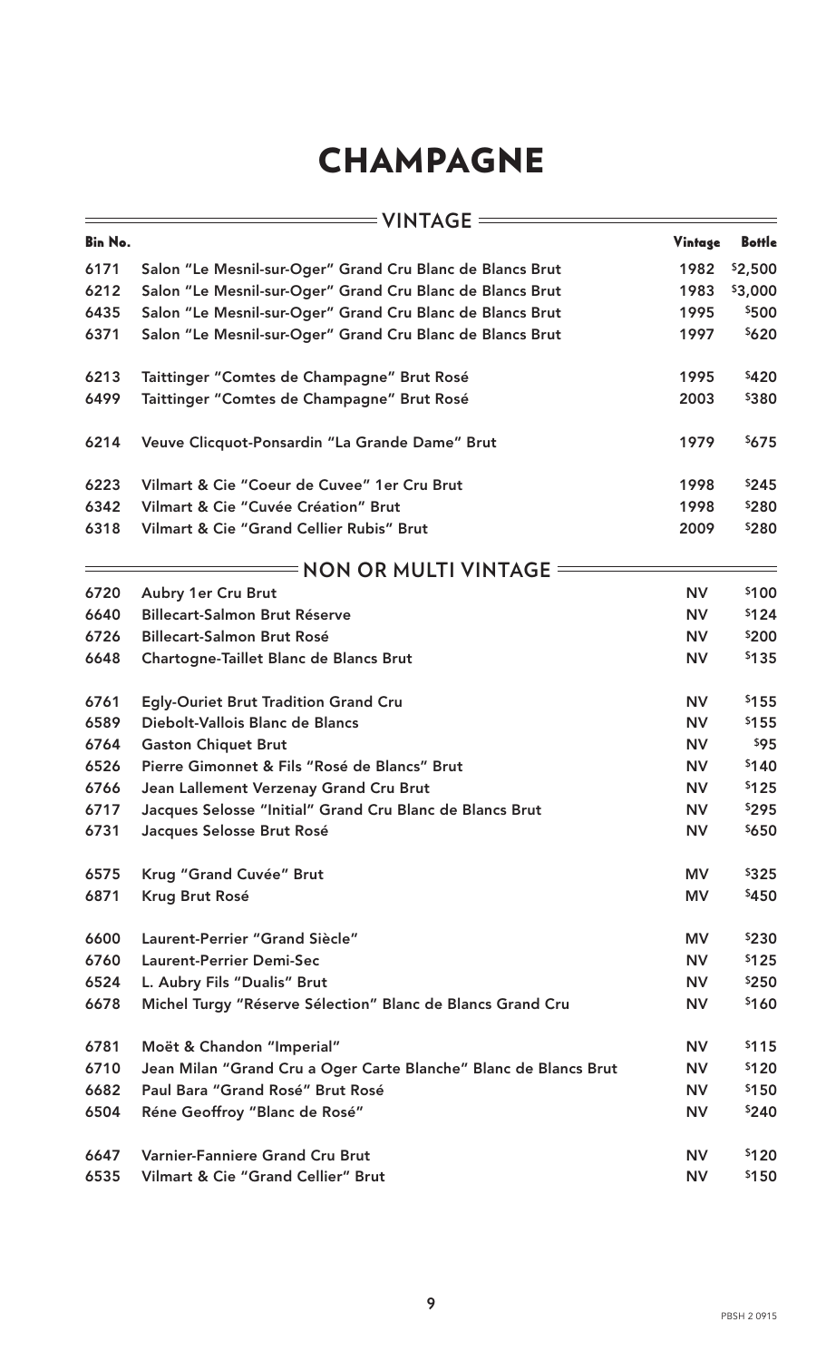# CHAMPAGNE

## VINTAGE

| Bin No. | | Vintage | Bottle |
|---|---|---|---|
| 6171 | Salon "Le Mesnil-sur-Oger" Grand Cru Blanc de Blancs Brut | 1982 | $2,500 |
| 6212 | Salon "Le Mesnil-sur-Oger" Grand Cru Blanc de Blancs Brut | 1983 | $3,000 |
| 6435 | Salon "Le Mesnil-sur-Oger" Grand Cru Blanc de Blancs Brut | 1995 | $500 |
| 6371 | Salon "Le Mesnil-sur-Oger" Grand Cru Blanc de Blancs Brut | 1997 | $620 |
| 6213 | Taittinger "Comtes de Champagne" Brut Rosé | 1995 | $420 |
| 6499 | Taittinger "Comtes de Champagne" Brut Rosé | 2003 | $380 |
| 6214 | Veuve Clicquot-Ponsardin "La Grande Dame" Brut | 1979 | $675 |
| 6223 | Vilmart & Cie "Coeur de Cuvee" 1er Cru Brut | 1998 | $245 |
| 6342 | Vilmart & Cie "Cuvée Création" Brut | 1998 | $280 |
| 6318 | Vilmart & Cie "Grand Cellier Rubis" Brut | 2009 | $280 |

## NON OR MULTI VINTAGE

| | | | |
|---|---|---|---|
| 6720 | Aubry 1er Cru Brut | NV | $100 |
| 6640 | Billecart-Salmon Brut Réserve | NV | $124 |
| 6726 | Billecart-Salmon Brut Rosé | NV | $200 |
| 6648 | Chartogne-Taillet Blanc de Blancs Brut | NV | $135 |
| 6761 | Egly-Ouriet Brut Tradition Grand Cru | NV | $155 |
| 6589 | Diebolt-Vallois Blanc de Blancs | NV | $155 |
| 6764 | Gaston Chiquet Brut | NV | $95 |
| 6526 | Pierre Gimonnet & Fils "Rosé de Blancs" Brut | NV | $140 |
| 6766 | Jean Lallement Verzenay Grand Cru Brut | NV | $125 |
| 6717 | Jacques Selosse "Initial" Grand Cru Blanc de Blancs Brut | NV | $295 |
| 6731 | Jacques Selosse Brut Rosé | NV | $650 |
| 6575 | Krug "Grand Cuvée" Brut | MV | $325 |
| 6871 | Krug Brut Rosé | MV | $450 |
| 6600 | Laurent-Perrier "Grand Siècle" | MV | $230 |
| 6760 | Laurent-Perrier Demi-Sec | NV | $125 |
| 6524 | L. Aubry Fils "Dualis" Brut | NV | $250 |
| 6678 | Michel Turgy "Réserve Sélection" Blanc de Blancs Grand Cru | NV | $160 |
| 6781 | Moët & Chandon "Imperial" | NV | $115 |
| 6710 | Jean Milan "Grand Cru a Oger Carte Blanche" Blanc de Blancs Brut | NV | $120 |
| 6682 | Paul Bara "Grand Rosé" Brut Rosé | NV | $150 |
| 6504 | Réne Geoffroy "Blanc de Rosé" | NV | $240 |
| 6647 | Varnier-Fanniere Grand Cru Brut | NV | $120 |
| 6535 | Vilmart & Cie "Grand Cellier" Brut | NV | $150 |

PBSH 2 0915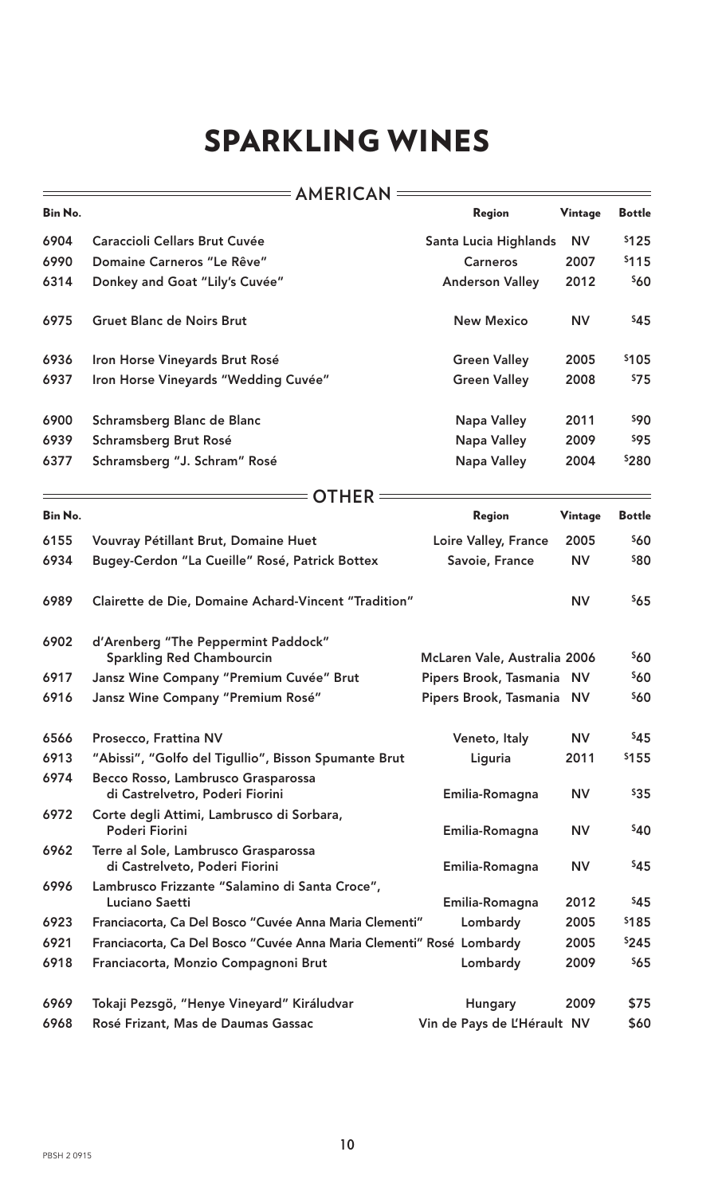# SPARKLING WINES

## AMERICAN

| Bin No. | | Region | Vintage | Bottle |
|---|---|---|---|---|
| 6904 | Caraccioli Cellars Brut Cuvée | Santa Lucia Highlands | NV | $125 |
| 6990 | Domaine Carneros "Le Rêve" | Carneros | 2007 | $115 |
| 6314 | Donkey and Goat "Lily's Cuvée" | Anderson Valley | 2012 | $60 |
| 6975 | Gruet Blanc de Noirs Brut | New Mexico | NV | $45 |
| 6936 | Iron Horse Vineyards Brut Rosé | Green Valley | 2005 | $105 |
| 6937 | Iron Horse Vineyards "Wedding Cuvée" | Green Valley | 2008 | $75 |
| 6900 | Schramsberg Blanc de Blanc | Napa Valley | 2011 | $90 |
| 6939 | Schramsberg Brut Rosé | Napa Valley | 2009 | $95 |
| 6377 | Schramsberg "J. Schram" Rosé | Napa Valley | 2004 | $280 |

## OTHER

| Bin No. | | Region | Vintage | Bottle |
|---|---|---|---|---|
| 6155 | Vouvray Pétillant Brut, Domaine Huet | Loire Valley, France | 2005 | $60 |
| 6934 | Bugey-Cerdon "La Cueille" Rosé, Patrick Bottex | Savoie, France | NV | $80 |
| 6989 | Clairette de Die, Domaine Achard-Vincent "Tradition" | | NV | $65 |
| 6902 | d'Arenberg "The Peppermint Paddock" Sparkling Red Chambourcin | McLaren Vale, Australia | 2006 | $60 |
| 6917 | Jansz Wine Company "Premium Cuvée" Brut | Pipers Brook, Tasmania | NV | $60 |
| 6916 | Jansz Wine Company "Premium Rosé" | Pipers Brook, Tasmania | NV | $60 |
| 6566 | Prosecco, Frattina NV | Veneto, Italy | NV | $45 |
| 6913 | "Abissi", "Golfo del Tigullio", Bisson Spumante Brut | Liguria | 2011 | $155 |
| 6974 | Becco Rosso, Lambrusco Grasparossa di Castrelvetro, Poderi Fiorini | Emilia-Romagna | NV | $35 |
| 6972 | Corte degli Attimi, Lambrusco di Sorbara, Poderi Fiorini | Emilia-Romagna | NV | $40 |
| 6962 | Terre al Sole, Lambrusco Grasparossa di Castrelveto, Poderi Fiorini | Emilia-Romagna | NV | $45 |
| 6996 | Lambrusco Frizzante "Salamino di Santa Croce", Luciano Saetti | Emilia-Romagna | 2012 | $45 |
| 6923 | Franciacorta, Ca Del Bosco "Cuvée Anna Maria Clementi" | Lombardy | 2005 | $185 |
| 6921 | Franciacorta, Ca Del Bosco "Cuvée Anna Maria Clementi" Rosé | Lombardy | 2005 | $245 |
| 6918 | Franciacorta, Monzio Compagnoni Brut | Lombardy | 2009 | $65 |
| 6969 | Tokaji Pezsgö, "Henye Vineyard" Királudvar | Hungary | 2009 | $75 |
| 6968 | Rosé Frizant, Mas de Daumas Gassac | Vin de Pays de L'Hérault | NV | $60 |

PBSH 2 0915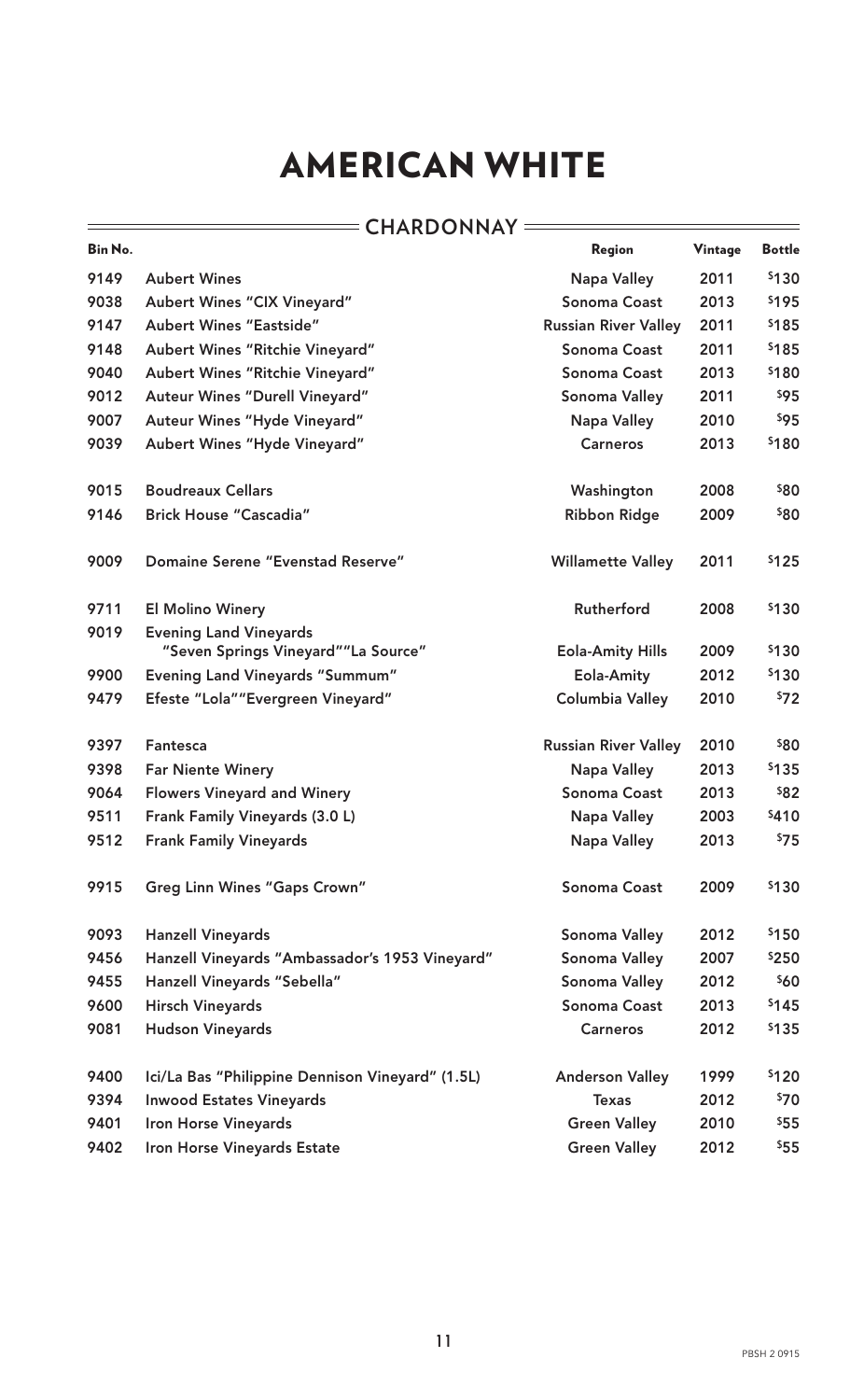# AMERICAN WHITE

## CHARDONNAY

| Bin No. | | Region | Vintage | Bottle |
|---|---|---|---|---|
| 9149 | Aubert Wines | Napa Valley | 2011 | $130 |
| 9038 | Aubert Wines "CIX Vineyard" | Sonoma Coast | 2013 | $195 |
| 9147 | Aubert Wines "Eastside" | Russian River Valley | 2011 | $185 |
| 9148 | Aubert Wines "Ritchie Vineyard" | Sonoma Coast | 2011 | $185 |
| 9040 | Aubert Wines "Ritchie Vineyard" | Sonoma Coast | 2013 | $180 |
| 9012 | Auteur Wines "Durell Vineyard" | Sonoma Valley | 2011 | $95 |
| 9007 | Auteur Wines "Hyde Vineyard" | Napa Valley | 2010 | $95 |
| 9039 | Aubert Wines "Hyde Vineyard" | Carneros | 2013 | $180 |
| 9015 | Boudreaux Cellars | Washington | 2008 | $80 |
| 9146 | Brick House "Cascadia" | Ribbon Ridge | 2009 | $80 |
| 9009 | Domaine Serene "Evenstad Reserve" | Willamette Valley | 2011 | $125 |
| 9711 | El Molino Winery | Rutherford | 2008 | $130 |
| 9019 | Evening Land Vineyards "Seven Springs Vineyard""La Source" | Eola-Amity Hills | 2009 | $130 |
| 9900 | Evening Land Vineyards "Summum" | Eola-Amity | 2012 | $130 |
| 9479 | Efeste "Lola""Evergreen Vineyard" | Columbia Valley | 2010 | $72 |
| 9397 | Fantesca | Russian River Valley | 2010 | $80 |
| 9398 | Far Niente Winery | Napa Valley | 2013 | $135 |
| 9064 | Flowers Vineyard and Winery | Sonoma Coast | 2013 | $82 |
| 9511 | Frank Family Vineyards (3.0 L) | Napa Valley | 2003 | $410 |
| 9512 | Frank Family Vineyards | Napa Valley | 2013 | $75 |
| 9915 | Greg Linn Wines "Gaps Crown" | Sonoma Coast | 2009 | $130 |
| 9093 | Hanzell Vineyards | Sonoma Valley | 2012 | $150 |
| 9456 | Hanzell Vineyards "Ambassador's 1953 Vineyard" | Sonoma Valley | 2007 | $250 |
| 9455 | Hanzell Vineyards "Sebella" | Sonoma Valley | 2012 | $60 |
| 9600 | Hirsch Vineyards | Sonoma Coast | 2013 | $145 |
| 9081 | Hudson Vineyards | Carneros | 2012 | $135 |
| 9400 | Ici/La Bas "Philippine Dennison Vineyard" (1.5L) | Anderson Valley | 1999 | $120 |
| 9394 | Inwood Estates Vineyards | Texas | 2012 | $70 |
| 9401 | Iron Horse Vineyards | Green Valley | 2010 | $55 |
| 9402 | Iron Horse Vineyards Estate | Green Valley | 2012 | $55 |

PBSH 2 0915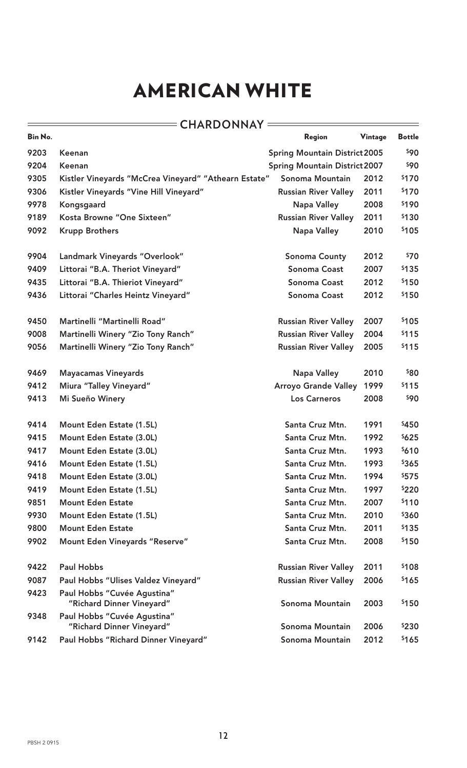# AMERICAN WHITE

## CHARDONNAY

| Bin No. | | Region | Vintage | Bottle |
|---|---|---|---|---|
| 9203 | Keenan | Spring Mountain District | 2005 | $90 |
| 9204 | Keenan | Spring Mountain District | 2007 | $90 |
| 9305 | Kistler Vineyards "McCrea Vineyard" "Athearn Estate" | Sonoma Mountain | 2012 | $170 |
| 9306 | Kistler Vineyards "Vine Hill Vineyard" | Russian River Valley | 2011 | $170 |
| 9978 | Kongsgaard | Napa Valley | 2008 | $190 |
| 9189 | Kosta Browne "One Sixteen" | Russian River Valley | 2011 | $130 |
| 9092 | Krupp Brothers | Napa Valley | 2010 | $105 |
| 9904 | Landmark Vineyards "Overlook" | Sonoma County | 2012 | $70 |
| 9409 | Littorai "B.A. Theriot Vineyard" | Sonoma Coast | 2007 | $135 |
| 9435 | Littorai "B.A. Thieriot Vineyard" | Sonoma Coast | 2012 | $150 |
| 9436 | Littorai "Charles Heintz Vineyard" | Sonoma Coast | 2012 | $150 |
| 9450 | Martinelli "Martinelli Road" | Russian River Valley | 2007 | $105 |
| 9008 | Martinelli Winery "Zio Tony Ranch" | Russian River Valley | 2004 | $115 |
| 9056 | Martinelli Winery "Zio Tony Ranch" | Russian River Valley | 2005 | $115 |
| 9469 | Mayacamas Vineyards | Napa Valley | 2010 | $80 |
| 9412 | Miura "Talley Vineyard" | Arroyo Grande Valley | 1999 | $115 |
| 9413 | Mi Sueño Winery | Los Carneros | 2008 | $90 |
| 9414 | Mount Eden Estate (1.5L) | Santa Cruz Mtn. | 1991 | $450 |
| 9415 | Mount Eden Estate (3.0L) | Santa Cruz Mtn. | 1992 | $625 |
| 9417 | Mount Eden Estate (3.0L) | Santa Cruz Mtn. | 1993 | $610 |
| 9416 | Mount Eden Estate (1.5L) | Santa Cruz Mtn. | 1993 | $365 |
| 9418 | Mount Eden Estate (3.0L) | Santa Cruz Mtn. | 1994 | $575 |
| 9419 | Mount Eden Estate (1.5L) | Santa Cruz Mtn. | 1997 | $220 |
| 9851 | Mount Eden Estate | Santa Cruz Mtn. | 2007 | $110 |
| 9930 | Mount Eden Estate (1.5L) | Santa Cruz Mtn. | 2010 | $360 |
| 9800 | Mount Eden Estate | Santa Cruz Mtn. | 2011 | $135 |
| 9902 | Mount Eden Vineyards "Reserve" | Santa Cruz Mtn. | 2008 | $150 |
| 9422 | Paul Hobbs | Russian River Valley | 2011 | $108 |
| 9087 | Paul Hobbs "Ulises Valdez Vineyard" | Russian River Valley | 2006 | $165 |
| 9423 | Paul Hobbs "Cuvée Agustina" "Richard Dinner Vineyard" | Sonoma Mountain | 2003 | $150 |
| 9348 | Paul Hobbs "Cuvée Agustina" "Richard Dinner Vineyard" | Sonoma Mountain | 2006 | $230 |
| 9142 | Paul Hobbs "Richard Dinner Vineyard" | Sonoma Mountain | 2012 | $165 |

PBSH 2 0915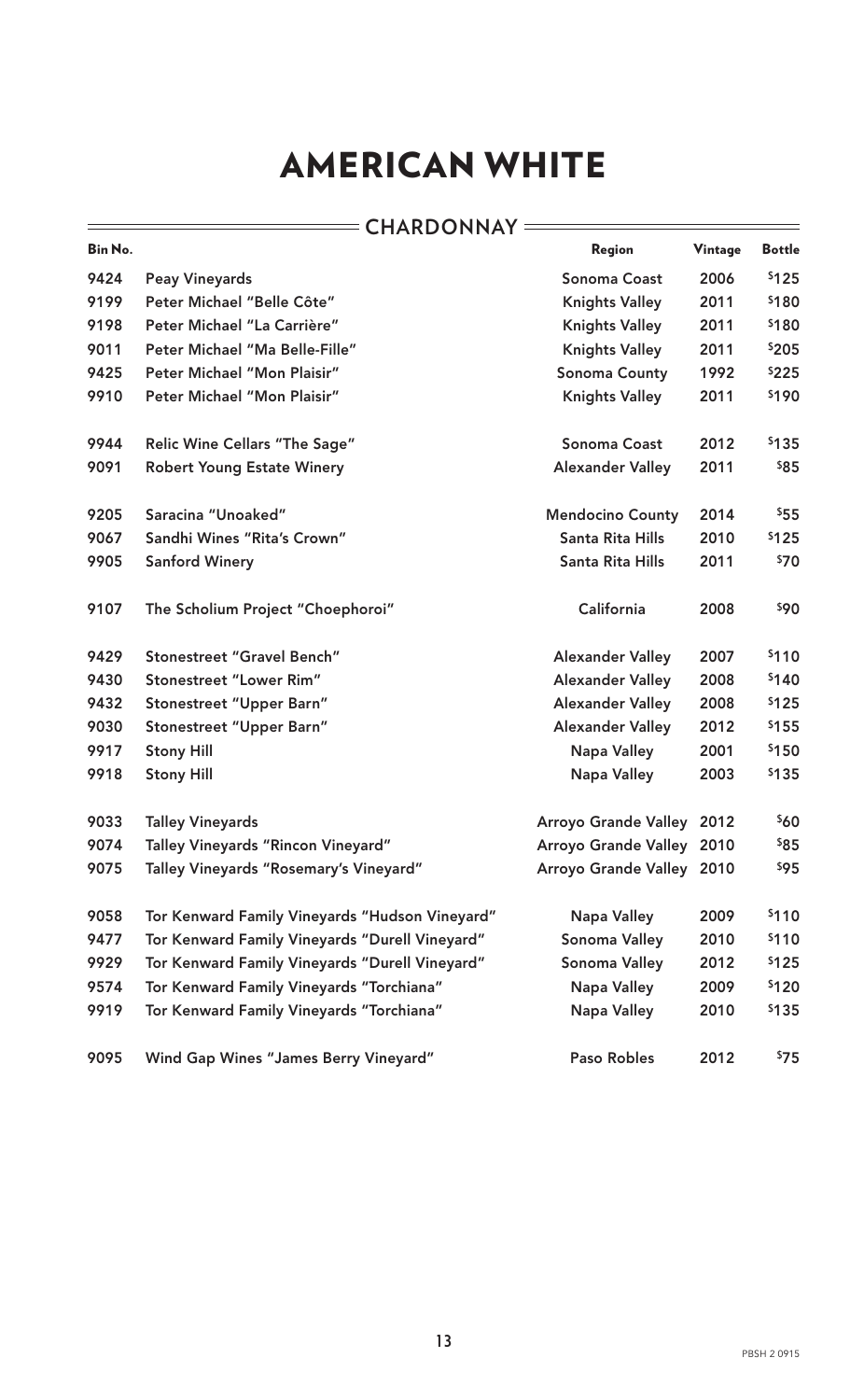# AMERICAN WHITE

## CHARDONNAY

| Bin No. | | Region | Vintage | Bottle |
|---|---|---|---|---|
| 9424 | Peay Vineyards | Sonoma Coast | 2006 | $125 |
| 9199 | Peter Michael "Belle Côte" | Knights Valley | 2011 | $180 |
| 9198 | Peter Michael "La Carrière" | Knights Valley | 2011 | $180 |
| 9011 | Peter Michael "Ma Belle-Fille" | Knights Valley | 2011 | $205 |
| 9425 | Peter Michael "Mon Plaisir" | Sonoma County | 1992 | $225 |
| 9910 | Peter Michael "Mon Plaisir" | Knights Valley | 2011 | $190 |
| 9944 | Relic Wine Cellars "The Sage" | Sonoma Coast | 2012 | $135 |
| 9091 | Robert Young Estate Winery | Alexander Valley | 2011 | $85 |
| 9205 | Saracina "Unoaked" | Mendocino County | 2014 | $55 |
| 9067 | Sandhi Wines "Rita's Crown" | Santa Rita Hills | 2010 | $125 |
| 9905 | Sanford Winery | Santa Rita Hills | 2011 | $70 |
| 9107 | The Scholium Project "Choephoroi" | California | 2008 | $90 |
| 9429 | Stonestreet "Gravel Bench" | Alexander Valley | 2007 | $110 |
| 9430 | Stonestreet "Lower Rim" | Alexander Valley | 2008 | $140 |
| 9432 | Stonestreet "Upper Barn" | Alexander Valley | 2008 | $125 |
| 9030 | Stonestreet "Upper Barn" | Alexander Valley | 2012 | $155 |
| 9917 | Stony Hill | Napa Valley | 2001 | $150 |
| 9918 | Stony Hill | Napa Valley | 2003 | $135 |
| 9033 | Talley Vineyards | Arroyo Grande Valley | 2012 | $60 |
| 9074 | Talley Vineyards "Rincon Vineyard" | Arroyo Grande Valley | 2010 | $85 |
| 9075 | Talley Vineyards "Rosemary's Vineyard" | Arroyo Grande Valley | 2010 | $95 |
| 9058 | Tor Kenward Family Vineyards "Hudson Vineyard" | Napa Valley | 2009 | $110 |
| 9477 | Tor Kenward Family Vineyards "Durell Vineyard" | Sonoma Valley | 2010 | $110 |
| 9929 | Tor Kenward Family Vineyards "Durell Vineyard" | Sonoma Valley | 2012 | $125 |
| 9574 | Tor Kenward Family Vineyards "Torchiana" | Napa Valley | 2009 | $120 |
| 9919 | Tor Kenward Family Vineyards "Torchiana" | Napa Valley | 2010 | $135 |
| 9095 | Wind Gap Wines "James Berry Vineyard" | Paso Robles | 2012 | $75 |

PBSH 2 0915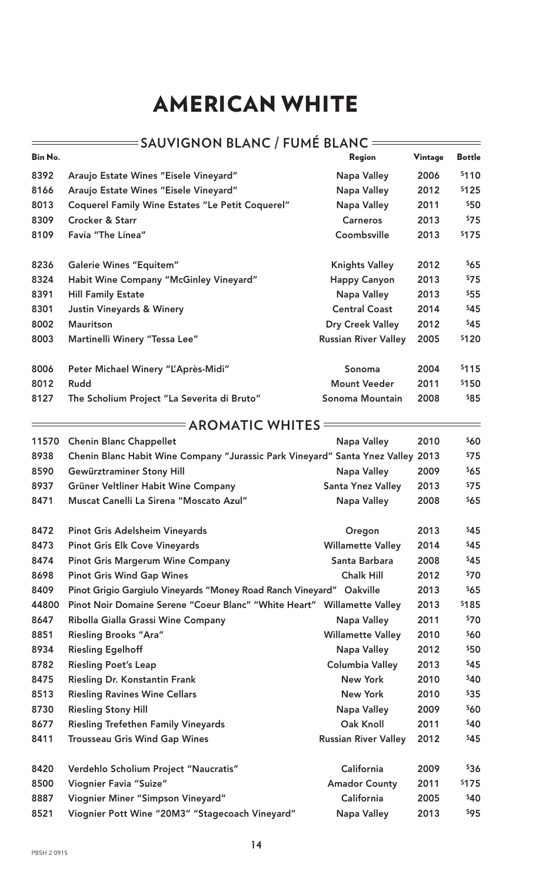# AMERICAN WHITE

## SAUVIGNON BLANC / FUMÉ BLANC

| Bin No. | | Region | Vintage | Bottle |
|---|---|---|---|---|
| 8392 | Araujo Estate Wines "Eisele Vineyard" | Napa Valley | 2006 | $110 |
| 8166 | Araujo Estate Wines "Eisele Vineyard" | Napa Valley | 2012 | $125 |
| 8013 | Coquerel Family Wine Estates "Le Petit Coquerel" | Napa Valley | 2011 | $50 |
| 8309 | Crocker & Starr | Carneros | 2013 | $75 |
| 8109 | Favia "The Línea" | Coombsville | 2013 | $175 |
| 8236 | Galerie Wines "Equitem" | Knights Valley | 2012 | $65 |
| 8324 | Habit Wine Company "McGinley Vineyard" | Happy Canyon | 2013 | $75 |
| 8391 | Hill Family Estate | Napa Valley | 2013 | $55 |
| 8301 | Justin Vineyards & Winery | Central Coast | 2014 | $45 |
| 8002 | Mauritson | Dry Creek Valley | 2012 | $45 |
| 8003 | Martinelli Winery "Tessa Lee" | Russian River Valley | 2005 | $120 |
| 8006 | Peter Michael Winery "L'Après-Midi" | Sonoma | 2004 | $115 |
| 8012 | Rudd | Mount Veeder | 2011 | $150 |
| 8127 | The Scholium Project "La Severita di Bruto" | Sonoma Mountain | 2008 | $85 |

## AROMATIC WHITES

| Bin No. | | Region | Vintage | Bottle |
|---|---|---|---|---|
| 11570 | Chenin Blanc Chappellet | Napa Valley | 2010 | $60 |
| 8938 | Chenin Blanc Habit Wine Company "Jurassic Park Vineyard" | Santa Ynez Valley | 2013 | $75 |
| 8590 | Gewürztraminer Stony Hill | Napa Valley | 2009 | $65 |
| 8937 | Grüner Veltliner Habit Wine Company | Santa Ynez Valley | 2013 | $75 |
| 8471 | Muscat Canelli La Sirena "Moscato Azul" | Napa Valley | 2008 | $65 |
| 8472 | Pinot Gris Adelsheim Vineyards | Oregon | 2013 | $45 |
| 8473 | Pinot Gris Elk Cove Vineyards | Willamette Valley | 2014 | $45 |
| 8474 | Pinot Gris Margerum Wine Company | Santa Barbara | 2008 | $45 |
| 8698 | Pinot Gris Wind Gap Wines | Chalk Hill | 2012 | $70 |
| 8409 | Pinot Grigio Gargiulo Vineyards "Money Road Ranch Vineyard" | Oakville | 2013 | $65 |
| 44800 | Pinot Noir Domaine Serene "Coeur Blanc" "White Heart" | Willamette Valley | 2013 | $185 |
| 8647 | Ribolla Gialla Grassi Wine Company | Napa Valley | 2011 | $70 |
| 8851 | Riesling Brooks "Ara" | Willamette Valley | 2010 | $60 |
| 8934 | Riesling Egelhoff | Napa Valley | 2012 | $50 |
| 8782 | Riesling Poet's Leap | Columbia Valley | 2013 | $45 |
| 8475 | Riesling Dr. Konstantin Frank | New York | 2010 | $40 |
| 8513 | Riesling Ravines Wine Cellars | New York | 2010 | $35 |
| 8730 | Riesling Stony Hill | Napa Valley | 2009 | $60 |
| 8677 | Riesling Trefethen Family Vineyards | Oak Knoll | 2011 | $40 |
| 8411 | Trousseau Gris Wind Gap Wines | Russian River Valley | 2012 | $45 |
| 8420 | Verdehlo Scholium Project "Naucratis" | California | 2009 | $36 |
| 8500 | Viognier Favia "Suize" | Amador County | 2011 | $175 |
| 8887 | Viognier Miner "Simpson Vineyard" | California | 2005 | $40 |
| 8521 | Viognier Pott Wine "20M3" "Stagecoach Vineyard" | Napa Valley | 2013 | $95 |

PBSH 2 0915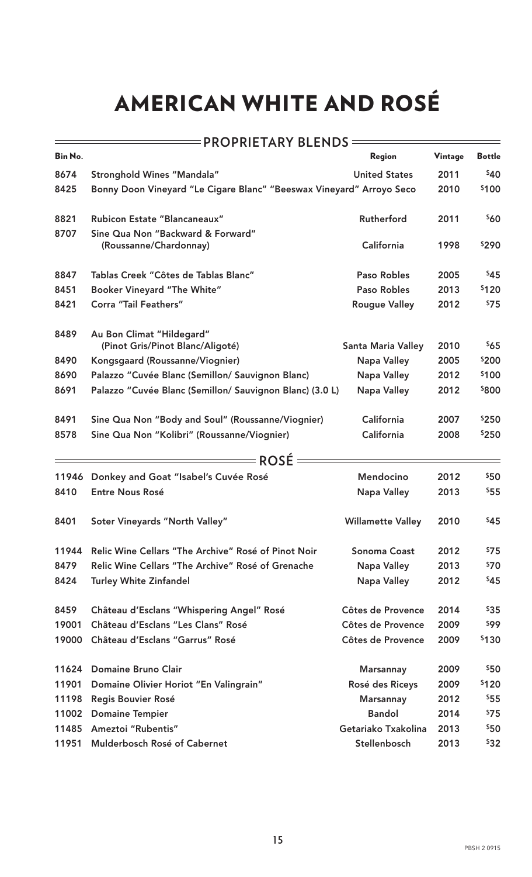# AMERICAN WHITE AND ROSÉ

## PROPRIETARY BLENDS

| Bin No. | | Region | Vintage | Bottle |
|---|---|---|---|---|
| 8674 | Stronghold Wines "Mandala" | United States | 2011 | $40 |
| 8425 | Bonny Doon Vineyard "Le Cigare Blanc" "Beeswax Vineyard" Arroyo Seco | | 2010 | $100 |
| 8821 | Rubicon Estate "Blancaneaux" | Rutherford | 2011 | $60 |
| 8707 | Sine Qua Non "Backward & Forward" (Roussanne/Chardonnay) | California | 1998 | $290 |
| 8847 | Tablas Creek "Côtes de Tablas Blanc" | Paso Robles | 2005 | $45 |
| 8451 | Booker Vineyard "The White" | Paso Robles | 2013 | $120 |
| 8421 | Corra "Tail Feathers" | Rougue Valley | 2012 | $75 |
| 8489 | Au Bon Climat "Hildegard" (Pinot Gris/Pinot Blanc/Aligoté) | Santa Maria Valley | 2010 | $65 |
| 8490 | Kongsgaard (Roussanne/Viognier) | Napa Valley | 2005 | $200 |
| 8690 | Palazzo "Cuvée Blanc (Semillon/ Sauvignon Blanc) | Napa Valley | 2012 | $100 |
| 8691 | Palazzo "Cuvée Blanc (Semillon/ Sauvignon Blanc) (3.0 L) | Napa Valley | 2012 | $800 |
| 8491 | Sine Qua Non "Body and Soul" (Roussanne/Viognier) | California | 2007 | $250 |
| 8578 | Sine Qua Non "Kolibri" (Roussanne/Viognier) | California | 2008 | $250 |

## ROSÉ

| Bin No. | | Region | Vintage | Bottle |
|---|---|---|---|---|
| 11946 | Donkey and Goat "Isabel's Cuvée Rosé | Mendocino | 2012 | $50 |
| 8410 | Entre Nous Rosé | Napa Valley | 2013 | $55 |
| 8401 | Soter Vineyards "North Valley" | Willamette Valley | 2010 | $45 |
| 11944 | Relic Wine Cellars "The Archive" Rosé of Pinot Noir | Sonoma Coast | 2012 | $75 |
| 8479 | Relic Wine Cellars "The Archive" Rosé of Grenache | Napa Valley | 2013 | $70 |
| 8424 | Turley White Zinfandel | Napa Valley | 2012 | $45 |
| 8459 | Château d'Esclans "Whispering Angel" Rosé | Côtes de Provence | 2014 | $35 |
| 19001 | Château d'Esclans "Les Clans" Rosé | Côtes de Provence | 2009 | $99 |
| 19000 | Château d'Esclans "Garrus" Rosé | Côtes de Provence | 2009 | $130 |
| 11624 | Domaine Bruno Clair | Marsannay | 2009 | $50 |
| 11901 | Domaine Olivier Horiot "En Valingrain" | Rosé des Riceys | 2009 | $120 |
| 11198 | Regis Bouvier Rosé | Marsannay | 2012 | $55 |
| 11002 | Domaine Tempier | Bandol | 2014 | $75 |
| 11485 | Ameztoi "Rubentis" | Getariako Txakolina | 2013 | $50 |
| 11951 | Mulderbosch Rosé of Cabernet | Stellenbosch | 2013 | $32 |

PBSH 2 0915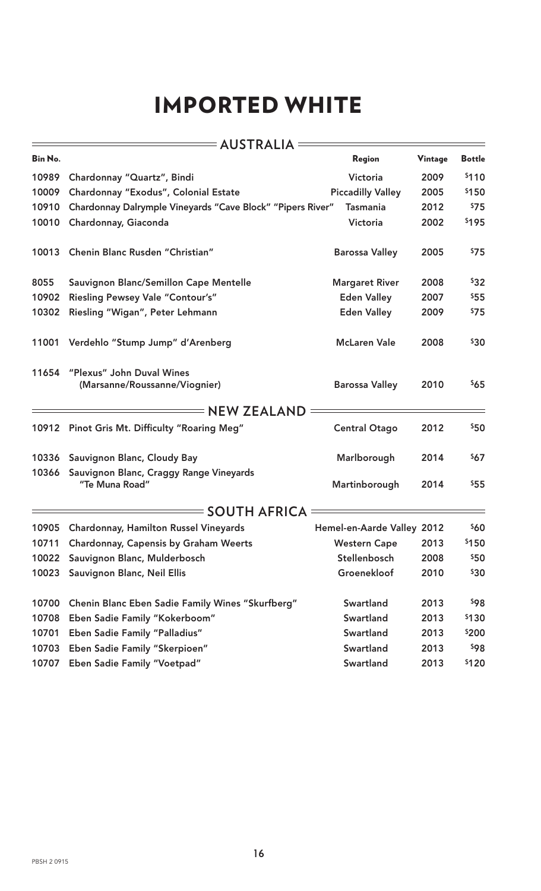# IMPORTED WHITE

## AUSTRALIA

| Bin No. | | Region | Vintage | Bottle |
|---|---|---|---|---|
| 10989 | Chardonnay "Quartz", Bindi | Victoria | 2009 | $110 |
| 10009 | Chardonnay "Exodus", Colonial Estate | Piccadilly Valley | 2005 | $150 |
| 10910 | Chardonnay Dalrymple Vineyards "Cave Block" "Pipers River" | Tasmania | 2012 | $75 |
| 10010 | Chardonnay, Giaconda | Victoria | 2002 | $195 |
| 10013 | Chenin Blanc Rusden "Christian" | Barossa Valley | 2005 | $75 |
| 8055 | Sauvignon Blanc/Semillon Cape Mentelle | Margaret River | 2008 | $32 |
| 10902 | Riesling Pewsey Vale "Contour's" | Eden Valley | 2007 | $55 |
| 10302 | Riesling "Wigan", Peter Lehmann | Eden Valley | 2009 | $75 |
| 11001 | Verdehlo "Stump Jump" d'Arenberg | McLaren Vale | 2008 | $30 |
| 11654 | "Plexus" John Duval Wines (Marsanne/Roussanne/Viognier) | Barossa Valley | 2010 | $65 |

## NEW ZEALAND

| Bin No. | | Region | Vintage | Bottle |
|---|---|---|---|---|
| 10912 | Pinot Gris Mt. Difficulty "Roaring Meg" | Central Otago | 2012 | $50 |
| 10336 | Sauvignon Blanc, Cloudy Bay | Marlborough | 2014 | $67 |
| 10366 | Sauvignon Blanc, Craggy Range Vineyards "Te Muna Road" | Martinborough | 2014 | $55 |

## SOUTH AFRICA

| Bin No. | | Region | Vintage | Bottle |
|---|---|---|---|---|
| 10905 | Chardonnay, Hamilton Russel Vineyards | Hemel-en-Aarde Valley | 2012 | $60 |
| 10711 | Chardonnay, Capensis by Graham Weerts | Western Cape | 2013 | $150 |
| 10022 | Sauvignon Blanc, Mulderbosch | Stellenbosch | 2008 | $50 |
| 10023 | Sauvignon Blanc, Neil Ellis | Groenekloof | 2010 | $30 |
| 10700 | Chenin Blanc Eben Sadie Family Wines "Skurfberg" | Swartland | 2013 | $98 |
| 10708 | Eben Sadie Family "Kokerboom" | Swartland | 2013 | $130 |
| 10701 | Eben Sadie Family "Palladius" | Swartland | 2013 | $200 |
| 10703 | Eben Sadie Family "Skerpioen" | Swartland | 2013 | $98 |
| 10707 | Eben Sadie Family "Voetpad" | Swartland | 2013 | $120 |

PBSH 2 0915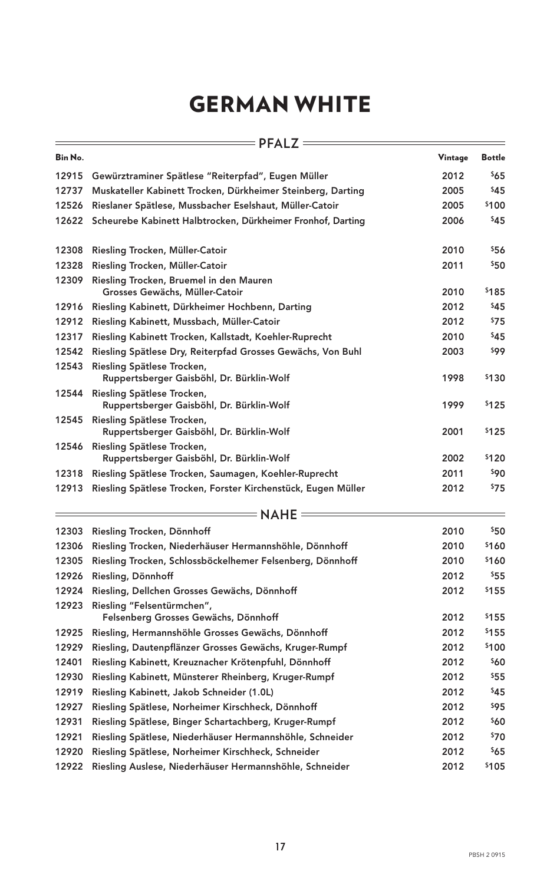# GERMAN WHITE

## PFALZ

| Bin No. | | Vintage | Bottle |
|---|---|---|---|
| 12915 | Gewürztraminer Spätlese "Reiterpfad", Eugen Müller | 2012 | $65 |
| 12737 | Muskateller Kabinett Trocken, Dürkheimer Steinberg, Darting | 2005 | $45 |
| 12526 | Rieslaner Spätlese, Mussbacher Eselshaut, Müller-Catoir | 2005 | $100 |
| 12622 | Scheurebe Kabinett Halbtrocken, Dürkheimer Fronhof, Darting | 2006 | $45 |
| 12308 | Riesling Trocken, Müller-Catoir | 2010 | $56 |
| 12328 | Riesling Trocken, Müller-Catoir | 2011 | $50 |
| 12309 | Riesling Trocken, Bruemel in den Mauren Grosses Gewächs, Müller-Catoir | 2010 | $185 |
| 12916 | Riesling Kabinett, Dürkheimer Hochbenn, Darting | 2012 | $45 |
| 12912 | Riesling Kabinett, Mussbach, Müller-Catoir | 2012 | $75 |
| 12317 | Riesling Kabinett Trocken, Kallstadt, Koehler-Ruprecht | 2010 | $45 |
| 12542 | Riesling Spätlese Dry, Reiterpfad Grosses Gewächs, Von Buhl | 2003 | $99 |
| 12543 | Riesling Spätlese Trocken, Ruppertsberger Gaisböhl, Dr. Bürklin-Wolf | 1998 | $130 |
| 12544 | Riesling Spätlese Trocken, Ruppertsberger Gaisböhl, Dr. Bürklin-Wolf | 1999 | $125 |
| 12545 | Riesling Spätlese Trocken, Ruppertsberger Gaisböhl, Dr. Bürklin-Wolf | 2001 | $125 |
| 12546 | Riesling Spätlese Trocken, Ruppertsberger Gaisböhl, Dr. Bürklin-Wolf | 2002 | $120 |
| 12318 | Riesling Spätlese Trocken, Saumagen, Koehler-Ruprecht | 2011 | $90 |
| 12913 | Riesling Spätlese Trocken, Forster Kirchenstück, Eugen Müller | 2012 | $75 |

## NAHE

| Bin No. | | Vintage | Bottle |
|---|---|---|---|
| 12303 | Riesling Trocken, Dönnhoff | 2010 | $50 |
| 12306 | Riesling Trocken, Niederhäuser Hermannshöhle, Dönnhoff | 2010 | $160 |
| 12305 | Riesling Trocken, Schlossböckelhemer Felsenberg, Dönnhoff | 2010 | $160 |
| 12926 | Riesling, Dönnhoff | 2012 | $55 |
| 12924 | Riesling, Dellchen Grosses Gewächs, Dönnhoff | 2012 | $155 |
| 12923 | Riesling "Felsentürmchen", Felsenberg Grosses Gewächs, Dönnhoff | 2012 | $155 |
| 12925 | Riesling, Hermannshöhle Grosses Gewächs, Dönnhoff | 2012 | $155 |
| 12929 | Riesling, Dautenpflänzer Grosses Gewächs, Kruger-Rumpf | 2012 | $100 |
| 12401 | Riesling Kabinett, Kreuznacher Krötenpfuhl, Dönnhoff | 2012 | $60 |
| 12930 | Riesling Kabinett, Münsterer Rheinberg, Kruger-Rumpf | 2012 | $55 |
| 12919 | Riesling Kabinett, Jakob Schneider (1.0L) | 2012 | $45 |
| 12927 | Riesling Spätlese, Norheimer Kirschheck, Dönnhoff | 2012 | $95 |
| 12931 | Riesling Spätlese, Binger Schartachberg, Kruger-Rumpf | 2012 | $60 |
| 12921 | Riesling Spätlese, Niederhäuser Hermannshöhle, Schneider | 2012 | $70 |
| 12920 | Riesling Spätlese, Norheimer Kirschheck, Schneider | 2012 | $65 |
| 12922 | Riesling Auslese, Niederhäuser Hermannshöhle, Schneider | 2012 | $105 |

PBSH 2 0915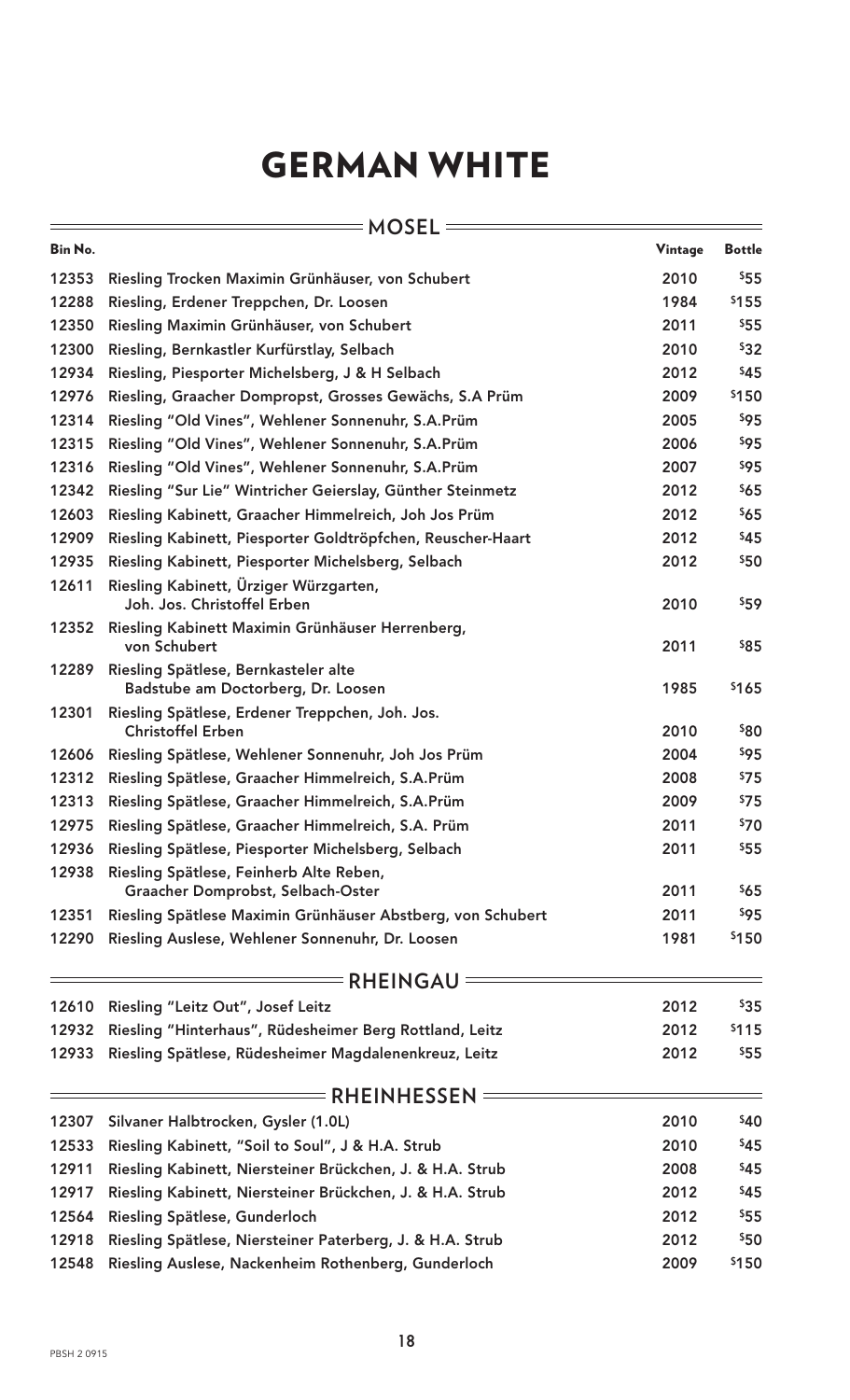# GERMAN WHITE

## MOSEL

| Bin No. | | Vintage | Bottle |
|---|---|---|---|
| 12353 | Riesling Trocken Maximin Grünhäuser, von Schubert | 2010 | $55 |
| 12288 | Riesling, Erdener Treppchen, Dr. Loosen | 1984 | $155 |
| 12350 | Riesling Maximin Grünhäuser, von Schubert | 2011 | $55 |
| 12300 | Riesling, Bernkastler Kurfürstlay, Selbach | 2010 | $32 |
| 12934 | Riesling, Piesporter Michelsberg, J & H Selbach | 2012 | $45 |
| 12976 | Riesling, Graacher Dompropst, Grosses Gewächs, S.A Prüm | 2009 | $150 |
| 12314 | Riesling "Old Vines", Wehlener Sonnenuhr, S.A.Prüm | 2005 | $95 |
| 12315 | Riesling "Old Vines", Wehlener Sonnenuhr, S.A.Prüm | 2006 | $95 |
| 12316 | Riesling "Old Vines", Wehlener Sonnenuhr, S.A.Prüm | 2007 | $95 |
| 12342 | Riesling "Sur Lie" Wintricher Geierslay, Günther Steinmetz | 2012 | $65 |
| 12603 | Riesling Kabinett, Graacher Himmelreich, Joh Jos Prüm | 2012 | $65 |
| 12909 | Riesling Kabinett, Piesporter Goldtröpfchen, Reuscher-Haart | 2012 | $45 |
| 12935 | Riesling Kabinett, Piesporter Michelsberg, Selbach | 2012 | $50 |
| 12611 | Riesling Kabinett, Ürziger Würzgarten, Joh. Jos. Christoffel Erben | 2010 | $59 |
| 12352 | Riesling Kabinett Maximin Grünhäuser Herrenberg, von Schubert | 2011 | $85 |
| 12289 | Riesling Spätlese, Bernkasteler alte Badstube am Doctorberg, Dr. Loosen | 1985 | $165 |
| 12301 | Riesling Spätlese, Erdener Treppchen, Joh. Jos. Christoffel Erben | 2010 | $80 |
| 12606 | Riesling Spätlese, Wehlener Sonnenuhr, Joh Jos Prüm | 2004 | $95 |
| 12312 | Riesling Spätlese, Graacher Himmelreich, S.A.Prüm | 2008 | $75 |
| 12313 | Riesling Spätlese, Graacher Himmelreich, S.A.Prüm | 2009 | $75 |
| 12975 | Riesling Spätlese, Graacher Himmelreich, S.A. Prüm | 2011 | $70 |
| 12936 | Riesling Spätlese, Piesporter Michelsberg, Selbach | 2011 | $55 |
| 12938 | Riesling Spätlese, Feinherb Alte Reben, Graacher Domprobst, Selbach-Oster | 2011 | $65 |
| 12351 | Riesling Spätlese Maximin Grünhäuser Abstberg, von Schubert | 2011 | $95 |
| 12290 | Riesling Auslese, Wehlener Sonnenuhr, Dr. Loosen | 1981 | $150 |

## RHEINGAU

| | | | |
|---|---|---|---|
| 12610 | Riesling "Leitz Out", Josef Leitz | 2012 | $35 |
| 12932 | Riesling "Hinterhaus", Rüdesheimer Berg Rottland, Leitz | 2012 | $115 |
| 12933 | Riesling Spätlese, Rüdesheimer Magdalenenkreuz, Leitz | 2012 | $55 |

## RHEINHESSEN

| | | | |
|---|---|---|---|
| 12307 | Silvaner Halbtrocken, Gysler (1.0L) | 2010 | $40 |
| 12533 | Riesling Kabinett, "Soil to Soul", J & H.A. Strub | 2010 | $45 |
| 12911 | Riesling Kabinett, Niersteiner Brückchen, J. & H.A. Strub | 2008 | $45 |
| 12917 | Riesling Kabinett, Niersteiner Brückchen, J. & H.A. Strub | 2012 | $45 |
| 12564 | Riesling Spätlese, Gunderloch | 2012 | $55 |
| 12918 | Riesling Spätlese, Niersteiner Paterberg, J. & H.A. Strub | 2012 | $50 |
| 12548 | Riesling Auslese, Nackenheim Rothenberg, Gunderloch | 2009 | $150 |

PBSH 2 0915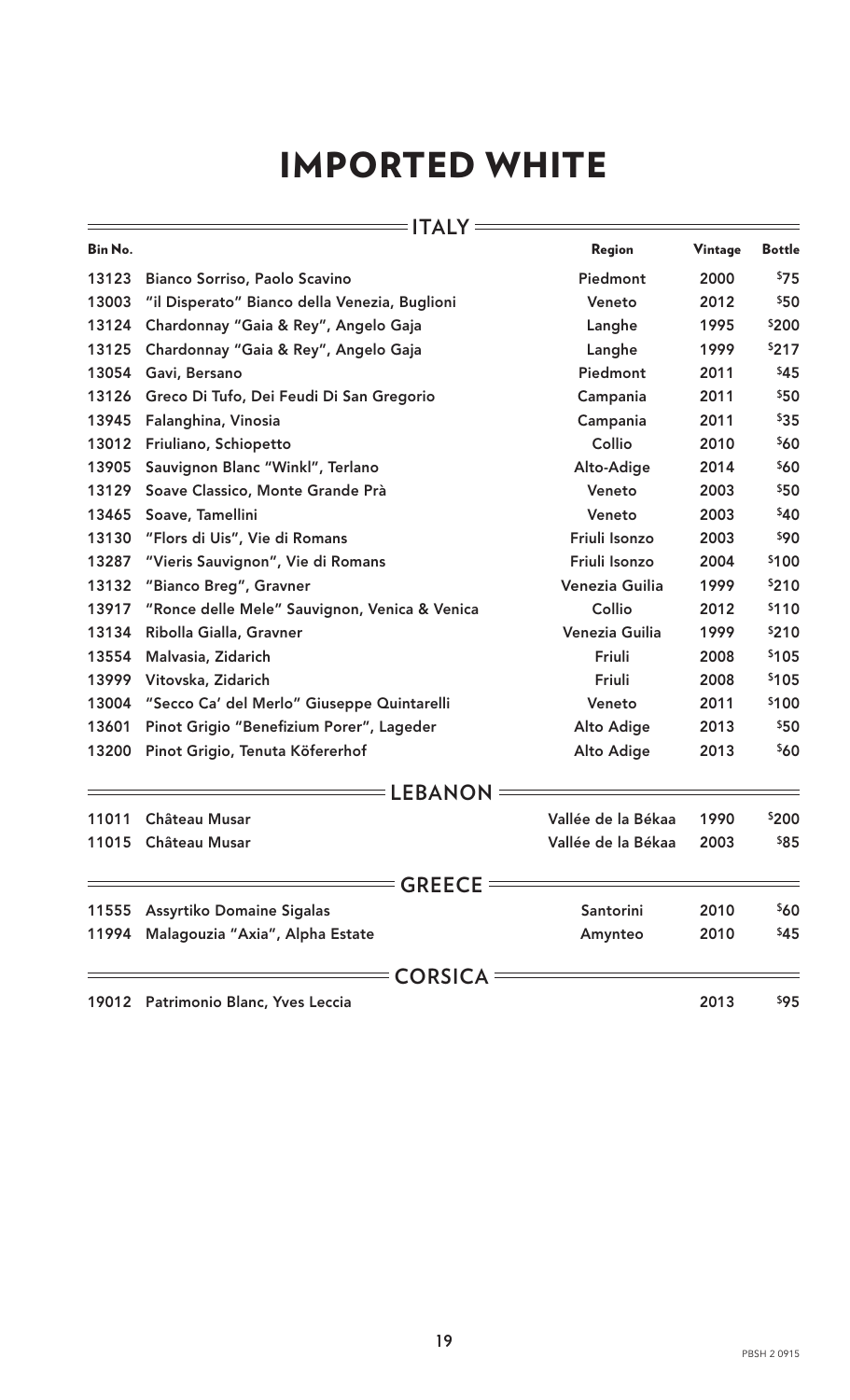# IMPORTED WHITE

## ITALY

| Bin No. | | Region | Vintage | Bottle |
|---|---|---|---|---|
| 13123 | Bianco Sorriso, Paolo Scavino | Piedmont | 2000 | $75 |
| 13003 | "il Disperato" Bianco della Venezia, Buglioni | Veneto | 2012 | $50 |
| 13124 | Chardonnay "Gaia & Rey", Angelo Gaja | Langhe | 1995 | $200 |
| 13125 | Chardonnay "Gaia & Rey", Angelo Gaja | Langhe | 1999 | $217 |
| 13054 | Gavi, Bersano | Piedmont | 2011 | $45 |
| 13126 | Greco Di Tufo, Dei Feudi Di San Gregorio | Campania | 2011 | $50 |
| 13945 | Falanghina, Vinosia | Campania | 2011 | $35 |
| 13012 | Friuliano, Schiopetto | Collio | 2010 | $60 |
| 13905 | Sauvignon Blanc "Winkl", Terlano | Alto-Adige | 2014 | $60 |
| 13129 | Soave Classico, Monte Grande Prà | Veneto | 2003 | $50 |
| 13465 | Soave, Tamellini | Veneto | 2003 | $40 |
| 13130 | "Flors di Uis", Vie di Romans | Friuli Isonzo | 2003 | $90 |
| 13287 | "Vieris Sauvignon", Vie di Romans | Friuli Isonzo | 2004 | $100 |
| 13132 | "Bianco Breg", Gravner | Venezia Guilia | 1999 | $210 |
| 13917 | "Ronce delle Mele" Sauvignon, Venica & Venica | Collio | 2012 | $110 |
| 13134 | Ribolla Gialla, Gravner | Venezia Guilia | 1999 | $210 |
| 13554 | Malvasia, Zidarich | Friuli | 2008 | $105 |
| 13999 | Vitovska, Zidarich | Friuli | 2008 | $105 |
| 13004 | "Secco Ca' del Merlo" Giuseppe Quintarelli | Veneto | 2011 | $100 |
| 13601 | Pinot Grigio "Benefizium Porer", Lageder | Alto Adige | 2013 | $50 |
| 13200 | Pinot Grigio, Tenuta Köfererhof | Alto Adige | 2013 | $60 |

## LEBANON

| | | | | |
|---|---|---|---|---|
| 11011 | Château Musar | Vallée de la Békaa | 1990 | $200 |
| 11015 | Château Musar | Vallée de la Békaa | 2003 | $85 |

## GREECE

| | | | | |
|---|---|---|---|---|
| 11555 | Assyrtiko Domaine Sigalas | Santorini | 2010 | $60 |
| 11994 | Malagouzia "Axia", Alpha Estate | Amynteo | 2010 | $45 |

## CORSICA

| | | | | |
|---|---|---|---|---|
| 19012 | Patrimonio Blanc, Yves Leccia | | 2013 | $95 |

PBSH 2 0915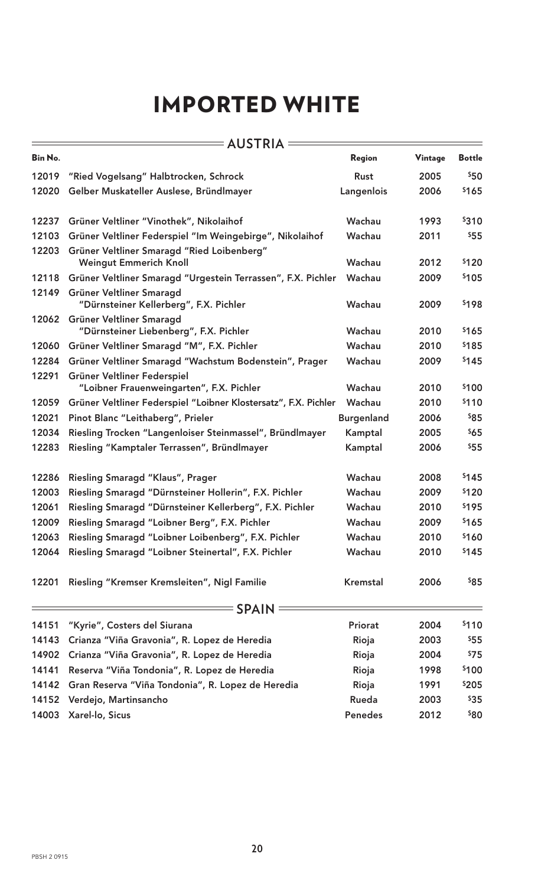# IMPORTED WHITE

## AUSTRIA

| Bin No. | | Region | Vintage | Bottle |
|---|---|---|---|---|
| 12019 | "Ried Vogelsang" Halbtrocken, Schrock | Rust | 2005 | $50 |
| 12020 | Gelber Muskateller Auslese, Bründlmayer | Langenlois | 2006 | $165 |
| 12237 | Grüner Veltliner "Vinothek", Nikolaihof | Wachau | 1993 | $310 |
| 12103 | Grüner Veltliner Federspiel "Im Weingebirge", Nikolaihof | Wachau | 2011 | $55 |
| 12203 | Grüner Veltliner Smaragd "Ried Loibenberg" Weingut Emmerich Knoll | Wachau | 2012 | $120 |
| 12118 | Grüner Veltliner Smaragd "Urgestein Terrassen", F.X. Pichler | Wachau | 2009 | $105 |
| 12149 | Grüner Veltliner Smaragd "Dürnsteiner Kellerberg", F.X. Pichler | Wachau | 2009 | $198 |
| 12062 | Grüner Veltliner Smaragd "Dürnsteiner Liebenberg", F.X. Pichler | Wachau | 2010 | $165 |
| 12060 | Grüner Veltliner Smaragd "M", F.X. Pichler | Wachau | 2010 | $185 |
| 12284 | Grüner Veltliner Smaragd "Wachstum Bodenstein", Prager | Wachau | 2009 | $145 |
| 12291 | Grüner Veltliner Federspiel "Loibner Frauenweingarten", F.X. Pichler | Wachau | 2010 | $100 |
| 12059 | Grüner Veltliner Federspiel "Loibner Klostersatz", F.X. Pichler | Wachau | 2010 | $110 |
| 12021 | Pinot Blanc "Leithaberg", Prieler | Burgenland | 2006 | $85 |
| 12034 | Riesling Trocken "Langenloiser Steinmassel", Bründlmayer | Kamptal | 2005 | $65 |
| 12283 | Riesling "Kamptaler Terrassen", Bründlmayer | Kamptal | 2006 | $55 |
| 12286 | Riesling Smaragd "Klaus", Prager | Wachau | 2008 | $145 |
| 12003 | Riesling Smaragd "Dürnsteiner Hollerin", F.X. Pichler | Wachau | 2009 | $120 |
| 12061 | Riesling Smaragd "Dürnsteiner Kellerberg", F.X. Pichler | Wachau | 2010 | $195 |
| 12009 | Riesling Smaragd "Loibner Berg", F.X. Pichler | Wachau | 2009 | $165 |
| 12063 | Riesling Smaragd "Loibner Loibenberg", F.X. Pichler | Wachau | 2010 | $160 |
| 12064 | Riesling Smaragd "Loibner Steinertal", F.X. Pichler | Wachau | 2010 | $145 |
| 12201 | Riesling "Kremser Kremsleiten", Nigl Familie | Kremstal | 2006 | $85 |

## SPAIN

| Bin No. | | Region | Vintage | Bottle |
|---|---|---|---|---|
| 14151 | "Kyrie", Costers del Siurana | Priorat | 2004 | $110 |
| 14143 | Crianza "Viña Gravonia", R. Lopez de Heredia | Rioja | 2003 | $55 |
| 14902 | Crianza "Viña Gravonia", R. Lopez de Heredia | Rioja | 2004 | $75 |
| 14141 | Reserva "Viña Tondonia", R. Lopez de Heredia | Rioja | 1998 | $100 |
| 14142 | Gran Reserva "Viña Tondonia", R. Lopez de Heredia | Rioja | 1991 | $205 |
| 14152 | Verdejo, Martinsancho | Rueda | 2003 | $35 |
| 14003 | Xarel-lo, Sicus | Penedes | 2012 | $80 |

PBSH 2 0915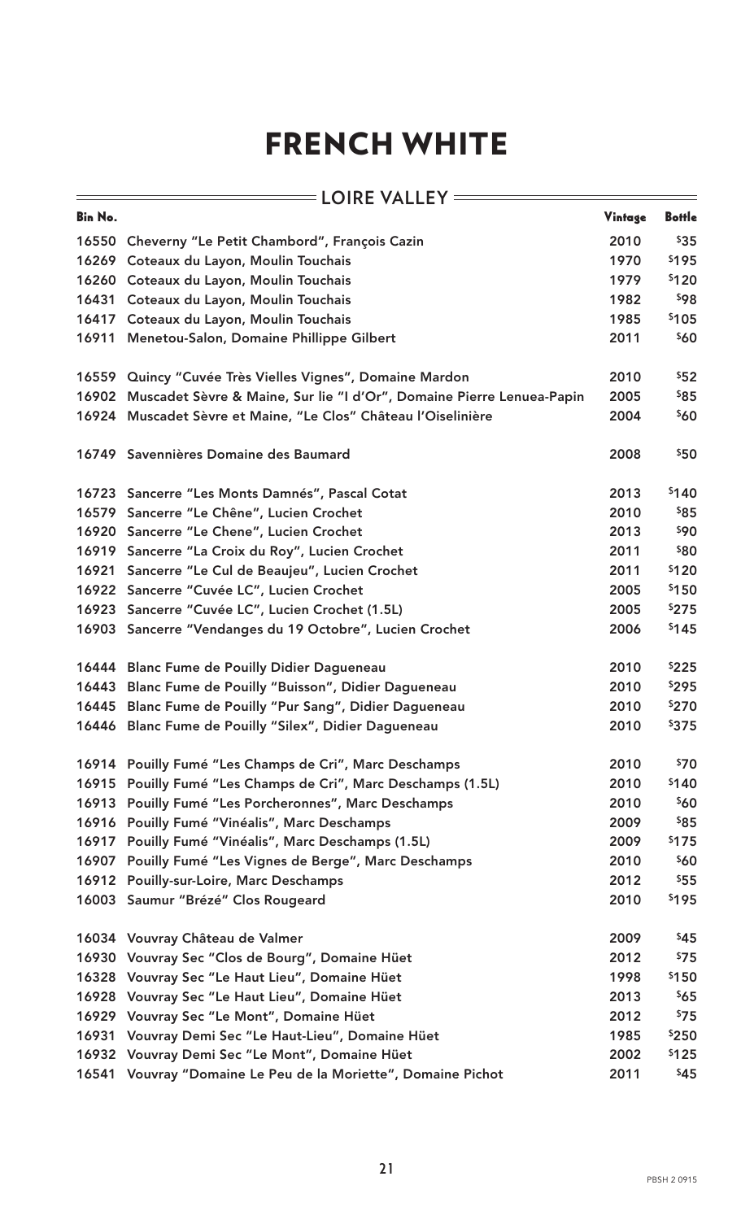# FRENCH WHITE

## LOIRE VALLEY

| Bin No. | | Vintage | Bottle |
|---|---|---|---|
| 16550 | Cheverny "Le Petit Chambord", François Cazin | 2010 | $35 |
| 16269 | Coteaux du Layon, Moulin Touchais | 1970 | $195 |
| 16260 | Coteaux du Layon, Moulin Touchais | 1979 | $120 |
| 16431 | Coteaux du Layon, Moulin Touchais | 1982 | $98 |
| 16417 | Coteaux du Layon, Moulin Touchais | 1985 | $105 |
| 16911 | Menetou-Salon, Domaine Phillippe Gilbert | 2011 | $60 |
| 16559 | Quincy "Cuvée Très Vielles Vignes", Domaine Mardon | 2010 | $52 |
| 16902 | Muscadet Sèvre & Maine, Sur lie "I d'Or", Domaine Pierre Lenuea-Papin | 2005 | $85 |
| 16924 | Muscadet Sèvre et Maine, "Le Clos" Château l'Oiselinière | 2004 | $60 |
| 16749 | Savennières Domaine des Baumard | 2008 | $50 |
| 16723 | Sancerre "Les Monts Damnés", Pascal Cotat | 2013 | $140 |
| 16579 | Sancerre "Le Chêne", Lucien Crochet | 2010 | $85 |
| 16920 | Sancerre "Le Chene", Lucien Crochet | 2013 | $90 |
| 16919 | Sancerre "La Croix du Roy", Lucien Crochet | 2011 | $80 |
| 16921 | Sancerre "Le Cul de Beaujeu", Lucien Crochet | 2011 | $120 |
| 16922 | Sancerre "Cuvée LC", Lucien Crochet | 2005 | $150 |
| 16923 | Sancerre "Cuvée LC", Lucien Crochet (1.5L) | 2005 | $275 |
| 16903 | Sancerre "Vendanges du 19 Octobre", Lucien Crochet | 2006 | $145 |
| 16444 | Blanc Fume de Pouilly Didier Dagueneau | 2010 | $225 |
| 16443 | Blanc Fume de Pouilly "Buisson", Didier Dagueneau | 2010 | $295 |
| 16445 | Blanc Fume de Pouilly "Pur Sang", Didier Dagueneau | 2010 | $270 |
| 16446 | Blanc Fume de Pouilly "Silex", Didier Dagueneau | 2010 | $375 |
| 16914 | Pouilly Fumé "Les Champs de Cri", Marc Deschamps | 2010 | $70 |
| 16915 | Pouilly Fumé "Les Champs de Cri", Marc Deschamps (1.5L) | 2010 | $140 |
| 16913 | Pouilly Fumé "Les Porcheronnes", Marc Deschamps | 2010 | $60 |
| 16916 | Pouilly Fumé "Vinéalis", Marc Deschamps | 2009 | $85 |
| 16917 | Pouilly Fumé "Vinéalis", Marc Deschamps (1.5L) | 2009 | $175 |
| 16907 | Pouilly Fumé "Les Vignes de Berge", Marc Deschamps | 2010 | $60 |
| 16912 | Pouilly-sur-Loire, Marc Deschamps | 2012 | $55 |
| 16003 | Saumur "Brézé" Clos Rougeard | 2010 | $195 |
| 16034 | Vouvray Château de Valmer | 2009 | $45 |
| 16930 | Vouvray Sec "Clos de Bourg", Domaine Hüet | 2012 | $75 |
| 16328 | Vouvray Sec "Le Haut Lieu", Domaine Hüet | 1998 | $150 |
| 16928 | Vouvray Sec "Le Haut Lieu", Domaine Hüet | 2013 | $65 |
| 16929 | Vouvray Sec "Le Mont", Domaine Hüet | 2012 | $75 |
| 16931 | Vouvray Demi Sec "Le Haut-Lieu", Domaine Hüet | 1985 | $250 |
| 16932 | Vouvray Demi Sec "Le Mont", Domaine Hüet | 2002 | $125 |
| 16541 | Vouvray "Domaine Le Peu de la Moriette", Domaine Pichot | 2011 | $45 |

PBSH 2 0915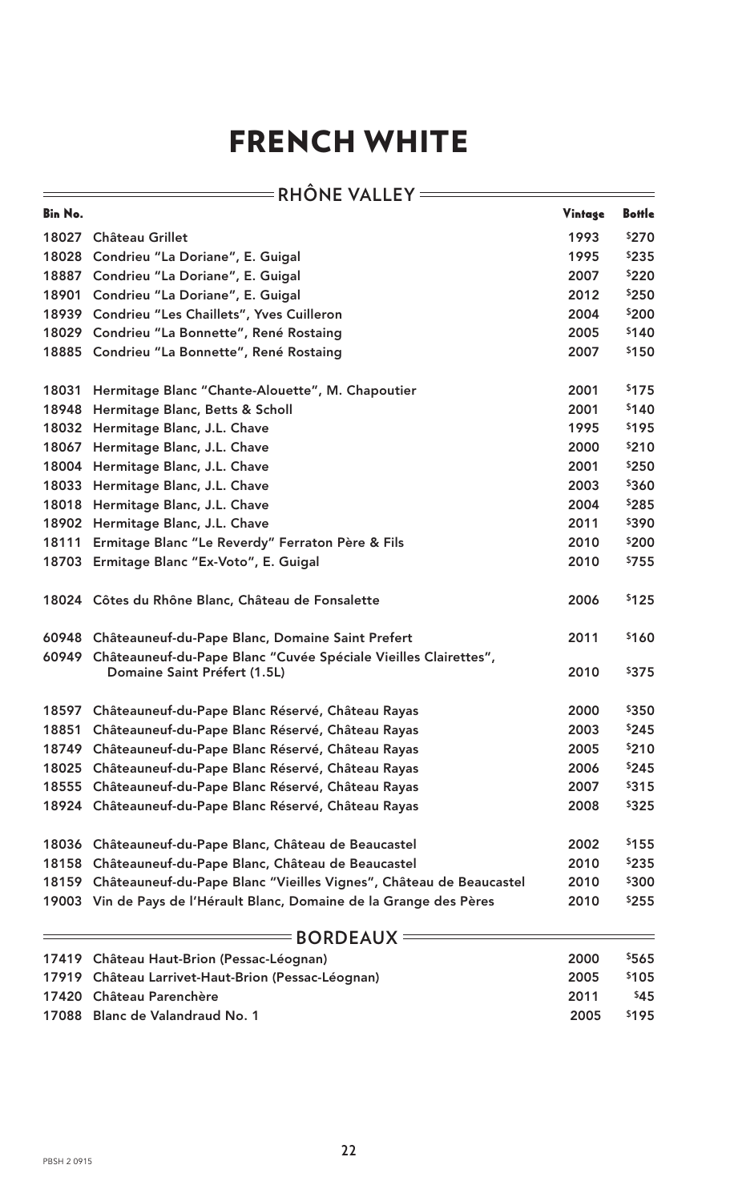# FRENCH WHITE

## RHÔNE VALLEY

| Bin No. | | Vintage | Bottle |
|---|---|---|---|
| 18027 | Château Grillet | 1993 | $270 |
| 18028 | Condrieu "La Doriane", E. Guigal | 1995 | $235 |
| 18887 | Condrieu "La Doriane", E. Guigal | 2007 | $220 |
| 18901 | Condrieu "La Doriane", E. Guigal | 2012 | $250 |
| 18939 | Condrieu "Les Chaillets", Yves Cuilleron | 2004 | $200 |
| 18029 | Condrieu "La Bonnette", René Rostaing | 2005 | $140 |
| 18885 | Condrieu "La Bonnette", René Rostaing | 2007 | $150 |
| 18031 | Hermitage Blanc "Chante-Alouette", M. Chapoutier | 2001 | $175 |
| 18948 | Hermitage Blanc, Betts & Scholl | 2001 | $140 |
| 18032 | Hermitage Blanc, J.L. Chave | 1995 | $195 |
| 18067 | Hermitage Blanc, J.L. Chave | 2000 | $210 |
| 18004 | Hermitage Blanc, J.L. Chave | 2001 | $250 |
| 18033 | Hermitage Blanc, J.L. Chave | 2003 | $360 |
| 18018 | Hermitage Blanc, J.L. Chave | 2004 | $285 |
| 18902 | Hermitage Blanc, J.L. Chave | 2011 | $390 |
| 18111 | Ermitage Blanc "Le Reverdy" Ferraton Père & Fils | 2010 | $200 |
| 18703 | Ermitage Blanc "Ex-Voto", E. Guigal | 2010 | $755 |
| 18024 | Côtes du Rhône Blanc, Château de Fonsalette | 2006 | $125 |
| 60948 | Châteauneuf-du-Pape Blanc, Domaine Saint Prefert | 2011 | $160 |
| 60949 | Châteauneuf-du-Pape Blanc "Cuvée Spéciale Vieilles Clairettes", Domaine Saint Préfert (1.5L) | 2010 | $375 |
| 18597 | Châteauneuf-du-Pape Blanc Réservé, Château Rayas | 2000 | $350 |
| 18851 | Châteauneuf-du-Pape Blanc Réservé, Château Rayas | 2003 | $245 |
| 18749 | Châteauneuf-du-Pape Blanc Réservé, Château Rayas | 2005 | $210 |
| 18025 | Châteauneuf-du-Pape Blanc Réservé, Château Rayas | 2006 | $245 |
| 18555 | Châteauneuf-du-Pape Blanc Réservé, Château Rayas | 2007 | $315 |
| 18924 | Châteauneuf-du-Pape Blanc Réservé, Château Rayas | 2008 | $325 |
| 18036 | Châteauneuf-du-Pape Blanc, Château de Beaucastel | 2002 | $155 |
| 18158 | Châteauneuf-du-Pape Blanc, Château de Beaucastel | 2010 | $235 |
| 18159 | Châteauneuf-du-Pape Blanc "Vieilles Vignes", Château de Beaucastel | 2010 | $300 |
| 19003 | Vin de Pays de l'Hérault Blanc, Domaine de la Grange des Pères | 2010 | $255 |

## BORDEAUX

| | | | |
|---|---|---|---|
| 17419 | Château Haut-Brion (Pessac-Léognan) | 2000 | $565 |
| 17919 | Château Larrivet-Haut-Brion (Pessac-Léognan) | 2005 | $105 |
| 17420 | Château Parenchère | 2011 | $45 |
| 17088 | Blanc de Valandraud No. 1 | 2005 | $195 |

PBSH 2 0915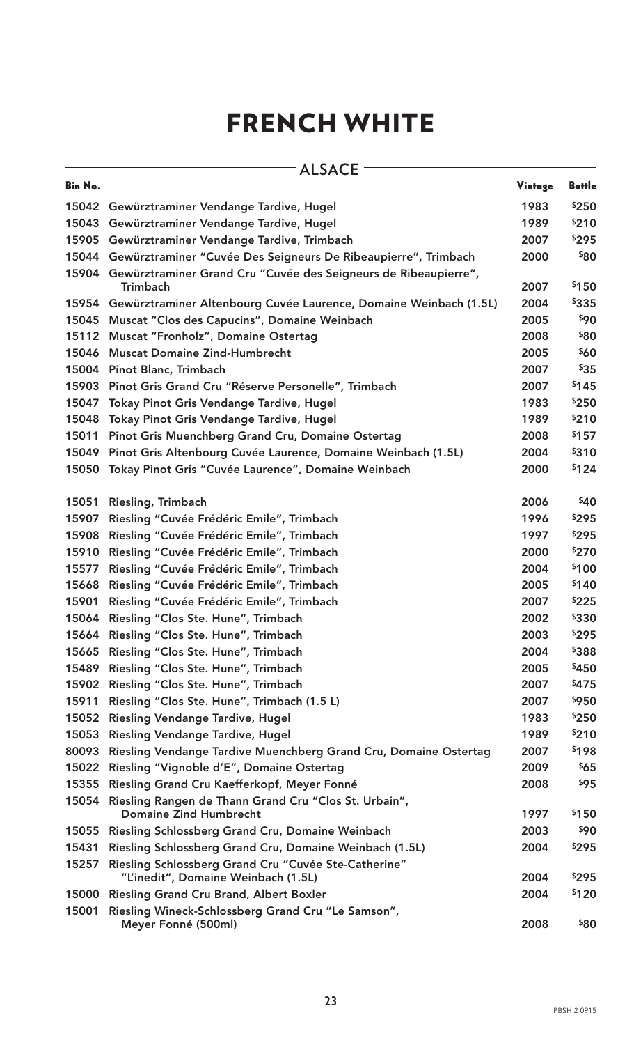# FRENCH WHITE

## ALSACE

| Bin No. | | Vintage | Bottle |
|---|---|---|---|
| 15042 | Gewürztraminer Vendange Tardive, Hugel | 1983 | $250 |
| 15043 | Gewürztraminer Vendange Tardive, Hugel | 1989 | $210 |
| 15905 | Gewürztraminer Vendange Tardive, Trimbach | 2007 | $295 |
| 15044 | Gewürztraminer "Cuvée Des Seigneurs De Ribeaupierre", Trimbach | 2000 | $80 |
| 15904 | Gewürztraminer Grand Cru "Cuvée des Seigneurs de Ribeaupierre", Trimbach | 2007 | $150 |
| 15954 | Gewürztraminer Altenbourg Cuvée Laurence, Domaine Weinbach (1.5L) | 2004 | $335 |
| 15045 | Muscat "Clos des Capucins", Domaine Weinbach | 2005 | $90 |
| 15112 | Muscat "Fronholz", Domaine Ostertag | 2008 | $80 |
| 15046 | Muscat Domaine Zind-Humbrecht | 2005 | $60 |
| 15004 | Pinot Blanc, Trimbach | 2007 | $35 |
| 15903 | Pinot Gris Grand Cru "Réserve Personelle", Trimbach | 2007 | $145 |
| 15047 | Tokay Pinot Gris Vendange Tardive, Hugel | 1983 | $250 |
| 15048 | Tokay Pinot Gris Vendange Tardive, Hugel | 1989 | $210 |
| 15011 | Pinot Gris Muenchberg Grand Cru, Domaine Ostertag | 2008 | $157 |
| 15049 | Pinot Gris Altenbourg Cuvée Laurence, Domaine Weinbach (1.5L) | 2004 | $310 |
| 15050 | Tokay Pinot Gris "Cuvée Laurence", Domaine Weinbach | 2000 | $124 |
| 15051 | Riesling, Trimbach | 2006 | $40 |
| 15907 | Riesling "Cuvée Frédéric Emile", Trimbach | 1996 | $295 |
| 15908 | Riesling "Cuvée Frédéric Emile", Trimbach | 1997 | $295 |
| 15910 | Riesling "Cuvée Frédéric Emile", Trimbach | 2000 | $270 |
| 15577 | Riesling "Cuvée Frédéric Emile", Trimbach | 2004 | $100 |
| 15668 | Riesling "Cuvée Frédéric Emile", Trimbach | 2005 | $140 |
| 15901 | Riesling "Cuvée Frédéric Emile", Trimbach | 2007 | $225 |
| 15064 | Riesling "Clos Ste. Hune", Trimbach | 2002 | $330 |
| 15664 | Riesling "Clos Ste. Hune", Trimbach | 2003 | $295 |
| 15665 | Riesling "Clos Ste. Hune", Trimbach | 2004 | $388 |
| 15489 | Riesling "Clos Ste. Hune", Trimbach | 2005 | $450 |
| 15902 | Riesling "Clos Ste. Hune", Trimbach | 2007 | $475 |
| 15911 | Riesling "Clos Ste. Hune", Trimbach (1.5 L) | 2007 | $950 |
| 15052 | Riesling Vendange Tardive, Hugel | 1983 | $250 |
| 15053 | Riesling Vendange Tardive, Hugel | 1989 | $210 |
| 80093 | Riesling Vendange Tardive Muenchberg Grand Cru, Domaine Ostertag | 2007 | $198 |
| 15022 | Riesling "Vignoble d'E", Domaine Ostertag | 2009 | $65 |
| 15355 | Riesling Grand Cru Kaefferkopf, Meyer Fonné | 2008 | $95 |
| 15054 | Riesling Rangen de Thann Grand Cru "Clos St. Urbain", Domaine Zind Humbrecht | 1997 | $150 |
| 15055 | Riesling Schlossberg Grand Cru, Domaine Weinbach | 2003 | $90 |
| 15431 | Riesling Schlossberg Grand Cru, Domaine Weinbach (1.5L) | 2004 | $295 |
| 15257 | Riesling Schlossberg Grand Cru "Cuvée Ste-Catherine" "L'inedit", Domaine Weinbach (1.5L) | 2004 | $295 |
| 15000 | Riesling Grand Cru Brand, Albert Boxler | 2004 | $120 |
| 15001 | Riesling Wineck-Schlossberg Grand Cru "Le Samson", Meyer Fonné (500ml) | 2008 | $80 |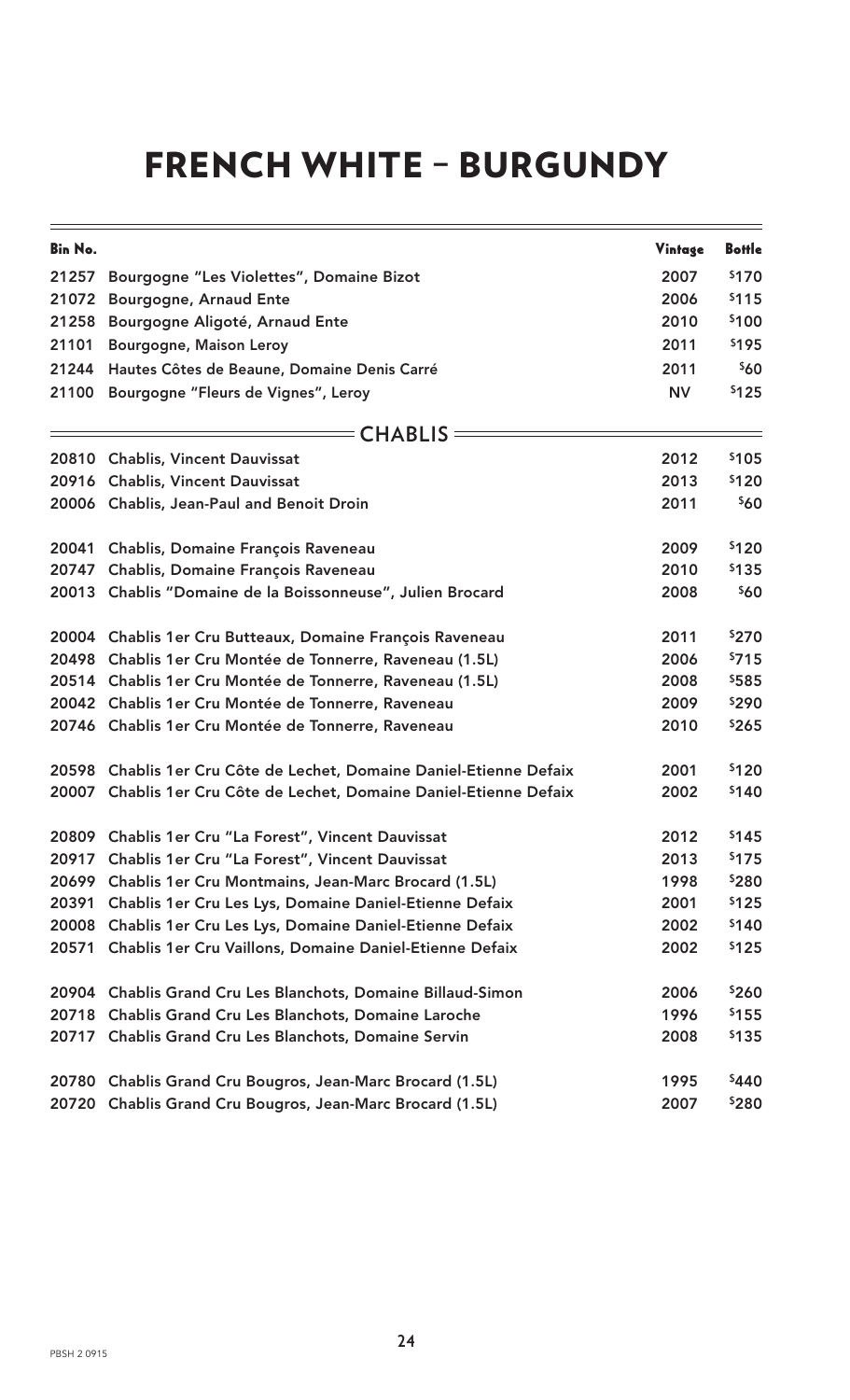# FRENCH WHITE – BURGUNDY

| Bin No. | | Vintage | Bottle |
|---|---|---|---|
| 21257 | Bourgogne "Les Violettes", Domaine Bizot | 2007 | $170 |
| 21072 | Bourgogne, Arnaud Ente | 2006 | $115 |
| 21258 | Bourgogne Aligoté, Arnaud Ente | 2010 | $100 |
| 21101 | Bourgogne, Maison Leroy | 2011 | $195 |
| 21244 | Hautes Côtes de Beaune, Domaine Denis Carré | 2011 | $60 |
| 21100 | Bourgogne "Fleurs de Vignes", Leroy | NV | $125 |

## CHABLIS

| Bin No. | | Vintage | Bottle |
|---|---|---|---|
| 20810 | Chablis, Vincent Dauvissat | 2012 | $105 |
| 20916 | Chablis, Vincent Dauvissat | 2013 | $120 |
| 20006 | Chablis, Jean-Paul and Benoit Droin | 2011 | $60 |
| 20041 | Chablis, Domaine François Raveneau | 2009 | $120 |
| 20747 | Chablis, Domaine François Raveneau | 2010 | $135 |
| 20013 | Chablis "Domaine de la Boissonneuse", Julien Brocard | 2008 | $60 |
| 20004 | Chablis 1er Cru Butteaux, Domaine François Raveneau | 2011 | $270 |
| 20498 | Chablis 1er Cru Montée de Tonnerre, Raveneau (1.5L) | 2006 | $715 |
| 20514 | Chablis 1er Cru Montée de Tonnerre, Raveneau (1.5L) | 2008 | $585 |
| 20042 | Chablis 1er Cru Montée de Tonnerre, Raveneau | 2009 | $290 |
| 20746 | Chablis 1er Cru Montée de Tonnerre, Raveneau | 2010 | $265 |
| 20598 | Chablis 1er Cru Côte de Lechet, Domaine Daniel-Etienne Defaix | 2001 | $120 |
| 20007 | Chablis 1er Cru Côte de Lechet, Domaine Daniel-Etienne Defaix | 2002 | $140 |
| 20809 | Chablis 1er Cru "La Forest", Vincent Dauvissat | 2012 | $145 |
| 20917 | Chablis 1er Cru "La Forest", Vincent Dauvissat | 2013 | $175 |
| 20699 | Chablis 1er Cru Montmains, Jean-Marc Brocard (1.5L) | 1998 | $280 |
| 20391 | Chablis 1er Cru Les Lys, Domaine Daniel-Etienne Defaix | 2001 | $125 |
| 20008 | Chablis 1er Cru Les Lys, Domaine Daniel-Etienne Defaix | 2002 | $140 |
| 20571 | Chablis 1er Cru Vaillons, Domaine Daniel-Etienne Defaix | 2002 | $125 |
| 20904 | Chablis Grand Cru Les Blanchots, Domaine Billaud-Simon | 2006 | $260 |
| 20718 | Chablis Grand Cru Les Blanchots, Domaine Laroche | 1996 | $155 |
| 20717 | Chablis Grand Cru Les Blanchots, Domaine Servin | 2008 | $135 |
| 20780 | Chablis Grand Cru Bougros, Jean-Marc Brocard (1.5L) | 1995 | $440 |
| 20720 | Chablis Grand Cru Bougros, Jean-Marc Brocard (1.5L) | 2007 | $280 |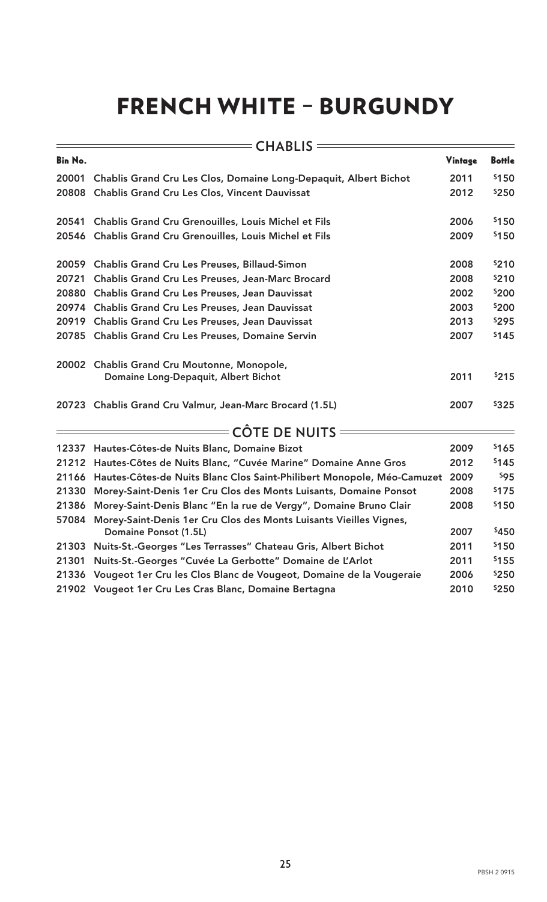# FRENCH WHITE – BURGUNDY

## CHABLIS

| Bin No. | | Vintage | Bottle |
|---|---|---|---|
| 20001 | Chablis Grand Cru Les Clos, Domaine Long-Depaquit, Albert Bichot | 2011 | $150 |
| 20808 | Chablis Grand Cru Les Clos, Vincent Dauvissat | 2012 | $250 |
| 20541 | Chablis Grand Cru Grenouilles, Louis Michel et Fils | 2006 | $150 |
| 20546 | Chablis Grand Cru Grenouilles, Louis Michel et Fils | 2009 | $150 |
| 20059 | Chablis Grand Cru Les Preuses, Billaud-Simon | 2008 | $210 |
| 20721 | Chablis Grand Cru Les Preuses, Jean-Marc Brocard | 2008 | $210 |
| 20880 | Chablis Grand Cru Les Preuses, Jean Dauvissat | 2002 | $200 |
| 20974 | Chablis Grand Cru Les Preuses, Jean Dauvissat | 2003 | $200 |
| 20919 | Chablis Grand Cru Les Preuses, Jean Dauvissat | 2013 | $295 |
| 20785 | Chablis Grand Cru Les Preuses, Domaine Servin | 2007 | $145 |
| 20002 | Chablis Grand Cru Moutonne, Monopole, Domaine Long-Depaquit, Albert Bichot | 2011 | $215 |
| 20723 | Chablis Grand Cru Valmur, Jean-Marc Brocard (1.5L) | 2007 | $325 |

## CÔTE DE NUITS

| Bin No. | | Vintage | Bottle |
|---|---|---|---|
| 12337 | Hautes-Côtes-de Nuits Blanc, Domaine Bizot | 2009 | $165 |
| 21212 | Hautes-Côtes de Nuits Blanc, "Cuvée Marine" Domaine Anne Gros | 2012 | $145 |
| 21166 | Hautes-Côtes-de Nuits Blanc Clos Saint-Philibert Monopole, Méo-Camuzet | 2009 | $95 |
| 21330 | Morey-Saint-Denis 1er Cru Clos des Monts Luisants, Domaine Ponsot | 2008 | $175 |
| 21386 | Morey-Saint-Denis Blanc "En la rue de Vergy", Domaine Bruno Clair | 2008 | $150 |
| 57084 | Morey-Saint-Denis 1er Cru Clos des Monts Luisants Vieilles Vignes, Domaine Ponsot (1.5L) | 2007 | $450 |
| 21303 | Nuits-St.-Georges "Les Terrasses" Chateau Gris, Albert Bichot | 2011 | $150 |
| 21301 | Nuits-St.-Georges "Cuvée La Gerbotte" Domaine de L'Arlot | 2011 | $155 |
| 21336 | Vougeot 1er Cru les Clos Blanc de Vougeot, Domaine de la Vougeraie | 2006 | $250 |
| 21902 | Vougeot 1er Cru Les Cras Blanc, Domaine Bertagna | 2010 | $250 |

PBSH 2 0915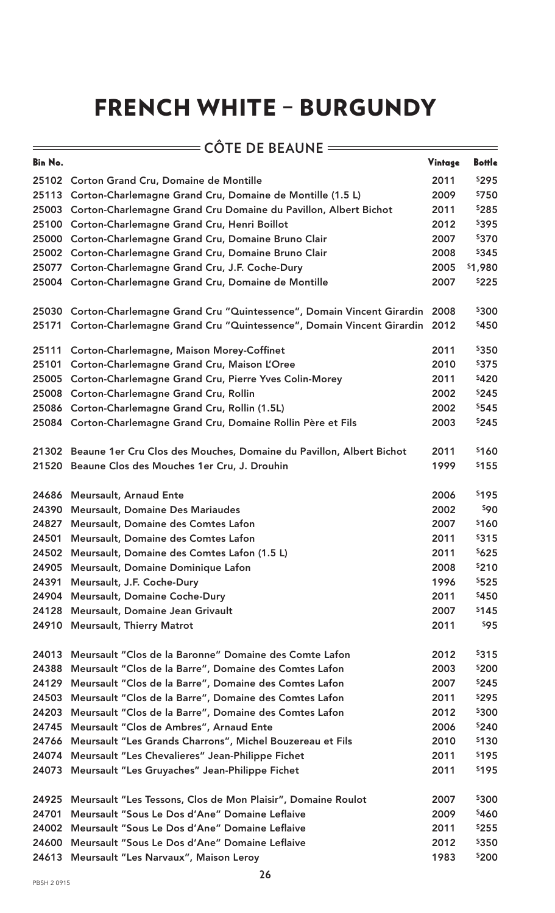# FRENCH WHITE – BURGUNDY

## CÔTE DE BEAUNE

| Bin No. | | Vintage | Bottle |
|---|---|---|---|
| 25102 | Corton Grand Cru, Domaine de Montille | 2011 | $295 |
| 25113 | Corton-Charlemagne Grand Cru, Domaine de Montille (1.5 L) | 2009 | $750 |
| 25003 | Corton-Charlemagne Grand Cru Domaine du Pavillon, Albert Bichot | 2011 | $285 |
| 25100 | Corton-Charlemagne Grand Cru, Henri Boillot | 2012 | $395 |
| 25000 | Corton-Charlemagne Grand Cru, Domaine Bruno Clair | 2007 | $370 |
| 25002 | Corton-Charlemagne Grand Cru, Domaine Bruno Clair | 2008 | $345 |
| 25077 | Corton-Charlemagne Grand Cru, J.F. Coche-Dury | 2005 | $1,980 |
| 25004 | Corton-Charlemagne Grand Cru, Domaine de Montille | 2007 | $225 |
| 25030 | Corton-Charlemagne Grand Cru "Quintessence", Domain Vincent Girardin | 2008 | $300 |
| 25171 | Corton-Charlemagne Grand Cru "Quintessence", Domain Vincent Girardin | 2012 | $450 |
| 25111 | Corton-Charlemagne, Maison Morey-Coffinet | 2011 | $350 |
| 25101 | Corton-Charlemagne Grand Cru, Maison L'Oree | 2010 | $375 |
| 25005 | Corton-Charlemagne Grand Cru, Pierre Yves Colin-Morey | 2011 | $420 |
| 25008 | Corton-Charlemagne Grand Cru, Rollin | 2002 | $245 |
| 25086 | Corton-Charlemagne Grand Cru, Rollin (1.5L) | 2002 | $545 |
| 25084 | Corton-Charlemagne Grand Cru, Domaine Rollin Père et Fils | 2003 | $245 |
| 21302 | Beaune 1er Cru Clos des Mouches, Domaine du Pavillon, Albert Bichot | 2011 | $160 |
| 21520 | Beaune Clos des Mouches 1er Cru, J. Drouhin | 1999 | $155 |
| 24686 | Meursault, Arnaud Ente | 2006 | $195 |
| 24390 | Meursault, Domaine Des Mariaudes | 2002 | $90 |
| 24827 | Meursault, Domaine des Comtes Lafon | 2007 | $160 |
| 24501 | Meursault, Domaine des Comtes Lafon | 2011 | $315 |
| 24502 | Meursault, Domaine des Comtes Lafon (1.5 L) | 2011 | $625 |
| 24905 | Meursault, Domaine Dominique Lafon | 2008 | $210 |
| 24391 | Meursault, J.F. Coche-Dury | 1996 | $525 |
| 24904 | Meursault, Domaine Coche-Dury | 2011 | $450 |
| 24128 | Meursault, Domaine Jean Grivault | 2007 | $145 |
| 24910 | Meursault, Thierry Matrot | 2011 | $95 |
| 24013 | Meursault "Clos de la Baronne" Domaine des Comte Lafon | 2012 | $315 |
| 24388 | Meursault "Clos de la Barre", Domaine des Comtes Lafon | 2003 | $200 |
| 24129 | Meursault "Clos de la Barre", Domaine des Comtes Lafon | 2007 | $245 |
| 24503 | Meursault "Clos de la Barre", Domaine des Comtes Lafon | 2011 | $295 |
| 24203 | Meursault "Clos de la Barre", Domaine des Comtes Lafon | 2012 | $300 |
| 24745 | Meursault "Clos de Ambres", Arnaud Ente | 2006 | $240 |
| 24766 | Meursault "Les Grands Charrons", Michel Bouzereau et Fils | 2010 | $130 |
| 24074 | Meursault "Les Chevalieres" Jean-Philippe Fichet | 2011 | $195 |
| 24073 | Meursault "Les Gruyaches" Jean-Philippe Fichet | 2011 | $195 |
| 24925 | Meursault "Les Tessons, Clos de Mon Plaisir", Domaine Roulot | 2007 | $300 |
| 24701 | Meursault "Sous Le Dos d'Ane" Domaine Leflaive | 2009 | $460 |
| 24002 | Meursault "Sous Le Dos d'Ane" Domaine Leflaive | 2011 | $255 |
| 24600 | Meursault "Sous Le Dos d'Ane" Domaine Leflaive | 2012 | $350 |
| 24613 | Meursault "Les Narvaux", Maison Leroy | 1983 | $200 |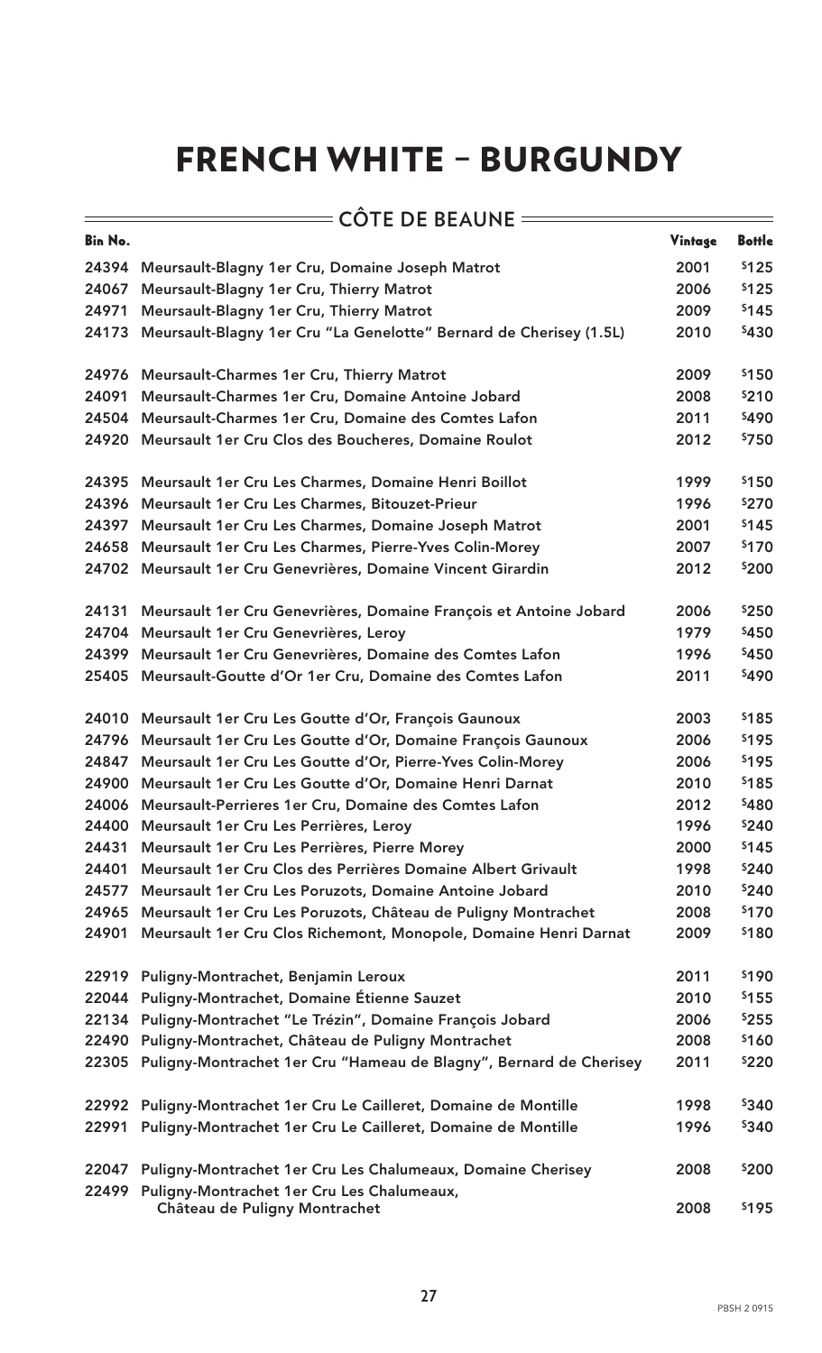# FRENCH WHITE – BURGUNDY

## CÔTE DE BEAUNE

| Bin No. | | Vintage | Bottle |
|---|---|---|---|
| 24394 | Meursault-Blagny 1er Cru, Domaine Joseph Matrot | 2001 | $125 |
| 24067 | Meursault-Blagny 1er Cru, Thierry Matrot | 2006 | $125 |
| 24971 | Meursault-Blagny 1er Cru, Thierry Matrot | 2009 | $145 |
| 24173 | Meursault-Blagny 1er Cru "La Genelotte" Bernard de Cherisey (1.5L) | 2010 | $430 |
| 24976 | Meursault-Charmes 1er Cru, Thierry Matrot | 2009 | $150 |
| 24091 | Meursault-Charmes 1er Cru, Domaine Antoine Jobard | 2008 | $210 |
| 24504 | Meursault-Charmes 1er Cru, Domaine des Comtes Lafon | 2011 | $490 |
| 24920 | Meursault 1er Cru Clos des Boucheres, Domaine Roulot | 2012 | $750 |
| 24395 | Meursault 1er Cru Les Charmes, Domaine Henri Boillot | 1999 | $150 |
| 24396 | Meursault 1er Cru Les Charmes, Bitouzet-Prieur | 1996 | $270 |
| 24397 | Meursault 1er Cru Les Charmes, Domaine Joseph Matrot | 2001 | $145 |
| 24658 | Meursault 1er Cru Les Charmes, Pierre-Yves Colin-Morey | 2007 | $170 |
| 24702 | Meursault 1er Cru Genevrières, Domaine Vincent Girardin | 2012 | $200 |
| 24131 | Meursault 1er Cru Genevrières, Domaine François et Antoine Jobard | 2006 | $250 |
| 24704 | Meursault 1er Cru Genevrières, Leroy | 1979 | $450 |
| 24399 | Meursault 1er Cru Genevrières, Domaine des Comtes Lafon | 1996 | $450 |
| 25405 | Meursault-Goutte d'Or 1er Cru, Domaine des Comtes Lafon | 2011 | $490 |
| 24010 | Meursault 1er Cru Les Goutte d'Or, François Gaunoux | 2003 | $185 |
| 24796 | Meursault 1er Cru Les Goutte d'Or, Domaine François Gaunoux | 2006 | $195 |
| 24847 | Meursault 1er Cru Les Goutte d'Or, Pierre-Yves Colin-Morey | 2006 | $195 |
| 24900 | Meursault 1er Cru Les Goutte d'Or, Domaine Henri Darnat | 2010 | $185 |
| 24006 | Meursault-Perrieres 1er Cru, Domaine des Comtes Lafon | 2012 | $480 |
| 24400 | Meursault 1er Cru Les Perrières, Leroy | 1996 | $240 |
| 24431 | Meursault 1er Cru Les Perrières, Pierre Morey | 2000 | $145 |
| 24401 | Meursault 1er Cru Clos des Perrières Domaine Albert Grivault | 1998 | $240 |
| 24577 | Meursault 1er Cru Les Poruzots, Domaine Antoine Jobard | 2010 | $240 |
| 24965 | Meursault 1er Cru Les Poruzots, Château de Puligny Montrachet | 2008 | $170 |
| 24901 | Meursault 1er Cru Clos Richemont, Monopole, Domaine Henri Darnat | 2009 | $180 |
| 22919 | Puligny-Montrachet, Benjamin Leroux | 2011 | $190 |
| 22044 | Puligny-Montrachet, Domaine Étienne Sauzet | 2010 | $155 |
| 22134 | Puligny-Montrachet "Le Trézin", Domaine François Jobard | 2006 | $255 |
| 22490 | Puligny-Montrachet, Château de Puligny Montrachet | 2008 | $160 |
| 22305 | Puligny-Montrachet 1er Cru "Hameau de Blagny", Bernard de Cherisey | 2011 | $220 |
| 22992 | Puligny-Montrachet 1er Cru Le Cailleret, Domaine de Montille | 1998 | $340 |
| 22991 | Puligny-Montrachet 1er Cru Le Cailleret, Domaine de Montille | 1996 | $340 |
| 22047 | Puligny-Montrachet 1er Cru Les Chalumeaux, Domaine Cherisey | 2008 | $200 |
| 22499 | Puligny-Montrachet 1er Cru Les Chalumeaux, Château de Puligny Montrachet | 2008 | $195 |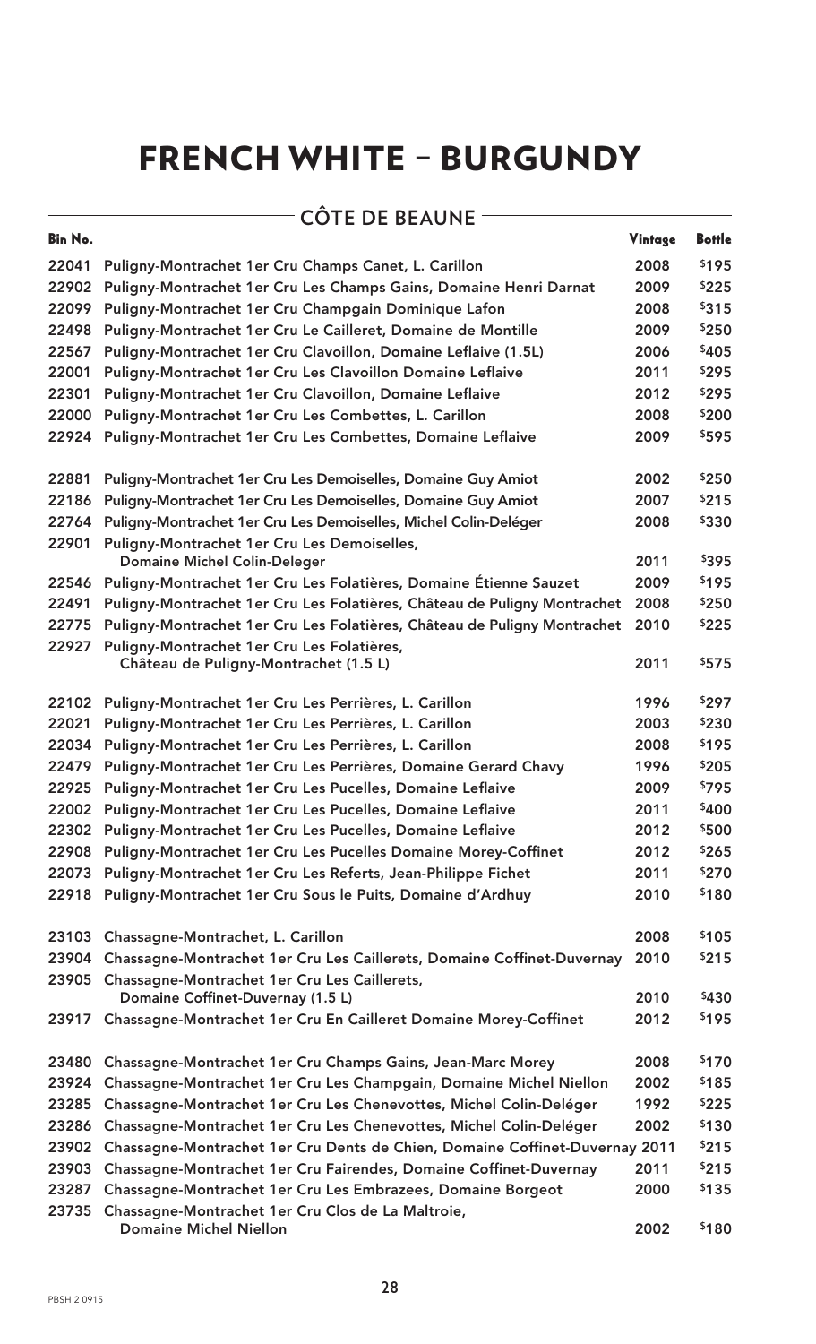# FRENCH WHITE – BURGUNDY

## CÔTE DE BEAUNE

| Bin No. | | Vintage | Bottle |
|---|---|---|---|
| 22041 | Puligny-Montrachet 1er Cru Champs Canet, L. Carillon | 2008 | $195 |
| 22902 | Puligny-Montrachet 1er Cru Les Champs Gains, Domaine Henri Darnat | 2009 | $225 |
| 22099 | Puligny-Montrachet 1er Cru Champgain Dominique Lafon | 2008 | $315 |
| 22498 | Puligny-Montrachet 1er Cru Le Cailleret, Domaine de Montille | 2009 | $250 |
| 22567 | Puligny-Montrachet 1er Cru Clavoillon, Domaine Leflaive (1.5L) | 2006 | $405 |
| 22001 | Puligny-Montrachet 1er Cru Les Clavoillon Domaine Leflaive | 2011 | $295 |
| 22301 | Puligny-Montrachet 1er Cru Clavoillon, Domaine Leflaive | 2012 | $295 |
| 22000 | Puligny-Montrachet 1er Cru Les Combettes, L. Carillon | 2008 | $200 |
| 22924 | Puligny-Montrachet 1er Cru Les Combettes, Domaine Leflaive | 2009 | $595 |
| 22881 | Puligny-Montrachet 1er Cru Les Demoiselles, Domaine Guy Amiot | 2002 | $250 |
| 22186 | Puligny-Montrachet 1er Cru Les Demoiselles, Domaine Guy Amiot | 2007 | $215 |
| 22764 | Puligny-Montrachet 1er Cru Les Demoiselles, Michel Colin-Deléger | 2008 | $330 |
| 22901 | Puligny-Montrachet 1er Cru Les Demoiselles, Domaine Michel Colin-Deleger | 2011 | $395 |
| 22546 | Puligny-Montrachet 1er Cru Les Folatières, Domaine Étienne Sauzet | 2009 | $195 |
| 22491 | Puligny-Montrachet 1er Cru Les Folatières, Château de Puligny Montrachet | 2008 | $250 |
| 22775 | Puligny-Montrachet 1er Cru Les Folatières, Château de Puligny Montrachet | 2010 | $225 |
| 22927 | Puligny-Montrachet 1er Cru Les Folatières, Château de Puligny-Montrachet (1.5 L) | 2011 | $575 |
| 22102 | Puligny-Montrachet 1er Cru Les Perrières, L. Carillon | 1996 | $297 |
| 22021 | Puligny-Montrachet 1er Cru Les Perrières, L. Carillon | 2003 | $230 |
| 22034 | Puligny-Montrachet 1er Cru Les Perrières, L. Carillon | 2008 | $195 |
| 22479 | Puligny-Montrachet 1er Cru Les Perrières, Domaine Gerard Chavy | 1996 | $205 |
| 22925 | Puligny-Montrachet 1er Cru Les Pucelles, Domaine Leflaive | 2009 | $795 |
| 22002 | Puligny-Montrachet 1er Cru Les Pucelles, Domaine Leflaive | 2011 | $400 |
| 22302 | Puligny-Montrachet 1er Cru Les Pucelles, Domaine Leflaive | 2012 | $500 |
| 22908 | Puligny-Montrachet 1er Cru Les Pucelles Domaine Morey-Coffinet | 2012 | $265 |
| 22073 | Puligny-Montrachet 1er Cru Les Referts, Jean-Philippe Fichet | 2011 | $270 |
| 22918 | Puligny-Montrachet 1er Cru Sous le Puits, Domaine d'Ardhuy | 2010 | $180 |
| 23103 | Chassagne-Montrachet, L. Carillon | 2008 | $105 |
| 23904 | Chassagne-Montrachet 1er Cru Les Caillerets, Domaine Coffinet-Duvernay | 2010 | $215 |
| 23905 | Chassagne-Montrachet 1er Cru Les Caillerets, Domaine Coffinet-Duvernay (1.5 L) | 2010 | $430 |
| 23917 | Chassagne-Montrachet 1er Cru En Cailleret Domaine Morey-Coffinet | 2012 | $195 |
| 23480 | Chassagne-Montrachet 1er Cru Champs Gains, Jean-Marc Morey | 2008 | $170 |
| 23924 | Chassagne-Montrachet 1er Cru Les Champgain, Domaine Michel Niellon | 2002 | $185 |
| 23285 | Chassagne-Montrachet 1er Cru Les Chenevottes, Michel Colin-Deléger | 1992 | $225 |
| 23286 | Chassagne-Montrachet 1er Cru Les Chenevottes, Michel Colin-Deléger | 2002 | $130 |
| 23902 | Chassagne-Montrachet 1er Cru Dents de Chien, Domaine Coffinet-Duvernay | 2011 | $215 |
| 23903 | Chassagne-Montrachet 1er Cru Fairendes, Domaine Coffinet-Duvernay | 2011 | $215 |
| 23287 | Chassagne-Montrachet 1er Cru Les Embrazees, Domaine Borgeot | 2000 | $135 |
| 23735 | Chassagne-Montrachet 1er Cru Clos de La Maltroie, Domaine Michel Niellon | 2002 | $180 |

PBSH 2 0915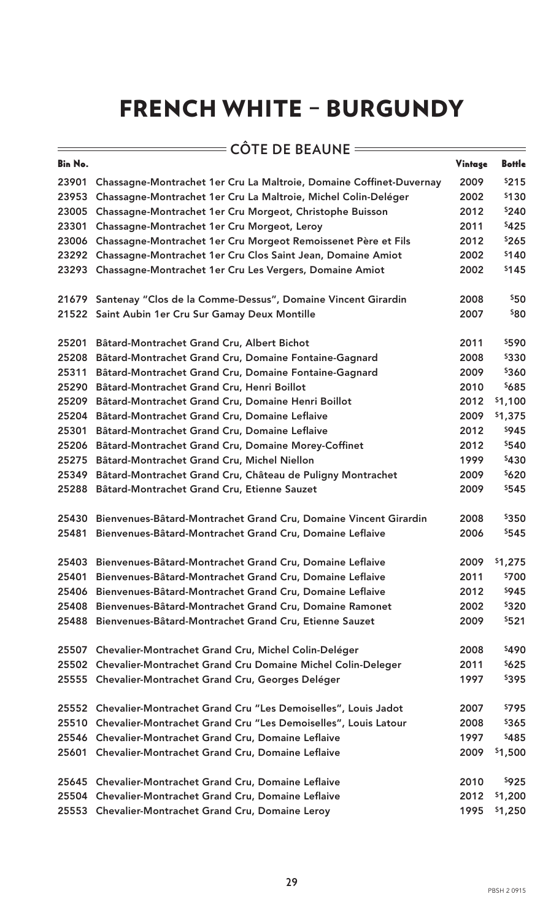# FRENCH WHITE – BURGUNDY

## CÔTE DE BEAUNE

| Bin No. | | Vintage | Bottle |
|---|---|---|---|
| 23901 | Chassagne-Montrachet 1er Cru La Maltroie, Domaine Coffinet-Duvernay | 2009 | $215 |
| 23953 | Chassagne-Montrachet 1er Cru La Maltroie, Michel Colin-Deléger | 2002 | $130 |
| 23005 | Chassagne-Montrachet 1er Cru Morgeot, Christophe Buisson | 2012 | $240 |
| 23301 | Chassagne-Montrachet 1er Cru Morgeot, Leroy | 2011 | $425 |
| 23006 | Chassagne-Montrachet 1er Cru Morgeot Remoissenet Père et Fils | 2012 | $265 |
| 23292 | Chassagne-Montrachet 1er Cru Clos Saint Jean, Domaine Amiot | 2002 | $140 |
| 23293 | Chassagne-Montrachet 1er Cru Les Vergers, Domaine Amiot | 2002 | $145 |
| 21679 | Santenay "Clos de la Comme-Dessus", Domaine Vincent Girardin | 2008 | $50 |
| 21522 | Saint Aubin 1er Cru Sur Gamay Deux Montille | 2007 | $80 |
| 25201 | Bâtard-Montrachet Grand Cru, Albert Bichot | 2011 | $590 |
| 25208 | Bâtard-Montrachet Grand Cru, Domaine Fontaine-Gagnard | 2008 | $330 |
| 25311 | Bâtard-Montrachet Grand Cru, Domaine Fontaine-Gagnard | 2009 | $360 |
| 25290 | Bâtard-Montrachet Grand Cru, Henri Boillot | 2010 | $685 |
| 25209 | Bâtard-Montrachet Grand Cru, Domaine Henri Boillot | 2012 | $1,100 |
| 25204 | Bâtard-Montrachet Grand Cru, Domaine Leflaive | 2009 | $1,375 |
| 25301 | Bâtard-Montrachet Grand Cru, Domaine Leflaive | 2012 | $945 |
| 25206 | Bâtard-Montrachet Grand Cru, Domaine Morey-Coffinet | 2012 | $540 |
| 25275 | Bâtard-Montrachet Grand Cru, Michel Niellon | 1999 | $430 |
| 25349 | Bâtard-Montrachet Grand Cru, Château de Puligny Montrachet | 2009 | $620 |
| 25288 | Bâtard-Montrachet Grand Cru, Etienne Sauzet | 2009 | $545 |
| 25430 | Bienvenues-Bâtard-Montrachet Grand Cru, Domaine Vincent Girardin | 2008 | $350 |
| 25481 | Bienvenues-Bâtard-Montrachet Grand Cru, Domaine Leflaive | 2006 | $545 |
| 25403 | Bienvenues-Bâtard-Montrachet Grand Cru, Domaine Leflaive | 2009 | $1,275 |
| 25401 | Bienvenues-Bâtard-Montrachet Grand Cru, Domaine Leflaive | 2011 | $700 |
| 25406 | Bienvenues-Bâtard-Montrachet Grand Cru, Domaine Leflaive | 2012 | $945 |
| 25408 | Bienvenues-Bâtard-Montrachet Grand Cru, Domaine Ramonet | 2002 | $320 |
| 25488 | Bienvenues-Bâtard-Montrachet Grand Cru, Etienne Sauzet | 2009 | $521 |
| 25507 | Chevalier-Montrachet Grand Cru, Michel Colin-Deléger | 2008 | $490 |
| 25502 | Chevalier-Montrachet Grand Cru Domaine Michel Colin-Deleger | 2011 | $625 |
| 25555 | Chevalier-Montrachet Grand Cru, Georges Deléger | 1997 | $395 |
| 25552 | Chevalier-Montrachet Grand Cru "Les Demoiselles", Louis Jadot | 2007 | $795 |
| 25510 | Chevalier-Montrachet Grand Cru "Les Demoiselles", Louis Latour | 2008 | $365 |
| 25546 | Chevalier-Montrachet Grand Cru, Domaine Leflaive | 1997 | $485 |
| 25601 | Chevalier-Montrachet Grand Cru, Domaine Leflaive | 2009 | $1,500 |
| 25645 | Chevalier-Montrachet Grand Cru, Domaine Leflaive | 2010 | $925 |
| 25504 | Chevalier-Montrachet Grand Cru, Domaine Leflaive | 2012 | $1,200 |
| 25553 | Chevalier-Montrachet Grand Cru, Domaine Leroy | 1995 | $1,250 |

PBSH 2 0915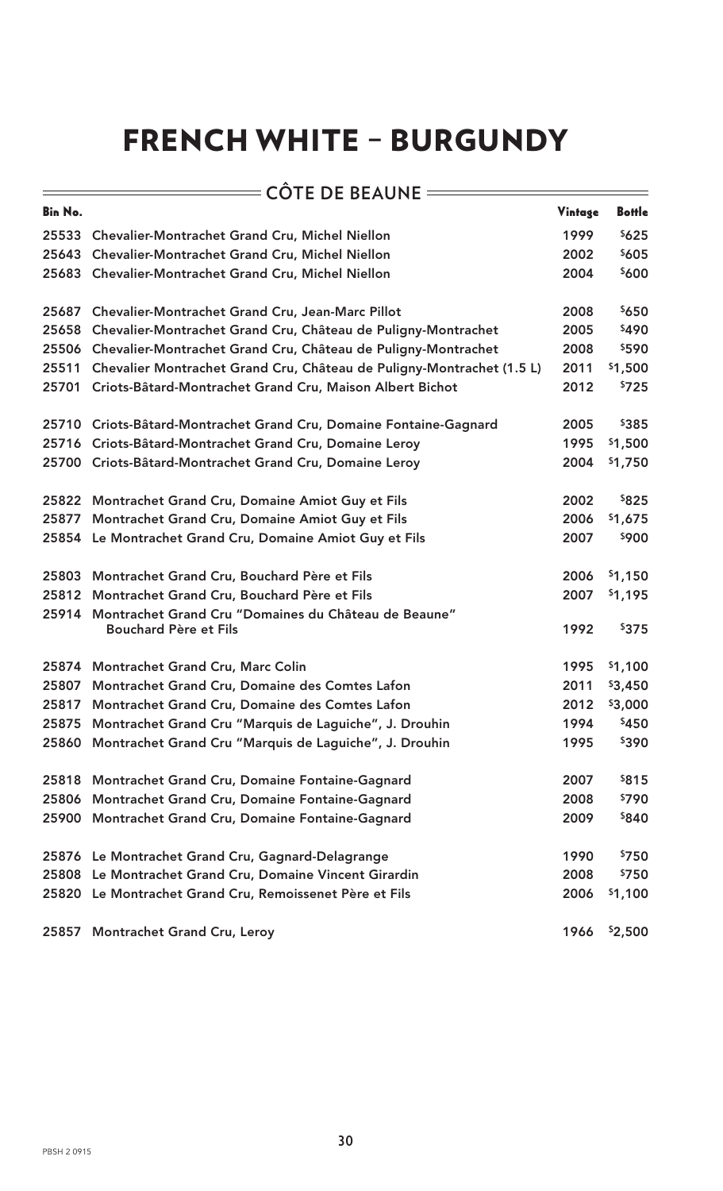# FRENCH WHITE – BURGUNDY

## CÔTE DE BEAUNE

| Bin No. | | Vintage | Bottle |
|---|---|---|---|
| 25533 | Chevalier-Montrachet Grand Cru, Michel Niellon | 1999 | $625 |
| 25643 | Chevalier-Montrachet Grand Cru, Michel Niellon | 2002 | $605 |
| 25683 | Chevalier-Montrachet Grand Cru, Michel Niellon | 2004 | $600 |
| 25687 | Chevalier-Montrachet Grand Cru, Jean-Marc Pillot | 2008 | $650 |
| 25658 | Chevalier-Montrachet Grand Cru, Château de Puligny-Montrachet | 2005 | $490 |
| 25506 | Chevalier-Montrachet Grand Cru, Château de Puligny-Montrachet | 2008 | $590 |
| 25511 | Chevalier Montrachet Grand Cru, Château de Puligny-Montrachet (1.5 L) | 2011 | $1,500 |
| 25701 | Criots-Bâtard-Montrachet Grand Cru, Maison Albert Bichot | 2012 | $725 |
| 25710 | Criots-Bâtard-Montrachet Grand Cru, Domaine Fontaine-Gagnard | 2005 | $385 |
| 25716 | Criots-Bâtard-Montrachet Grand Cru, Domaine Leroy | 1995 | $1,500 |
| 25700 | Criots-Bâtard-Montrachet Grand Cru, Domaine Leroy | 2004 | $1,750 |
| 25822 | Montrachet Grand Cru, Domaine Amiot Guy et Fils | 2002 | $825 |
| 25877 | Montrachet Grand Cru, Domaine Amiot Guy et Fils | 2006 | $1,675 |
| 25854 | Le Montrachet Grand Cru, Domaine Amiot Guy et Fils | 2007 | $900 |
| 25803 | Montrachet Grand Cru, Bouchard Père et Fils | 2006 | $1,150 |
| 25812 | Montrachet Grand Cru, Bouchard Père et Fils | 2007 | $1,195 |
| 25914 | Montrachet Grand Cru "Domaines du Château de Beaune" Bouchard Père et Fils | 1992 | $375 |
| 25874 | Montrachet Grand Cru, Marc Colin | 1995 | $1,100 |
| 25807 | Montrachet Grand Cru, Domaine des Comtes Lafon | 2011 | $3,450 |
| 25817 | Montrachet Grand Cru, Domaine des Comtes Lafon | 2012 | $3,000 |
| 25875 | Montrachet Grand Cru "Marquis de Laguiche", J. Drouhin | 1994 | $450 |
| 25860 | Montrachet Grand Cru "Marquis de Laguiche", J. Drouhin | 1995 | $390 |
| 25818 | Montrachet Grand Cru, Domaine Fontaine-Gagnard | 2007 | $815 |
| 25806 | Montrachet Grand Cru, Domaine Fontaine-Gagnard | 2008 | $790 |
| 25900 | Montrachet Grand Cru, Domaine Fontaine-Gagnard | 2009 | $840 |
| 25876 | Le Montrachet Grand Cru, Gagnard-Delagrange | 1990 | $750 |
| 25808 | Le Montrachet Grand Cru, Domaine Vincent Girardin | 2008 | $750 |
| 25820 | Le Montrachet Grand Cru, Remoissenet Père et Fils | 2006 | $1,100 |
| 25857 | Montrachet Grand Cru, Leroy | 1966 | $2,500 |

PBSH 2 0915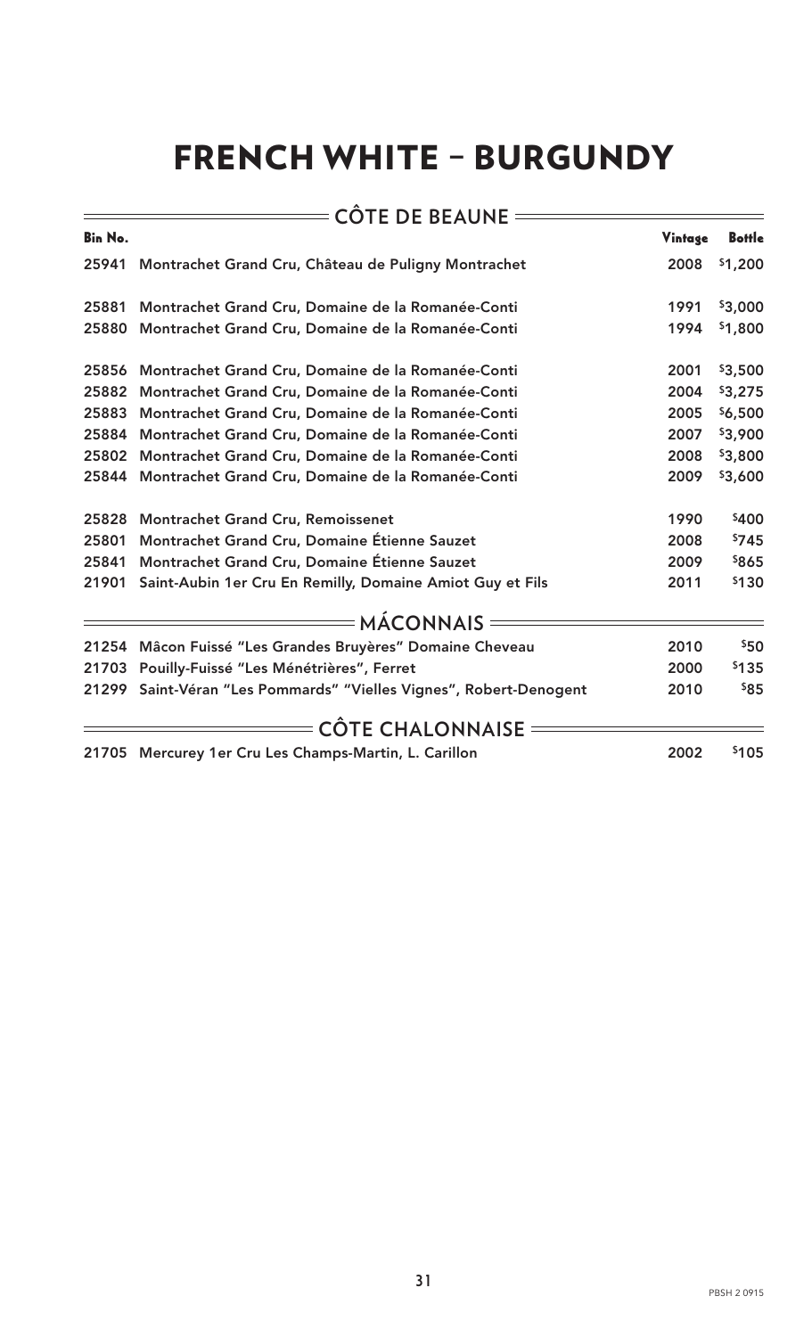# FRENCH WHITE – BURGUNDY

## CÔTE DE BEAUNE

| Bin No. | | Vintage | Bottle |
|---|---|---|---|
| 25941 | Montrachet Grand Cru, Château de Puligny Montrachet | 2008 | $1,200 |
| 25881 | Montrachet Grand Cru, Domaine de la Romanée-Conti | 1991 | $3,000 |
| 25880 | Montrachet Grand Cru, Domaine de la Romanée-Conti | 1994 | $1,800 |
| 25856 | Montrachet Grand Cru, Domaine de la Romanée-Conti | 2001 | $3,500 |
| 25882 | Montrachet Grand Cru, Domaine de la Romanée-Conti | 2004 | $3,275 |
| 25883 | Montrachet Grand Cru, Domaine de la Romanée-Conti | 2005 | $6,500 |
| 25884 | Montrachet Grand Cru, Domaine de la Romanée-Conti | 2007 | $3,900 |
| 25802 | Montrachet Grand Cru, Domaine de la Romanée-Conti | 2008 | $3,800 |
| 25844 | Montrachet Grand Cru, Domaine de la Romanée-Conti | 2009 | $3,600 |
| 25828 | Montrachet Grand Cru, Remoissenet | 1990 | $400 |
| 25801 | Montrachet Grand Cru, Domaine Étienne Sauzet | 2008 | $745 |
| 25841 | Montrachet Grand Cru, Domaine Étienne Sauzet | 2009 | $865 |
| 21901 | Saint-Aubin 1er Cru En Remilly, Domaine Amiot Guy et Fils | 2011 | $130 |

## MÁCONNAIS

| | | | |
|---|---|---|---|
| 21254 | Mâcon Fuissé "Les Grandes Bruyères" Domaine Cheveau | 2010 | $50 |
| 21703 | Pouilly-Fuissé "Les Ménétrières", Ferret | 2000 | $135 |
| 21299 | Saint-Véran "Les Pommards" "Vielles Vignes", Robert-Denogent | 2010 | $85 |

## CÔTE CHALONNAISE

| | | | |
|---|---|---|---|
| 21705 | Mercurey 1er Cru Les Champs-Martin, L. Carillon | 2002 | $105 |

PBSH 2 0915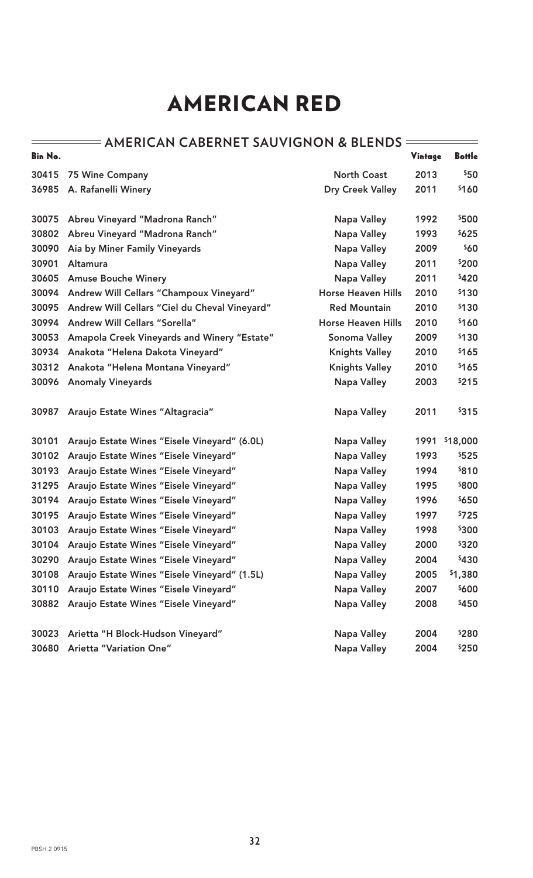# AMERICAN RED

## AMERICAN CABERNET SAUVIGNON & BLENDS

| Bin No. | | | Vintage | Bottle |
|---|---|---|---|---|
| 30415 | 75 Wine Company | North Coast | 2013 | $50 |
| 36985 | A. Rafanelli Winery | Dry Creek Valley | 2011 | $160 |
| 30075 | Abreu Vineyard "Madrona Ranch" | Napa Valley | 1992 | $500 |
| 30802 | Abreu Vineyard "Madrona Ranch" | Napa Valley | 1993 | $625 |
| 30090 | Aia by Miner Family Vineyards | Napa Valley | 2009 | $60 |
| 30901 | Altamura | Napa Valley | 2011 | $200 |
| 30605 | Amuse Bouche Winery | Napa Valley | 2011 | $420 |
| 30094 | Andrew Will Cellars "Champoux Vineyard" | Horse Heaven Hills | 2010 | $130 |
| 30095 | Andrew Will Cellars "Ciel du Cheval Vineyard" | Red Mountain | 2010 | $130 |
| 30994 | Andrew Will Cellars "Sorella" | Horse Heaven Hills | 2010 | $160 |
| 30053 | Amapola Creek Vineyards and Winery "Estate" | Sonoma Valley | 2009 | $130 |
| 30934 | Anakota "Helena Dakota Vineyard" | Knights Valley | 2010 | $165 |
| 30312 | Anakota "Helena Montana Vineyard" | Knights Valley | 2010 | $165 |
| 30096 | Anomaly Vineyards | Napa Valley | 2003 | $215 |
| 30987 | Araujo Estate Wines "Altagracia" | Napa Valley | 2011 | $315 |
| 30101 | Araujo Estate Wines "Eisele Vineyard" (6.0L) | Napa Valley | 1991 | $18,000 |
| 30102 | Araujo Estate Wines "Eisele Vineyard" | Napa Valley | 1993 | $525 |
| 30193 | Araujo Estate Wines "Eisele Vineyard" | Napa Valley | 1994 | $810 |
| 31295 | Araujo Estate Wines "Eisele Vineyard" | Napa Valley | 1995 | $800 |
| 30194 | Araujo Estate Wines "Eisele Vineyard" | Napa Valley | 1996 | $650 |
| 30195 | Araujo Estate Wines "Eisele Vineyard" | Napa Valley | 1997 | $725 |
| 30103 | Araujo Estate Wines "Eisele Vineyard" | Napa Valley | 1998 | $300 |
| 30104 | Araujo Estate Wines "Eisele Vineyard" | Napa Valley | 2000 | $320 |
| 30290 | Araujo Estate Wines "Eisele Vineyard" | Napa Valley | 2004 | $430 |
| 30108 | Araujo Estate Wines "Eisele Vineyard" (1.5L) | Napa Valley | 2005 | $1,380 |
| 30110 | Araujo Estate Wines "Eisele Vineyard" | Napa Valley | 2007 | $600 |
| 30882 | Araujo Estate Wines "Eisele Vineyard" | Napa Valley | 2008 | $450 |
| 30023 | Arietta "H Block-Hudson Vineyard" | Napa Valley | 2004 | $280 |
| 30680 | Arietta "Variation One" | Napa Valley | 2004 | $250 |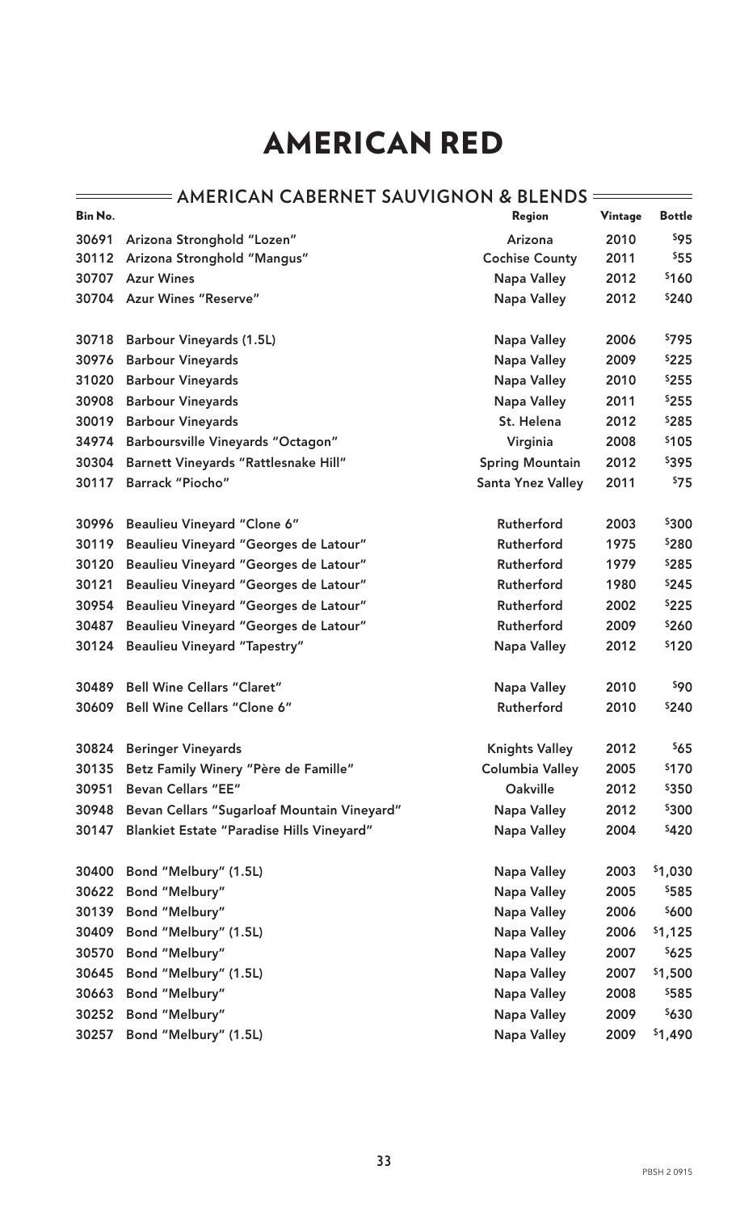# AMERICAN RED

## AMERICAN CABERNET SAUVIGNON & BLENDS

| Bin No. | | Region | Vintage | Bottle |
|---|---|---|---|---|
| 30691 | Arizona Stronghold "Lozen" | Arizona | 2010 | $95 |
| 30112 | Arizona Stronghold "Mangus" | Cochise County | 2011 | $55 |
| 30707 | Azur Wines | Napa Valley | 2012 | $160 |
| 30704 | Azur Wines "Reserve" | Napa Valley | 2012 | $240 |
| 30718 | Barbour Vineyards (1.5L) | Napa Valley | 2006 | $795 |
| 30976 | Barbour Vineyards | Napa Valley | 2009 | $225 |
| 31020 | Barbour Vineyards | Napa Valley | 2010 | $255 |
| 30908 | Barbour Vineyards | Napa Valley | 2011 | $255 |
| 30019 | Barbour Vineyards | St. Helena | 2012 | $285 |
| 34974 | Barboursville Vineyards "Octagon" | Virginia | 2008 | $105 |
| 30304 | Barnett Vineyards "Rattlesnake Hill" | Spring Mountain | 2012 | $395 |
| 30117 | Barrack "Piocho" | Santa Ynez Valley | 2011 | $75 |
| 30996 | Beaulieu Vineyard "Clone 6" | Rutherford | 2003 | $300 |
| 30119 | Beaulieu Vineyard "Georges de Latour" | Rutherford | 1975 | $280 |
| 30120 | Beaulieu Vineyard "Georges de Latour" | Rutherford | 1979 | $285 |
| 30121 | Beaulieu Vineyard "Georges de Latour" | Rutherford | 1980 | $245 |
| 30954 | Beaulieu Vineyard "Georges de Latour" | Rutherford | 2002 | $225 |
| 30487 | Beaulieu Vineyard "Georges de Latour" | Rutherford | 2009 | $260 |
| 30124 | Beaulieu Vineyard "Tapestry" | Napa Valley | 2012 | $120 |
| 30489 | Bell Wine Cellars "Claret" | Napa Valley | 2010 | $90 |
| 30609 | Bell Wine Cellars "Clone 6" | Rutherford | 2010 | $240 |
| 30824 | Beringer Vineyards | Knights Valley | 2012 | $65 |
| 30135 | Betz Family Winery "Père de Famille" | Columbia Valley | 2005 | $170 |
| 30951 | Bevan Cellars "EE" | Oakville | 2012 | $350 |
| 30948 | Bevan Cellars "Sugarloaf Mountain Vineyard" | Napa Valley | 2012 | $300 |
| 30147 | Blankiet Estate "Paradise Hills Vineyard" | Napa Valley | 2004 | $420 |
| 30400 | Bond "Melbury" (1.5L) | Napa Valley | 2003 | $1,030 |
| 30622 | Bond "Melbury" | Napa Valley | 2005 | $585 |
| 30139 | Bond "Melbury" | Napa Valley | 2006 | $600 |
| 30409 | Bond "Melbury" (1.5L) | Napa Valley | 2006 | $1,125 |
| 30570 | Bond "Melbury" | Napa Valley | 2007 | $625 |
| 30645 | Bond "Melbury" (1.5L) | Napa Valley | 2007 | $1,500 |
| 30663 | Bond "Melbury" | Napa Valley | 2008 | $585 |
| 30252 | Bond "Melbury" | Napa Valley | 2009 | $630 |
| 30257 | Bond "Melbury" (1.5L) | Napa Valley | 2009 | $1,490 |

PBSH 2 0915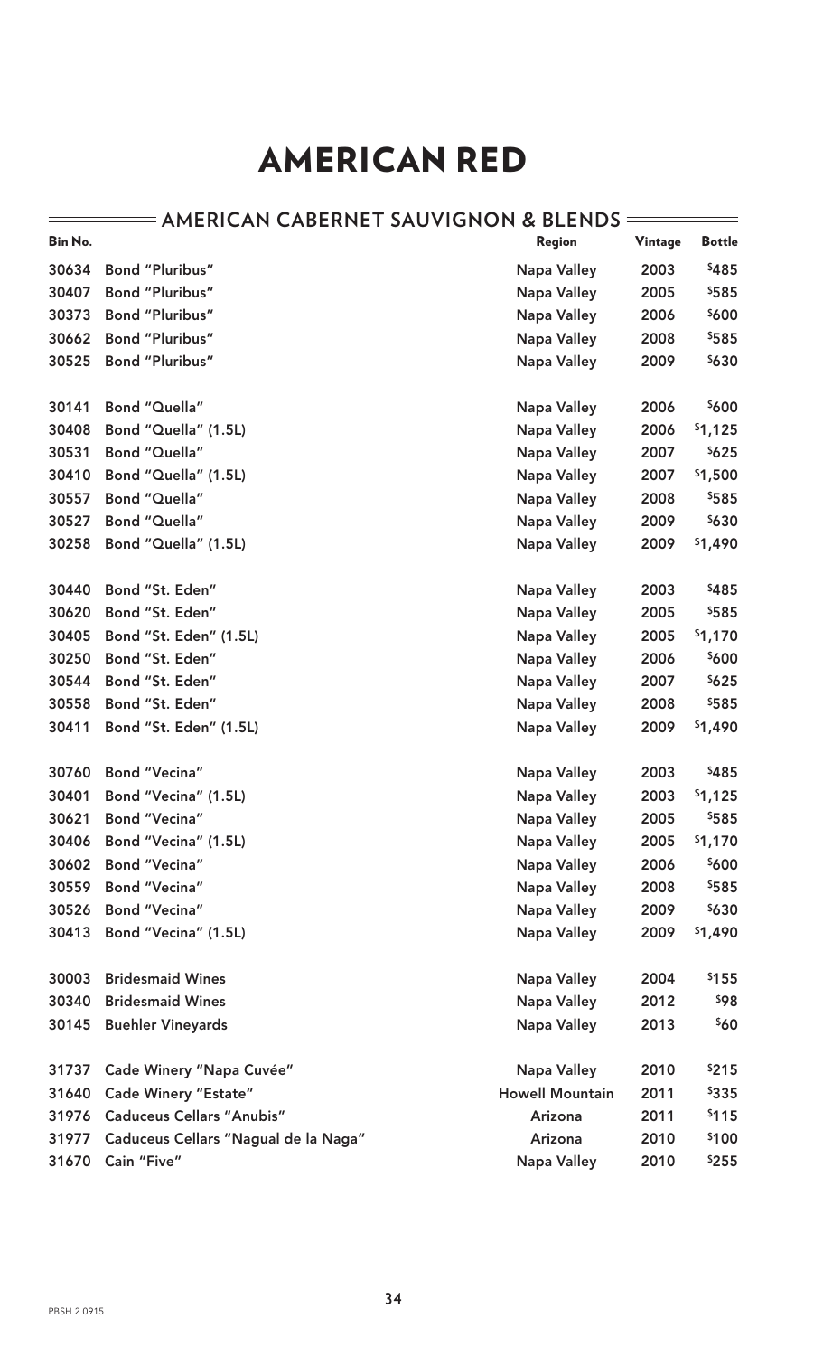# AMERICAN RED

## AMERICAN CABERNET SAUVIGNON & BLENDS

| Bin No. | | Region | Vintage | Bottle |
|---|---|---|---|---|
| 30634 | Bond "Pluribus" | Napa Valley | 2003 | $485 |
| 30407 | Bond "Pluribus" | Napa Valley | 2005 | $585 |
| 30373 | Bond "Pluribus" | Napa Valley | 2006 | $600 |
| 30662 | Bond "Pluribus" | Napa Valley | 2008 | $585 |
| 30525 | Bond "Pluribus" | Napa Valley | 2009 | $630 |
| 30141 | Bond "Quella" | Napa Valley | 2006 | $600 |
| 30408 | Bond "Quella" (1.5L) | Napa Valley | 2006 | $1,125 |
| 30531 | Bond "Quella" | Napa Valley | 2007 | $625 |
| 30410 | Bond "Quella" (1.5L) | Napa Valley | 2007 | $1,500 |
| 30557 | Bond "Quella" | Napa Valley | 2008 | $585 |
| 30527 | Bond "Quella" | Napa Valley | 2009 | $630 |
| 30258 | Bond "Quella" (1.5L) | Napa Valley | 2009 | $1,490 |
| 30440 | Bond "St. Eden" | Napa Valley | 2003 | $485 |
| 30620 | Bond "St. Eden" | Napa Valley | 2005 | $585 |
| 30405 | Bond "St. Eden" (1.5L) | Napa Valley | 2005 | $1,170 |
| 30250 | Bond "St. Eden" | Napa Valley | 2006 | $600 |
| 30544 | Bond "St. Eden" | Napa Valley | 2007 | $625 |
| 30558 | Bond "St. Eden" | Napa Valley | 2008 | $585 |
| 30411 | Bond "St. Eden" (1.5L) | Napa Valley | 2009 | $1,490 |
| 30760 | Bond "Vecina" | Napa Valley | 2003 | $485 |
| 30401 | Bond "Vecina" (1.5L) | Napa Valley | 2003 | $1,125 |
| 30621 | Bond "Vecina" | Napa Valley | 2005 | $585 |
| 30406 | Bond "Vecina" (1.5L) | Napa Valley | 2005 | $1,170 |
| 30602 | Bond "Vecina" | Napa Valley | 2006 | $600 |
| 30559 | Bond "Vecina" | Napa Valley | 2008 | $585 |
| 30526 | Bond "Vecina" | Napa Valley | 2009 | $630 |
| 30413 | Bond "Vecina" (1.5L) | Napa Valley | 2009 | $1,490 |
| 30003 | Bridesmaid Wines | Napa Valley | 2004 | $155 |
| 30340 | Bridesmaid Wines | Napa Valley | 2012 | $98 |
| 30145 | Buehler Vineyards | Napa Valley | 2013 | $60 |
| 31737 | Cade Winery "Napa Cuvée" | Napa Valley | 2010 | $215 |
| 31640 | Cade Winery "Estate" | Howell Mountain | 2011 | $335 |
| 31976 | Caduceus Cellars "Anubis" | Arizona | 2011 | $115 |
| 31977 | Caduceus Cellars "Nagual de la Naga" | Arizona | 2010 | $100 |
| 31670 | Cain "Five" | Napa Valley | 2010 | $255 |

PBSH 2 0915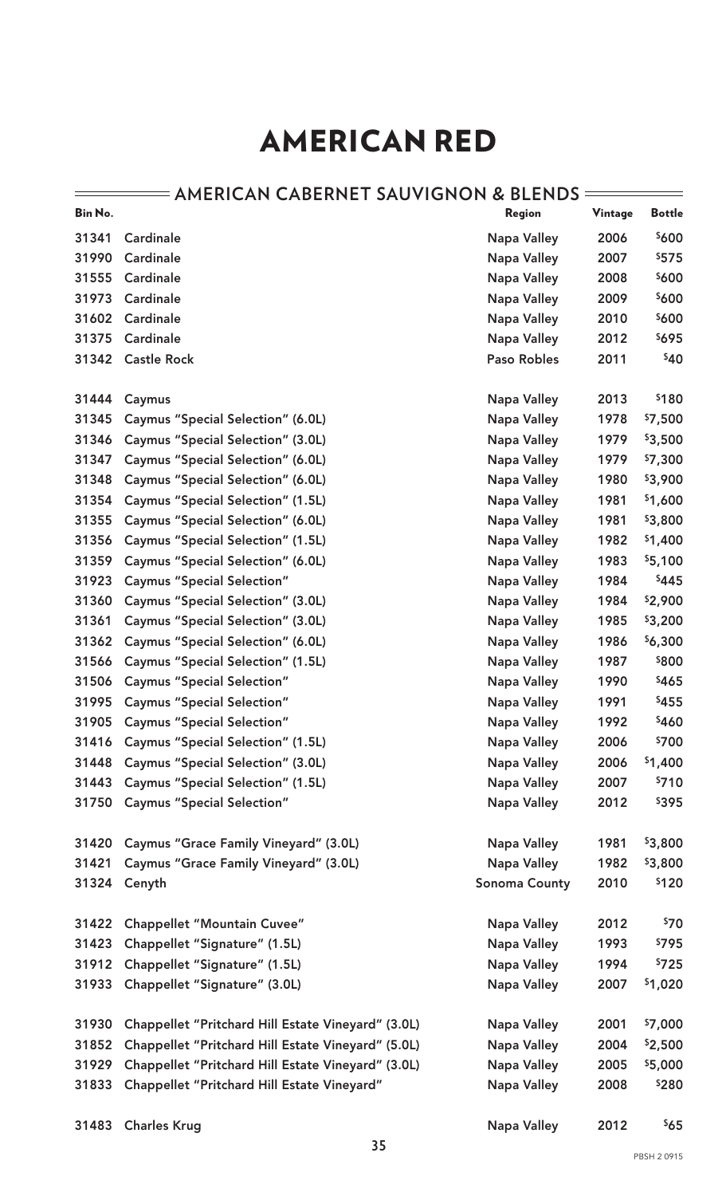# AMERICAN RED

## AMERICAN CABERNET SAUVIGNON & BLENDS

| Bin No. | | Region | Vintage | Bottle |
|---|---|---|---|---|
| 31341 | Cardinale | Napa Valley | 2006 | $600 |
| 31990 | Cardinale | Napa Valley | 2007 | $575 |
| 31555 | Cardinale | Napa Valley | 2008 | $600 |
| 31973 | Cardinale | Napa Valley | 2009 | $600 |
| 31602 | Cardinale | Napa Valley | 2010 | $600 |
| 31375 | Cardinale | Napa Valley | 2012 | $695 |
| 31342 | Castle Rock | Paso Robles | 2011 | $40 |
| 31444 | Caymus | Napa Valley | 2013 | $180 |
| 31345 | Caymus "Special Selection" (6.0L) | Napa Valley | 1978 | $7,500 |
| 31346 | Caymus "Special Selection" (3.0L) | Napa Valley | 1979 | $3,500 |
| 31347 | Caymus "Special Selection" (6.0L) | Napa Valley | 1979 | $7,300 |
| 31348 | Caymus "Special Selection" (6.0L) | Napa Valley | 1980 | $3,900 |
| 31354 | Caymus "Special Selection" (1.5L) | Napa Valley | 1981 | $1,600 |
| 31355 | Caymus "Special Selection" (6.0L) | Napa Valley | 1981 | $3,800 |
| 31356 | Caymus "Special Selection" (1.5L) | Napa Valley | 1982 | $1,400 |
| 31359 | Caymus "Special Selection" (6.0L) | Napa Valley | 1983 | $5,100 |
| 31923 | Caymus "Special Selection" | Napa Valley | 1984 | $445 |
| 31360 | Caymus "Special Selection" (3.0L) | Napa Valley | 1984 | $2,900 |
| 31361 | Caymus "Special Selection" (3.0L) | Napa Valley | 1985 | $3,200 |
| 31362 | Caymus "Special Selection" (6.0L) | Napa Valley | 1986 | $6,300 |
| 31566 | Caymus "Special Selection" (1.5L) | Napa Valley | 1987 | $800 |
| 31506 | Caymus "Special Selection" | Napa Valley | 1990 | $465 |
| 31995 | Caymus "Special Selection" | Napa Valley | 1991 | $455 |
| 31905 | Caymus "Special Selection" | Napa Valley | 1992 | $460 |
| 31416 | Caymus "Special Selection" (1.5L) | Napa Valley | 2006 | $700 |
| 31448 | Caymus "Special Selection" (3.0L) | Napa Valley | 2006 | $1,400 |
| 31443 | Caymus "Special Selection" (1.5L) | Napa Valley | 2007 | $710 |
| 31750 | Caymus "Special Selection" | Napa Valley | 2012 | $395 |
| 31420 | Caymus "Grace Family Vineyard" (3.0L) | Napa Valley | 1981 | $3,800 |
| 31421 | Caymus "Grace Family Vineyard" (3.0L) | Napa Valley | 1982 | $3,800 |
| 31324 | Cenyth | Sonoma County | 2010 | $120 |
| 31422 | Chappellet "Mountain Cuvee" | Napa Valley | 2012 | $70 |
| 31423 | Chappellet "Signature" (1.5L) | Napa Valley | 1993 | $795 |
| 31912 | Chappellet "Signature" (1.5L) | Napa Valley | 1994 | $725 |
| 31933 | Chappellet "Signature" (3.0L) | Napa Valley | 2007 | $1,020 |
| 31930 | Chappellet "Pritchard Hill Estate Vineyard" (3.0L) | Napa Valley | 2001 | $7,000 |
| 31852 | Chappellet "Pritchard Hill Estate Vineyard" (5.0L) | Napa Valley | 2004 | $2,500 |
| 31929 | Chappellet "Pritchard Hill Estate Vineyard" (3.0L) | Napa Valley | 2005 | $5,000 |
| 31833 | Chappellet "Pritchard Hill Estate Vineyard" | Napa Valley | 2008 | $280 |
| 31483 | Charles Krug | Napa Valley | 2012 | $65 |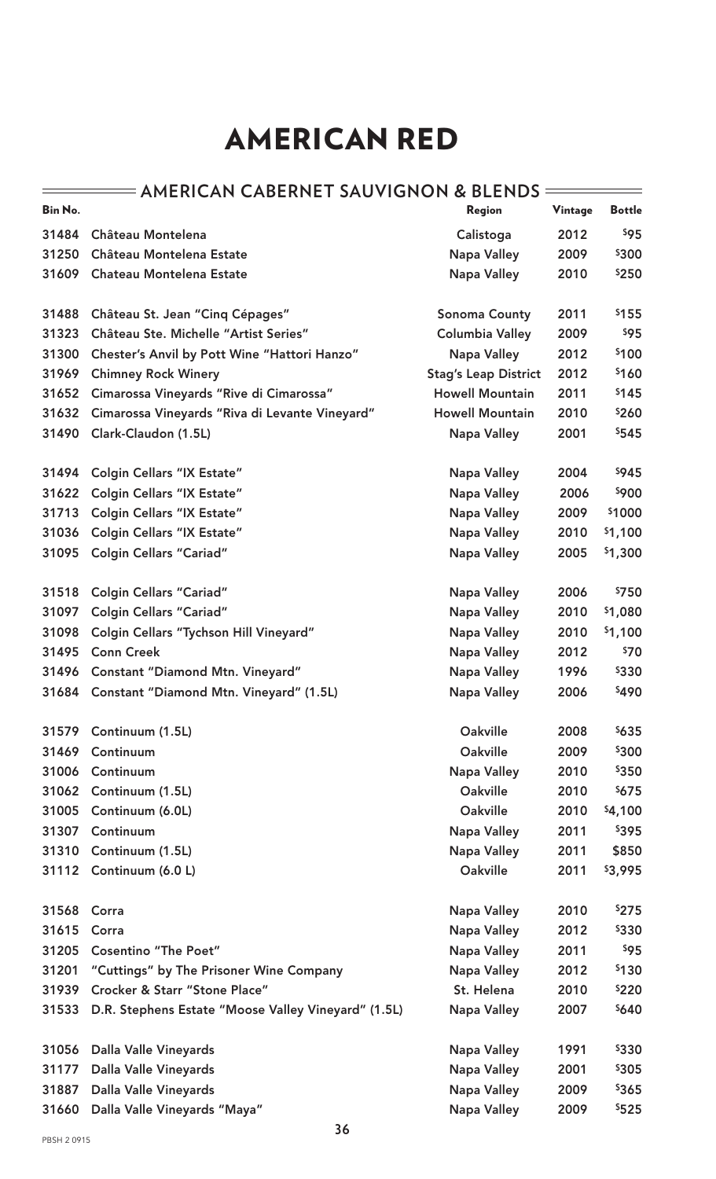# AMERICAN RED

## AMERICAN CABERNET SAUVIGNON & BLENDS

| Bin No. | | Region | Vintage | Bottle |
|---|---|---|---|---|
| 31484 | Château Montelena | Calistoga | 2012 | $95 |
| 31250 | Château Montelena Estate | Napa Valley | 2009 | $300 |
| 31609 | Chateau Montelena Estate | Napa Valley | 2010 | $250 |
| 31488 | Château St. Jean "Cinq Cépages" | Sonoma County | 2011 | $155 |
| 31323 | Château Ste. Michelle "Artist Series" | Columbia Valley | 2009 | $95 |
| 31300 | Chester's Anvil by Pott Wine "Hattori Hanzo" | Napa Valley | 2012 | $100 |
| 31969 | Chimney Rock Winery | Stag's Leap District | 2012 | $160 |
| 31652 | Cimarossa Vineyards "Rive di Cimarossa" | Howell Mountain | 2011 | $145 |
| 31632 | Cimarossa Vineyards "Riva di Levante Vineyard" | Howell Mountain | 2010 | $260 |
| 31490 | Clark-Claudon (1.5L) | Napa Valley | 2001 | $545 |
| 31494 | Colgin Cellars "IX Estate" | Napa Valley | 2004 | $945 |
| 31622 | Colgin Cellars "IX Estate" | Napa Valley | 2006 | $900 |
| 31713 | Colgin Cellars "IX Estate" | Napa Valley | 2009 | $1000 |
| 31036 | Colgin Cellars "IX Estate" | Napa Valley | 2010 | $1,100 |
| 31095 | Colgin Cellars "Cariad" | Napa Valley | 2005 | $1,300 |
| 31518 | Colgin Cellars "Cariad" | Napa Valley | 2006 | $750 |
| 31097 | Colgin Cellars "Cariad" | Napa Valley | 2010 | $1,080 |
| 31098 | Colgin Cellars "Tychson Hill Vineyard" | Napa Valley | 2010 | $1,100 |
| 31495 | Conn Creek | Napa Valley | 2012 | $70 |
| 31496 | Constant "Diamond Mtn. Vineyard" | Napa Valley | 1996 | $330 |
| 31684 | Constant "Diamond Mtn. Vineyard" (1.5L) | Napa Valley | 2006 | $490 |
| 31579 | Continuum (1.5L) | Oakville | 2008 | $635 |
| 31469 | Continuum | Oakville | 2009 | $300 |
| 31006 | Continuum | Napa Valley | 2010 | $350 |
| 31062 | Continuum (1.5L) | Oakville | 2010 | $675 |
| 31005 | Continuum (6.0L) | Oakville | 2010 | $4,100 |
| 31307 | Continuum | Napa Valley | 2011 | $395 |
| 31310 | Continuum (1.5L) | Napa Valley | 2011 | $850 |
| 31112 | Continuum (6.0 L) | Oakville | 2011 | $3,995 |
| 31568 | Corra | Napa Valley | 2010 | $275 |
| 31615 | Corra | Napa Valley | 2012 | $330 |
| 31205 | Cosentino "The Poet" | Napa Valley | 2011 | $95 |
| 31201 | "Cuttings" by The Prisoner Wine Company | Napa Valley | 2012 | $130 |
| 31939 | Crocker & Starr "Stone Place" | St. Helena | 2010 | $220 |
| 31533 | D.R. Stephens Estate "Moose Valley Vineyard" (1.5L) | Napa Valley | 2007 | $640 |
| 31056 | Dalla Valle Vineyards | Napa Valley | 1991 | $330 |
| 31177 | Dalla Valle Vineyards | Napa Valley | 2001 | $305 |
| 31887 | Dalla Valle Vineyards | Napa Valley | 2009 | $365 |
| 31660 | Dalla Valle Vineyards "Maya" | Napa Valley | 2009 | $525 |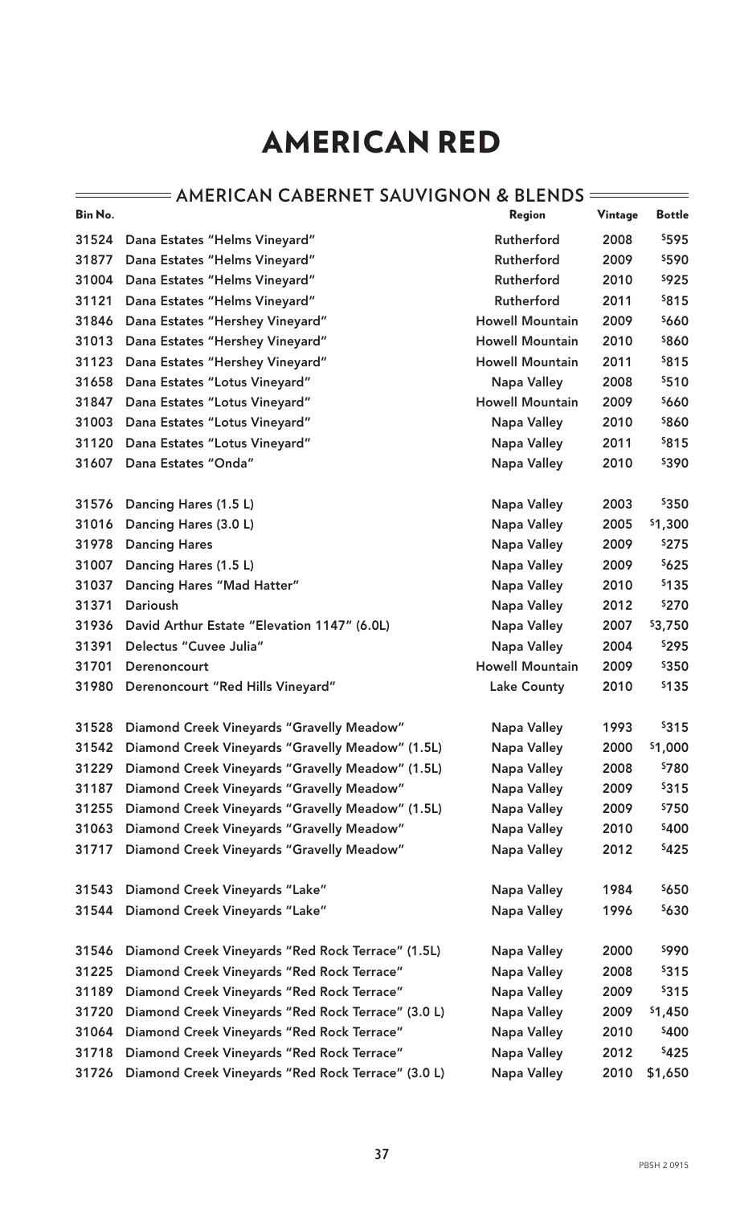# AMERICAN RED

## AMERICAN CABERNET SAUVIGNON & BLENDS

| Bin No. | | Region | Vintage | Bottle |
|---|---|---|---|---|
| 31524 | Dana Estates "Helms Vineyard" | Rutherford | 2008 | $595 |
| 31877 | Dana Estates "Helms Vineyard" | Rutherford | 2009 | $590 |
| 31004 | Dana Estates "Helms Vineyard" | Rutherford | 2010 | $925 |
| 31121 | Dana Estates "Helms Vineyard" | Rutherford | 2011 | $815 |
| 31846 | Dana Estates "Hershey Vineyard" | Howell Mountain | 2009 | $660 |
| 31013 | Dana Estates "Hershey Vineyard" | Howell Mountain | 2010 | $860 |
| 31123 | Dana Estates "Hershey Vineyard" | Howell Mountain | 2011 | $815 |
| 31658 | Dana Estates "Lotus Vineyard" | Napa Valley | 2008 | $510 |
| 31847 | Dana Estates "Lotus Vineyard" | Howell Mountain | 2009 | $660 |
| 31003 | Dana Estates "Lotus Vineyard" | Napa Valley | 2010 | $860 |
| 31120 | Dana Estates "Lotus Vineyard" | Napa Valley | 2011 | $815 |
| 31607 | Dana Estates "Onda" | Napa Valley | 2010 | $390 |
| | | | | |
| 31576 | Dancing Hares (1.5 L) | Napa Valley | 2003 | $350 |
| 31016 | Dancing Hares (3.0 L) | Napa Valley | 2005 | $1,300 |
| 31978 | Dancing Hares | Napa Valley | 2009 | $275 |
| 31007 | Dancing Hares (1.5 L) | Napa Valley | 2009 | $625 |
| 31037 | Dancing Hares "Mad Hatter" | Napa Valley | 2010 | $135 |
| 31371 | Darioush | Napa Valley | 2012 | $270 |
| 31936 | David Arthur Estate "Elevation 1147" (6.0L) | Napa Valley | 2007 | $3,750 |
| 31391 | Delectus "Cuvee Julia" | Napa Valley | 2004 | $295 |
| 31701 | Derenoncourt | Howell Mountain | 2009 | $350 |
| 31980 | Derenoncourt "Red Hills Vineyard" | Lake County | 2010 | $135 |
| | | | | |
| 31528 | Diamond Creek Vineyards "Gravelly Meadow" | Napa Valley | 1993 | $315 |
| 31542 | Diamond Creek Vineyards "Gravelly Meadow" (1.5L) | Napa Valley | 2000 | $1,000 |
| 31229 | Diamond Creek Vineyards "Gravelly Meadow" (1.5L) | Napa Valley | 2008 | $780 |
| 31187 | Diamond Creek Vineyards "Gravelly Meadow" | Napa Valley | 2009 | $315 |
| 31255 | Diamond Creek Vineyards "Gravelly Meadow" (1.5L) | Napa Valley | 2009 | $750 |
| 31063 | Diamond Creek Vineyards "Gravelly Meadow" | Napa Valley | 2010 | $400 |
| 31717 | Diamond Creek Vineyards "Gravelly Meadow" | Napa Valley | 2012 | $425 |
| | | | | |
| 31543 | Diamond Creek Vineyards "Lake" | Napa Valley | 1984 | $650 |
| 31544 | Diamond Creek Vineyards "Lake" | Napa Valley | 1996 | $630 |
| | | | | |
| 31546 | Diamond Creek Vineyards "Red Rock Terrace" (1.5L) | Napa Valley | 2000 | $990 |
| 31225 | Diamond Creek Vineyards "Red Rock Terrace" | Napa Valley | 2008 | $315 |
| 31189 | Diamond Creek Vineyards "Red Rock Terrace" | Napa Valley | 2009 | $315 |
| 31720 | Diamond Creek Vineyards "Red Rock Terrace" (3.0 L) | Napa Valley | 2009 | $1,450 |
| 31064 | Diamond Creek Vineyards "Red Rock Terrace" | Napa Valley | 2010 | $400 |
| 31718 | Diamond Creek Vineyards "Red Rock Terrace" | Napa Valley | 2012 | $425 |
| 31726 | Diamond Creek Vineyards "Red Rock Terrace" (3.0 L) | Napa Valley | 2010 | $1,650 |

PBSH 2 0915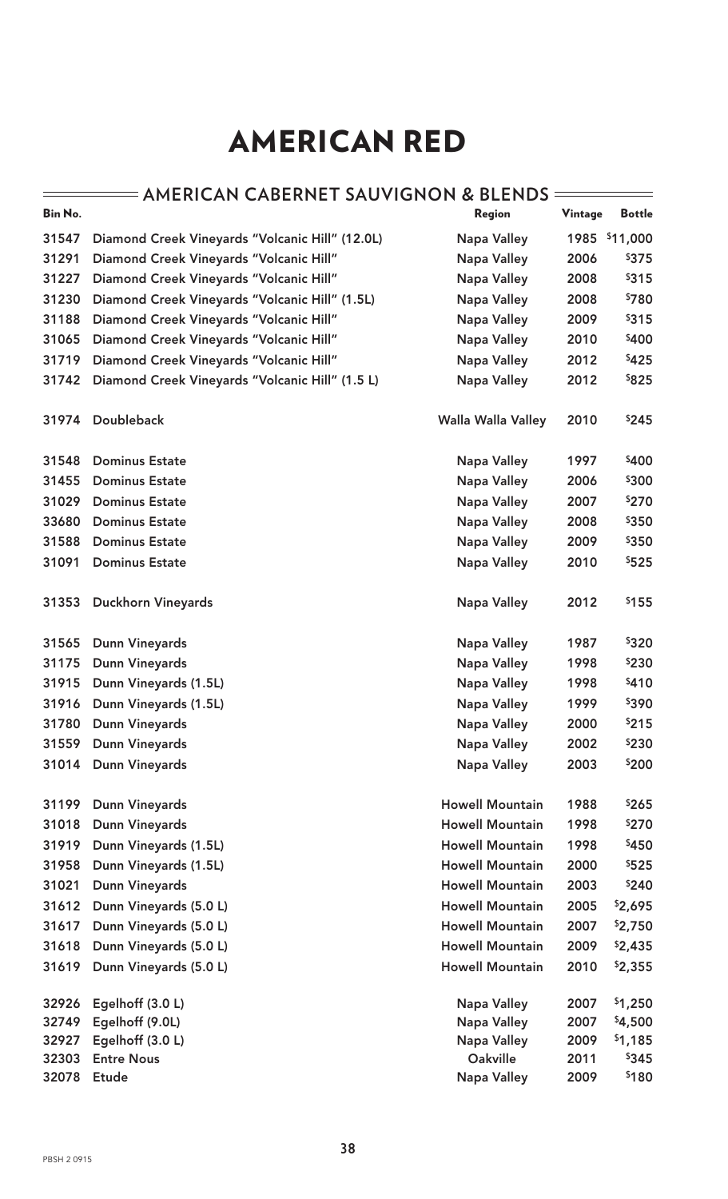# AMERICAN RED

## AMERICAN CABERNET SAUVIGNON & BLENDS

| Bin No. | | Region | Vintage | Bottle |
|---|---|---|---|---|
| 31547 | Diamond Creek Vineyards "Volcanic Hill" (12.0L) | Napa Valley | 1985 | $11,000 |
| 31291 | Diamond Creek Vineyards "Volcanic Hill" | Napa Valley | 2006 | $375 |
| 31227 | Diamond Creek Vineyards "Volcanic Hill" | Napa Valley | 2008 | $315 |
| 31230 | Diamond Creek Vineyards "Volcanic Hill" (1.5L) | Napa Valley | 2008 | $780 |
| 31188 | Diamond Creek Vineyards "Volcanic Hill" | Napa Valley | 2009 | $315 |
| 31065 | Diamond Creek Vineyards "Volcanic Hill" | Napa Valley | 2010 | $400 |
| 31719 | Diamond Creek Vineyards "Volcanic Hill" | Napa Valley | 2012 | $425 |
| 31742 | Diamond Creek Vineyards "Volcanic Hill" (1.5 L) | Napa Valley | 2012 | $825 |
| 31974 | Doubleback | Walla Walla Valley | 2010 | $245 |
| 31548 | Dominus Estate | Napa Valley | 1997 | $400 |
| 31455 | Dominus Estate | Napa Valley | 2006 | $300 |
| 31029 | Dominus Estate | Napa Valley | 2007 | $270 |
| 33680 | Dominus Estate | Napa Valley | 2008 | $350 |
| 31588 | Dominus Estate | Napa Valley | 2009 | $350 |
| 31091 | Dominus Estate | Napa Valley | 2010 | $525 |
| 31353 | Duckhorn Vineyards | Napa Valley | 2012 | $155 |
| 31565 | Dunn Vineyards | Napa Valley | 1987 | $320 |
| 31175 | Dunn Vineyards | Napa Valley | 1998 | $230 |
| 31915 | Dunn Vineyards (1.5L) | Napa Valley | 1998 | $410 |
| 31916 | Dunn Vineyards (1.5L) | Napa Valley | 1999 | $390 |
| 31780 | Dunn Vineyards | Napa Valley | 2000 | $215 |
| 31559 | Dunn Vineyards | Napa Valley | 2002 | $230 |
| 31014 | Dunn Vineyards | Napa Valley | 2003 | $200 |
| 31199 | Dunn Vineyards | Howell Mountain | 1988 | $265 |
| 31018 | Dunn Vineyards | Howell Mountain | 1998 | $270 |
| 31919 | Dunn Vineyards (1.5L) | Howell Mountain | 1998 | $450 |
| 31958 | Dunn Vineyards (1.5L) | Howell Mountain | 2000 | $525 |
| 31021 | Dunn Vineyards | Howell Mountain | 2003 | $240 |
| 31612 | Dunn Vineyards (5.0 L) | Howell Mountain | 2005 | $2,695 |
| 31617 | Dunn Vineyards (5.0 L) | Howell Mountain | 2007 | $2,750 |
| 31618 | Dunn Vineyards (5.0 L) | Howell Mountain | 2009 | $2,435 |
| 31619 | Dunn Vineyards (5.0 L) | Howell Mountain | 2010 | $2,355 |
| 32926 | Egelhoff (3.0 L) | Napa Valley | 2007 | $1,250 |
| 32749 | Egelhoff (9.0L) | Napa Valley | 2007 | $4,500 |
| 32927 | Egelhoff (3.0 L) | Napa Valley | 2009 | $1,185 |
| 32303 | Entre Nous | Oakville | 2011 | $345 |
| 32078 | Etude | Napa Valley | 2009 | $180 |

PBSH 2 0915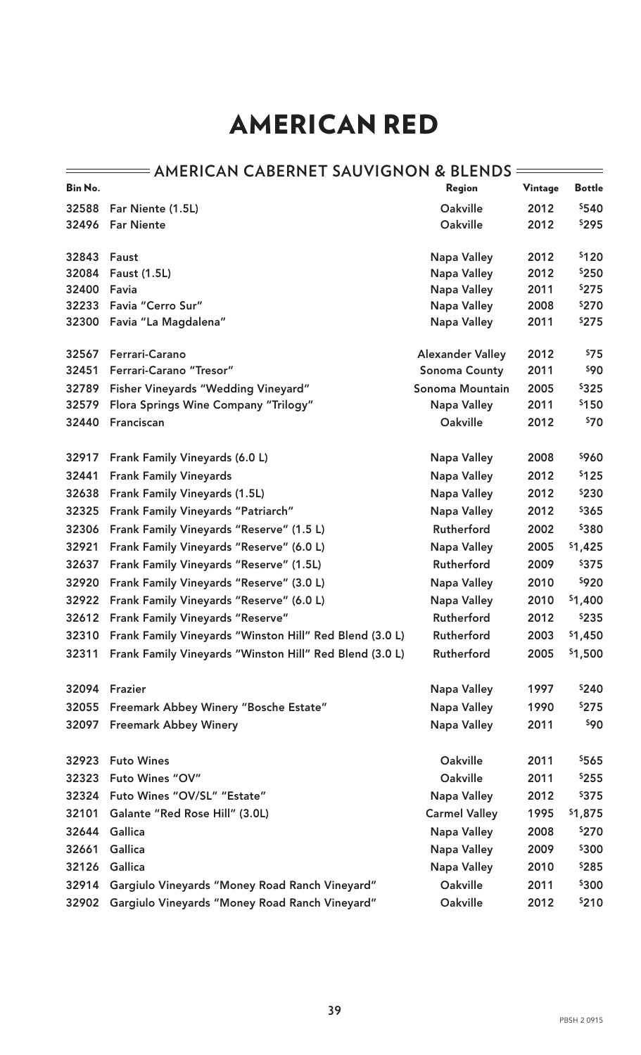# AMERICAN RED

## AMERICAN CABERNET SAUVIGNON & BLENDS

| Bin No. | | Region | Vintage | Bottle |
|---|---|---|---|---|
| 32588 | Far Niente (1.5L) | Oakville | 2012 | $540 |
| 32496 | Far Niente | Oakville | 2012 | $295 |
| 32843 | Faust | Napa Valley | 2012 | $120 |
| 32084 | Faust (1.5L) | Napa Valley | 2012 | $250 |
| 32400 | Favia | Napa Valley | 2011 | $275 |
| 32233 | Favia "Cerro Sur" | Napa Valley | 2008 | $270 |
| 32300 | Favia "La Magdalena" | Napa Valley | 2011 | $275 |
| 32567 | Ferrari-Carano | Alexander Valley | 2012 | $75 |
| 32451 | Ferrari-Carano "Tresor" | Sonoma County | 2011 | $90 |
| 32789 | Fisher Vineyards "Wedding Vineyard" | Sonoma Mountain | 2005 | $325 |
| 32579 | Flora Springs Wine Company "Trilogy" | Napa Valley | 2011 | $150 |
| 32440 | Franciscan | Oakville | 2012 | $70 |
| 32917 | Frank Family Vineyards (6.0 L) | Napa Valley | 2008 | $960 |
| 32441 | Frank Family Vineyards | Napa Valley | 2012 | $125 |
| 32638 | Frank Family Vineyards (1.5L) | Napa Valley | 2012 | $230 |
| 32325 | Frank Family Vineyards "Patriarch" | Napa Valley | 2012 | $365 |
| 32306 | Frank Family Vineyards "Reserve" (1.5 L) | Rutherford | 2002 | $380 |
| 32921 | Frank Family Vineyards "Reserve" (6.0 L) | Napa Valley | 2005 | $1,425 |
| 32637 | Frank Family Vineyards "Reserve" (1.5L) | Rutherford | 2009 | $375 |
| 32920 | Frank Family Vineyards "Reserve" (3.0 L) | Napa Valley | 2010 | $920 |
| 32922 | Frank Family Vineyards "Reserve" (6.0 L) | Napa Valley | 2010 | $1,400 |
| 32612 | Frank Family Vineyards "Reserve" | Rutherford | 2012 | $235 |
| 32310 | Frank Family Vineyards "Winston Hill" Red Blend (3.0 L) | Rutherford | 2003 | $1,450 |
| 32311 | Frank Family Vineyards "Winston Hill" Red Blend (3.0 L) | Rutherford | 2005 | $1,500 |
| 32094 | Frazier | Napa Valley | 1997 | $240 |
| 32055 | Freemark Abbey Winery "Bosche Estate" | Napa Valley | 1990 | $275 |
| 32097 | Freemark Abbey Winery | Napa Valley | 2011 | $90 |
| 32923 | Futo Wines | Oakville | 2011 | $565 |
| 32323 | Futo Wines "OV" | Oakville | 2011 | $255 |
| 32324 | Futo Wines "OV/SL" "Estate" | Napa Valley | 2012 | $375 |
| 32101 | Galante "Red Rose Hill" (3.0L) | Carmel Valley | 1995 | $1,875 |
| 32644 | Gallica | Napa Valley | 2008 | $270 |
| 32661 | Gallica | Napa Valley | 2009 | $300 |
| 32126 | Gallica | Napa Valley | 2010 | $285 |
| 32914 | Gargiulo Vineyards "Money Road Ranch Vineyard" | Oakville | 2011 | $300 |
| 32902 | Gargiulo Vineyards "Money Road Ranch Vineyard" | Oakville | 2012 | $210 |

PBSH 2 0915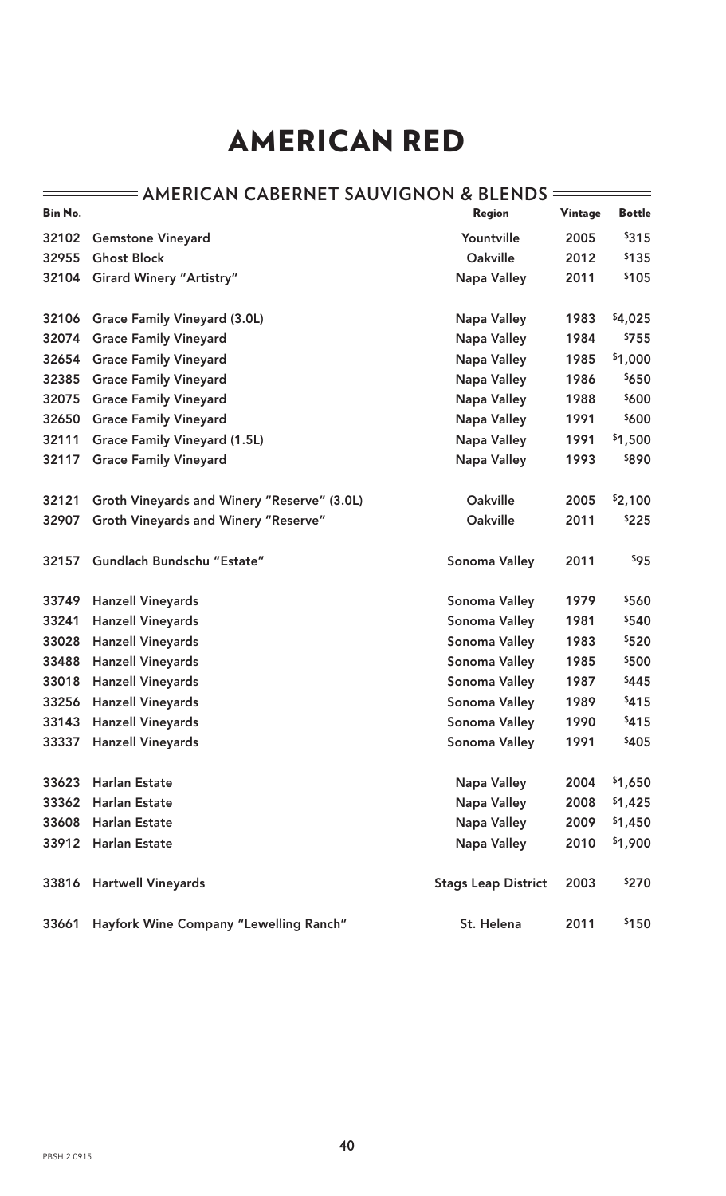# AMERICAN RED

## AMERICAN CABERNET SAUVIGNON & BLENDS

| Bin No. | | Region | Vintage | Bottle |
|---|---|---|---|---|
| 32102 | Gemstone Vineyard | Yountville | 2005 | $315 |
| 32955 | Ghost Block | Oakville | 2012 | $135 |
| 32104 | Girard Winery "Artistry" | Napa Valley | 2011 | $105 |
| 32106 | Grace Family Vineyard (3.0L) | Napa Valley | 1983 | $4,025 |
| 32074 | Grace Family Vineyard | Napa Valley | 1984 | $755 |
| 32654 | Grace Family Vineyard | Napa Valley | 1985 | $1,000 |
| 32385 | Grace Family Vineyard | Napa Valley | 1986 | $650 |
| 32075 | Grace Family Vineyard | Napa Valley | 1988 | $600 |
| 32650 | Grace Family Vineyard | Napa Valley | 1991 | $600 |
| 32111 | Grace Family Vineyard (1.5L) | Napa Valley | 1991 | $1,500 |
| 32117 | Grace Family Vineyard | Napa Valley | 1993 | $890 |
| 32121 | Groth Vineyards and Winery "Reserve" (3.0L) | Oakville | 2005 | $2,100 |
| 32907 | Groth Vineyards and Winery "Reserve" | Oakville | 2011 | $225 |
| 32157 | Gundlach Bundschu "Estate" | Sonoma Valley | 2011 | $95 |
| 33749 | Hanzell Vineyards | Sonoma Valley | 1979 | $560 |
| 33241 | Hanzell Vineyards | Sonoma Valley | 1981 | $540 |
| 33028 | Hanzell Vineyards | Sonoma Valley | 1983 | $520 |
| 33488 | Hanzell Vineyards | Sonoma Valley | 1985 | $500 |
| 33018 | Hanzell Vineyards | Sonoma Valley | 1987 | $445 |
| 33256 | Hanzell Vineyards | Sonoma Valley | 1989 | $415 |
| 33143 | Hanzell Vineyards | Sonoma Valley | 1990 | $415 |
| 33337 | Hanzell Vineyards | Sonoma Valley | 1991 | $405 |
| 33623 | Harlan Estate | Napa Valley | 2004 | $1,650 |
| 33362 | Harlan Estate | Napa Valley | 2008 | $1,425 |
| 33608 | Harlan Estate | Napa Valley | 2009 | $1,450 |
| 33912 | Harlan Estate | Napa Valley | 2010 | $1,900 |
| 33816 | Hartwell Vineyards | Stags Leap District | 2003 | $270 |
| 33661 | Hayfork Wine Company "Lewelling Ranch" | St. Helena | 2011 | $150 |

PBSH 2 0915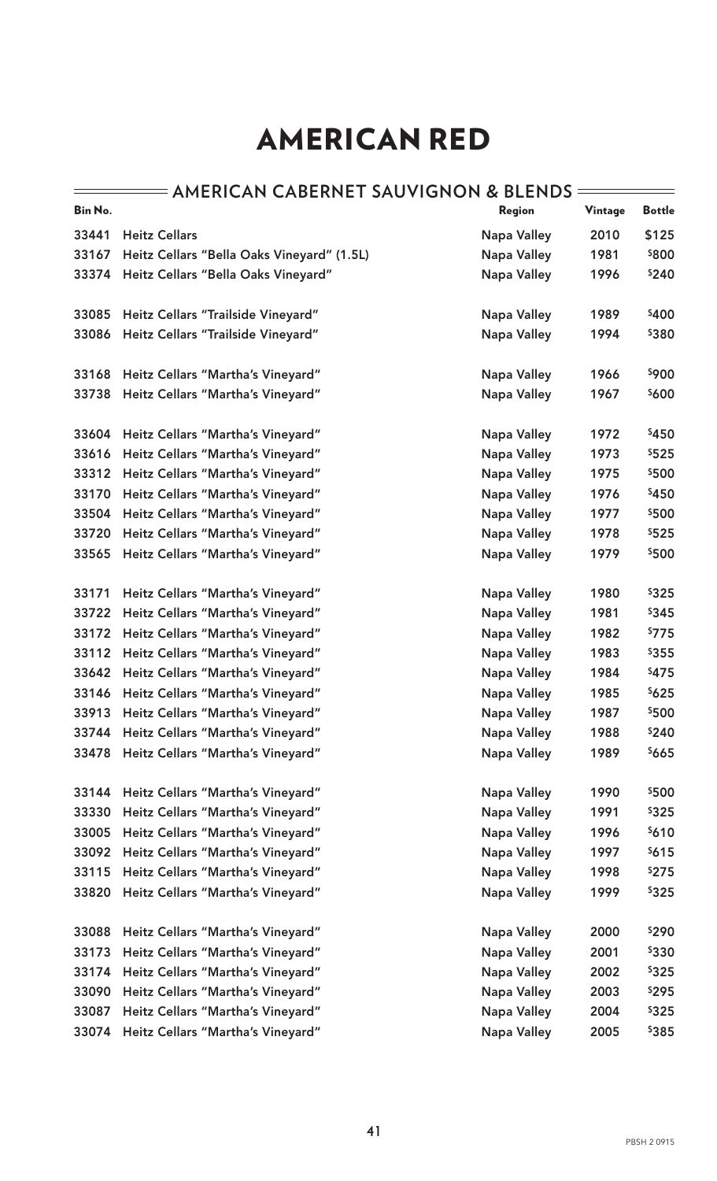# AMERICAN RED

## AMERICAN CABERNET SAUVIGNON & BLENDS

| Bin No. | | Region | Vintage | Bottle |
|---|---|---|---|---|
| 33441 | Heitz Cellars | Napa Valley | 2010 | $125 |
| 33167 | Heitz Cellars "Bella Oaks Vineyard" (1.5L) | Napa Valley | 1981 | $800 |
| 33374 | Heitz Cellars "Bella Oaks Vineyard" | Napa Valley | 1996 | $240 |
| 33085 | Heitz Cellars "Trailside Vineyard" | Napa Valley | 1989 | $400 |
| 33086 | Heitz Cellars "Trailside Vineyard" | Napa Valley | 1994 | $380 |
| 33168 | Heitz Cellars "Martha's Vineyard" | Napa Valley | 1966 | $900 |
| 33738 | Heitz Cellars "Martha's Vineyard" | Napa Valley | 1967 | $600 |
| 33604 | Heitz Cellars "Martha's Vineyard" | Napa Valley | 1972 | $450 |
| 33616 | Heitz Cellars "Martha's Vineyard" | Napa Valley | 1973 | $525 |
| 33312 | Heitz Cellars "Martha's Vineyard" | Napa Valley | 1975 | $500 |
| 33170 | Heitz Cellars "Martha's Vineyard" | Napa Valley | 1976 | $450 |
| 33504 | Heitz Cellars "Martha's Vineyard" | Napa Valley | 1977 | $500 |
| 33720 | Heitz Cellars "Martha's Vineyard" | Napa Valley | 1978 | $525 |
| 33565 | Heitz Cellars "Martha's Vineyard" | Napa Valley | 1979 | $500 |
| 33171 | Heitz Cellars "Martha's Vineyard" | Napa Valley | 1980 | $325 |
| 33722 | Heitz Cellars "Martha's Vineyard" | Napa Valley | 1981 | $345 |
| 33172 | Heitz Cellars "Martha's Vineyard" | Napa Valley | 1982 | $775 |
| 33112 | Heitz Cellars "Martha's Vineyard" | Napa Valley | 1983 | $355 |
| 33642 | Heitz Cellars "Martha's Vineyard" | Napa Valley | 1984 | $475 |
| 33146 | Heitz Cellars "Martha's Vineyard" | Napa Valley | 1985 | $625 |
| 33913 | Heitz Cellars "Martha's Vineyard" | Napa Valley | 1987 | $500 |
| 33744 | Heitz Cellars "Martha's Vineyard" | Napa Valley | 1988 | $240 |
| 33478 | Heitz Cellars "Martha's Vineyard" | Napa Valley | 1989 | $665 |
| 33144 | Heitz Cellars "Martha's Vineyard" | Napa Valley | 1990 | $500 |
| 33330 | Heitz Cellars "Martha's Vineyard" | Napa Valley | 1991 | $325 |
| 33005 | Heitz Cellars "Martha's Vineyard" | Napa Valley | 1996 | $610 |
| 33092 | Heitz Cellars "Martha's Vineyard" | Napa Valley | 1997 | $615 |
| 33115 | Heitz Cellars "Martha's Vineyard" | Napa Valley | 1998 | $275 |
| 33820 | Heitz Cellars "Martha's Vineyard" | Napa Valley | 1999 | $325 |
| 33088 | Heitz Cellars "Martha's Vineyard" | Napa Valley | 2000 | $290 |
| 33173 | Heitz Cellars "Martha's Vineyard" | Napa Valley | 2001 | $330 |
| 33174 | Heitz Cellars "Martha's Vineyard" | Napa Valley | 2002 | $325 |
| 33090 | Heitz Cellars "Martha's Vineyard" | Napa Valley | 2003 | $295 |
| 33087 | Heitz Cellars "Martha's Vineyard" | Napa Valley | 2004 | $325 |
| 33074 | Heitz Cellars "Martha's Vineyard" | Napa Valley | 2005 | $385 |

PBSH 2 0915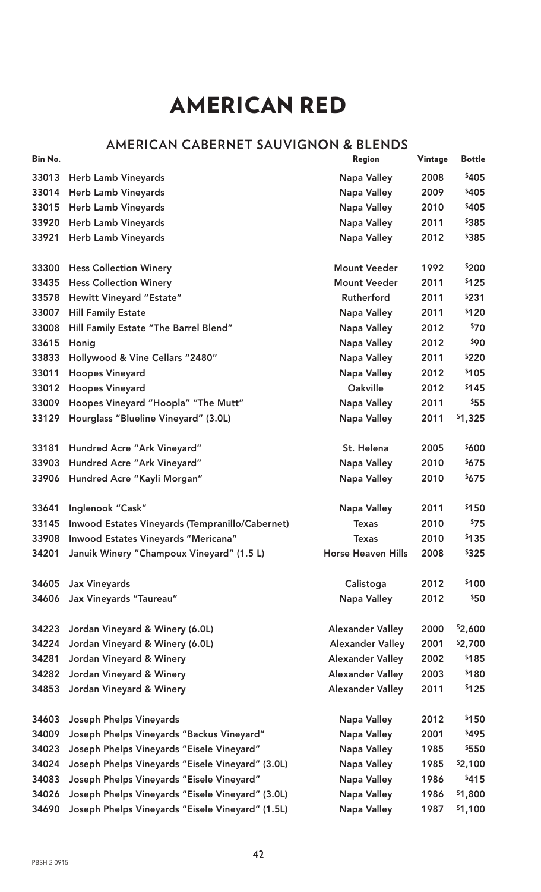# AMERICAN RED

## AMERICAN CABERNET SAUVIGNON & BLENDS

| Bin No. | | Region | Vintage | Bottle |
|---|---|---|---|---|
| 33013 | Herb Lamb Vineyards | Napa Valley | 2008 | $405 |
| 33014 | Herb Lamb Vineyards | Napa Valley | 2009 | $405 |
| 33015 | Herb Lamb Vineyards | Napa Valley | 2010 | $405 |
| 33920 | Herb Lamb Vineyards | Napa Valley | 2011 | $385 |
| 33921 | Herb Lamb Vineyards | Napa Valley | 2012 | $385 |
| 33300 | Hess Collection Winery | Mount Veeder | 1992 | $200 |
| 33435 | Hess Collection Winery | Mount Veeder | 2011 | $125 |
| 33578 | Hewitt Vineyard "Estate" | Rutherford | 2011 | $231 |
| 33007 | Hill Family Estate | Napa Valley | 2011 | $120 |
| 33008 | Hill Family Estate "The Barrel Blend" | Napa Valley | 2012 | $70 |
| 33615 | Honig | Napa Valley | 2012 | $90 |
| 33833 | Hollywood & Vine Cellars "2480" | Napa Valley | 2011 | $220 |
| 33011 | Hoopes Vineyard | Napa Valley | 2012 | $105 |
| 33012 | Hoopes Vineyard | Oakville | 2012 | $145 |
| 33009 | Hoopes Vineyard "Hoopla" "The Mutt" | Napa Valley | 2011 | $55 |
| 33129 | Hourglass "Blueline Vineyard" (3.0L) | Napa Valley | 2011 | $1,325 |
| 33181 | Hundred Acre "Ark Vineyard" | St. Helena | 2005 | $600 |
| 33903 | Hundred Acre "Ark Vineyard" | Napa Valley | 2010 | $675 |
| 33906 | Hundred Acre "Kayli Morgan" | Napa Valley | 2010 | $675 |
| 33641 | Inglenook "Cask" | Napa Valley | 2011 | $150 |
| 33145 | Inwood Estates Vineyards (Tempranillo/Cabernet) | Texas | 2010 | $75 |
| 33908 | Inwood Estates Vineyards "Mericana" | Texas | 2010 | $135 |
| 34201 | Januik Winery "Champoux Vineyard" (1.5 L) | Horse Heaven Hills | 2008 | $325 |
| 34605 | Jax Vineyards | Calistoga | 2012 | $100 |
| 34606 | Jax Vineyards "Taureau" | Napa Valley | 2012 | $50 |
| 34223 | Jordan Vineyard & Winery (6.0L) | Alexander Valley | 2000 | $2,600 |
| 34224 | Jordan Vineyard & Winery (6.0L) | Alexander Valley | 2001 | $2,700 |
| 34281 | Jordan Vineyard & Winery | Alexander Valley | 2002 | $185 |
| 34282 | Jordan Vineyard & Winery | Alexander Valley | 2003 | $180 |
| 34853 | Jordan Vineyard & Winery | Alexander Valley | 2011 | $125 |
| 34603 | Joseph Phelps Vineyards | Napa Valley | 2012 | $150 |
| 34009 | Joseph Phelps Vineyards "Backus Vineyard" | Napa Valley | 2001 | $495 |
| 34023 | Joseph Phelps Vineyards "Eisele Vineyard" | Napa Valley | 1985 | $550 |
| 34024 | Joseph Phelps Vineyards "Eisele Vineyard" (3.0L) | Napa Valley | 1985 | $2,100 |
| 34083 | Joseph Phelps Vineyards "Eisele Vineyard" | Napa Valley | 1986 | $415 |
| 34026 | Joseph Phelps Vineyards "Eisele Vineyard" (3.0L) | Napa Valley | 1986 | $1,800 |
| 34690 | Joseph Phelps Vineyards "Eisele Vineyard" (1.5L) | Napa Valley | 1987 | $1,100 |

PBSH 2 0915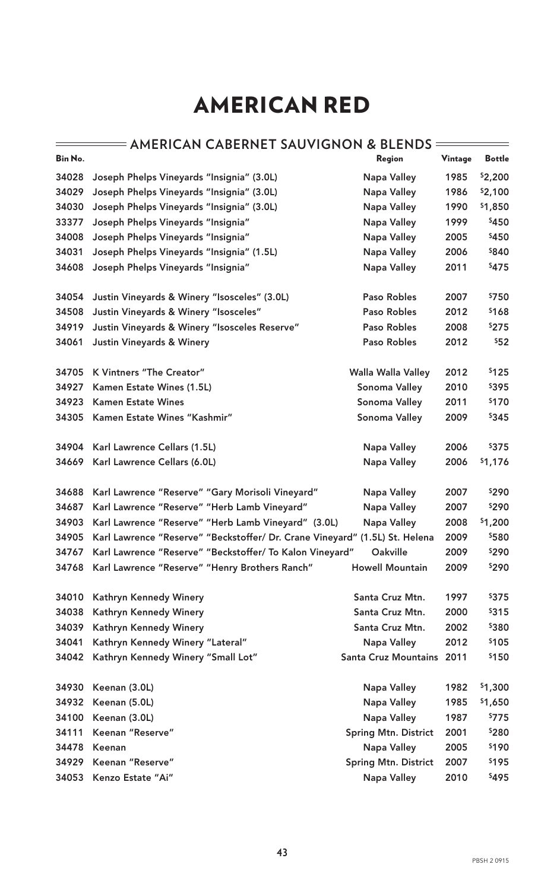# AMERICAN RED

## AMERICAN CABERNET SAUVIGNON & BLENDS

| Bin No. | | Region | Vintage | Bottle |
|---|---|---|---|---|
| 34028 | Joseph Phelps Vineyards "Insignia" (3.0L) | Napa Valley | 1985 | $2,200 |
| 34029 | Joseph Phelps Vineyards "Insignia" (3.0L) | Napa Valley | 1986 | $2,100 |
| 34030 | Joseph Phelps Vineyards "Insignia" (3.0L) | Napa Valley | 1990 | $1,850 |
| 33377 | Joseph Phelps Vineyards "Insignia" | Napa Valley | 1999 | $450 |
| 34008 | Joseph Phelps Vineyards "Insignia" | Napa Valley | 2005 | $450 |
| 34031 | Joseph Phelps Vineyards "Insignia" (1.5L) | Napa Valley | 2006 | $840 |
| 34608 | Joseph Phelps Vineyards "Insignia" | Napa Valley | 2011 | $475 |
| 34054 | Justin Vineyards & Winery "Isosceles" (3.0L) | Paso Robles | 2007 | $750 |
| 34508 | Justin Vineyards & Winery "Isosceles" | Paso Robles | 2012 | $168 |
| 34919 | Justin Vineyards & Winery "Isosceles Reserve" | Paso Robles | 2008 | $275 |
| 34061 | Justin Vineyards & Winery | Paso Robles | 2012 | $52 |
| 34705 | K Vintners "The Creator" | Walla Walla Valley | 2012 | $125 |
| 34927 | Kamen Estate Wines (1.5L) | Sonoma Valley | 2010 | $395 |
| 34923 | Kamen Estate Wines | Sonoma Valley | 2011 | $170 |
| 34305 | Kamen Estate Wines "Kashmir" | Sonoma Valley | 2009 | $345 |
| 34904 | Karl Lawrence Cellars (1.5L) | Napa Valley | 2006 | $375 |
| 34669 | Karl Lawrence Cellars (6.0L) | Napa Valley | 2006 | $1,176 |
| 34688 | Karl Lawrence "Reserve" "Gary Morisoli Vineyard" | Napa Valley | 2007 | $290 |
| 34687 | Karl Lawrence "Reserve" "Herb Lamb Vineyard" | Napa Valley | 2007 | $290 |
| 34903 | Karl Lawrence "Reserve" "Herb Lamb Vineyard" (3.0L) | Napa Valley | 2008 | $1,200 |
| 34905 | Karl Lawrence "Reserve" "Beckstoffer/ Dr. Crane Vineyard" (1.5L) | St. Helena | 2009 | $580 |
| 34767 | Karl Lawrence "Reserve" "Beckstoffer/ To Kalon Vineyard" | Oakville | 2009 | $290 |
| 34768 | Karl Lawrence "Reserve" "Henry Brothers Ranch" | Howell Mountain | 2009 | $290 |
| 34010 | Kathryn Kennedy Winery | Santa Cruz Mtn. | 1997 | $375 |
| 34038 | Kathryn Kennedy Winery | Santa Cruz Mtn. | 2000 | $315 |
| 34039 | Kathryn Kennedy Winery | Santa Cruz Mtn. | 2002 | $380 |
| 34041 | Kathryn Kennedy Winery "Lateral" | Napa Valley | 2012 | $105 |
| 34042 | Kathryn Kennedy Winery "Small Lot" | Santa Cruz Mountains | 2011 | $150 |
| 34930 | Keenan (3.0L) | Napa Valley | 1982 | $1,300 |
| 34932 | Keenan (5.0L) | Napa Valley | 1985 | $1,650 |
| 34100 | Keenan (3.0L) | Napa Valley | 1987 | $775 |
| 34111 | Keenan "Reserve" | Spring Mtn. District | 2001 | $280 |
| 34478 | Keenan | Napa Valley | 2005 | $190 |
| 34929 | Keenan "Reserve" | Spring Mtn. District | 2007 | $195 |
| 34053 | Kenzo Estate "Ai" | Napa Valley | 2010 | $495 |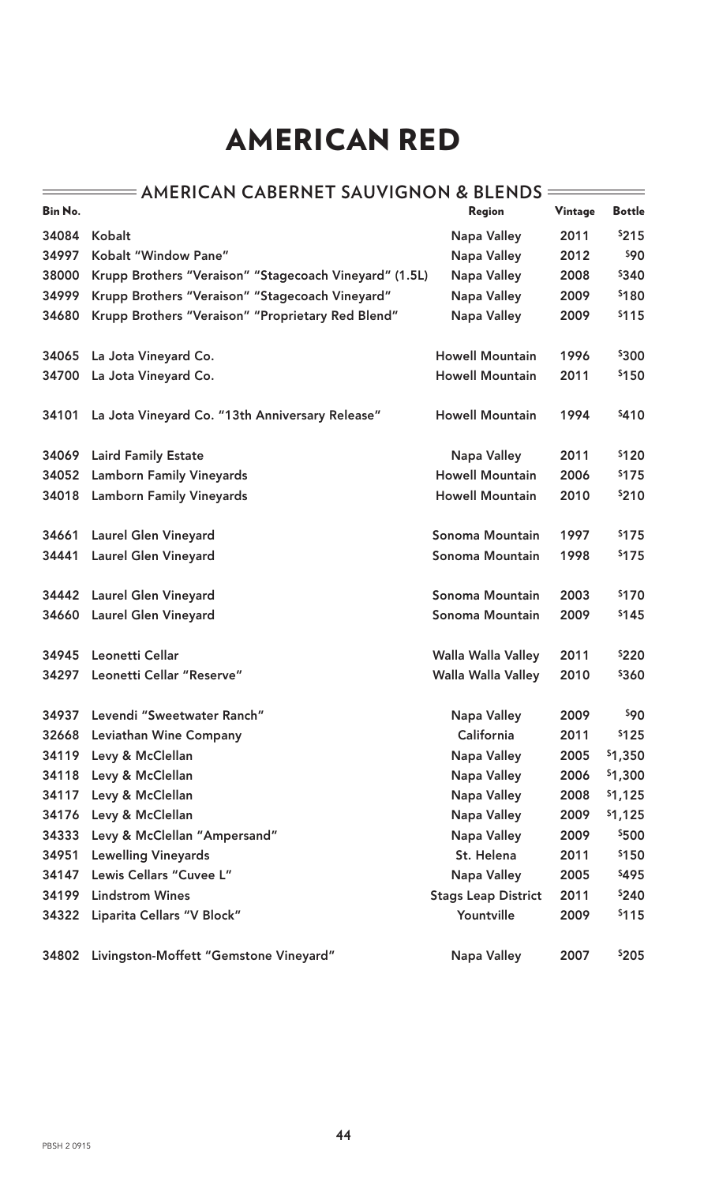# AMERICAN RED

## AMERICAN CABERNET SAUVIGNON & BLENDS

| Bin No. | | Region | Vintage | Bottle |
|---|---|---|---|---|
| 34084 | Kobalt | Napa Valley | 2011 | $215 |
| 34997 | Kobalt "Window Pane" | Napa Valley | 2012 | $90 |
| 38000 | Krupp Brothers "Veraison" "Stagecoach Vineyard" (1.5L) | Napa Valley | 2008 | $340 |
| 34999 | Krupp Brothers "Veraison" "Stagecoach Vineyard" | Napa Valley | 2009 | $180 |
| 34680 | Krupp Brothers "Veraison" "Proprietary Red Blend" | Napa Valley | 2009 | $115 |
| 34065 | La Jota Vineyard Co. | Howell Mountain | 1996 | $300 |
| 34700 | La Jota Vineyard Co. | Howell Mountain | 2011 | $150 |
| 34101 | La Jota Vineyard Co. "13th Anniversary Release" | Howell Mountain | 1994 | $410 |
| 34069 | Laird Family Estate | Napa Valley | 2011 | $120 |
| 34052 | Lamborn Family Vineyards | Howell Mountain | 2006 | $175 |
| 34018 | Lamborn Family Vineyards | Howell Mountain | 2010 | $210 |
| 34661 | Laurel Glen Vineyard | Sonoma Mountain | 1997 | $175 |
| 34441 | Laurel Glen Vineyard | Sonoma Mountain | 1998 | $175 |
| 34442 | Laurel Glen Vineyard | Sonoma Mountain | 2003 | $170 |
| 34660 | Laurel Glen Vineyard | Sonoma Mountain | 2009 | $145 |
| 34945 | Leonetti Cellar | Walla Walla Valley | 2011 | $220 |
| 34297 | Leonetti Cellar "Reserve" | Walla Walla Valley | 2010 | $360 |
| 34937 | Levendi "Sweetwater Ranch" | Napa Valley | 2009 | $90 |
| 32668 | Leviathan Wine Company | California | 2011 | $125 |
| 34119 | Levy & McClellan | Napa Valley | 2005 | $1,350 |
| 34118 | Levy & McClellan | Napa Valley | 2006 | $1,300 |
| 34117 | Levy & McClellan | Napa Valley | 2008 | $1,125 |
| 34176 | Levy & McClellan | Napa Valley | 2009 | $1,125 |
| 34333 | Levy & McClellan "Ampersand" | Napa Valley | 2009 | $500 |
| 34951 | Lewelling Vineyards | St. Helena | 2011 | $150 |
| 34147 | Lewis Cellars "Cuvee L" | Napa Valley | 2005 | $495 |
| 34199 | Lindstrom Wines | Stags Leap District | 2011 | $240 |
| 34322 | Liparita Cellars "V Block" | Yountville | 2009 | $115 |
| 34802 | Livingston-Moffett "Gemstone Vineyard" | Napa Valley | 2007 | $205 |

PBSH 2 0915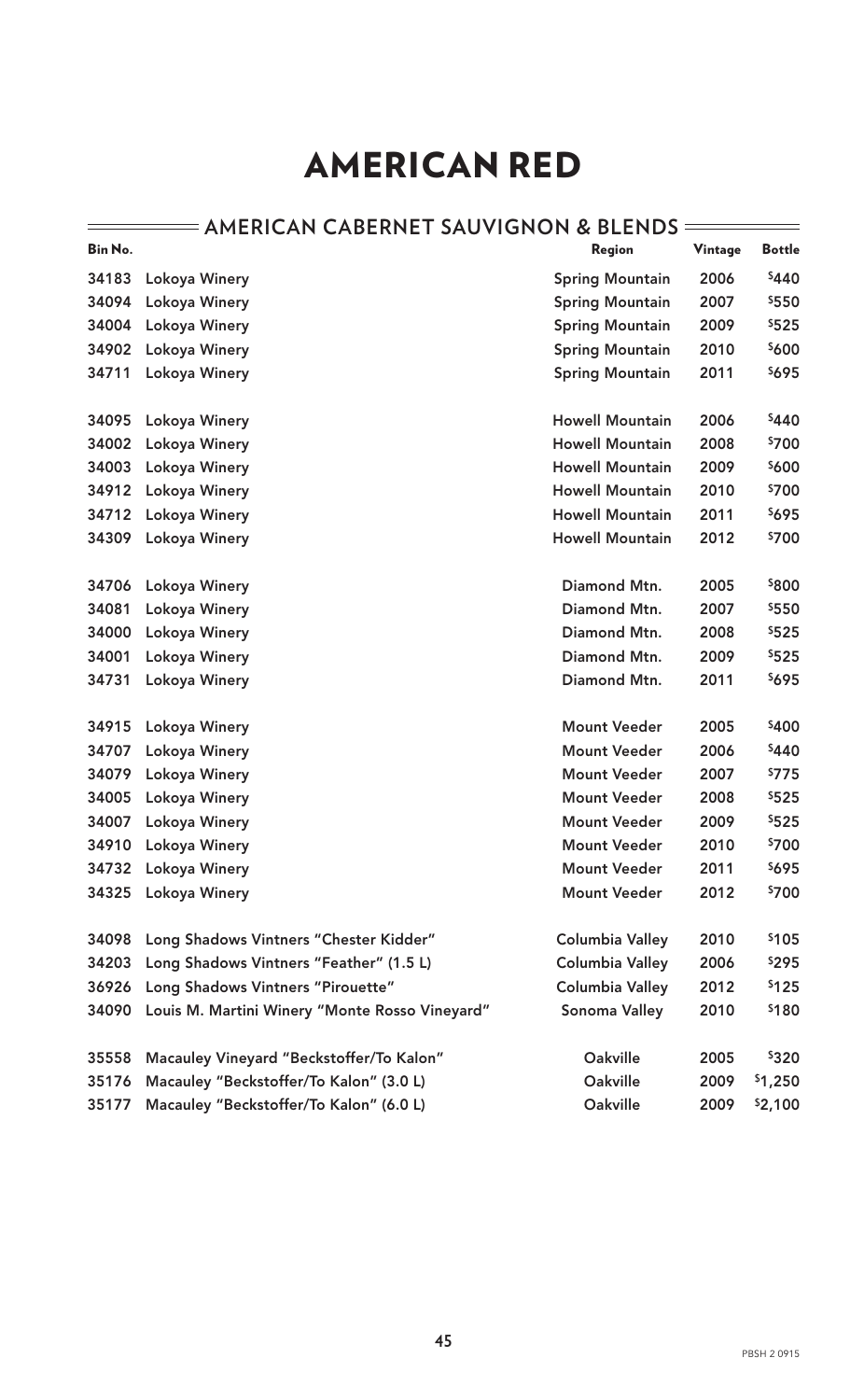# AMERICAN RED

## AMERICAN CABERNET SAUVIGNON & BLENDS

| Bin No. | | Region | Vintage | Bottle |
|---|---|---|---|---|
| 34183 | Lokoya Winery | Spring Mountain | 2006 | $440 |
| 34094 | Lokoya Winery | Spring Mountain | 2007 | $550 |
| 34004 | Lokoya Winery | Spring Mountain | 2009 | $525 |
| 34902 | Lokoya Winery | Spring Mountain | 2010 | $600 |
| 34711 | Lokoya Winery | Spring Mountain | 2011 | $695 |
| 34095 | Lokoya Winery | Howell Mountain | 2006 | $440 |
| 34002 | Lokoya Winery | Howell Mountain | 2008 | $700 |
| 34003 | Lokoya Winery | Howell Mountain | 2009 | $600 |
| 34912 | Lokoya Winery | Howell Mountain | 2010 | $700 |
| 34712 | Lokoya Winery | Howell Mountain | 2011 | $695 |
| 34309 | Lokoya Winery | Howell Mountain | 2012 | $700 |
| 34706 | Lokoya Winery | Diamond Mtn. | 2005 | $800 |
| 34081 | Lokoya Winery | Diamond Mtn. | 2007 | $550 |
| 34000 | Lokoya Winery | Diamond Mtn. | 2008 | $525 |
| 34001 | Lokoya Winery | Diamond Mtn. | 2009 | $525 |
| 34731 | Lokoya Winery | Diamond Mtn. | 2011 | $695 |
| 34915 | Lokoya Winery | Mount Veeder | 2005 | $400 |
| 34707 | Lokoya Winery | Mount Veeder | 2006 | $440 |
| 34079 | Lokoya Winery | Mount Veeder | 2007 | $775 |
| 34005 | Lokoya Winery | Mount Veeder | 2008 | $525 |
| 34007 | Lokoya Winery | Mount Veeder | 2009 | $525 |
| 34910 | Lokoya Winery | Mount Veeder | 2010 | $700 |
| 34732 | Lokoya Winery | Mount Veeder | 2011 | $695 |
| 34325 | Lokoya Winery | Mount Veeder | 2012 | $700 |
| 34098 | Long Shadows Vintners "Chester Kidder" | Columbia Valley | 2010 | $105 |
| 34203 | Long Shadows Vintners "Feather" (1.5 L) | Columbia Valley | 2006 | $295 |
| 36926 | Long Shadows Vintners "Pirouette" | Columbia Valley | 2012 | $125 |
| 34090 | Louis M. Martini Winery "Monte Rosso Vineyard" | Sonoma Valley | 2010 | $180 |
| 35558 | Macauley Vineyard "Beckstoffer/To Kalon" | Oakville | 2005 | $320 |
| 35176 | Macauley "Beckstoffer/To Kalon" (3.0 L) | Oakville | 2009 | $1,250 |
| 35177 | Macauley "Beckstoffer/To Kalon" (6.0 L) | Oakville | 2009 | $2,100 |

PBSH 2 0915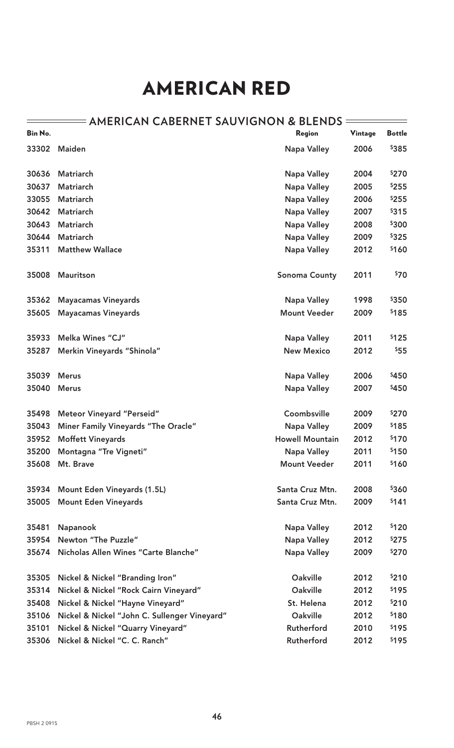# AMERICAN RED

## AMERICAN CABERNET SAUVIGNON & BLENDS

| Bin No. | | Region | Vintage | Bottle |
|---|---|---|---|---|
| 33302 | Maiden | Napa Valley | 2006 | $385 |
| 30636 | Matriarch | Napa Valley | 2004 | $270 |
| 30637 | Matriarch | Napa Valley | 2005 | $255 |
| 33055 | Matriarch | Napa Valley | 2006 | $255 |
| 30642 | Matriarch | Napa Valley | 2007 | $315 |
| 30643 | Matriarch | Napa Valley | 2008 | $300 |
| 30644 | Matriarch | Napa Valley | 2009 | $325 |
| 35311 | Matthew Wallace | Napa Valley | 2012 | $160 |
| 35008 | Mauritson | Sonoma County | 2011 | $70 |
| 35362 | Mayacamas Vineyards | Napa Valley | 1998 | $350 |
| 35605 | Mayacamas Vineyards | Mount Veeder | 2009 | $185 |
| 35933 | Melka Wines "CJ" | Napa Valley | 2011 | $125 |
| 35287 | Merkin Vineyards "Shinola" | New Mexico | 2012 | $55 |
| 35039 | Merus | Napa Valley | 2006 | $450 |
| 35040 | Merus | Napa Valley | 2007 | $450 |
| 35498 | Meteor Vineyard "Perseid" | Coombsville | 2009 | $270 |
| 35043 | Miner Family Vineyards "The Oracle" | Napa Valley | 2009 | $185 |
| 35952 | Moffett Vineyards | Howell Mountain | 2012 | $170 |
| 35200 | Montagna "Tre Vigneti" | Napa Valley | 2011 | $150 |
| 35608 | Mt. Brave | Mount Veeder | 2011 | $160 |
| 35934 | Mount Eden Vineyards (1.5L) | Santa Cruz Mtn. | 2008 | $360 |
| 35005 | Mount Eden Vineyards | Santa Cruz Mtn. | 2009 | $141 |
| 35481 | Napanook | Napa Valley | 2012 | $120 |
| 35954 | Newton "The Puzzle" | Napa Valley | 2012 | $275 |
| 35674 | Nicholas Allen Wines "Carte Blanche" | Napa Valley | 2009 | $270 |
| 35305 | Nickel & Nickel "Branding Iron" | Oakville | 2012 | $210 |
| 35314 | Nickel & Nickel "Rock Cairn Vineyard" | Oakville | 2012 | $195 |
| 35408 | Nickel & Nickel "Hayne Vineyard" | St. Helena | 2012 | $210 |
| 35106 | Nickel & Nickel "John C. Sullenger Vineyard" | Oakville | 2012 | $180 |
| 35101 | Nickel & Nickel "Quarry Vineyard" | Rutherford | 2010 | $195 |
| 35306 | Nickel & Nickel "C. C. Ranch" | Rutherford | 2012 | $195 |

PBSH 2 0915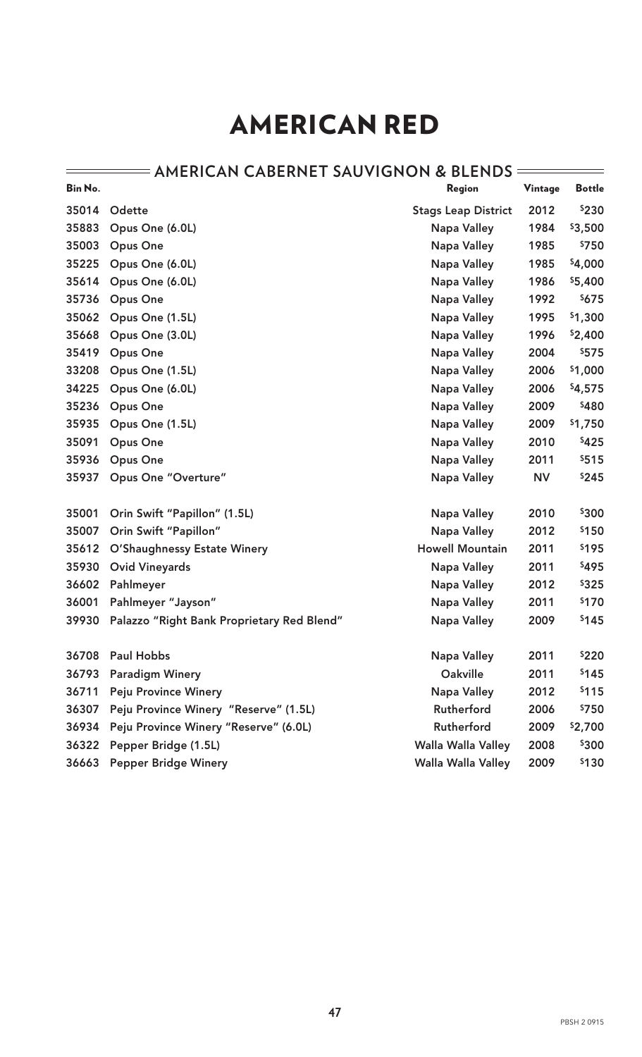# AMERICAN RED

## AMERICAN CABERNET SAUVIGNON & BLENDS

| Bin No. | | Region | Vintage | Bottle |
|---|---|---|---|---|
| 35014 | Odette | Stags Leap District | 2012 | $230 |
| 35883 | Opus One (6.0L) | Napa Valley | 1984 | $3,500 |
| 35003 | Opus One | Napa Valley | 1985 | $750 |
| 35225 | Opus One (6.0L) | Napa Valley | 1985 | $4,000 |
| 35614 | Opus One (6.0L) | Napa Valley | 1986 | $5,400 |
| 35736 | Opus One | Napa Valley | 1992 | $675 |
| 35062 | Opus One (1.5L) | Napa Valley | 1995 | $1,300 |
| 35668 | Opus One (3.0L) | Napa Valley | 1996 | $2,400 |
| 35419 | Opus One | Napa Valley | 2004 | $575 |
| 33208 | Opus One (1.5L) | Napa Valley | 2006 | $1,000 |
| 34225 | Opus One (6.0L) | Napa Valley | 2006 | $4,575 |
| 35236 | Opus One | Napa Valley | 2009 | $480 |
| 35935 | Opus One (1.5L) | Napa Valley | 2009 | $1,750 |
| 35091 | Opus One | Napa Valley | 2010 | $425 |
| 35936 | Opus One | Napa Valley | 2011 | $515 |
| 35937 | Opus One "Overture" | Napa Valley | NV | $245 |
| 35001 | Orin Swift "Papillon" (1.5L) | Napa Valley | 2010 | $300 |
| 35007 | Orin Swift "Papillon" | Napa Valley | 2012 | $150 |
| 35612 | O'Shaughnessy Estate Winery | Howell Mountain | 2011 | $195 |
| 35930 | Ovid Vineyards | Napa Valley | 2011 | $495 |
| 36602 | Pahlmeyer | Napa Valley | 2012 | $325 |
| 36001 | Pahlmeyer "Jayson" | Napa Valley | 2011 | $170 |
| 39930 | Palazzo "Right Bank Proprietary Red Blend" | Napa Valley | 2009 | $145 |
| 36708 | Paul Hobbs | Napa Valley | 2011 | $220 |
| 36793 | Paradigm Winery | Oakville | 2011 | $145 |
| 36711 | Peju Province Winery | Napa Valley | 2012 | $115 |
| 36307 | Peju Province Winery "Reserve" (1.5L) | Rutherford | 2006 | $750 |
| 36934 | Peju Province Winery "Reserve" (6.0L) | Rutherford | 2009 | $2,700 |
| 36322 | Pepper Bridge (1.5L) | Walla Walla Valley | 2008 | $300 |
| 36663 | Pepper Bridge Winery | Walla Walla Valley | 2009 | $130 |

PBSH 2 0915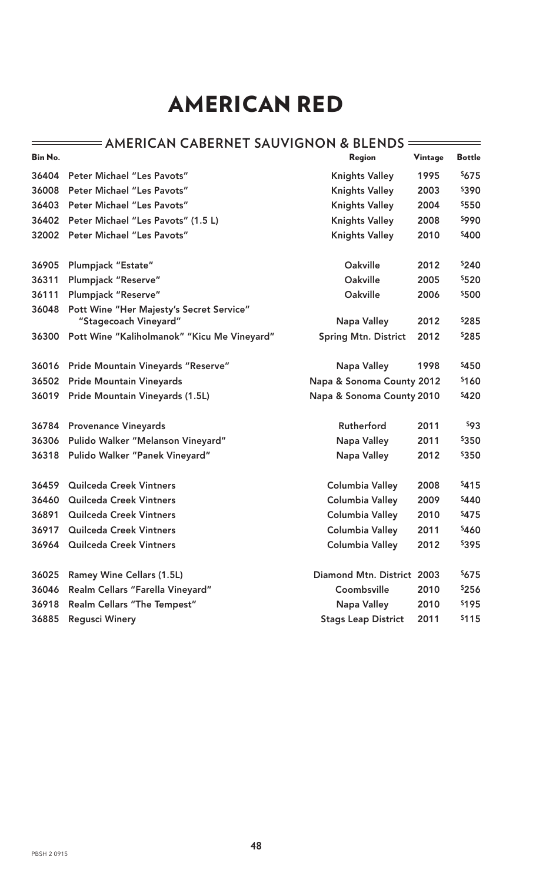# AMERICAN RED

## AMERICAN CABERNET SAUVIGNON & BLENDS

| Bin No. | | Region | Vintage | Bottle |
|---|---|---|---|---|
| 36404 | Peter Michael "Les Pavots" | Knights Valley | 1995 | $675 |
| 36008 | Peter Michael "Les Pavots" | Knights Valley | 2003 | $390 |
| 36403 | Peter Michael "Les Pavots" | Knights Valley | 2004 | $550 |
| 36402 | Peter Michael "Les Pavots" (1.5 L) | Knights Valley | 2008 | $990 |
| 32002 | Peter Michael "Les Pavots" | Knights Valley | 2010 | $400 |
| 36905 | Plumpjack "Estate" | Oakville | 2012 | $240 |
| 36311 | Plumpjack "Reserve" | Oakville | 2005 | $520 |
| 36111 | Plumpjack "Reserve" | Oakville | 2006 | $500 |
| 36048 | Pott Wine "Her Majesty's Secret Service" "Stagecoach Vineyard" | Napa Valley | 2012 | $285 |
| 36300 | Pott Wine "Kaliholmanok" "Kicu Me Vineyard" | Spring Mtn. District | 2012 | $285 |
| 36016 | Pride Mountain Vineyards "Reserve" | Napa Valley | 1998 | $450 |
| 36502 | Pride Mountain Vineyards | Napa & Sonoma County | 2012 | $160 |
| 36019 | Pride Mountain Vineyards (1.5L) | Napa & Sonoma County | 2010 | $420 |
| 36784 | Provenance Vineyards | Rutherford | 2011 | $93 |
| 36306 | Pulido Walker "Melanson Vineyard" | Napa Valley | 2011 | $350 |
| 36318 | Pulido Walker "Panek Vineyard" | Napa Valley | 2012 | $350 |
| 36459 | Quilceda Creek Vintners | Columbia Valley | 2008 | $415 |
| 36460 | Quilceda Creek Vintners | Columbia Valley | 2009 | $440 |
| 36891 | Quilceda Creek Vintners | Columbia Valley | 2010 | $475 |
| 36917 | Quilceda Creek Vintners | Columbia Valley | 2011 | $460 |
| 36964 | Quilceda Creek Vintners | Columbia Valley | 2012 | $395 |
| 36025 | Ramey Wine Cellars (1.5L) | Diamond Mtn. District | 2003 | $675 |
| 36046 | Realm Cellars "Farella Vineyard" | Coombsville | 2010 | $256 |
| 36918 | Realm Cellars "The Tempest" | Napa Valley | 2010 | $195 |
| 36885 | Regusci Winery | Stags Leap District | 2011 | $115 |

PBSH 2 0915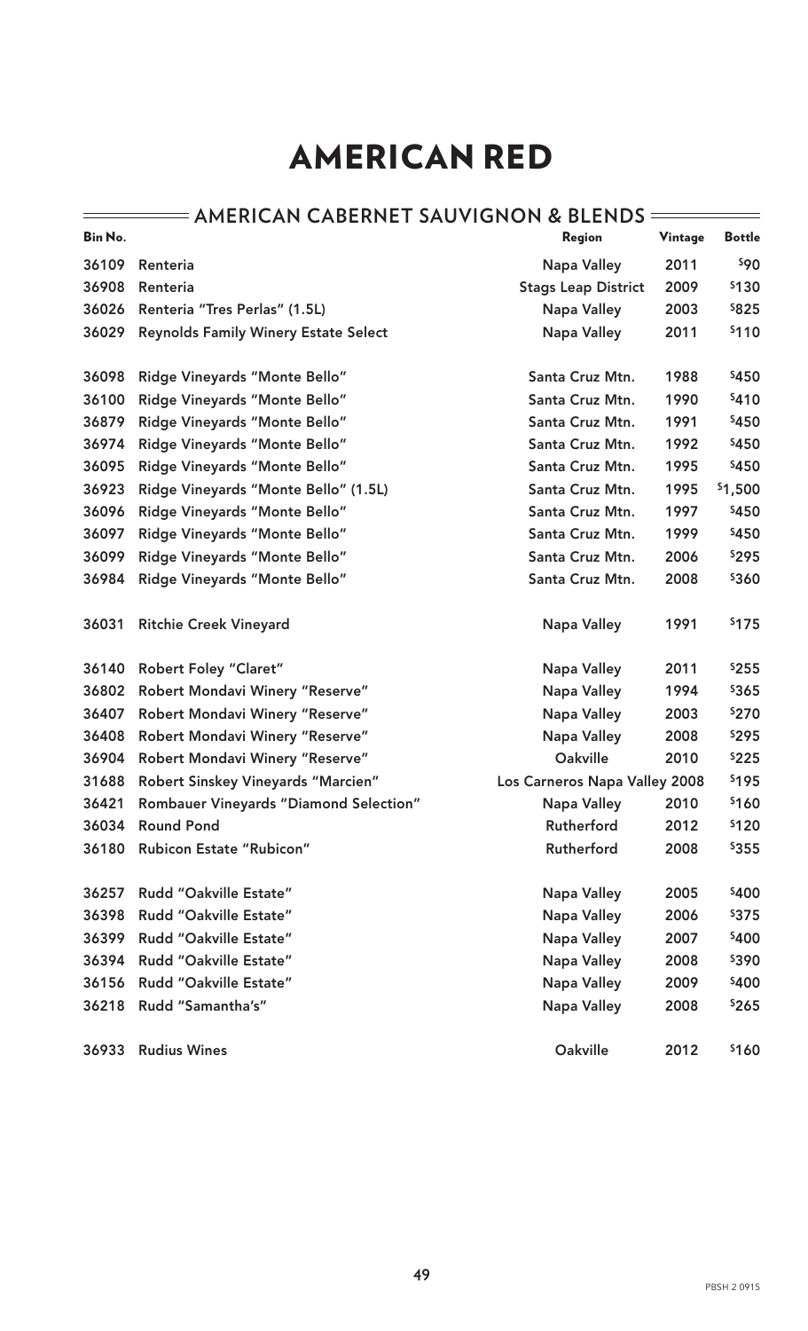# AMERICAN RED

## AMERICAN CABERNET SAUVIGNON & BLENDS

| Bin No. | | Region | Vintage | Bottle |
|---|---|---|---|---|
| 36109 | Renteria | Napa Valley | 2011 | $90 |
| 36908 | Renteria | Stags Leap District | 2009 | $130 |
| 36026 | Renteria "Tres Perlas" (1.5L) | Napa Valley | 2003 | $825 |
| 36029 | Reynolds Family Winery Estate Select | Napa Valley | 2011 | $110 |
| 36098 | Ridge Vineyards "Monte Bello" | Santa Cruz Mtn. | 1988 | $450 |
| 36100 | Ridge Vineyards "Monte Bello" | Santa Cruz Mtn. | 1990 | $410 |
| 36879 | Ridge Vineyards "Monte Bello" | Santa Cruz Mtn. | 1991 | $450 |
| 36974 | Ridge Vineyards "Monte Bello" | Santa Cruz Mtn. | 1992 | $450 |
| 36095 | Ridge Vineyards "Monte Bello" | Santa Cruz Mtn. | 1995 | $450 |
| 36923 | Ridge Vineyards "Monte Bello" (1.5L) | Santa Cruz Mtn. | 1995 | $1,500 |
| 36096 | Ridge Vineyards "Monte Bello" | Santa Cruz Mtn. | 1997 | $450 |
| 36097 | Ridge Vineyards "Monte Bello" | Santa Cruz Mtn. | 1999 | $450 |
| 36099 | Ridge Vineyards "Monte Bello" | Santa Cruz Mtn. | 2006 | $295 |
| 36984 | Ridge Vineyards "Monte Bello" | Santa Cruz Mtn. | 2008 | $360 |
| 36031 | Ritchie Creek Vineyard | Napa Valley | 1991 | $175 |
| 36140 | Robert Foley "Claret" | Napa Valley | 2011 | $255 |
| 36802 | Robert Mondavi Winery "Reserve" | Napa Valley | 1994 | $365 |
| 36407 | Robert Mondavi Winery "Reserve" | Napa Valley | 2003 | $270 |
| 36408 | Robert Mondavi Winery "Reserve" | Napa Valley | 2008 | $295 |
| 36904 | Robert Mondavi Winery "Reserve" | Oakville | 2010 | $225 |
| 31688 | Robert Sinskey Vineyards "Marcien" | Los Carneros Napa Valley | 2008 | $195 |
| 36421 | Rombauer Vineyards "Diamond Selection" | Napa Valley | 2010 | $160 |
| 36034 | Round Pond | Rutherford | 2012 | $120 |
| 36180 | Rubicon Estate "Rubicon" | Rutherford | 2008 | $355 |
| 36257 | Rudd "Oakville Estate" | Napa Valley | 2005 | $400 |
| 36398 | Rudd "Oakville Estate" | Napa Valley | 2006 | $375 |
| 36399 | Rudd "Oakville Estate" | Napa Valley | 2007 | $400 |
| 36394 | Rudd "Oakville Estate" | Napa Valley | 2008 | $390 |
| 36156 | Rudd "Oakville Estate" | Napa Valley | 2009 | $400 |
| 36218 | Rudd "Samantha's" | Napa Valley | 2008 | $265 |
| 36933 | Rudius Wines | Oakville | 2012 | $160 |

PBSH 2 0915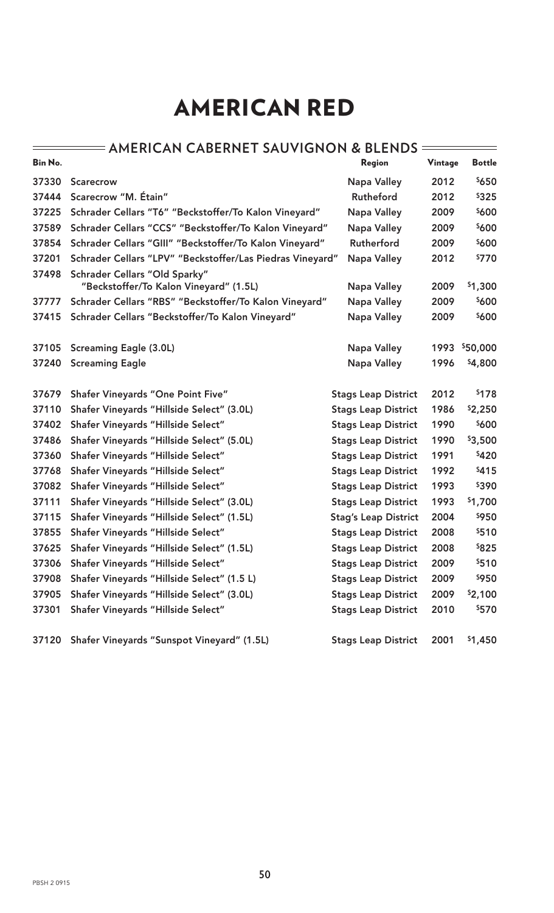# AMERICAN RED

## AMERICAN CABERNET SAUVIGNON & BLENDS

| Bin No. | | Region | Vintage | Bottle |
|---|---|---|---|---|
| 37330 | Scarecrow | Napa Valley | 2012 | $650 |
| 37444 | Scarecrow "M. Étain" | Rutheford | 2012 | $325 |
| 37225 | Schrader Cellars "T6" "Beckstoffer/To Kalon Vineyard" | Napa Valley | 2009 | $600 |
| 37589 | Schrader Cellars "CCS" "Beckstoffer/To Kalon Vineyard" | Napa Valley | 2009 | $600 |
| 37854 | Schrader Cellars "GIII" "Beckstoffer/To Kalon Vineyard" | Rutherford | 2009 | $600 |
| 37201 | Schrader Cellars "LPV" "Beckstoffer/Las Piedras Vineyard" | Napa Valley | 2012 | $770 |
| 37498 | Schrader Cellars "Old Sparky" "Beckstoffer/To Kalon Vineyard" (1.5L) | Napa Valley | 2009 | $1,300 |
| 37777 | Schrader Cellars "RBS" "Beckstoffer/To Kalon Vineyard" | Napa Valley | 2009 | $600 |
| 37415 | Schrader Cellars "Beckstoffer/To Kalon Vineyard" | Napa Valley | 2009 | $600 |
| 37105 | Screaming Eagle (3.0L) | Napa Valley | 1993 | $50,000 |
| 37240 | Screaming Eagle | Napa Valley | 1996 | $4,800 |
| 37679 | Shafer Vineyards "One Point Five" | Stags Leap District | 2012 | $178 |
| 37110 | Shafer Vineyards "Hillside Select" (3.0L) | Stags Leap District | 1986 | $2,250 |
| 37402 | Shafer Vineyards "Hillside Select" | Stags Leap District | 1990 | $600 |
| 37486 | Shafer Vineyards "Hillside Select" (5.0L) | Stags Leap District | 1990 | $3,500 |
| 37360 | Shafer Vineyards "Hillside Select" | Stags Leap District | 1991 | $420 |
| 37768 | Shafer Vineyards "Hillside Select" | Stags Leap District | 1992 | $415 |
| 37082 | Shafer Vineyards "Hillside Select" | Stags Leap District | 1993 | $390 |
| 37111 | Shafer Vineyards "Hillside Select" (3.0L) | Stags Leap District | 1993 | $1,700 |
| 37115 | Shafer Vineyards "Hillside Select" (1.5L) | Stag's Leap District | 2004 | $950 |
| 37855 | Shafer Vineyards "Hillside Select" | Stags Leap District | 2008 | $510 |
| 37625 | Shafer Vineyards "Hillside Select" (1.5L) | Stags Leap District | 2008 | $825 |
| 37306 | Shafer Vineyards "Hillside Select" | Stags Leap District | 2009 | $510 |
| 37908 | Shafer Vineyards "Hillside Select" (1.5 L) | Stags Leap District | 2009 | $950 |
| 37905 | Shafer Vineyards "Hillside Select" (3.0L) | Stags Leap District | 2009 | $2,100 |
| 37301 | Shafer Vineyards "Hillside Select" | Stags Leap District | 2010 | $570 |
| 37120 | Shafer Vineyards "Sunspot Vineyard" (1.5L) | Stags Leap District | 2001 | $1,450 |

PBSH 2 0915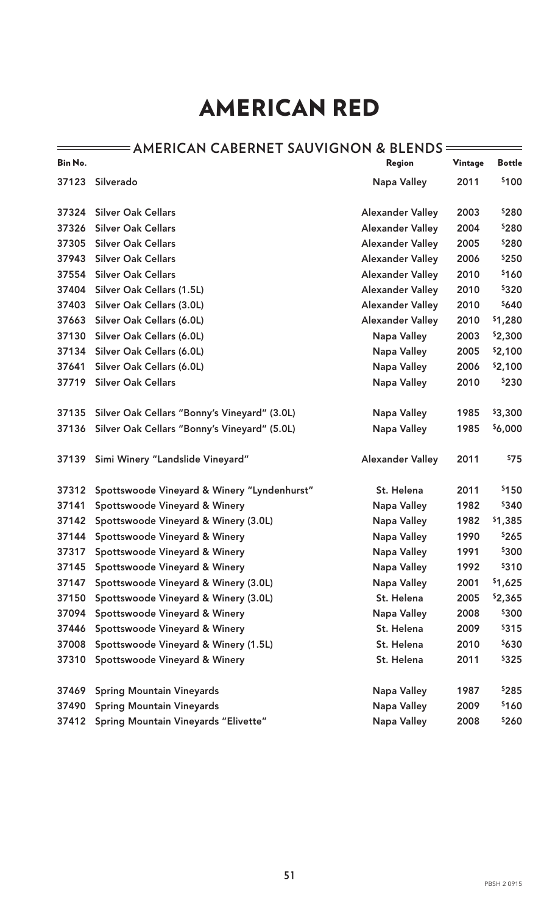# AMERICAN RED

## AMERICAN CABERNET SAUVIGNON & BLENDS

| Bin No. | | Region | Vintage | Bottle |
|---|---|---|---|---|
| 37123 | Silverado | Napa Valley | 2011 | $100 |
| 37324 | Silver Oak Cellars | Alexander Valley | 2003 | $280 |
| 37326 | Silver Oak Cellars | Alexander Valley | 2004 | $280 |
| 37305 | Silver Oak Cellars | Alexander Valley | 2005 | $280 |
| 37943 | Silver Oak Cellars | Alexander Valley | 2006 | $250 |
| 37554 | Silver Oak Cellars | Alexander Valley | 2010 | $160 |
| 37404 | Silver Oak Cellars (1.5L) | Alexander Valley | 2010 | $320 |
| 37403 | Silver Oak Cellars (3.0L) | Alexander Valley | 2010 | $640 |
| 37663 | Silver Oak Cellars (6.0L) | Alexander Valley | 2010 | $1,280 |
| 37130 | Silver Oak Cellars (6.0L) | Napa Valley | 2003 | $2,300 |
| 37134 | Silver Oak Cellars (6.0L) | Napa Valley | 2005 | $2,100 |
| 37641 | Silver Oak Cellars (6.0L) | Napa Valley | 2006 | $2,100 |
| 37719 | Silver Oak Cellars | Napa Valley | 2010 | $230 |
| 37135 | Silver Oak Cellars "Bonny's Vineyard" (3.0L) | Napa Valley | 1985 | $3,300 |
| 37136 | Silver Oak Cellars "Bonny's Vineyard" (5.0L) | Napa Valley | 1985 | $6,000 |
| 37139 | Simi Winery "Landslide Vineyard" | Alexander Valley | 2011 | $75 |
| 37312 | Spottswoode Vineyard & Winery "Lyndenhurst" | St. Helena | 2011 | $150 |
| 37141 | Spottswoode Vineyard & Winery | Napa Valley | 1982 | $340 |
| 37142 | Spottswoode Vineyard & Winery (3.0L) | Napa Valley | 1982 | $1,385 |
| 37144 | Spottswoode Vineyard & Winery | Napa Valley | 1990 | $265 |
| 37317 | Spottswoode Vineyard & Winery | Napa Valley | 1991 | $300 |
| 37145 | Spottswoode Vineyard & Winery | Napa Valley | 1992 | $310 |
| 37147 | Spottswoode Vineyard & Winery (3.0L) | Napa Valley | 2001 | $1,625 |
| 37150 | Spottswoode Vineyard & Winery (3.0L) | St. Helena | 2005 | $2,365 |
| 37094 | Spottswoode Vineyard & Winery | Napa Valley | 2008 | $300 |
| 37446 | Spottswoode Vineyard & Winery | St. Helena | 2009 | $315 |
| 37008 | Spottswoode Vineyard & Winery (1.5L) | St. Helena | 2010 | $630 |
| 37310 | Spottswoode Vineyard & Winery | St. Helena | 2011 | $325 |
| 37469 | Spring Mountain Vineyards | Napa Valley | 1987 | $285 |
| 37490 | Spring Mountain Vineyards | Napa Valley | 2009 | $160 |
| 37412 | Spring Mountain Vineyards "Elivette" | Napa Valley | 2008 | $260 |

PBSH 2 0915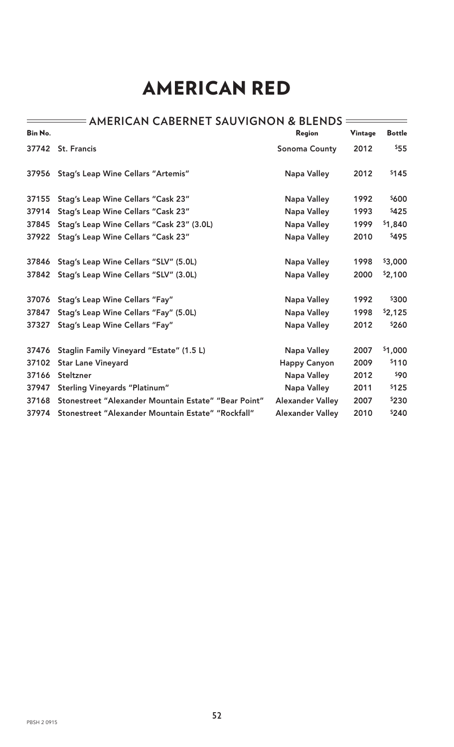# AMERICAN RED

## AMERICAN CABERNET SAUVIGNON & BLENDS

| Bin No. | | Region | Vintage | Bottle |
|---|---|---|---|---|
| 37742 | St. Francis | Sonoma County | 2012 | $55 |
| 37956 | Stag's Leap Wine Cellars "Artemis" | Napa Valley | 2012 | $145 |
| 37155 | Stag's Leap Wine Cellars "Cask 23" | Napa Valley | 1992 | $600 |
| 37914 | Stag's Leap Wine Cellars "Cask 23" | Napa Valley | 1993 | $425 |
| 37845 | Stag's Leap Wine Cellars "Cask 23" (3.0L) | Napa Valley | 1999 | $1,840 |
| 37922 | Stag's Leap Wine Cellars "Cask 23" | Napa Valley | 2010 | $495 |
| 37846 | Stag's Leap Wine Cellars "SLV" (5.0L) | Napa Valley | 1998 | $3,000 |
| 37842 | Stag's Leap Wine Cellars "SLV" (3.0L) | Napa Valley | 2000 | $2,100 |
| 37076 | Stag's Leap Wine Cellars "Fay" | Napa Valley | 1992 | $300 |
| 37847 | Stag's Leap Wine Cellars "Fay" (5.0L) | Napa Valley | 1998 | $2,125 |
| 37327 | Stag's Leap Wine Cellars "Fay" | Napa Valley | 2012 | $260 |
| 37476 | Staglin Family Vineyard "Estate" (1.5 L) | Napa Valley | 2007 | $1,000 |
| 37102 | Star Lane Vineyard | Happy Canyon | 2009 | $110 |
| 37166 | Steltzner | Napa Valley | 2012 | $90 |
| 37947 | Sterling Vineyards "Platinum" | Napa Valley | 2011 | $125 |
| 37168 | Stonestreet "Alexander Mountain Estate" "Bear Point" | Alexander Valley | 2007 | $230 |
| 37974 | Stonestreet "Alexander Mountain Estate" "Rockfall" | Alexander Valley | 2010 | $240 |

PBSH 2 0915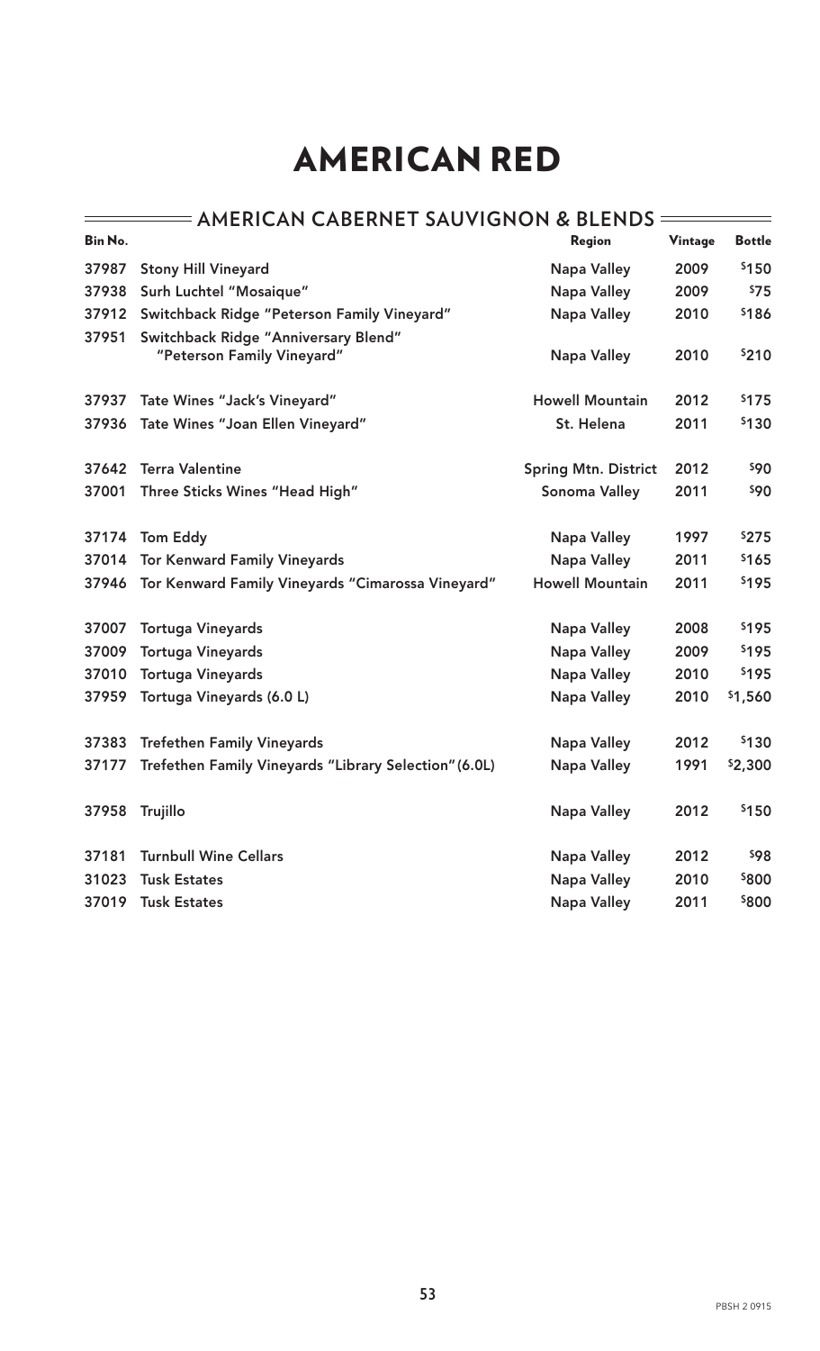# AMERICAN RED

## AMERICAN CABERNET SAUVIGNON & BLENDS

| Bin No. | | Region | Vintage | Bottle |
|---|---|---|---|---|
| 37987 | Stony Hill Vineyard | Napa Valley | 2009 | $150 |
| 37938 | Surh Luchtel "Mosaique" | Napa Valley | 2009 | $75 |
| 37912 | Switchback Ridge "Peterson Family Vineyard" | Napa Valley | 2010 | $186 |
| 37951 | Switchback Ridge "Anniversary Blend" "Peterson Family Vineyard" | Napa Valley | 2010 | $210 |
| 37937 | Tate Wines "Jack's Vineyard" | Howell Mountain | 2012 | $175 |
| 37936 | Tate Wines "Joan Ellen Vineyard" | St. Helena | 2011 | $130 |
| 37642 | Terra Valentine | Spring Mtn. District | 2012 | $90 |
| 37001 | Three Sticks Wines "Head High" | Sonoma Valley | 2011 | $90 |
| 37174 | Tom Eddy | Napa Valley | 1997 | $275 |
| 37014 | Tor Kenward Family Vineyards | Napa Valley | 2011 | $165 |
| 37946 | Tor Kenward Family Vineyards "Cimarossa Vineyard" | Howell Mountain | 2011 | $195 |
| 37007 | Tortuga Vineyards | Napa Valley | 2008 | $195 |
| 37009 | Tortuga Vineyards | Napa Valley | 2009 | $195 |
| 37010 | Tortuga Vineyards | Napa Valley | 2010 | $195 |
| 37959 | Tortuga Vineyards (6.0 L) | Napa Valley | 2010 | $1,560 |
| 37383 | Trefethen Family Vineyards | Napa Valley | 2012 | $130 |
| 37177 | Trefethen Family Vineyards "Library Selection"(6.0L) | Napa Valley | 1991 | $2,300 |
| 37958 | Trujillo | Napa Valley | 2012 | $150 |
| 37181 | Turnbull Wine Cellars | Napa Valley | 2012 | $98 |
| 31023 | Tusk Estates | Napa Valley | 2010 | $800 |
| 37019 | Tusk Estates | Napa Valley | 2011 | $800 |

PBSH 2 0915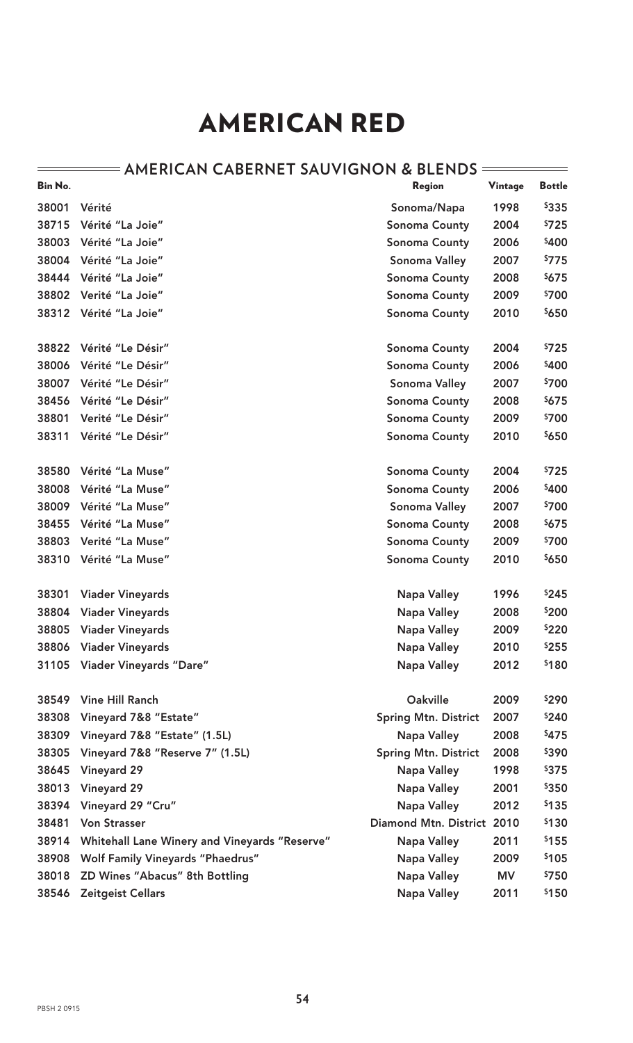# AMERICAN RED

## AMERICAN CABERNET SAUVIGNON & BLENDS

| Bin No. | | Region | Vintage | Bottle |
|---|---|---|---|---|
| 38001 | Vérité | Sonoma/Napa | 1998 | $335 |
| 38715 | Vérité "La Joie" | Sonoma County | 2004 | $725 |
| 38003 | Vérité "La Joie" | Sonoma County | 2006 | $400 |
| 38004 | Vérité "La Joie" | Sonoma Valley | 2007 | $775 |
| 38444 | Vérité "La Joie" | Sonoma County | 2008 | $675 |
| 38802 | Verité "La Joie" | Sonoma County | 2009 | $700 |
| 38312 | Vérité "La Joie" | Sonoma County | 2010 | $650 |
| 38822 | Vérité "Le Désir" | Sonoma County | 2004 | $725 |
| 38006 | Vérité "Le Désir" | Sonoma County | 2006 | $400 |
| 38007 | Vérité "Le Désir" | Sonoma Valley | 2007 | $700 |
| 38456 | Vérité "Le Désir" | Sonoma County | 2008 | $675 |
| 38801 | Verité "Le Désir" | Sonoma County | 2009 | $700 |
| 38311 | Vérité "Le Désir" | Sonoma County | 2010 | $650 |
| 38580 | Vérité "La Muse" | Sonoma County | 2004 | $725 |
| 38008 | Vérité "La Muse" | Sonoma County | 2006 | $400 |
| 38009 | Vérité "La Muse" | Sonoma Valley | 2007 | $700 |
| 38455 | Vérité "La Muse" | Sonoma County | 2008 | $675 |
| 38803 | Verité "La Muse" | Sonoma County | 2009 | $700 |
| 38310 | Vérité "La Muse" | Sonoma County | 2010 | $650 |
| 38301 | Viader Vineyards | Napa Valley | 1996 | $245 |
| 38804 | Viader Vineyards | Napa Valley | 2008 | $200 |
| 38805 | Viader Vineyards | Napa Valley | 2009 | $220 |
| 38806 | Viader Vineyards | Napa Valley | 2010 | $255 |
| 31105 | Viader Vineyards "Dare" | Napa Valley | 2012 | $180 |
| 38549 | Vine Hill Ranch | Oakville | 2009 | $290 |
| 38308 | Vineyard 7&8 "Estate" | Spring Mtn. District | 2007 | $240 |
| 38309 | Vineyard 7&8 "Estate" (1.5L) | Napa Valley | 2008 | $475 |
| 38305 | Vineyard 7&8 "Reserve 7" (1.5L) | Spring Mtn. District | 2008 | $390 |
| 38645 | Vineyard 29 | Napa Valley | 1998 | $375 |
| 38013 | Vineyard 29 | Napa Valley | 2001 | $350 |
| 38394 | Vineyard 29 "Cru" | Napa Valley | 2012 | $135 |
| 38481 | Von Strasser | Diamond Mtn. District | 2010 | $130 |
| 38914 | Whitehall Lane Winery and Vineyards "Reserve" | Napa Valley | 2011 | $155 |
| 38908 | Wolf Family Vineyards "Phaedrus" | Napa Valley | 2009 | $105 |
| 38018 | ZD Wines "Abacus" 8th Bottling | Napa Valley | MV | $750 |
| 38546 | Zeitgeist Cellars | Napa Valley | 2011 | $150 |

PBSH 2 0915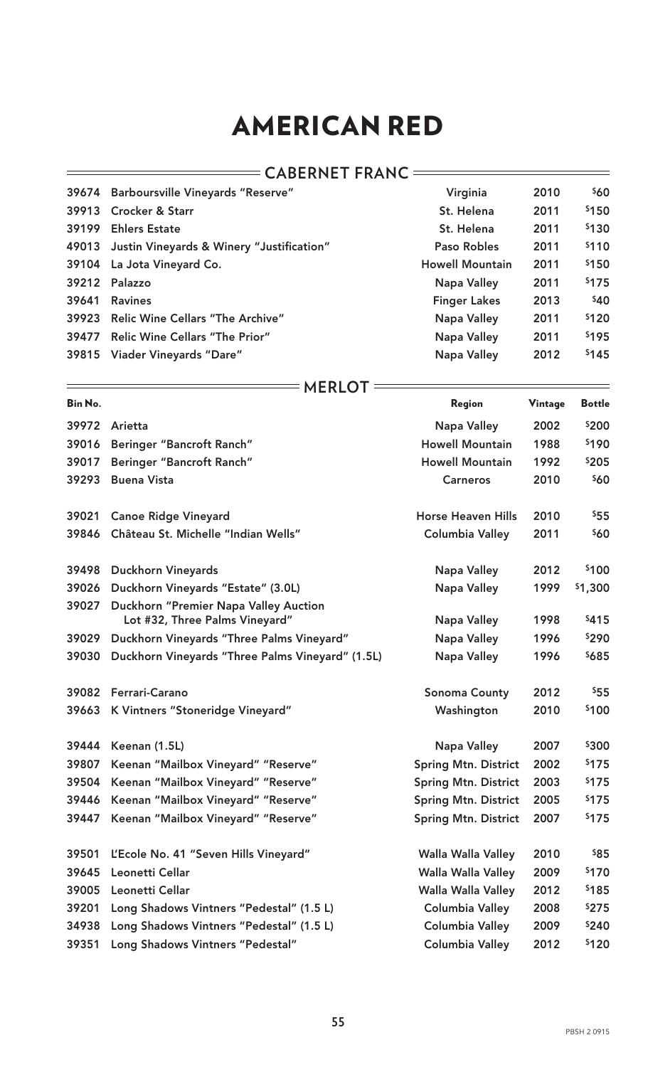# AMERICAN RED

## CABERNET FRANC

| Bin No. | | Region | Vintage | Bottle |
|---|---|---|---|---|
| 39674 | Barboursville Vineyards "Reserve" | Virginia | 2010 | $60 |
| 39913 | Crocker & Starr | St. Helena | 2011 | $150 |
| 39199 | Ehlers Estate | St. Helena | 2011 | $130 |
| 49013 | Justin Vineyards & Winery "Justification" | Paso Robles | 2011 | $110 |
| 39104 | La Jota Vineyard Co. | Howell Mountain | 2011 | $150 |
| 39212 | Palazzo | Napa Valley | 2011 | $175 |
| 39641 | Ravines | Finger Lakes | 2013 | $40 |
| 39923 | Relic Wine Cellars "The Archive" | Napa Valley | 2011 | $120 |
| 39477 | Relic Wine Cellars "The Prior" | Napa Valley | 2011 | $195 |
| 39815 | Viader Vineyards "Dare" | Napa Valley | 2012 | $145 |

## MERLOT

| Bin No. | | Region | Vintage | Bottle |
|---|---|---|---|---|
| 39972 | Arietta | Napa Valley | 2002 | $200 |
| 39016 | Beringer "Bancroft Ranch" | Howell Mountain | 1988 | $190 |
| 39017 | Beringer "Bancroft Ranch" | Howell Mountain | 1992 | $205 |
| 39293 | Buena Vista | Carneros | 2010 | $60 |
| 39021 | Canoe Ridge Vineyard | Horse Heaven Hills | 2010 | $55 |
| 39846 | Château St. Michelle "Indian Wells" | Columbia Valley | 2011 | $60 |
| 39498 | Duckhorn Vineyards | Napa Valley | 2012 | $100 |
| 39026 | Duckhorn Vineyards "Estate" (3.0L) | Napa Valley | 1999 | $1,300 |
| 39027 | Duckhorn "Premier Napa Valley Auction Lot #32, Three Palms Vineyard" | Napa Valley | 1998 | $415 |
| 39029 | Duckhorn Vineyards "Three Palms Vineyard" | Napa Valley | 1996 | $290 |
| 39030 | Duckhorn Vineyards "Three Palms Vineyard" (1.5L) | Napa Valley | 1996 | $685 |
| 39082 | Ferrari-Carano | Sonoma County | 2012 | $55 |
| 39663 | K Vintners "Stoneridge Vineyard" | Washington | 2010 | $100 |
| 39444 | Keenan (1.5L) | Napa Valley | 2007 | $300 |
| 39807 | Keenan "Mailbox Vineyard" "Reserve" | Spring Mtn. District | 2002 | $175 |
| 39504 | Keenan "Mailbox Vineyard" "Reserve" | Spring Mtn. District | 2003 | $175 |
| 39446 | Keenan "Mailbox Vineyard" "Reserve" | Spring Mtn. District | 2005 | $175 |
| 39447 | Keenan "Mailbox Vineyard" "Reserve" | Spring Mtn. District | 2007 | $175 |
| 39501 | L'Ecole No. 41 "Seven Hills Vineyard" | Walla Walla Valley | 2010 | $85 |
| 39645 | Leonetti Cellar | Walla Walla Valley | 2009 | $170 |
| 39005 | Leonetti Cellar | Walla Walla Valley | 2012 | $185 |
| 39201 | Long Shadows Vintners "Pedestal" (1.5 L) | Columbia Valley | 2008 | $275 |
| 34938 | Long Shadows Vintners "Pedestal" (1.5 L) | Columbia Valley | 2009 | $240 |
| 39351 | Long Shadows Vintners "Pedestal" | Columbia Valley | 2012 | $120 |

PBSH 2 0915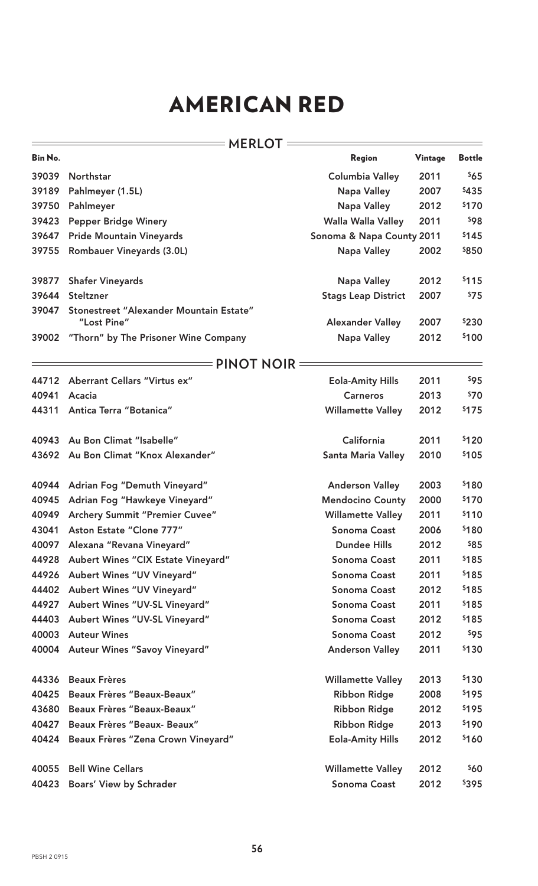# AMERICAN RED

## MERLOT

| Bin No. | | Region | Vintage | Bottle |
|---|---|---|---|---|
| 39039 | Northstar | Columbia Valley | 2011 | $65 |
| 39189 | Pahlmeyer (1.5L) | Napa Valley | 2007 | $435 |
| 39750 | Pahlmeyer | Napa Valley | 2012 | $170 |
| 39423 | Pepper Bridge Winery | Walla Walla Valley | 2011 | $98 |
| 39647 | Pride Mountain Vineyards | Sonoma & Napa County | 2011 | $145 |
| 39755 | Rombauer Vineyards (3.0L) | Napa Valley | 2002 | $850 |
| 39877 | Shafer Vineyards | Napa Valley | 2012 | $115 |
| 39644 | Steltzner | Stags Leap District | 2007 | $75 |
| 39047 | Stonestreet "Alexander Mountain Estate" "Lost Pine" | Alexander Valley | 2007 | $230 |
| 39002 | "Thorn" by The Prisoner Wine Company | Napa Valley | 2012 | $100 |

## PINOT NOIR

| Bin No. | | Region | Vintage | Bottle |
|---|---|---|---|---|
| 44712 | Aberrant Cellars "Virtus ex" | Eola-Amity Hills | 2011 | $95 |
| 40941 | Acacia | Carneros | 2013 | $70 |
| 44311 | Antica Terra "Botanica" | Willamette Valley | 2012 | $175 |
| 40943 | Au Bon Climat "Isabelle" | California | 2011 | $120 |
| 43692 | Au Bon Climat "Knox Alexander" | Santa Maria Valley | 2010 | $105 |
| 40944 | Adrian Fog "Demuth Vineyard" | Anderson Valley | 2003 | $180 |
| 40945 | Adrian Fog "Hawkeye Vineyard" | Mendocino County | 2000 | $170 |
| 40949 | Archery Summit "Premier Cuvee" | Willamette Valley | 2011 | $110 |
| 43041 | Aston Estate "Clone 777" | Sonoma Coast | 2006 | $180 |
| 40097 | Alexana "Revana Vineyard" | Dundee Hills | 2012 | $85 |
| 44928 | Aubert Wines "CIX Estate Vineyard" | Sonoma Coast | 2011 | $185 |
| 44926 | Aubert Wines "UV Vineyard" | Sonoma Coast | 2011 | $185 |
| 44402 | Aubert Wines "UV Vineyard" | Sonoma Coast | 2012 | $185 |
| 44927 | Aubert Wines "UV-SL Vineyard" | Sonoma Coast | 2011 | $185 |
| 44403 | Aubert Wines "UV-SL Vineyard" | Sonoma Coast | 2012 | $185 |
| 40003 | Auteur Wines | Sonoma Coast | 2012 | $95 |
| 40004 | Auteur Wines "Savoy Vineyard" | Anderson Valley | 2011 | $130 |
| 44336 | Beaux Frères | Willamette Valley | 2013 | $130 |
| 40425 | Beaux Frères "Beaux-Beaux" | Ribbon Ridge | 2008 | $195 |
| 43680 | Beaux Frères "Beaux-Beaux" | Ribbon Ridge | 2012 | $195 |
| 40427 | Beaux Frères "Beaux- Beaux" | Ribbon Ridge | 2013 | $190 |
| 40424 | Beaux Frères "Zena Crown Vineyard" | Eola-Amity Hills | 2012 | $160 |
| 40055 | Bell Wine Cellars | Willamette Valley | 2012 | $60 |
| 40423 | Boars' View by Schrader | Sonoma Coast | 2012 | $395 |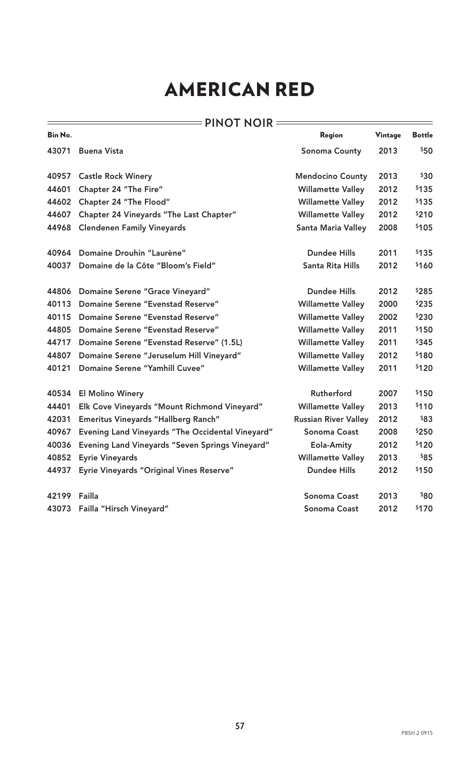# AMERICAN RED

## PINOT NOIR

| Bin No. | | Region | Vintage | Bottle |
|---|---|---|---|---|
| 43071 | Buena Vista | Sonoma County | 2013 | $50 |
| 40957 | Castle Rock Winery | Mendocino County | 2013 | $30 |
| 44601 | Chapter 24 "The Fire" | Willamette Valley | 2012 | $135 |
| 44602 | Chapter 24 "The Flood" | Willamette Valley | 2012 | $135 |
| 44607 | Chapter 24 Vineyards "The Last Chapter" | Willamette Valley | 2012 | $210 |
| 44968 | Clendenen Family Vineyards | Santa Maria Valley | 2008 | $105 |
| 40964 | Domaine Drouhin "Laurène" | Dundee Hills | 2011 | $135 |
| 40037 | Domaine de la Côte "Bloom's Field" | Santa Rita Hills | 2012 | $160 |
| 44806 | Domaine Serene "Grace Vineyard" | Dundee Hills | 2012 | $285 |
| 40113 | Domaine Serene "Evenstad Reserve" | Willamette Valley | 2000 | $235 |
| 40115 | Domaine Serene "Evenstad Reserve" | Willamette Valley | 2002 | $230 |
| 44805 | Domaine Serene "Evenstad Reserve" | Willamette Valley | 2011 | $150 |
| 44717 | Domaine Serene "Evenstad Reserve" (1.5L) | Willamette Valley | 2011 | $345 |
| 44807 | Domaine Serene "Jeruselum Hill Vineyard" | Willamette Valley | 2012 | $180 |
| 40121 | Domaine Serene "Yamhill Cuvee" | Willamette Valley | 2011 | $120 |
| 40534 | El Molino Winery | Rutherford | 2007 | $150 |
| 44401 | Elk Cove Vineyards "Mount Richmond Vineyard" | Willamette Valley | 2013 | $110 |
| 42031 | Emeritus Vineyards "Hallberg Ranch" | Russian River Valley | 2012 | $83 |
| 40967 | Evening Land Vineyards "The Occidental Vineyard" | Sonoma Coast | 2008 | $250 |
| 40036 | Evening Land Vineyards "Seven Springs Vineyard" | Eola-Amity | 2012 | $120 |
| 40852 | Eyrie Vineyards | Willamette Valley | 2013 | $85 |
| 44937 | Eyrie Vineyards "Original Vines Reserve" | Dundee Hills | 2012 | $150 |
| 42199 | Failla | Sonoma Coast | 2013 | $80 |
| 43073 | Failla "Hirsch Vineyard" | Sonoma Coast | 2012 | $170 |

PBSH 2 0915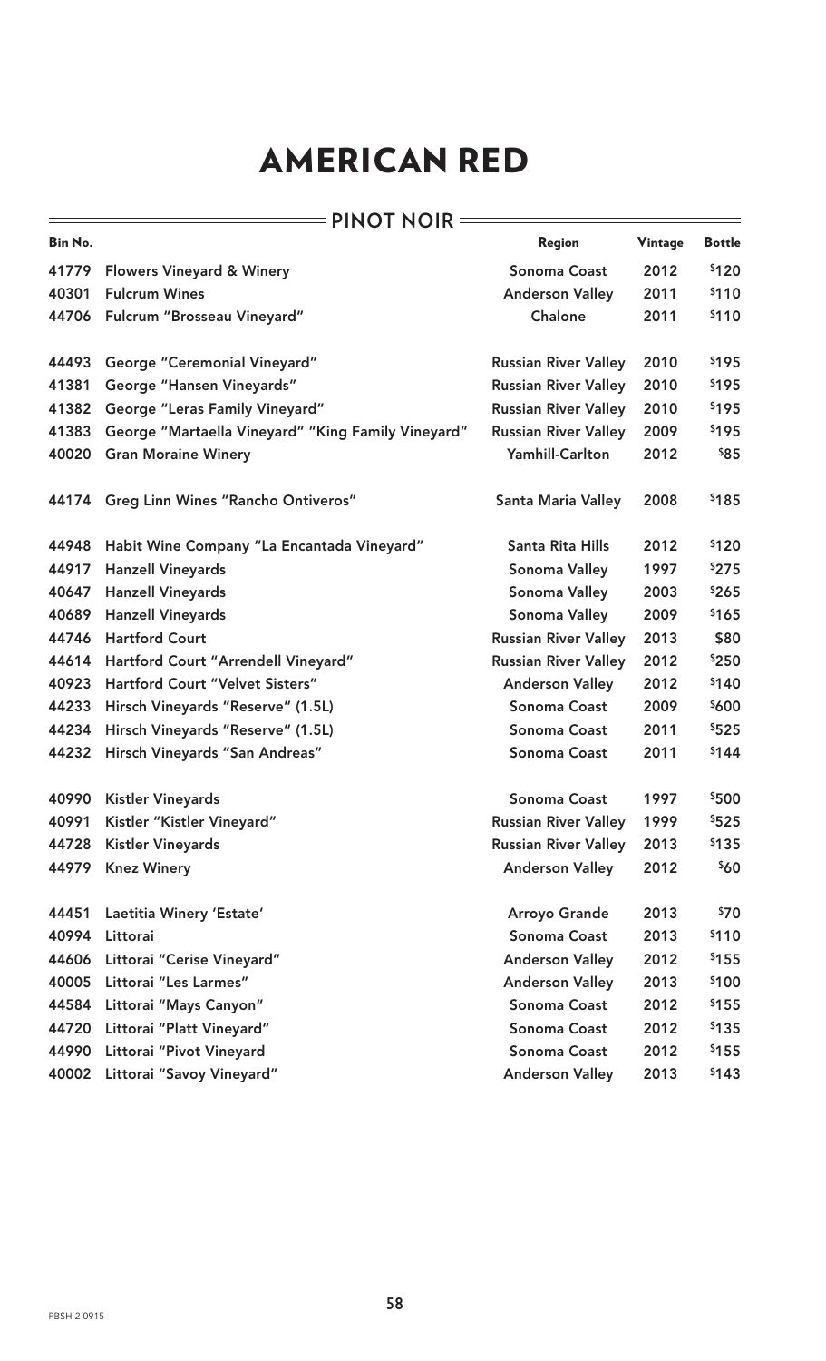# AMERICAN RED

## PINOT NOIR

| Bin No. | | Region | Vintage | Bottle |
|---|---|---|---|---|
| 41779 | Flowers Vineyard & Winery | Sonoma Coast | 2012 | $120 |
| 40301 | Fulcrum Wines | Anderson Valley | 2011 | $110 |
| 44706 | Fulcrum "Brosseau Vineyard" | Chalone | 2011 | $110 |
| 44493 | George "Ceremonial Vineyard" | Russian River Valley | 2010 | $195 |
| 41381 | George "Hansen Vineyards" | Russian River Valley | 2010 | $195 |
| 41382 | George "Leras Family Vineyard" | Russian River Valley | 2010 | $195 |
| 41383 | George "Martaella Vineyard" "King Family Vineyard" | Russian River Valley | 2009 | $195 |
| 40020 | Gran Moraine Winery | Yamhill-Carlton | 2012 | $85 |
| 44174 | Greg Linn Wines "Rancho Ontiveros" | Santa Maria Valley | 2008 | $185 |
| 44948 | Habit Wine Company "La Encantada Vineyard" | Santa Rita Hills | 2012 | $120 |
| 44917 | Hanzell Vineyards | Sonoma Valley | 1997 | $275 |
| 40647 | Hanzell Vineyards | Sonoma Valley | 2003 | $265 |
| 40689 | Hanzell Vineyards | Sonoma Valley | 2009 | $165 |
| 44746 | Hartford Court | Russian River Valley | 2013 | $80 |
| 44614 | Hartford Court "Arrendell Vineyard" | Russian River Valley | 2012 | $250 |
| 40923 | Hartford Court "Velvet Sisters" | Anderson Valley | 2012 | $140 |
| 44233 | Hirsch Vineyards "Reserve" (1.5L) | Sonoma Coast | 2009 | $600 |
| 44234 | Hirsch Vineyards "Reserve" (1.5L) | Sonoma Coast | 2011 | $525 |
| 44232 | Hirsch Vineyards "San Andreas" | Sonoma Coast | 2011 | $144 |
| 40990 | Kistler Vineyards | Sonoma Coast | 1997 | $500 |
| 40991 | Kistler "Kistler Vineyard" | Russian River Valley | 1999 | $525 |
| 44728 | Kistler Vineyards | Russian River Valley | 2013 | $135 |
| 44979 | Knez Winery | Anderson Valley | 2012 | $60 |
| 44451 | Laetitia Winery 'Estate' | Arroyo Grande | 2013 | $70 |
| 40994 | Littorai | Sonoma Coast | 2013 | $110 |
| 44606 | Littorai "Cerise Vineyard" | Anderson Valley | 2012 | $155 |
| 40005 | Littorai "Les Larmes" | Anderson Valley | 2013 | $100 |
| 44584 | Littorai "Mays Canyon" | Sonoma Coast | 2012 | $155 |
| 44720 | Littorai "Platt Vineyard" | Sonoma Coast | 2012 | $135 |
| 44990 | Littorai "Pivot Vineyard | Sonoma Coast | 2012 | $155 |
| 40002 | Littorai "Savoy Vineyard" | Anderson Valley | 2013 | $143 |

PBSH 2 0915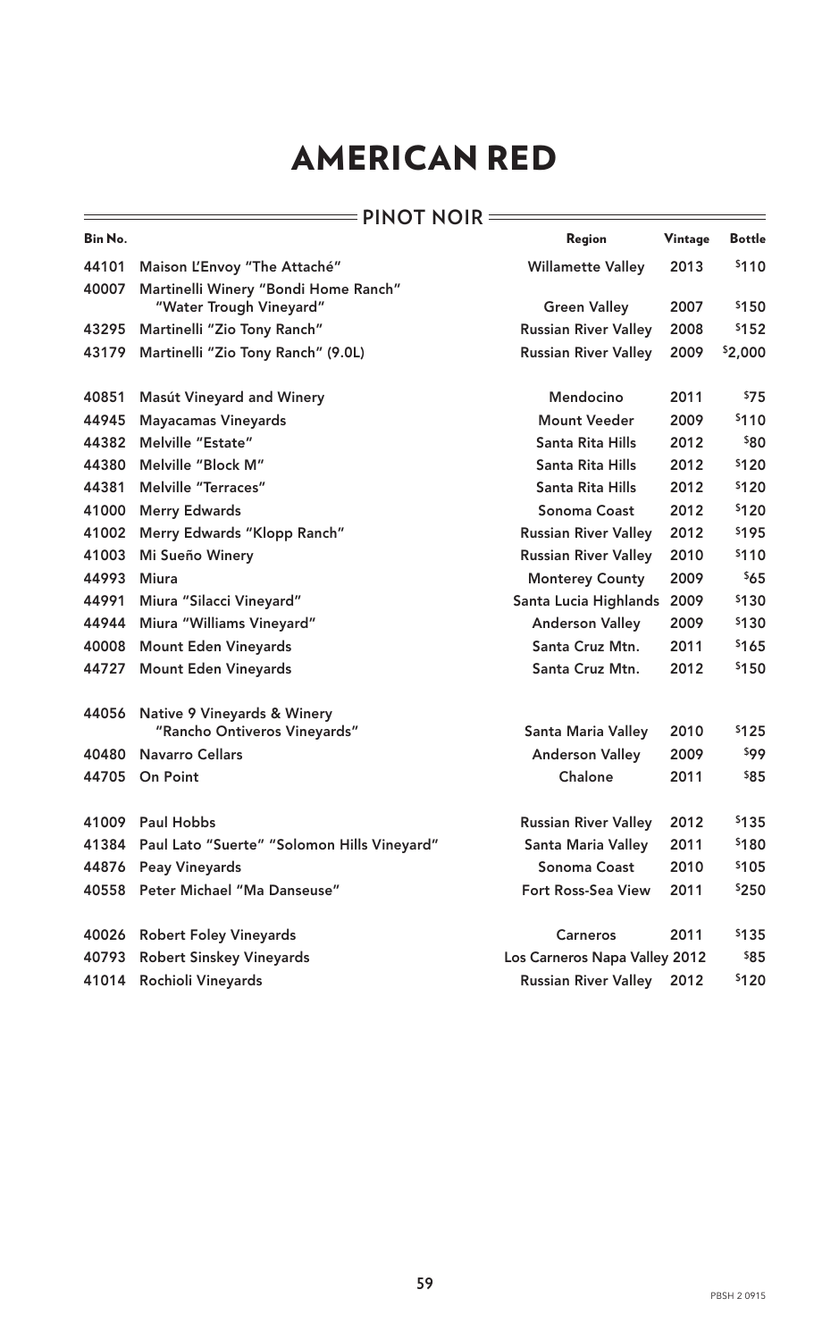# AMERICAN RED

## PINOT NOIR

| Bin No. | | Region | Vintage | Bottle |
|---|---|---|---|---|
| 44101 | Maison L'Envoy "The Attaché" | Willamette Valley | 2013 | $110 |
| 40007 | Martinelli Winery "Bondi Home Ranch" "Water Trough Vineyard" | Green Valley | 2007 | $150 |
| 43295 | Martinelli "Zio Tony Ranch" | Russian River Valley | 2008 | $152 |
| 43179 | Martinelli "Zio Tony Ranch" (9.0L) | Russian River Valley | 2009 | $2,000 |
| 40851 | Masút Vineyard and Winery | Mendocino | 2011 | $75 |
| 44945 | Mayacamas Vineyards | Mount Veeder | 2009 | $110 |
| 44382 | Melville "Estate" | Santa Rita Hills | 2012 | $80 |
| 44380 | Melville "Block M" | Santa Rita Hills | 2012 | $120 |
| 44381 | Melville "Terraces" | Santa Rita Hills | 2012 | $120 |
| 41000 | Merry Edwards | Sonoma Coast | 2012 | $120 |
| 41002 | Merry Edwards "Klopp Ranch" | Russian River Valley | 2012 | $195 |
| 41003 | Mi Sueño Winery | Russian River Valley | 2010 | $110 |
| 44993 | Miura | Monterey County | 2009 | $65 |
| 44991 | Miura "Silacci Vineyard" | Santa Lucia Highlands | 2009 | $130 |
| 44944 | Miura "Williams Vineyard" | Anderson Valley | 2009 | $130 |
| 40008 | Mount Eden Vineyards | Santa Cruz Mtn. | 2011 | $165 |
| 44727 | Mount Eden Vineyards | Santa Cruz Mtn. | 2012 | $150 |
| 44056 | Native 9 Vineyards & Winery "Rancho Ontiveros Vineyards" | Santa Maria Valley | 2010 | $125 |
| 40480 | Navarro Cellars | Anderson Valley | 2009 | $99 |
| 44705 | On Point | Chalone | 2011 | $85 |
| 41009 | Paul Hobbs | Russian River Valley | 2012 | $135 |
| 41384 | Paul Lato "Suerte" "Solomon Hills Vineyard" | Santa Maria Valley | 2011 | $180 |
| 44876 | Peay Vineyards | Sonoma Coast | 2010 | $105 |
| 40558 | Peter Michael "Ma Danseuse" | Fort Ross-Sea View | 2011 | $250 |
| 40026 | Robert Foley Vineyards | Carneros | 2011 | $135 |
| 40793 | Robert Sinskey Vineyards | Los Carneros Napa Valley | 2012 | $85 |
| 41014 | Rochioli Vineyards | Russian River Valley | 2012 | $120 |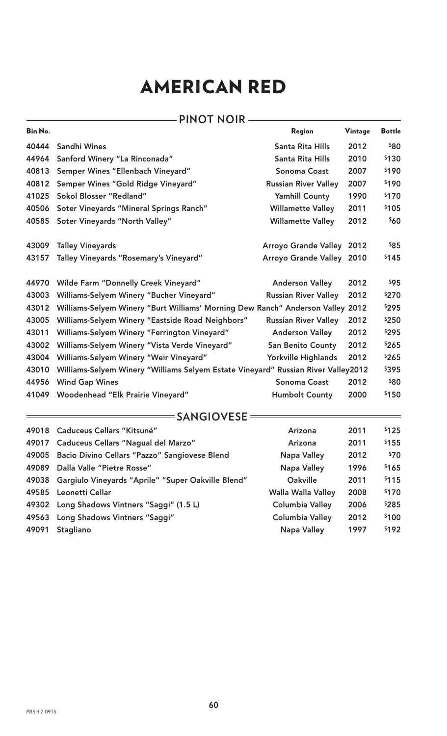# AMERICAN RED

## PINOT NOIR

| Bin No. | | Region | Vintage | Bottle |
|---|---|---|---|---|
| 40444 | Sandhi Wines | Santa Rita Hills | 2012 | $80 |
| 44964 | Sanford Winery "La Rinconada" | Santa Rita Hills | 2010 | $130 |
| 40813 | Semper Wines "Ellenbach Vineyard" | Sonoma Coast | 2007 | $190 |
| 40812 | Semper Wines "Gold Ridge Vineyard" | Russian River Valley | 2007 | $190 |
| 41025 | Sokol Blosser "Redland" | Yamhill County | 1990 | $170 |
| 40506 | Soter Vineyards "Mineral Springs Ranch" | Willamette Valley | 2011 | $105 |
| 40585 | Soter Vineyards "North Valley" | Willamette Valley | 2012 | $60 |
| 43009 | Talley Vineyards | Arroyo Grande Valley | 2012 | $85 |
| 43157 | Talley Vineyards "Rosemary's Vineyard" | Arroyo Grande Valley | 2010 | $145 |
| 44970 | Wilde Farm "Donnelly Creek Vineyard" | Anderson Valley | 2012 | $95 |
| 43003 | Williams-Selyem Winery "Bucher Vineyard" | Russian River Valley | 2012 | $270 |
| 43012 | Williams-Selyem Winery "Burt Williams' Morning Dew Ranch" | Anderson Valley | 2012 | $295 |
| 43005 | Williams-Selyem Winery "Eastside Road Neighbors" | Russian River Valley | 2012 | $250 |
| 43011 | Williams-Selyem Winery "Ferrington Vineyard" | Anderson Valley | 2012 | $295 |
| 43002 | Williams-Selyem Winery "Vista Verde Vineyard" | San Benito County | 2012 | $265 |
| 43004 | Williams-Selyem Winery "Weir Vineyard" | Yorkville Highlands | 2012 | $265 |
| 43010 | Williams-Selyem Winery "Williams Selyem Estate Vineyard" | Russian River Valley | 2012 | $395 |
| 44956 | Wind Gap Wines | Sonoma Coast | 2012 | $80 |
| 41049 | Woodenhead "Elk Prairie Vineyard" | Humbolt County | 2000 | $150 |

## SANGIOVESE

| Bin No. | | Region | Vintage | Bottle |
|---|---|---|---|---|
| 49018 | Caduceus Cellars "Kitsuné" | Arizona | 2011 | $125 |
| 49017 | Caduceus Cellars "Nagual del Marzo" | Arizona | 2011 | $155 |
| 49005 | Bacio Divino Cellars "Pazzo" Sangiovese Blend | Napa Valley | 2012 | $70 |
| 49089 | Dalla Valle "Pietre Rosse" | Napa Valley | 1996 | $165 |
| 49038 | Gargiulo Vineyards "Aprile" "Super Oakville Blend" | Oakville | 2011 | $115 |
| 49585 | Leonetti Cellar | Walla Walla Valley | 2008 | $170 |
| 49302 | Long Shadows Vintners "Saggi" (1.5 L) | Columbia Valley | 2006 | $285 |
| 49563 | Long Shadows Vintners "Saggi" | Columbia Valley | 2012 | $100 |
| 49091 | Stagliano | Napa Valley | 1997 | $192 |

PBSH 2 0915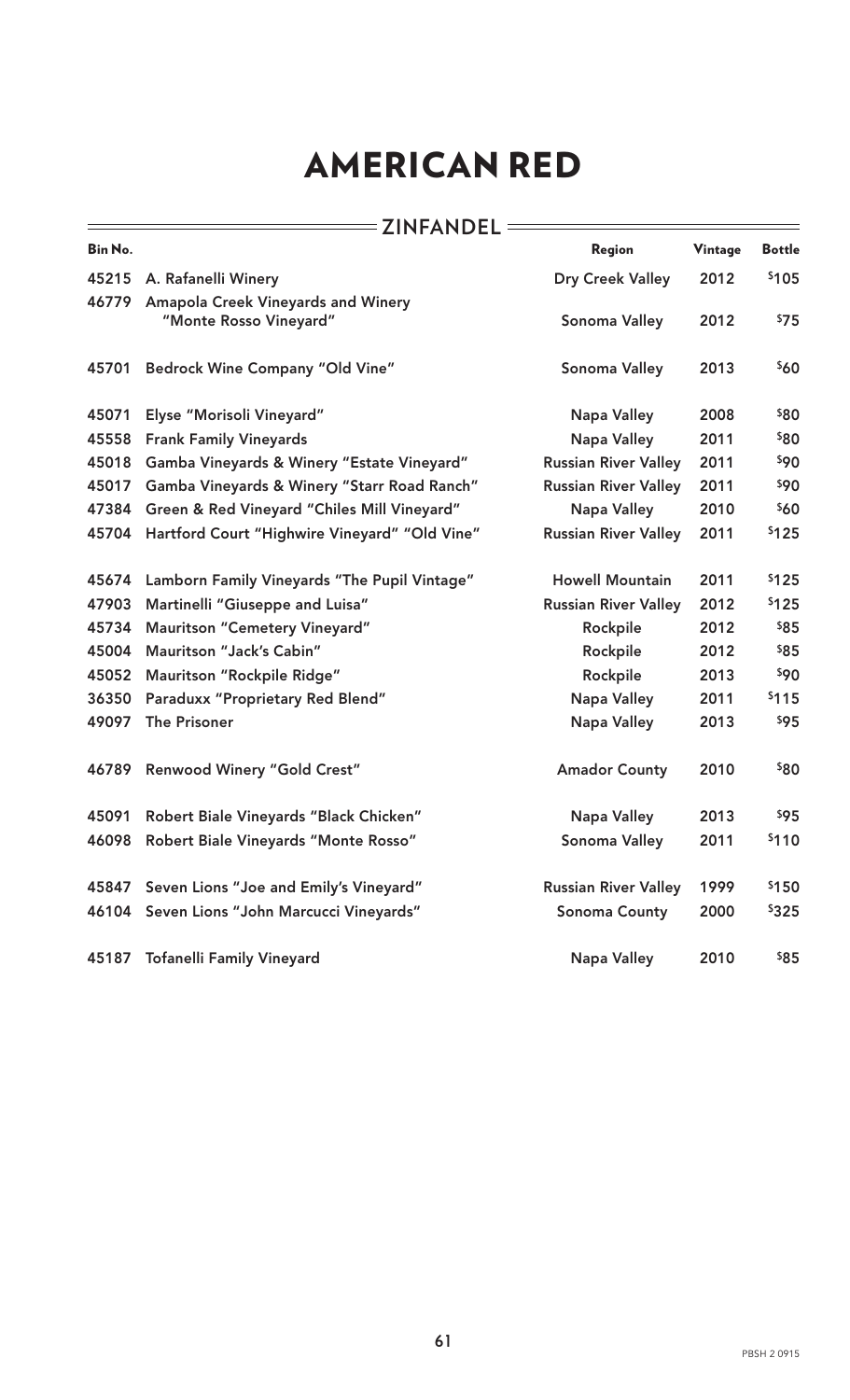# AMERICAN RED

## ZINFANDEL

| Bin No. | | Region | Vintage | Bottle |
|---|---|---|---|---|
| 45215 | A. Rafanelli Winery | Dry Creek Valley | 2012 | $105 |
| 46779 | Amapola Creek Vineyards and Winery "Monte Rosso Vineyard" | Sonoma Valley | 2012 | $75 |
| 45701 | Bedrock Wine Company "Old Vine" | Sonoma Valley | 2013 | $60 |
| 45071 | Elyse "Morisoli Vineyard" | Napa Valley | 2008 | $80 |
| 45558 | Frank Family Vineyards | Napa Valley | 2011 | $80 |
| 45018 | Gamba Vineyards & Winery "Estate Vineyard" | Russian River Valley | 2011 | $90 |
| 45017 | Gamba Vineyards & Winery "Starr Road Ranch" | Russian River Valley | 2011 | $90 |
| 47384 | Green & Red Vineyard "Chiles Mill Vineyard" | Napa Valley | 2010 | $60 |
| 45704 | Hartford Court "Highwire Vineyard" "Old Vine" | Russian River Valley | 2011 | $125 |
| 45674 | Lamborn Family Vineyards "The Pupil Vintage" | Howell Mountain | 2011 | $125 |
| 47903 | Martinelli "Giuseppe and Luisa" | Russian River Valley | 2012 | $125 |
| 45734 | Mauritson "Cemetery Vineyard" | Rockpile | 2012 | $85 |
| 45004 | Mauritson "Jack's Cabin" | Rockpile | 2012 | $85 |
| 45052 | Mauritson "Rockpile Ridge" | Rockpile | 2013 | $90 |
| 36350 | Paraduxx "Proprietary Red Blend" | Napa Valley | 2011 | $115 |
| 49097 | The Prisoner | Napa Valley | 2013 | $95 |
| 46789 | Renwood Winery "Gold Crest" | Amador County | 2010 | $80 |
| 45091 | Robert Biale Vineyards "Black Chicken" | Napa Valley | 2013 | $95 |
| 46098 | Robert Biale Vineyards "Monte Rosso" | Sonoma Valley | 2011 | $110 |
| 45847 | Seven Lions "Joe and Emily's Vineyard" | Russian River Valley | 1999 | $150 |
| 46104 | Seven Lions "John Marcucci Vineyards" | Sonoma County | 2000 | $325 |
| 45187 | Tofanelli Family Vineyard | Napa Valley | 2010 | $85 |

PBSH 2 0915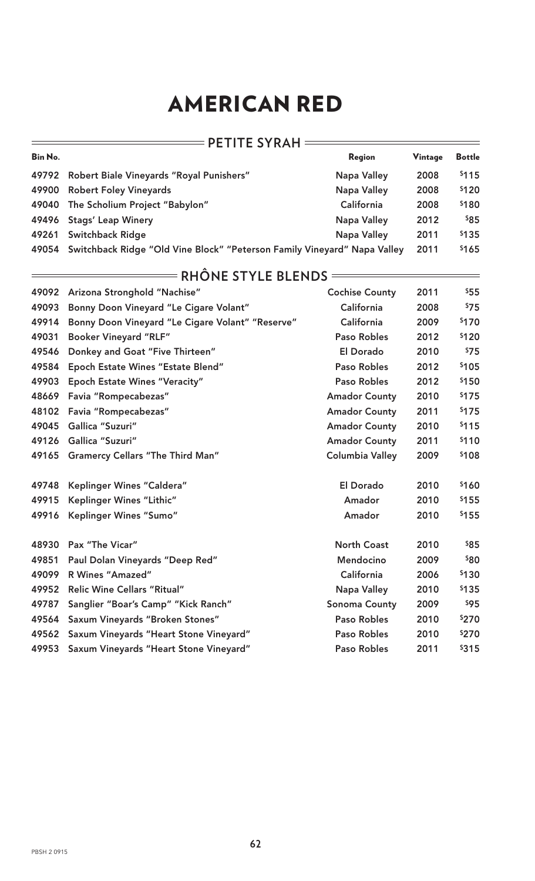# AMERICAN RED

## PETITE SYRAH

| Bin No. | | Region | Vintage | Bottle |
|---|---|---|---|---|
| 49792 | Robert Biale Vineyards "Royal Punishers" | Napa Valley | 2008 | $115 |
| 49900 | Robert Foley Vineyards | Napa Valley | 2008 | $120 |
| 49040 | The Scholium Project "Babylon" | California | 2008 | $180 |
| 49496 | Stags' Leap Winery | Napa Valley | 2012 | $85 |
| 49261 | Switchback Ridge | Napa Valley | 2011 | $135 |
| 49054 | Switchback Ridge "Old Vine Block" "Peterson Family Vineyard" Napa Valley | | 2011 | $165 |

## RHÔNE STYLE BLENDS

| Bin No. | | Region | Vintage | Bottle |
|---|---|---|---|---|
| 49092 | Arizona Stronghold "Nachise" | Cochise County | 2011 | $55 |
| 49093 | Bonny Doon Vineyard "Le Cigare Volant" | California | 2008 | $75 |
| 49914 | Bonny Doon Vineyard "Le Cigare Volant" "Reserve" | California | 2009 | $170 |
| 49031 | Booker Vineyard "RLF" | Paso Robles | 2012 | $120 |
| 49546 | Donkey and Goat "Five Thirteen" | El Dorado | 2010 | $75 |
| 49584 | Epoch Estate Wines "Estate Blend" | Paso Robles | 2012 | $105 |
| 49903 | Epoch Estate Wines "Veracity" | Paso Robles | 2012 | $150 |
| 48669 | Favia "Rompecabezas" | Amador County | 2010 | $175 |
| 48102 | Favia "Rompecabezas" | Amador County | 2011 | $175 |
| 49045 | Gallica "Suzuri" | Amador County | 2010 | $115 |
| 49126 | Gallica "Suzuri" | Amador County | 2011 | $110 |
| 49165 | Gramercy Cellars "The Third Man" | Columbia Valley | 2009 | $108 |
| 49748 | Keplinger Wines "Caldera" | El Dorado | 2010 | $160 |
| 49915 | Keplinger Wines "Lithic" | Amador | 2010 | $155 |
| 49916 | Keplinger Wines "Sumo" | Amador | 2010 | $155 |
| 48930 | Pax "The Vicar" | North Coast | 2010 | $85 |
| 49851 | Paul Dolan Vineyards "Deep Red" | Mendocino | 2009 | $80 |
| 49099 | R Wines "Amazed" | California | 2006 | $130 |
| 49952 | Relic Wine Cellars "Ritual" | Napa Valley | 2010 | $135 |
| 49787 | Sanglier "Boar's Camp" "Kick Ranch" | Sonoma County | 2009 | $95 |
| 49564 | Saxum Vineyards "Broken Stones" | Paso Robles | 2010 | $270 |
| 49562 | Saxum Vineyards "Heart Stone Vineyard" | Paso Robles | 2010 | $270 |
| 49953 | Saxum Vineyards "Heart Stone Vineyard" | Paso Robles | 2011 | $315 |

PBSH 2 0915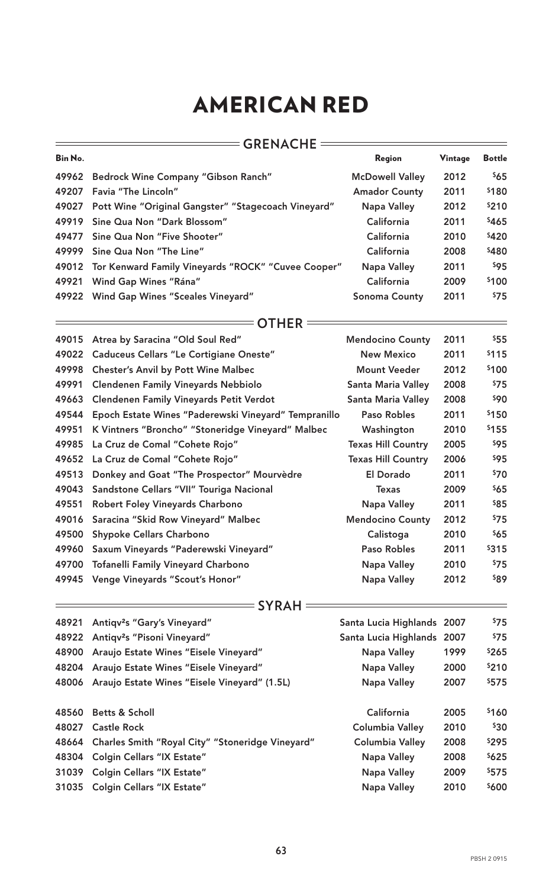# AMERICAN RED

## GRENACHE

| Bin No. | | Region | Vintage | Bottle |
|---|---|---|---|---|
| 49962 | Bedrock Wine Company "Gibson Ranch" | McDowell Valley | 2012 | $65 |
| 49207 | Favia "The Lincoln" | Amador County | 2011 | $180 |
| 49027 | Pott Wine "Original Gangster" "Stagecoach Vineyard" | Napa Valley | 2012 | $210 |
| 49919 | Sine Qua Non "Dark Blossom" | California | 2011 | $465 |
| 49477 | Sine Qua Non "Five Shooter" | California | 2010 | $420 |
| 49999 | Sine Qua Non "The Line" | California | 2008 | $480 |
| 49012 | Tor Kenward Family Vineyards "ROCK" "Cuvee Cooper" | Napa Valley | 2011 | $95 |
| 49921 | Wind Gap Wines "Rána" | California | 2009 | $100 |
| 49922 | Wind Gap Wines "Sceales Vineyard" | Sonoma County | 2011 | $75 |

## OTHER

| | | | | |
|---|---|---|---|---|
| 49015 | Atrea by Saracina "Old Soul Red" | Mendocino County | 2011 | $55 |
| 49022 | Caduceus Cellars "Le Cortigiane Oneste" | New Mexico | 2011 | $115 |
| 49998 | Chester's Anvil by Pott Wine Malbec | Mount Veeder | 2012 | $100 |
| 49991 | Clendenen Family Vineyards Nebbiolo | Santa Maria Valley | 2008 | $75 |
| 49663 | Clendenen Family Vineyards Petit Verdot | Santa Maria Valley | 2008 | $90 |
| 49544 | Epoch Estate Wines "Paderewski Vineyard" Tempranillo | Paso Robles | 2011 | $150 |
| 49951 | K Vintners "Broncho" "Stoneridge Vineyard" Malbec | Washington | 2010 | $155 |
| 49985 | La Cruz de Comal "Cohete Rojo" | Texas Hill Country | 2005 | $95 |
| 49652 | La Cruz de Comal "Cohete Rojo" | Texas Hill Country | 2006 | $95 |
| 49513 | Donkey and Goat "The Prospector" Mourvèdre | El Dorado | 2011 | $70 |
| 49043 | Sandstone Cellars "VII" Touriga Nacional | Texas | 2009 | $65 |
| 49551 | Robert Foley Vineyards Charbono | Napa Valley | 2011 | $85 |
| 49016 | Saracina "Skid Row Vineyard" Malbec | Mendocino County | 2012 | $75 |
| 49500 | Shypoke Cellars Charbono | Calistoga | 2010 | $65 |
| 49960 | Saxum Vineyards "Paderewski Vineyard" | Paso Robles | 2011 | $315 |
| 49700 | Tofanelli Family Vineyard Charbono | Napa Valley | 2010 | $75 |
| 49945 | Venge Vineyards "Scout's Honor" | Napa Valley | 2012 | $89 |

## SYRAH

| | | | | |
|---|---|---|---|---|
| 48921 | Antiqv²s "Gary's Vineyard" | Santa Lucia Highlands | 2007 | $75 |
| 48922 | Antiqv²s "Pisoni Vineyard" | Santa Lucia Highlands | 2007 | $75 |
| 48900 | Araujo Estate Wines "Eisele Vineyard" | Napa Valley | 1999 | $265 |
| 48204 | Araujo Estate Wines "Eisele Vineyard" | Napa Valley | 2000 | $210 |
| 48006 | Araujo Estate Wines "Eisele Vineyard" (1.5L) | Napa Valley | 2007 | $575 |
| 48560 | Betts & Scholl | California | 2005 | $160 |
| 48027 | Castle Rock | Columbia Valley | 2010 | $30 |
| 48664 | Charles Smith "Royal City" "Stoneridge Vineyard" | Columbia Valley | 2008 | $295 |
| 48304 | Colgin Cellars "IX Estate" | Napa Valley | 2008 | $625 |
| 31039 | Colgin Cellars "IX Estate" | Napa Valley | 2009 | $575 |
| 31035 | Colgin Cellars "IX Estate" | Napa Valley | 2010 | $600 |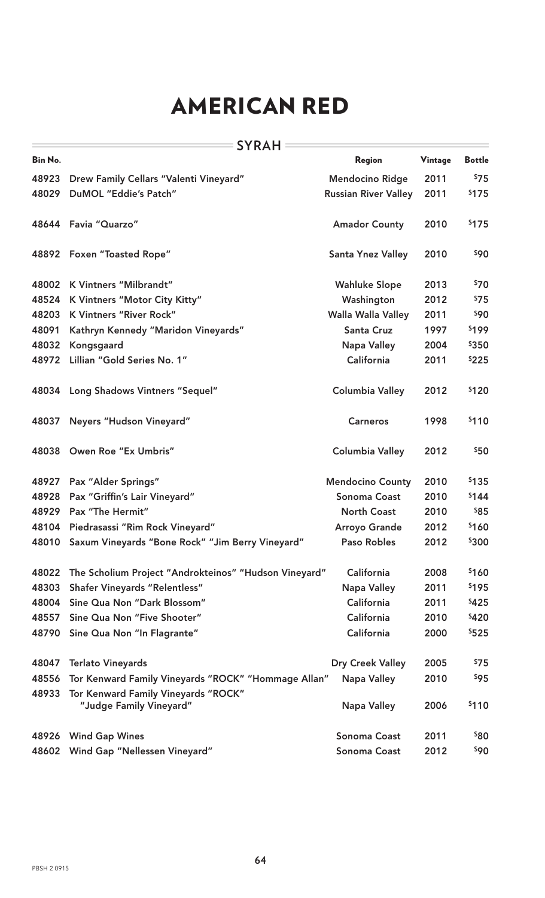# AMERICAN RED

## SYRAH

| Bin No. | | Region | Vintage | Bottle |
|---|---|---|---|---|
| 48923 | Drew Family Cellars "Valenti Vineyard" | Mendocino Ridge | 2011 | $75 |
| 48029 | DuMOL "Eddie's Patch" | Russian River Valley | 2011 | $175 |
| 48644 | Favia "Quarzo" | Amador County | 2010 | $175 |
| 48892 | Foxen "Toasted Rope" | Santa Ynez Valley | 2010 | $90 |
| 48002 | K Vintners "Milbrandt" | Wahluke Slope | 2013 | $70 |
| 48524 | K Vintners "Motor City Kitty" | Washington | 2012 | $75 |
| 48203 | K Vintners "River Rock" | Walla Walla Valley | 2011 | $90 |
| 48091 | Kathryn Kennedy "Maridon Vineyards" | Santa Cruz | 1997 | $199 |
| 48032 | Kongsgaard | Napa Valley | 2004 | $350 |
| 48972 | Lillian "Gold Series No. 1" | California | 2011 | $225 |
| 48034 | Long Shadows Vintners "Sequel" | Columbia Valley | 2012 | $120 |
| 48037 | Neyers "Hudson Vineyard" | Carneros | 1998 | $110 |
| 48038 | Owen Roe "Ex Umbris" | Columbia Valley | 2012 | $50 |
| 48927 | Pax "Alder Springs" | Mendocino County | 2010 | $135 |
| 48928 | Pax "Griffin's Lair Vineyard" | Sonoma Coast | 2010 | $144 |
| 48929 | Pax "The Hermit" | North Coast | 2010 | $85 |
| 48104 | Piedrasassi "Rim Rock Vineyard" | Arroyo Grande | 2012 | $160 |
| 48010 | Saxum Vineyards "Bone Rock" "Jim Berry Vineyard" | Paso Robles | 2012 | $300 |
| 48022 | The Scholium Project "Androkteinos" "Hudson Vineyard" | California | 2008 | $160 |
| 48303 | Shafer Vineyards "Relentless" | Napa Valley | 2011 | $195 |
| 48004 | Sine Qua Non "Dark Blossom" | California | 2011 | $425 |
| 48557 | Sine Qua Non "Five Shooter" | California | 2010 | $420 |
| 48790 | Sine Qua Non "In Flagrante" | California | 2000 | $525 |
| 48047 | Terlato Vineyards | Dry Creek Valley | 2005 | $75 |
| 48556 | Tor Kenward Family Vineyards "ROCK" "Hommage Allan" | Napa Valley | 2010 | $95 |
| 48933 | Tor Kenward Family Vineyards "ROCK" "Judge Family Vineyard" | Napa Valley | 2006 | $110 |
| 48926 | Wind Gap Wines | Sonoma Coast | 2011 | $80 |
| 48602 | Wind Gap "Nellessen Vineyard" | Sonoma Coast | 2012 | $90 |

PBSH 2 0915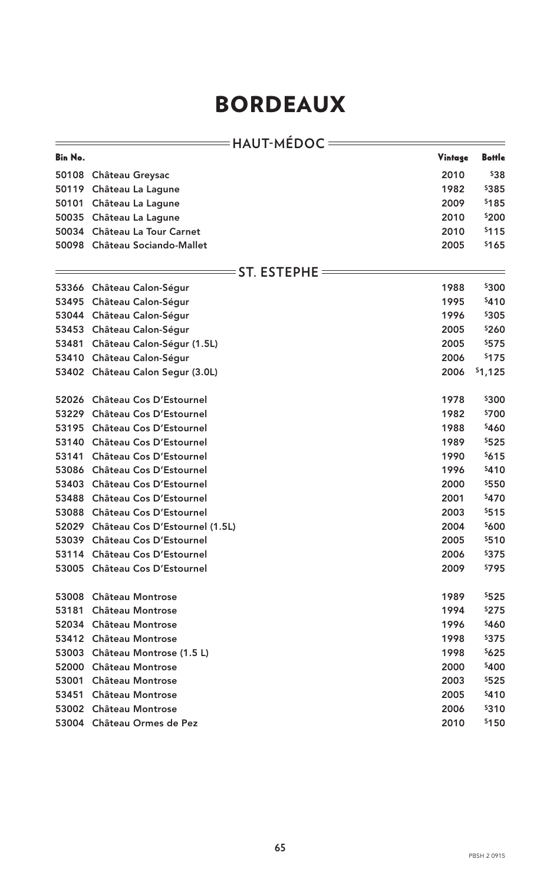# BORDEAUX

## HAUT-MÉDOC

| Bin No. | | Vintage | Bottle |
|---|---|---|---|
| 50108 | Château Greysac | 2010 | $38 |
| 50119 | Château La Lagune | 1982 | $385 |
| 50101 | Château La Lagune | 2009 | $185 |
| 50035 | Château La Lagune | 2010 | $200 |
| 50034 | Château La Tour Carnet | 2010 | $115 |
| 50098 | Château Sociando-Mallet | 2005 | $165 |

## ST. ESTEPHE

| | | | |
|---|---|---|---|
| 53366 | Château Calon-Ségur | 1988 | $300 |
| 53495 | Château Calon-Ségur | 1995 | $410 |
| 53044 | Château Calon-Ségur | 1996 | $305 |
| 53453 | Château Calon-Ségur | 2005 | $260 |
| 53481 | Château Calon-Ségur (1.5L) | 2005 | $575 |
| 53410 | Château Calon-Ségur | 2006 | $175 |
| 53402 | Château Calon Segur (3.0L) | 2006 | $1,125 |
| 52026 | Château Cos D'Estournel | 1978 | $300 |
| 53229 | Château Cos D'Estournel | 1982 | $700 |
| 53195 | Château Cos D'Estournel | 1988 | $460 |
| 53140 | Château Cos D'Estournel | 1989 | $525 |
| 53141 | Château Cos D'Estournel | 1990 | $615 |
| 53086 | Château Cos D'Estournel | 1996 | $410 |
| 53403 | Château Cos D'Estournel | 2000 | $550 |
| 53488 | Château Cos D'Estournel | 2001 | $470 |
| 53088 | Château Cos D'Estournel | 2003 | $515 |
| 52029 | Château Cos D'Estournel (1.5L) | 2004 | $600 |
| 53039 | Château Cos D'Estournel | 2005 | $510 |
| 53114 | Château Cos D'Estournel | 2006 | $375 |
| 53005 | Château Cos D'Estournel | 2009 | $795 |
| 53008 | Château Montrose | 1989 | $525 |
| 53181 | Château Montrose | 1994 | $275 |
| 52034 | Château Montrose | 1996 | $460 |
| 53412 | Château Montrose | 1998 | $375 |
| 53003 | Château Montrose (1.5 L) | 1998 | $625 |
| 52000 | Château Montrose | 2000 | $400 |
| 53001 | Château Montrose | 2003 | $525 |
| 53451 | Château Montrose | 2005 | $410 |
| 53002 | Château Montrose | 2006 | $310 |
| 53004 | Château Ormes de Pez | 2010 | $150 |

PBSH 2 0915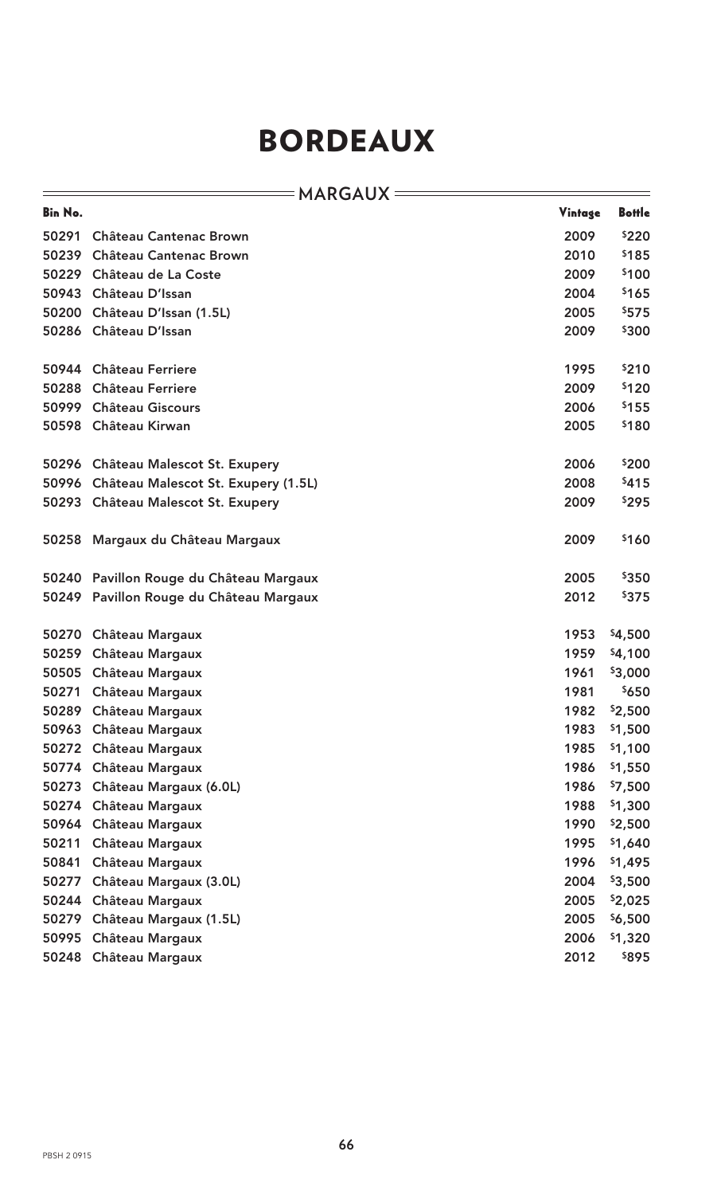# BORDEAUX

## MARGAUX

| Bin No. | | Vintage | Bottle |
|---|---|---|---|
| 50291 | Château Cantenac Brown | 2009 | $220 |
| 50239 | Château Cantenac Brown | 2010 | $185 |
| 50229 | Château de La Coste | 2009 | $100 |
| 50943 | Château D'Issan | 2004 | $165 |
| 50200 | Château D'Issan (1.5L) | 2005 | $575 |
| 50286 | Château D'Issan | 2009 | $300 |
| 50944 | Château Ferriere | 1995 | $210 |
| 50288 | Château Ferriere | 2009 | $120 |
| 50999 | Château Giscours | 2006 | $155 |
| 50598 | Château Kirwan | 2005 | $180 |
| 50296 | Château Malescot St. Exupery | 2006 | $200 |
| 50996 | Château Malescot St. Exupery (1.5L) | 2008 | $415 |
| 50293 | Château Malescot St. Exupery | 2009 | $295 |
| 50258 | Margaux du Château Margaux | 2009 | $160 |
| 50240 | Pavillon Rouge du Château Margaux | 2005 | $350 |
| 50249 | Pavillon Rouge du Château Margaux | 2012 | $375 |
| 50270 | Château Margaux | 1953 | $4,500 |
| 50259 | Château Margaux | 1959 | $4,100 |
| 50505 | Château Margaux | 1961 | $3,000 |
| 50271 | Château Margaux | 1981 | $650 |
| 50289 | Château Margaux | 1982 | $2,500 |
| 50963 | Château Margaux | 1983 | $1,500 |
| 50272 | Château Margaux | 1985 | $1,100 |
| 50774 | Château Margaux | 1986 | $1,550 |
| 50273 | Château Margaux (6.0L) | 1986 | $7,500 |
| 50274 | Château Margaux | 1988 | $1,300 |
| 50964 | Château Margaux | 1990 | $2,500 |
| 50211 | Château Margaux | 1995 | $1,640 |
| 50841 | Château Margaux | 1996 | $1,495 |
| 50277 | Château Margaux (3.0L) | 2004 | $3,500 |
| 50244 | Château Margaux | 2005 | $2,025 |
| 50279 | Château Margaux (1.5L) | 2005 | $6,500 |
| 50995 | Château Margaux | 2006 | $1,320 |
| 50248 | Château Margaux | 2012 | $895 |

PBSH 2 0915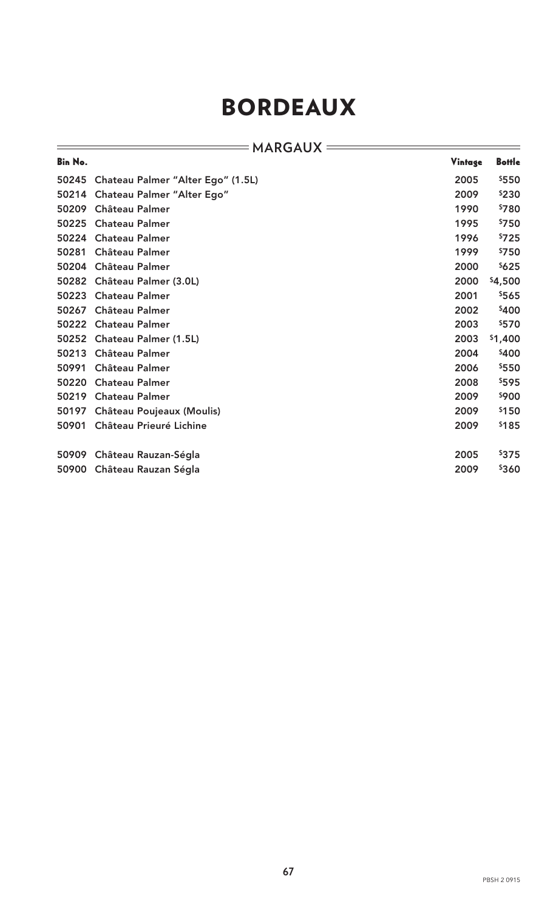# BORDEAUX

## MARGAUX

| Bin No. | | Vintage | Bottle |
|---|---|---|---|
| 50245 | Chateau Palmer "Alter Ego" (1.5L) | 2005 | $550 |
| 50214 | Chateau Palmer "Alter Ego" | 2009 | $230 |
| 50209 | Château Palmer | 1990 | $780 |
| 50225 | Chateau Palmer | 1995 | $750 |
| 50224 | Chateau Palmer | 1996 | $725 |
| 50281 | Château Palmer | 1999 | $750 |
| 50204 | Château Palmer | 2000 | $625 |
| 50282 | Château Palmer (3.0L) | 2000 | $4,500 |
| 50223 | Chateau Palmer | 2001 | $565 |
| 50267 | Château Palmer | 2002 | $400 |
| 50222 | Chateau Palmer | 2003 | $570 |
| 50252 | Chateau Palmer (1.5L) | 2003 | $1,400 |
| 50213 | Château Palmer | 2004 | $400 |
| 50991 | Château Palmer | 2006 | $550 |
| 50220 | Chateau Palmer | 2008 | $595 |
| 50219 | Chateau Palmer | 2009 | $900 |
| 50197 | Château Poujeaux (Moulis) | 2009 | $150 |
| 50901 | Château Prieuré Lichine | 2009 | $185 |
| 50909 | Château Rauzan-Ségla | 2005 | $375 |
| 50900 | Château Rauzan Ségla | 2009 | $360 |

PBSH 2 0915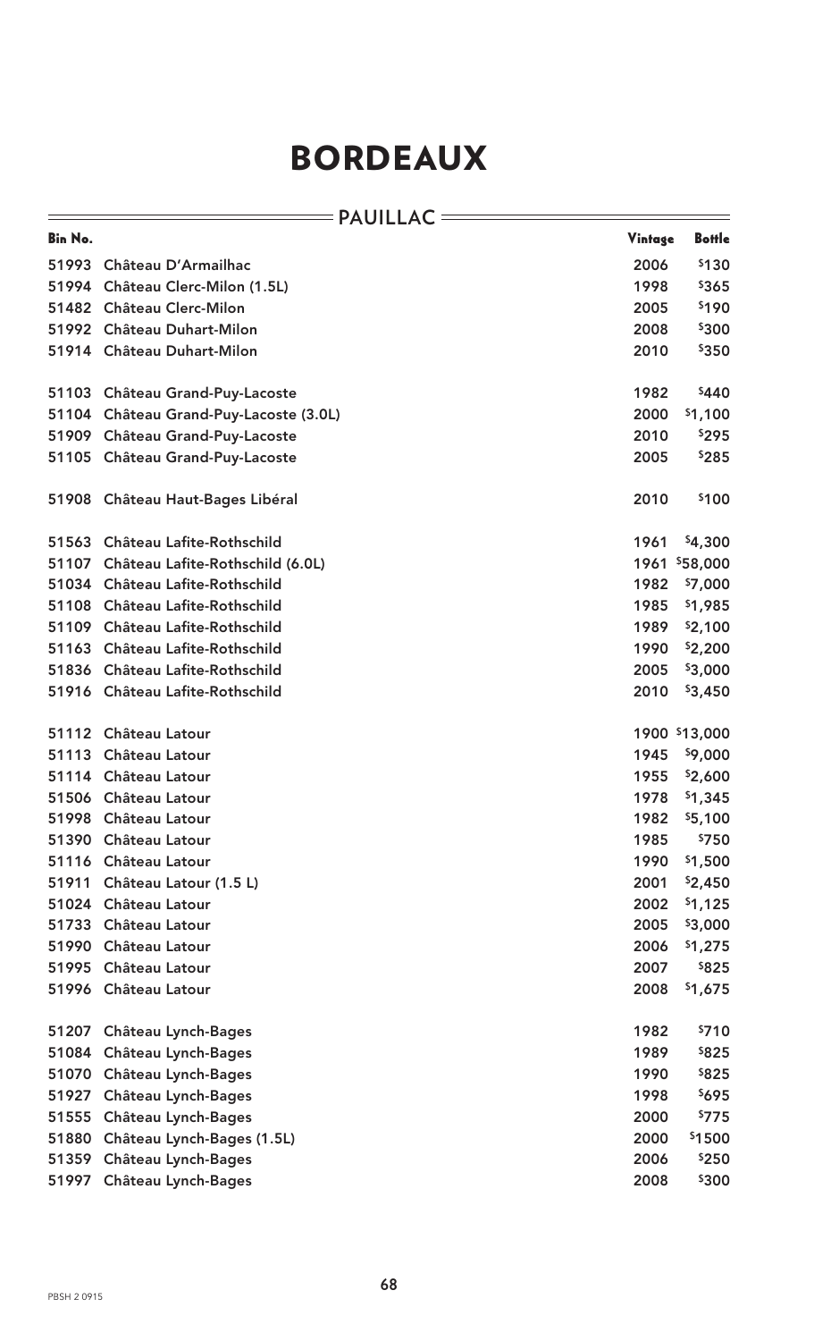# BORDEAUX

## PAULLIAC

| Bin No. | | Vintage | Bottle |
|---|---|---|---|
| 51993 | Château D'Armailhac | 2006 | $130 |
| 51994 | Château Clerc-Milon (1.5L) | 1998 | $365 |
| 51482 | Château Clerc-Milon | 2005 | $190 |
| 51992 | Château Duhart-Milon | 2008 | $300 |
| 51914 | Château Duhart-Milon | 2010 | $350 |
| 51103 | Château Grand-Puy-Lacoste | 1982 | $440 |
| 51104 | Château Grand-Puy-Lacoste (3.0L) | 2000 | $1,100 |
| 51909 | Château Grand-Puy-Lacoste | 2010 | $295 |
| 51105 | Château Grand-Puy-Lacoste | 2005 | $285 |
| 51908 | Château Haut-Bages Libéral | 2010 | $100 |
| 51563 | Château Lafite-Rothschild | 1961 | $4,300 |
| 51107 | Château Lafite-Rothschild (6.0L) | 1961 | $58,000 |
| 51034 | Château Lafite-Rothschild | 1982 | $7,000 |
| 51108 | Château Lafite-Rothschild | 1985 | $1,985 |
| 51109 | Château Lafite-Rothschild | 1989 | $2,100 |
| 51163 | Château Lafite-Rothschild | 1990 | $2,200 |
| 51836 | Château Lafite-Rothschild | 2005 | $3,000 |
| 51916 | Château Lafite-Rothschild | 2010 | $3,450 |
| 51112 | Château Latour | 1900 | $13,000 |
| 51113 | Château Latour | 1945 | $9,000 |
| 51114 | Château Latour | 1955 | $2,600 |
| 51506 | Château Latour | 1978 | $1,345 |
| 51998 | Château Latour | 1982 | $5,100 |
| 51390 | Château Latour | 1985 | $750 |
| 51116 | Château Latour | 1990 | $1,500 |
| 51911 | Château Latour (1.5 L) | 2001 | $2,450 |
| 51024 | Château Latour | 2002 | $1,125 |
| 51733 | Château Latour | 2005 | $3,000 |
| 51990 | Château Latour | 2006 | $1,275 |
| 51995 | Château Latour | 2007 | $825 |
| 51996 | Château Latour | 2008 | $1,675 |
| 51207 | Château Lynch-Bages | 1982 | $710 |
| 51084 | Château Lynch-Bages | 1989 | $825 |
| 51070 | Château Lynch-Bages | 1990 | $825 |
| 51927 | Château Lynch-Bages | 1998 | $695 |
| 51555 | Château Lynch-Bages | 2000 | $775 |
| 51880 | Château Lynch-Bages (1.5L) | 2000 | $1500 |
| 51359 | Château Lynch-Bages | 2006 | $250 |
| 51997 | Château Lynch-Bages | 2008 | $300 |

PBSH 2 0915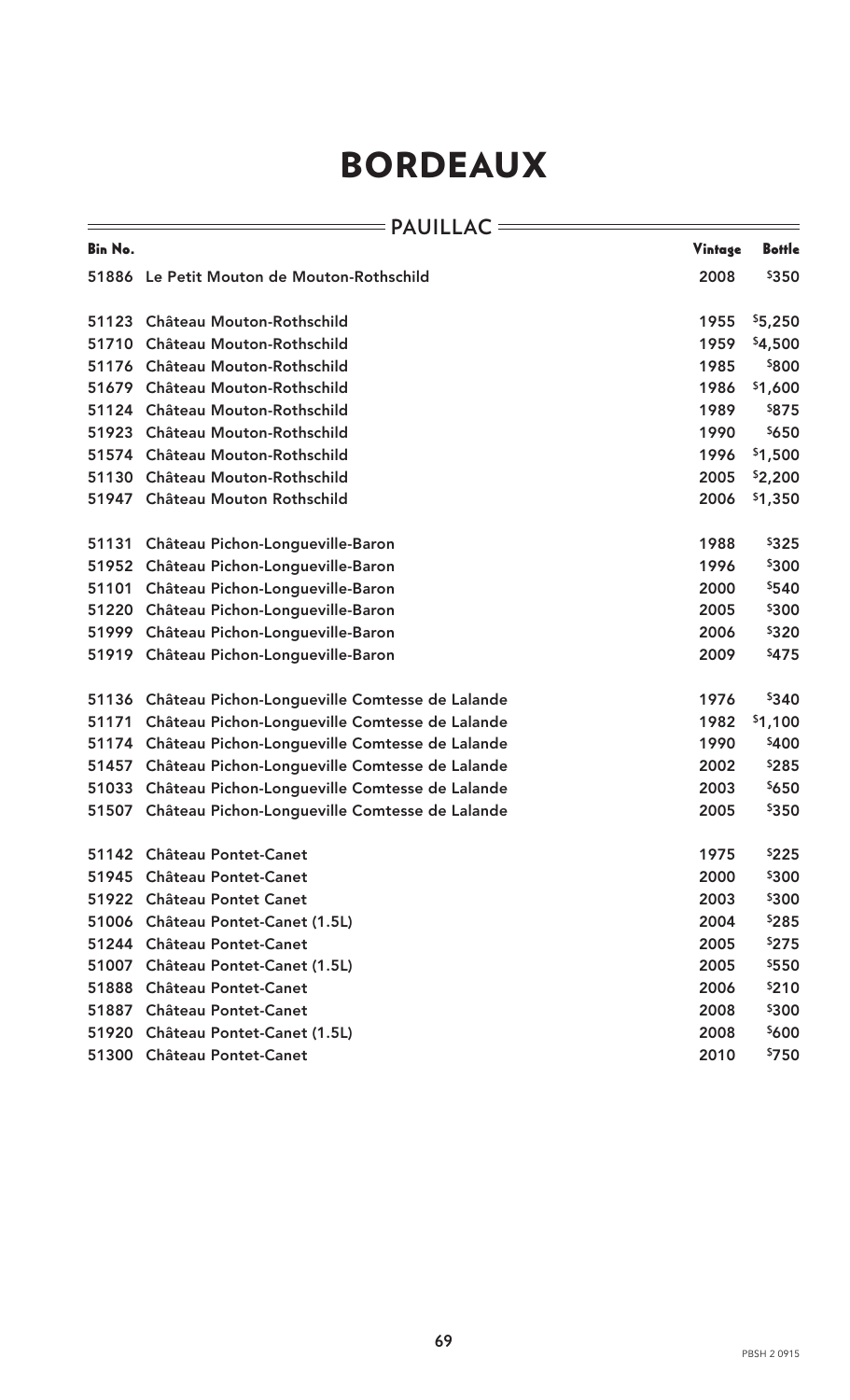# BORDEAUX

## PAULLAC

| Bin No. | | Vintage | Bottle |
|---|---|---|---|
| 51886 | Le Petit Mouton de Mouton-Rothschild | 2008 | $350 |
| 51123 | Château Mouton-Rothschild | 1955 | $5,250 |
| 51710 | Château Mouton-Rothschild | 1959 | $4,500 |
| 51176 | Château Mouton-Rothschild | 1985 | $800 |
| 51679 | Château Mouton-Rothschild | 1986 | $1,600 |
| 51124 | Château Mouton-Rothschild | 1989 | $875 |
| 51923 | Château Mouton-Rothschild | 1990 | $650 |
| 51574 | Château Mouton-Rothschild | 1996 | $1,500 |
| 51130 | Château Mouton-Rothschild | 2005 | $2,200 |
| 51947 | Château Mouton Rothschild | 2006 | $1,350 |
| 51131 | Château Pichon-Longueville-Baron | 1988 | $325 |
| 51952 | Château Pichon-Longueville-Baron | 1996 | $300 |
| 51101 | Château Pichon-Longueville-Baron | 2000 | $540 |
| 51220 | Château Pichon-Longueville-Baron | 2005 | $300 |
| 51999 | Château Pichon-Longueville-Baron | 2006 | $320 |
| 51919 | Château Pichon-Longueville-Baron | 2009 | $475 |
| 51136 | Château Pichon-Longueville Comtesse de Lalande | 1976 | $340 |
| 51171 | Château Pichon-Longueville Comtesse de Lalande | 1982 | $1,100 |
| 51174 | Château Pichon-Longueville Comtesse de Lalande | 1990 | $400 |
| 51457 | Château Pichon-Longueville Comtesse de Lalande | 2002 | $285 |
| 51033 | Château Pichon-Longueville Comtesse de Lalande | 2003 | $650 |
| 51507 | Château Pichon-Longueville Comtesse de Lalande | 2005 | $350 |
| 51142 | Château Pontet-Canet | 1975 | $225 |
| 51945 | Château Pontet-Canet | 2000 | $300 |
| 51922 | Château Pontet Canet | 2003 | $300 |
| 51006 | Château Pontet-Canet (1.5L) | 2004 | $285 |
| 51244 | Château Pontet-Canet | 2005 | $275 |
| 51007 | Château Pontet-Canet (1.5L) | 2005 | $550 |
| 51888 | Château Pontet-Canet | 2006 | $210 |
| 51887 | Château Pontet-Canet | 2008 | $300 |
| 51920 | Château Pontet-Canet (1.5L) | 2008 | $600 |
| 51300 | Château Pontet-Canet | 2010 | $750 |

PBSH 2 0915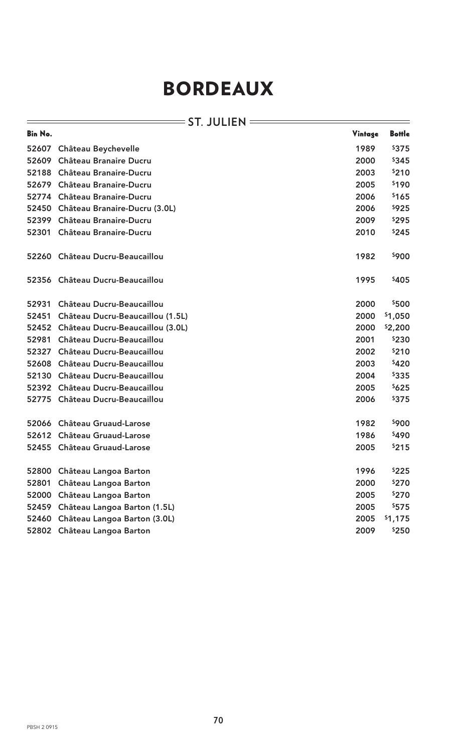# BORDEAUX

## ST. JULIEN

| Bin No. | | Vintage | Bottle |
|---|---|---|---|
| 52607 | Château Beychevelle | 1989 | $375 |
| 52609 | Château Branaire Ducru | 2000 | $345 |
| 52188 | Château Branaire-Ducru | 2003 | $210 |
| 52679 | Château Branaire-Ducru | 2005 | $190 |
| 52774 | Château Branaire-Ducru | 2006 | $165 |
| 52450 | Château Branaire-Ducru (3.0L) | 2006 | $925 |
| 52399 | Château Branaire-Ducru | 2009 | $295 |
| 52301 | Château Branaire-Ducru | 2010 | $245 |
| 52260 | Château Ducru-Beaucaillou | 1982 | $900 |
| 52356 | Château Ducru-Beaucaillou | 1995 | $405 |
| 52931 | Château Ducru-Beaucaillou | 2000 | $500 |
| 52451 | Château Ducru-Beaucaillou (1.5L) | 2000 | $1,050 |
| 52452 | Château Ducru-Beaucaillou (3.0L) | 2000 | $2,200 |
| 52981 | Château Ducru-Beaucaillou | 2001 | $230 |
| 52327 | Château Ducru-Beaucaillou | 2002 | $210 |
| 52608 | Château Ducru-Beaucaillou | 2003 | $420 |
| 52130 | Château Ducru-Beaucaillou | 2004 | $335 |
| 52392 | Château Ducru-Beaucaillou | 2005 | $625 |
| 52775 | Château Ducru-Beaucaillou | 2006 | $375 |
| 52066 | Château Gruaud-Larose | 1982 | $900 |
| 52612 | Château Gruaud-Larose | 1986 | $490 |
| 52455 | Château Gruaud-Larose | 2005 | $215 |
| 52800 | Château Langoa Barton | 1996 | $225 |
| 52801 | Château Langoa Barton | 2000 | $270 |
| 52000 | Château Langoa Barton | 2005 | $270 |
| 52459 | Château Langoa Barton (1.5L) | 2005 | $575 |
| 52460 | Château Langoa Barton (3.0L) | 2005 | $1,175 |
| 52802 | Château Langoa Barton | 2009 | $250 |

PBSH 2 0915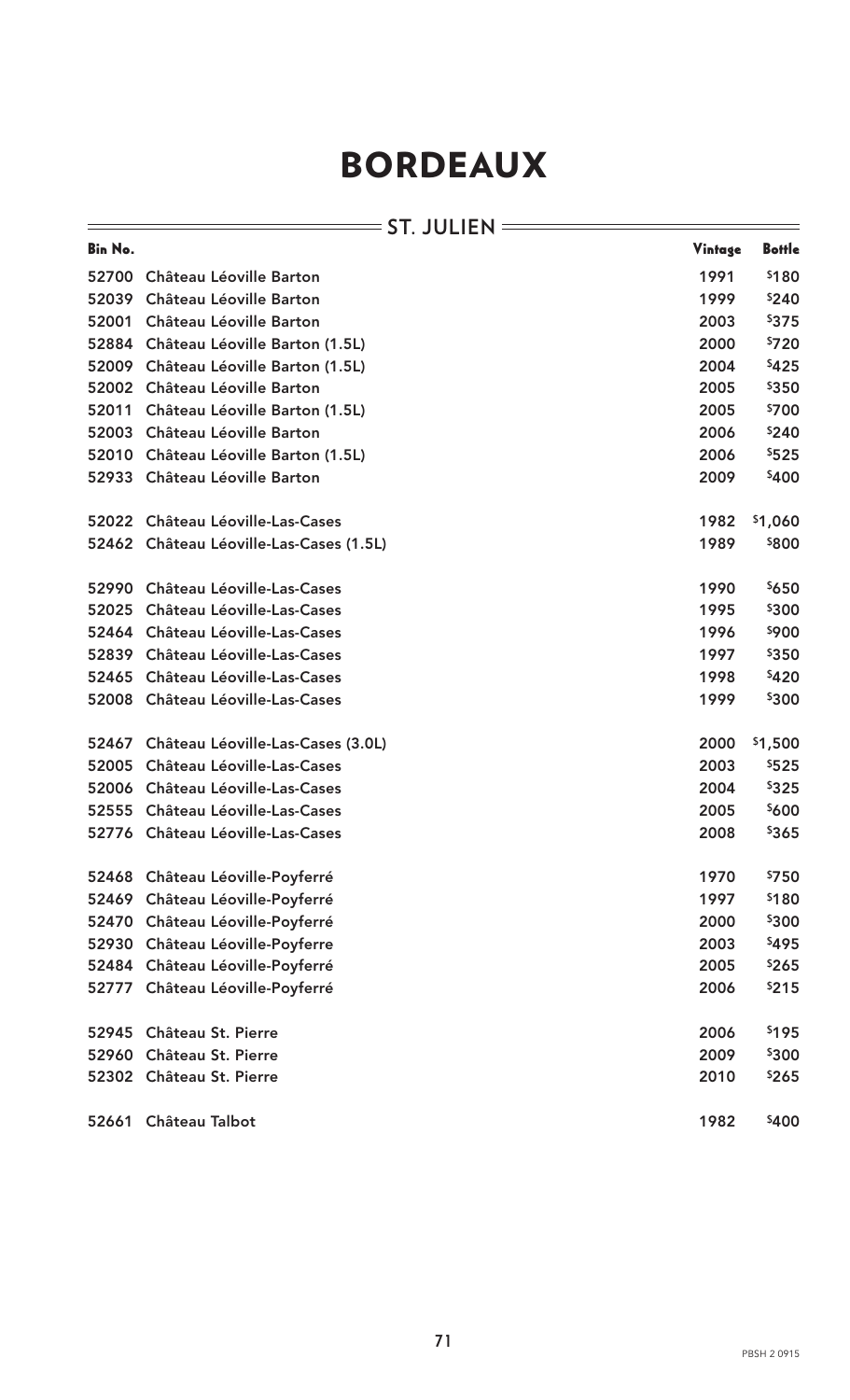# BORDEAUX

## ST. JULIEN

| Bin No. | | Vintage | Bottle |
|---|---|---|---|
| 52700 | Château Léoville Barton | 1991 | $180 |
| 52039 | Château Léoville Barton | 1999 | $240 |
| 52001 | Château Léoville Barton | 2003 | $375 |
| 52884 | Château Léoville Barton (1.5L) | 2000 | $720 |
| 52009 | Château Léoville Barton (1.5L) | 2004 | $425 |
| 52002 | Château Léoville Barton | 2005 | $350 |
| 52011 | Château Léoville Barton (1.5L) | 2005 | $700 |
| 52003 | Château Léoville Barton | 2006 | $240 |
| 52010 | Château Léoville Barton (1.5L) | 2006 | $525 |
| 52933 | Château Léoville Barton | 2009 | $400 |
| 52022 | Château Léoville-Las-Cases | 1982 | $1,060 |
| 52462 | Château Léoville-Las-Cases (1.5L) | 1989 | $800 |
| 52990 | Château Léoville-Las-Cases | 1990 | $650 |
| 52025 | Château Léoville-Las-Cases | 1995 | $300 |
| 52464 | Château Léoville-Las-Cases | 1996 | $900 |
| 52839 | Château Léoville-Las-Cases | 1997 | $350 |
| 52465 | Château Léoville-Las-Cases | 1998 | $420 |
| 52008 | Château Léoville-Las-Cases | 1999 | $300 |
| 52467 | Château Léoville-Las-Cases (3.0L) | 2000 | $1,500 |
| 52005 | Château Léoville-Las-Cases | 2003 | $525 |
| 52006 | Château Léoville-Las-Cases | 2004 | $325 |
| 52555 | Château Léoville-Las-Cases | 2005 | $600 |
| 52776 | Château Léoville-Las-Cases | 2008 | $365 |
| 52468 | Château Léoville-Poyferré | 1970 | $750 |
| 52469 | Château Léoville-Poyferré | 1997 | $180 |
| 52470 | Château Léoville-Poyferré | 2000 | $300 |
| 52930 | Château Léoville-Poyferre | 2003 | $495 |
| 52484 | Château Léoville-Poyferré | 2005 | $265 |
| 52777 | Château Léoville-Poyferré | 2006 | $215 |
| 52945 | Château St. Pierre | 2006 | $195 |
| 52960 | Château St. Pierre | 2009 | $300 |
| 52302 | Château St. Pierre | 2010 | $265 |
| 52661 | Château Talbot | 1982 | $400 |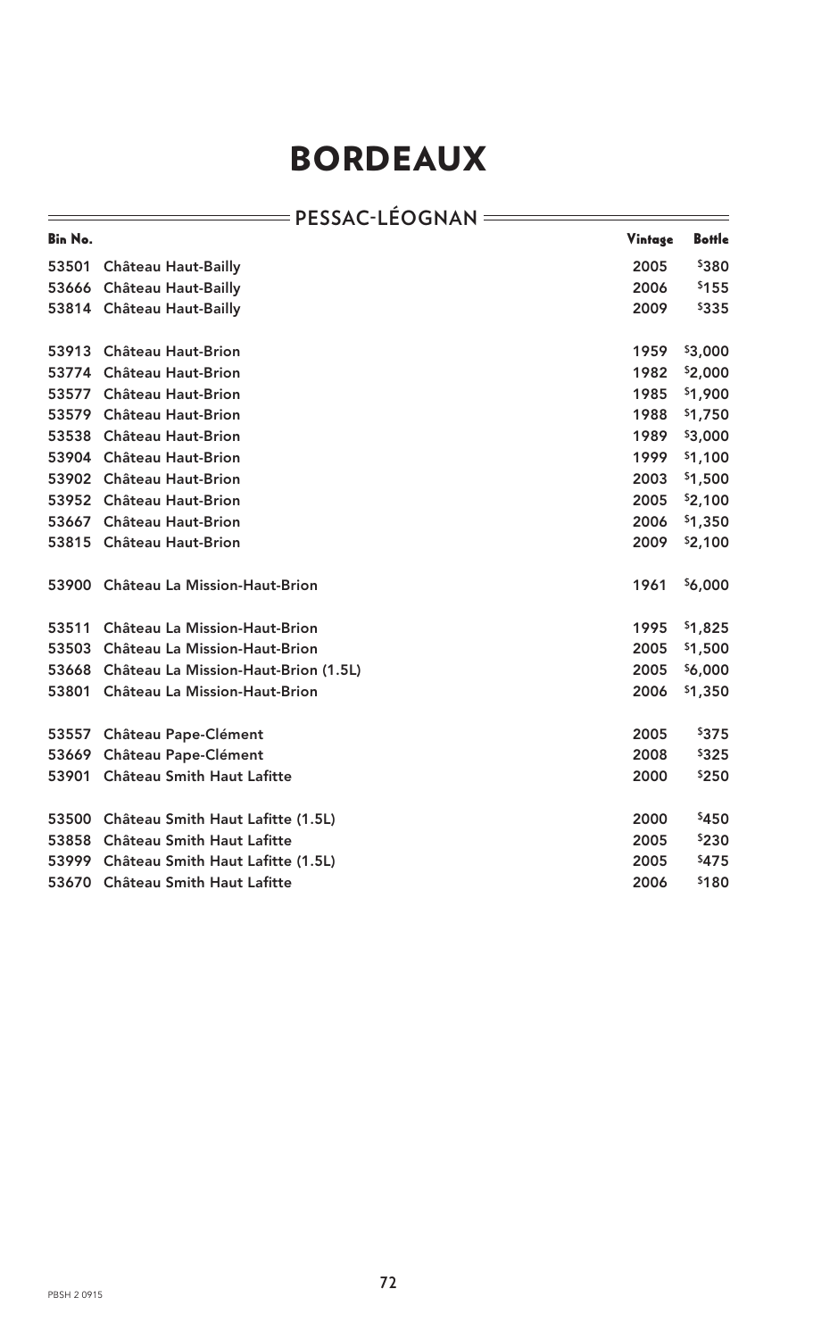# BORDEAUX

## PESSAC-LÉOGNAN

| Bin No. | | Vintage | Bottle |
|---|---|---|---|
| 53501 | Château Haut-Bailly | 2005 | $380 |
| 53666 | Château Haut-Bailly | 2006 | $155 |
| 53814 | Château Haut-Bailly | 2009 | $335 |
| 53913 | Château Haut-Brion | 1959 | $3,000 |
| 53774 | Château Haut-Brion | 1982 | $2,000 |
| 53577 | Château Haut-Brion | 1985 | $1,900 |
| 53579 | Château Haut-Brion | 1988 | $1,750 |
| 53538 | Château Haut-Brion | 1989 | $3,000 |
| 53904 | Château Haut-Brion | 1999 | $1,100 |
| 53902 | Château Haut-Brion | 2003 | $1,500 |
| 53952 | Château Haut-Brion | 2005 | $2,100 |
| 53667 | Château Haut-Brion | 2006 | $1,350 |
| 53815 | Château Haut-Brion | 2009 | $2,100 |
| 53900 | Château La Mission-Haut-Brion | 1961 | $6,000 |
| 53511 | Château La Mission-Haut-Brion | 1995 | $1,825 |
| 53503 | Château La Mission-Haut-Brion | 2005 | $1,500 |
| 53668 | Château La Mission-Haut-Brion (1.5L) | 2005 | $6,000 |
| 53801 | Château La Mission-Haut-Brion | 2006 | $1,350 |
| 53557 | Château Pape-Clément | 2005 | $375 |
| 53669 | Château Pape-Clément | 2008 | $325 |
| 53901 | Château Smith Haut Lafitte | 2000 | $250 |
| 53500 | Château Smith Haut Lafitte (1.5L) | 2000 | $450 |
| 53858 | Château Smith Haut Lafitte | 2005 | $230 |
| 53999 | Château Smith Haut Lafitte (1.5L) | 2005 | $475 |
| 53670 | Château Smith Haut Lafitte | 2006 | $180 |

PBSH 2 0915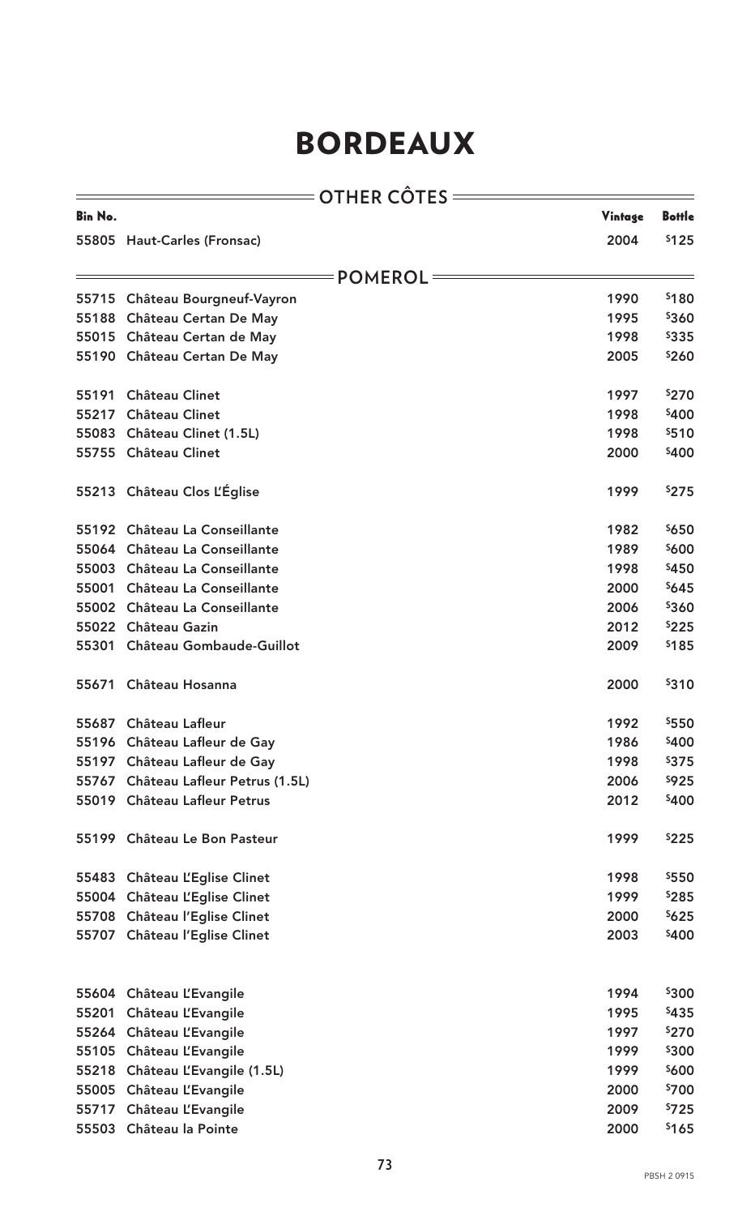# BORDEAUX

## OTHER CÔTES

| Bin No. | | Vintage | Bottle |
|---|---|---|---|
| 55805 | Haut-Carles (Fronsac) | 2004 | $125 |

## POMEROL

| Bin No. | | Vintage | Bottle |
|---|---|---|---|
| 55715 | Château Bourgneuf-Vayron | 1990 | $180 |
| 55188 | Château Certan De May | 1995 | $360 |
| 55015 | Château Certan de May | 1998 | $335 |
| 55190 | Château Certan De May | 2005 | $260 |
| 55191 | Château Clinet | 1997 | $270 |
| 55217 | Château Clinet | 1998 | $400 |
| 55083 | Château Clinet (1.5L) | 1998 | $510 |
| 55755 | Château Clinet | 2000 | $400 |
| 55213 | Château Clos L'Église | 1999 | $275 |
| 55192 | Château La Conseillante | 1982 | $650 |
| 55064 | Château La Conseillante | 1989 | $600 |
| 55003 | Château La Conseillante | 1998 | $450 |
| 55001 | Château La Conseillante | 2000 | $645 |
| 55002 | Château La Conseillante | 2006 | $360 |
| 55022 | Château Gazin | 2012 | $225 |
| 55301 | Château Gombaude-Guillot | 2009 | $185 |
| 55671 | Château Hosanna | 2000 | $310 |
| 55687 | Château Lafleur | 1992 | $550 |
| 55196 | Château Lafleur de Gay | 1986 | $400 |
| 55197 | Château Lafleur de Gay | 1998 | $375 |
| 55767 | Château Lafleur Petrus (1.5L) | 2006 | $925 |
| 55019 | Château Lafleur Petrus | 2012 | $400 |
| 55199 | Château Le Bon Pasteur | 1999 | $225 |
| 55483 | Château L'Eglise Clinet | 1998 | $550 |
| 55004 | Château L'Eglise Clinet | 1999 | $285 |
| 55708 | Château l'Eglise Clinet | 2000 | $625 |
| 55707 | Château l'Eglise Clinet | 2003 | $400 |
| 55604 | Château L'Evangile | 1994 | $300 |
| 55201 | Château L'Evangile | 1995 | $435 |
| 55264 | Château L'Evangile | 1997 | $270 |
| 55105 | Château L'Evangile | 1999 | $300 |
| 55218 | Château L'Evangile (1.5L) | 1999 | $600 |
| 55005 | Château L'Evangile | 2000 | $700 |
| 55717 | Château L'Evangile | 2009 | $725 |
| 55503 | Château la Pointe | 2000 | $165 |

PBSH 2 0915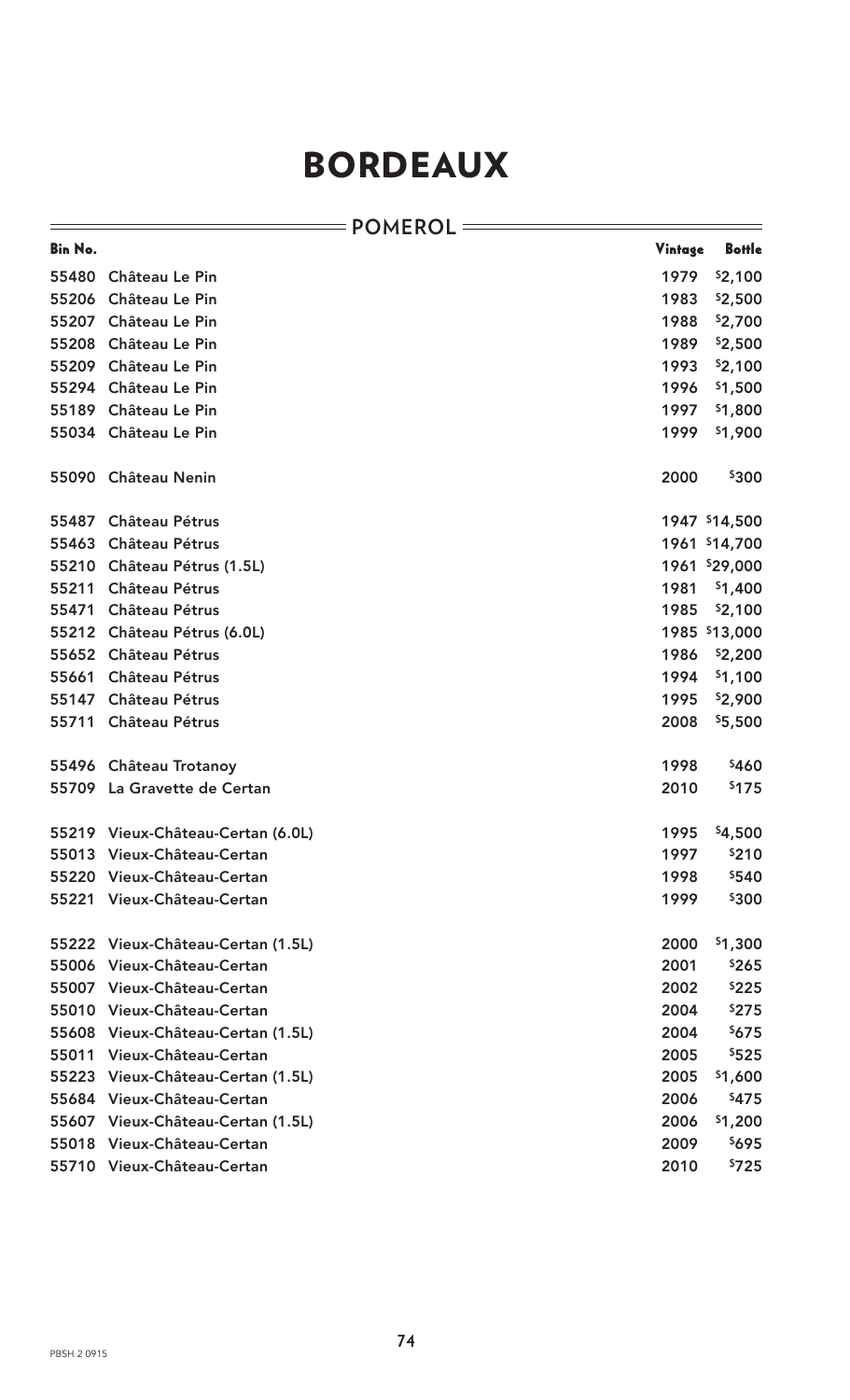# BORDEAUX

## POMEROL

| Bin No. | | Vintage | Bottle |
|---|---|---|---|
| 55480 | Château Le Pin | 1979 | $2,100 |
| 55206 | Château Le Pin | 1983 | $2,500 |
| 55207 | Château Le Pin | 1988 | $2,700 |
| 55208 | Château Le Pin | 1989 | $2,500 |
| 55209 | Château Le Pin | 1993 | $2,100 |
| 55294 | Château Le Pin | 1996 | $1,500 |
| 55189 | Château Le Pin | 1997 | $1,800 |
| 55034 | Château Le Pin | 1999 | $1,900 |
| 55090 | Château Nenin | 2000 | $300 |
| 55487 | Château Pétrus | 1947 | $14,500 |
| 55463 | Château Pétrus | 1961 | $14,700 |
| 55210 | Château Pétrus (1.5L) | 1961 | $29,000 |
| 55211 | Château Pétrus | 1981 | $1,400 |
| 55471 | Château Pétrus | 1985 | $2,100 |
| 55212 | Château Pétrus (6.0L) | 1985 | $13,000 |
| 55652 | Château Pétrus | 1986 | $2,200 |
| 55661 | Château Pétrus | 1994 | $1,100 |
| 55147 | Château Pétrus | 1995 | $2,900 |
| 55711 | Château Pétrus | 2008 | $5,500 |
| 55496 | Château Trotanoy | 1998 | $460 |
| 55709 | La Gravette de Certan | 2010 | $175 |
| 55219 | Vieux-Château-Certan (6.0L) | 1995 | $4,500 |
| 55013 | Vieux-Château-Certan | 1997 | $210 |
| 55220 | Vieux-Château-Certan | 1998 | $540 |
| 55221 | Vieux-Château-Certan | 1999 | $300 |
| 55222 | Vieux-Château-Certan (1.5L) | 2000 | $1,300 |
| 55006 | Vieux-Château-Certan | 2001 | $265 |
| 55007 | Vieux-Château-Certan | 2002 | $225 |
| 55010 | Vieux-Château-Certan | 2004 | $275 |
| 55608 | Vieux-Château-Certan (1.5L) | 2004 | $675 |
| 55011 | Vieux-Château-Certan | 2005 | $525 |
| 55223 | Vieux-Château-Certan (1.5L) | 2005 | $1,600 |
| 55684 | Vieux-Château-Certan | 2006 | $475 |
| 55607 | Vieux-Château-Certan (1.5L) | 2006 | $1,200 |
| 55018 | Vieux-Château-Certan | 2009 | $695 |
| 55710 | Vieux-Château-Certan | 2010 | $725 |

PBSH 2 0915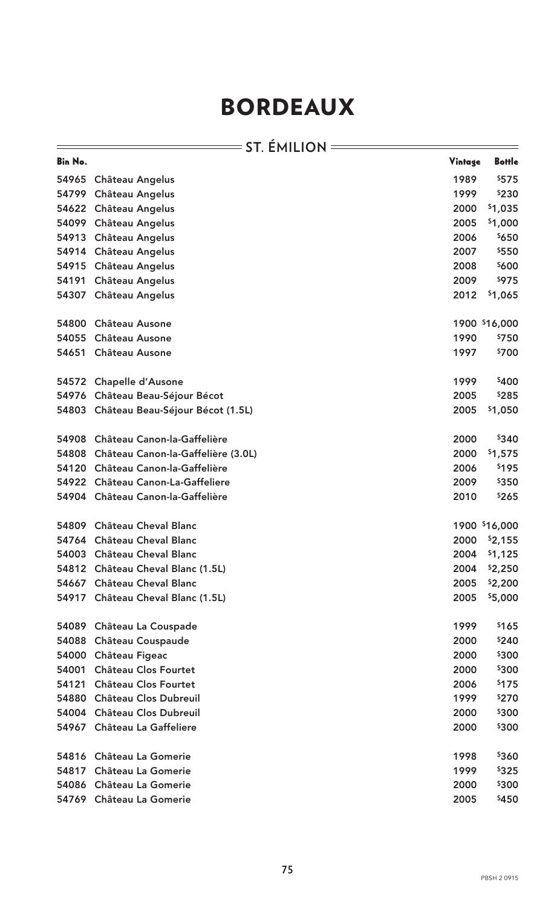# BORDEAUX

## ST. ÉMILION

| Bin No. | | Vintage | Bottle |
|---|---|---|---|
| 54965 | Château Angelus | 1989 | $575 |
| 54799 | Château Angelus | 1999 | $230 |
| 54622 | Château Angelus | 2000 | $1,035 |
| 54099 | Château Angelus | 2005 | $1,000 |
| 54913 | Château Angelus | 2006 | $650 |
| 54914 | Château Angelus | 2007 | $550 |
| 54915 | Château Angelus | 2008 | $600 |
| 54191 | Château Angelus | 2009 | $975 |
| 54307 | Château Angelus | 2012 | $1,065 |
| 54800 | Château Ausone | 1900 | $16,000 |
| 54055 | Château Ausone | 1990 | $750 |
| 54651 | Château Ausone | 1997 | $700 |
| 54572 | Chapelle d'Ausone | 1999 | $400 |
| 54976 | Château Beau-Séjour Bécot | 2005 | $285 |
| 54803 | Château Beau-Séjour Bécot (1.5L) | 2005 | $1,050 |
| 54908 | Château Canon-la-Gaffelière | 2000 | $340 |
| 54808 | Château Canon-la-Gaffelière (3.0L) | 2000 | $1,575 |
| 54120 | Château Canon-la-Gaffelière | 2006 | $195 |
| 54922 | Château Canon-La-Gaffeliere | 2009 | $350 |
| 54904 | Château Canon-la-Gaffelière | 2010 | $265 |
| 54809 | Château Cheval Blanc | 1900 | $16,000 |
| 54764 | Château Cheval Blanc | 2000 | $2,155 |
| 54003 | Château Cheval Blanc | 2004 | $1,125 |
| 54812 | Château Cheval Blanc (1.5L) | 2004 | $2,250 |
| 54667 | Château Cheval Blanc | 2005 | $2,200 |
| 54917 | Château Cheval Blanc (1.5L) | 2005 | $5,000 |
| 54089 | Château La Couspade | 1999 | $165 |
| 54088 | Château Couspaude | 2000 | $240 |
| 54000 | Château Figeac | 2000 | $300 |
| 54001 | Château Clos Fourtet | 2000 | $300 |
| 54121 | Château Clos Fourtet | 2006 | $175 |
| 54880 | Château Clos Dubreuil | 1999 | $270 |
| 54004 | Château Clos Dubreuil | 2000 | $300 |
| 54967 | Château La Gaffeliere | 2000 | $300 |
| 54816 | Château La Gomerie | 1998 | $360 |
| 54817 | Château La Gomerie | 1999 | $325 |
| 54086 | Château La Gomerie | 2000 | $300 |
| 54769 | Château La Gomerie | 2005 | $450 |

PBSH 2 0915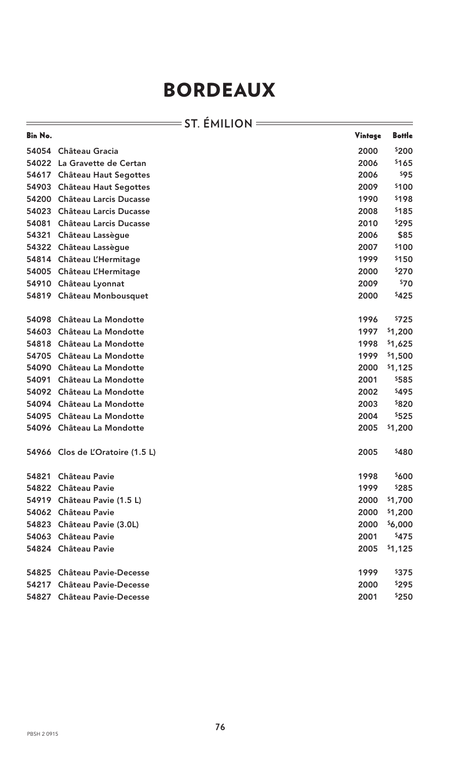# BORDEAUX

## ST. ÉMILION

| Bin No. | | Vintage | Bottle |
|---|---|---|---|
| 54054 | Château Gracia | 2000 | $200 |
| 54022 | La Gravette de Certan | 2006 | $165 |
| 54617 | Château Haut Segottes | 2006 | $95 |
| 54903 | Château Haut Segottes | 2009 | $100 |
| 54200 | Château Larcis Ducasse | 1990 | $198 |
| 54023 | Château Larcis Ducasse | 2008 | $185 |
| 54081 | Château Larcis Ducasse | 2010 | $295 |
| 54321 | Château Lassègue | 2006 | $85 |
| 54322 | Château Lassègue | 2007 | $100 |
| 54814 | Château L'Hermitage | 1999 | $150 |
| 54005 | Château L'Hermitage | 2000 | $270 |
| 54910 | Château Lyonnat | 2009 | $70 |
| 54819 | Château Monbousquet | 2000 | $425 |
| 54098 | Château La Mondotte | 1996 | $725 |
| 54603 | Château La Mondotte | 1997 | $1,200 |
| 54818 | Château La Mondotte | 1998 | $1,625 |
| 54705 | Château La Mondotte | 1999 | $1,500 |
| 54090 | Château La Mondotte | 2000 | $1,125 |
| 54091 | Château La Mondotte | 2001 | $585 |
| 54092 | Château La Mondotte | 2002 | $495 |
| 54094 | Château La Mondotte | 2003 | $820 |
| 54095 | Château La Mondotte | 2004 | $525 |
| 54096 | Château La Mondotte | 2005 | $1,200 |
| 54966 | Clos de L'Oratoire (1.5 L) | 2005 | $480 |
| 54821 | Château Pavie | 1998 | $600 |
| 54822 | Château Pavie | 1999 | $285 |
| 54919 | Château Pavie (1.5 L) | 2000 | $1,700 |
| 54062 | Château Pavie | 2000 | $1,200 |
| 54823 | Château Pavie (3.0L) | 2000 | $6,000 |
| 54063 | Château Pavie | 2001 | $475 |
| 54824 | Château Pavie | 2005 | $1,125 |
| 54825 | Château Pavie-Decesse | 1999 | $375 |
| 54217 | Château Pavie-Decesse | 2000 | $295 |
| 54827 | Château Pavie-Decesse | 2001 | $250 |

PBSH 2 0915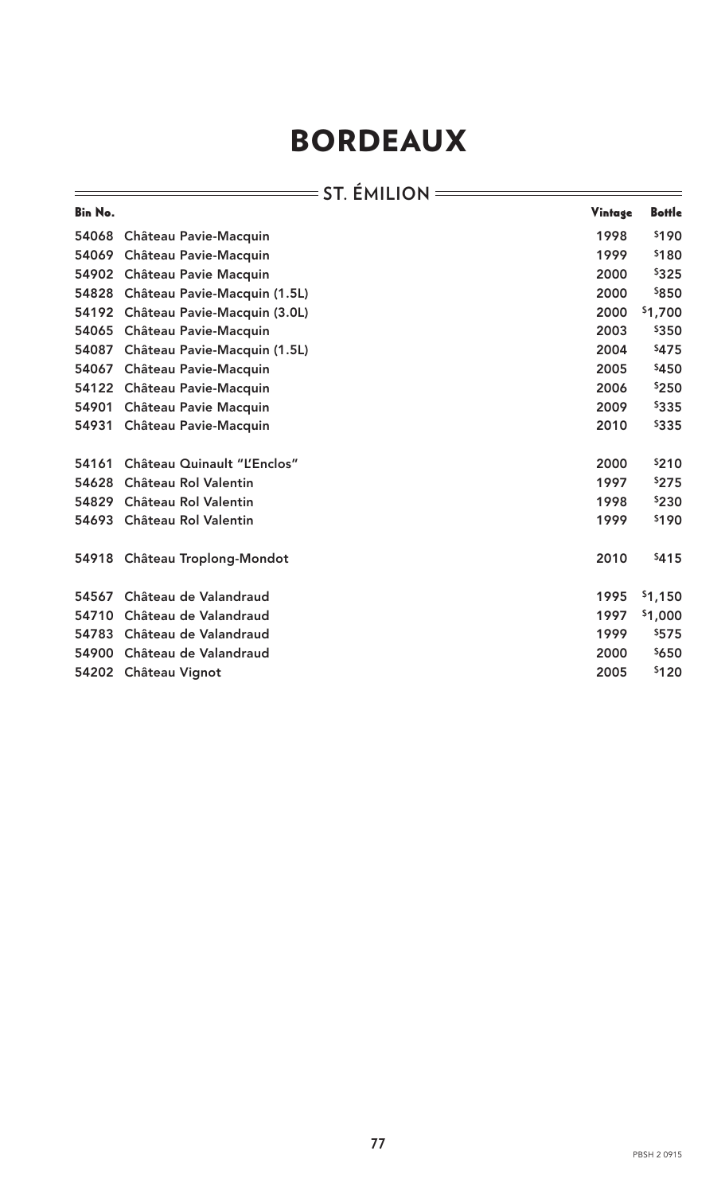# BORDEAUX

## ST. ÉMILION

| Bin No. | | Vintage | Bottle |
|---|---|---|---|
| 54068 | Château Pavie-Macquin | 1998 | $190 |
| 54069 | Château Pavie-Macquin | 1999 | $180 |
| 54902 | Château Pavie Macquin | 2000 | $325 |
| 54828 | Château Pavie-Macquin (1.5L) | 2000 | $850 |
| 54192 | Château Pavie-Macquin (3.0L) | 2000 | $1,700 |
| 54065 | Château Pavie-Macquin | 2003 | $350 |
| 54087 | Château Pavie-Macquin (1.5L) | 2004 | $475 |
| 54067 | Château Pavie-Macquin | 2005 | $450 |
| 54122 | Château Pavie-Macquin | 2006 | $250 |
| 54901 | Château Pavie Macquin | 2009 | $335 |
| 54931 | Château Pavie-Macquin | 2010 | $335 |
| 54161 | Château Quinault "L'Enclos" | 2000 | $210 |
| 54628 | Château Rol Valentin | 1997 | $275 |
| 54829 | Château Rol Valentin | 1998 | $230 |
| 54693 | Château Rol Valentin | 1999 | $190 |
| 54918 | Château Troplong-Mondot | 2010 | $415 |
| 54567 | Château de Valandraud | 1995 | $1,150 |
| 54710 | Château de Valandraud | 1997 | $1,000 |
| 54783 | Château de Valandraud | 1999 | $575 |
| 54900 | Château de Valandraud | 2000 | $650 |
| 54202 | Château Vignot | 2005 | $120 |

PBSH 2 0915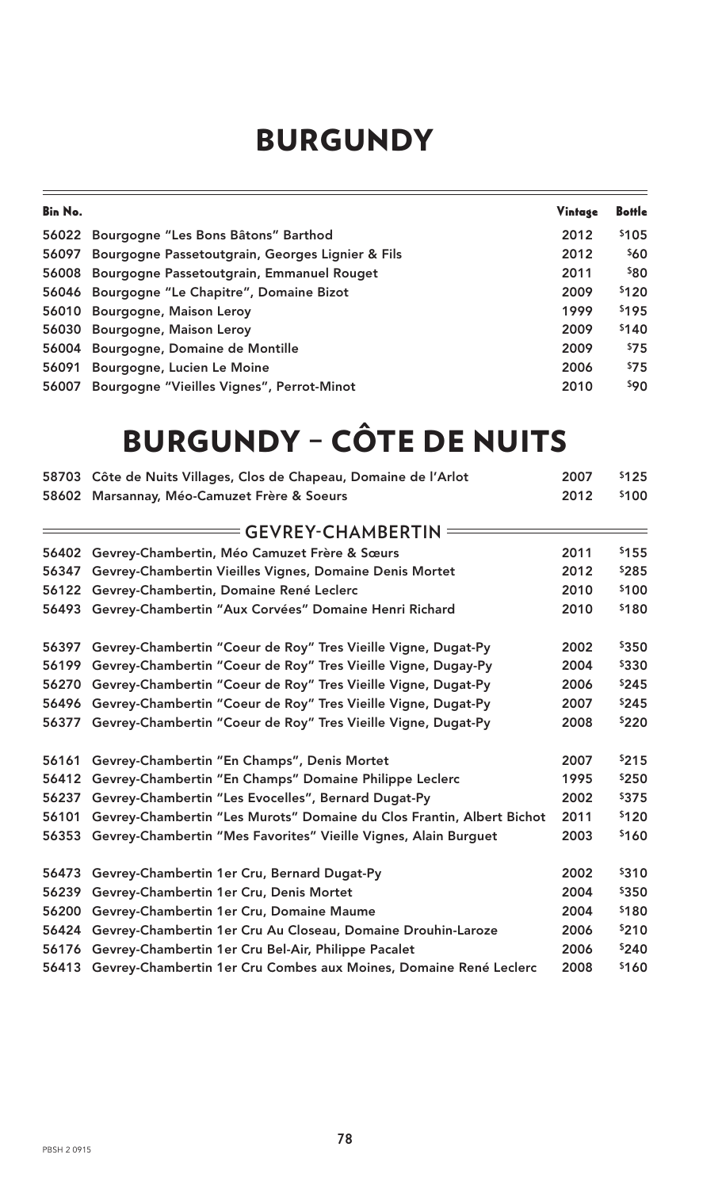# BURGUNDY

| Bin No. | | Vintage | Bottle |
|---|---|---|---|
| 56022 | Bourgogne "Les Bons Bâtons" Barthod | 2012 | $105 |
| 56097 | Bourgogne Passetoutgrain, Georges Lignier & Fils | 2012 | $60 |
| 56008 | Bourgogne Passetoutgrain, Emmanuel Rouget | 2011 | $80 |
| 56046 | Bourgogne "Le Chapitre", Domaine Bizot | 2009 | $120 |
| 56010 | Bourgogne, Maison Leroy | 1999 | $195 |
| 56030 | Bourgogne, Maison Leroy | 2009 | $140 |
| 56004 | Bourgogne, Domaine de Montille | 2009 | $75 |
| 56091 | Bourgogne, Lucien Le Moine | 2006 | $75 |
| 56007 | Bourgogne "Vieilles Vignes", Perrot-Minot | 2010 | $90 |

# BURGUNDY – CÔTE DE NUITS

| | | | |
|---|---|---|---|
| 58703 | Côte de Nuits Villages, Clos de Chapeau, Domaine de l'Arlot | 2007 | $125 |
| 58602 | Marsannay, Méo-Camuzet Frère & Soeurs | 2012 | $100 |

## GEVREY-CHAMBERTIN

| | | | |
|---|---|---|---|
| 56402 | Gevrey-Chambertin, Méo Camuzet Frère & Sœurs | 2011 | $155 |
| 56347 | Gevrey-Chambertin Vieilles Vignes, Domaine Denis Mortet | 2012 | $285 |
| 56122 | Gevrey-Chambertin, Domaine René Leclerc | 2010 | $100 |
| 56493 | Gevrey-Chambertin "Aux Corvées" Domaine Henri Richard | 2010 | $180 |
| 56397 | Gevrey-Chambertin "Coeur de Roy" Tres Vieille Vigne, Dugat-Py | 2002 | $350 |
| 56199 | Gevrey-Chambertin "Coeur de Roy" Tres Vieille Vigne, Dugay-Py | 2004 | $330 |
| 56270 | Gevrey-Chambertin "Coeur de Roy" Tres Vieille Vigne, Dugat-Py | 2006 | $245 |
| 56496 | Gevrey-Chambertin "Coeur de Roy" Tres Vieille Vigne, Dugat-Py | 2007 | $245 |
| 56377 | Gevrey-Chambertin "Coeur de Roy" Tres Vieille Vigne, Dugat-Py | 2008 | $220 |
| 56161 | Gevrey-Chambertin "En Champs", Denis Mortet | 2007 | $215 |
| 56412 | Gevrey-Chambertin "En Champs" Domaine Philippe Leclerc | 1995 | $250 |
| 56237 | Gevrey-Chambertin "Les Evocelles", Bernard Dugat-Py | 2002 | $375 |
| 56101 | Gevrey-Chambertin "Les Murots" Domaine du Clos Frantin, Albert Bichot | 2011 | $120 |
| 56353 | Gevrey-Chambertin "Mes Favorites" Vieille Vignes, Alain Burguet | 2003 | $160 |
| 56473 | Gevrey-Chambertin 1er Cru, Bernard Dugat-Py | 2002 | $310 |
| 56239 | Gevrey-Chambertin 1er Cru, Denis Mortet | 2004 | $350 |
| 56200 | Gevrey-Chambertin 1er Cru, Domaine Maume | 2004 | $180 |
| 56424 | Gevrey-Chambertin 1er Cru Au Closeau, Domaine Drouhin-Laroze | 2006 | $210 |
| 56176 | Gevrey-Chambertin 1er Cru Bel-Air, Philippe Pacalet | 2006 | $240 |
| 56413 | Gevrey-Chambertin 1er Cru Combes aux Moines, Domaine René Leclerc | 2008 | $160 |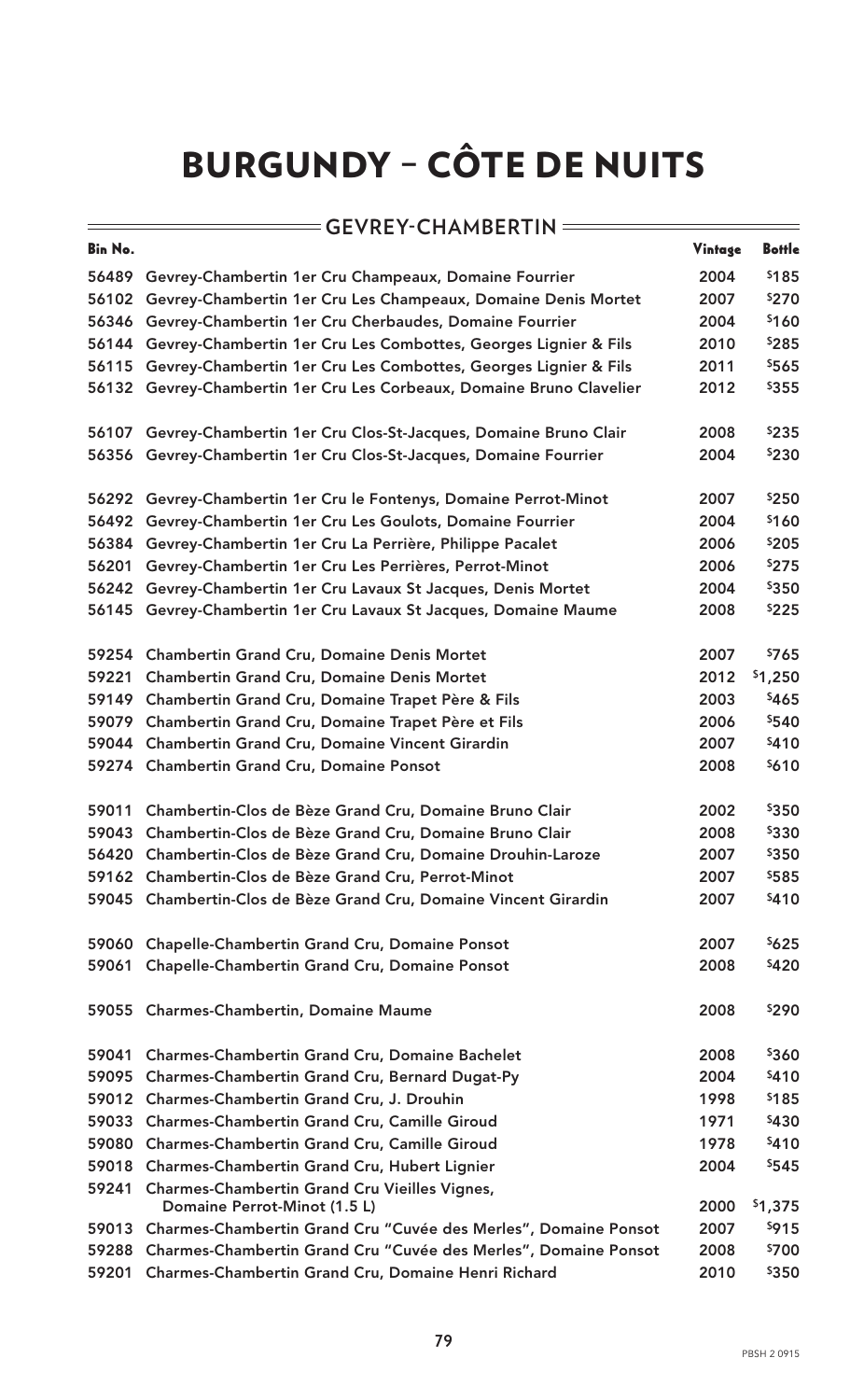# BURGUNDY – CÔTE DE NUITS

## GEVREY-CHAMBERTIN

| Bin No. | | Vintage | Bottle |
|---|---|---|---|
| 56489 | Gevrey-Chambertin 1er Cru Champeaux, Domaine Fourrier | 2004 | $185 |
| 56102 | Gevrey-Chambertin 1er Cru Les Champeaux, Domaine Denis Mortet | 2007 | $270 |
| 56346 | Gevrey-Chambertin 1er Cru Cherbaudes, Domaine Fourrier | 2004 | $160 |
| 56144 | Gevrey-Chambertin 1er Cru Les Combottes, Georges Lignier & Fils | 2010 | $285 |
| 56115 | Gevrey-Chambertin 1er Cru Les Combottes, Georges Lignier & Fils | 2011 | $565 |
| 56132 | Gevrey-Chambertin 1er Cru Les Corbeaux, Domaine Bruno Clavelier | 2012 | $355 |
| | | | |
| 56107 | Gevrey-Chambertin 1er Cru Clos-St-Jacques, Domaine Bruno Clair | 2008 | $235 |
| 56356 | Gevrey-Chambertin 1er Cru Clos-St-Jacques, Domaine Fourrier | 2004 | $230 |
| | | | |
| 56292 | Gevrey-Chambertin 1er Cru le Fontenys, Domaine Perrot-Minot | 2007 | $250 |
| 56492 | Gevrey-Chambertin 1er Cru Les Goulots, Domaine Fourrier | 2004 | $160 |
| 56384 | Gevrey-Chambertin 1er Cru La Perrière, Philippe Pacalet | 2006 | $205 |
| 56201 | Gevrey-Chambertin 1er Cru Les Perrières, Perrot-Minot | 2006 | $275 |
| 56242 | Gevrey-Chambertin 1er Cru Lavaux St Jacques, Denis Mortet | 2004 | $350 |
| 56145 | Gevrey-Chambertin 1er Cru Lavaux St Jacques, Domaine Maume | 2008 | $225 |
| | | | |
| 59254 | Chambertin Grand Cru, Domaine Denis Mortet | 2007 | $765 |
| 59221 | Chambertin Grand Cru, Domaine Denis Mortet | 2012 | $1,250 |
| 59149 | Chambertin Grand Cru, Domaine Trapet Père & Fils | 2003 | $465 |
| 59079 | Chambertin Grand Cru, Domaine Trapet Père et Fils | 2006 | $540 |
| 59044 | Chambertin Grand Cru, Domaine Vincent Girardin | 2007 | $410 |
| 59274 | Chambertin Grand Cru, Domaine Ponsot | 2008 | $610 |
| | | | |
| 59011 | Chambertin-Clos de Bèze Grand Cru, Domaine Bruno Clair | 2002 | $350 |
| 59043 | Chambertin-Clos de Bèze Grand Cru, Domaine Bruno Clair | 2008 | $330 |
| 56420 | Chambertin-Clos de Bèze Grand Cru, Domaine Drouhin-Laroze | 2007 | $350 |
| 59162 | Chambertin-Clos de Bèze Grand Cru, Perrot-Minot | 2007 | $585 |
| 59045 | Chambertin-Clos de Bèze Grand Cru, Domaine Vincent Girardin | 2007 | $410 |
| | | | |
| 59060 | Chapelle-Chambertin Grand Cru, Domaine Ponsot | 2007 | $625 |
| 59061 | Chapelle-Chambertin Grand Cru, Domaine Ponsot | 2008 | $420 |
| | | | |
| 59055 | Charmes-Chambertin, Domaine Maume | 2008 | $290 |
| | | | |
| 59041 | Charmes-Chambertin Grand Cru, Domaine Bachelet | 2008 | $360 |
| 59095 | Charmes-Chambertin Grand Cru, Bernard Dugat-Py | 2004 | $410 |
| 59012 | Charmes-Chambertin Grand Cru, J. Drouhin | 1998 | $185 |
| 59033 | Charmes-Chambertin Grand Cru, Camille Giroud | 1971 | $430 |
| 59080 | Charmes-Chambertin Grand Cru, Camille Giroud | 1978 | $410 |
| 59018 | Charmes-Chambertin Grand Cru, Hubert Lignier | 2004 | $545 |
| 59241 | Charmes-Chambertin Grand Cru Vieilles Vignes, Domaine Perrot-Minot (1.5 L) | 2000 | $1,375 |
| 59013 | Charmes-Chambertin Grand Cru "Cuvée des Merles", Domaine Ponsot | 2007 | $915 |
| 59288 | Charmes-Chambertin Grand Cru "Cuvée des Merles", Domaine Ponsot | 2008 | $700 |
| 59201 | Charmes-Chambertin Grand Cru, Domaine Henri Richard | 2010 | $350 |

PBSH 2 0915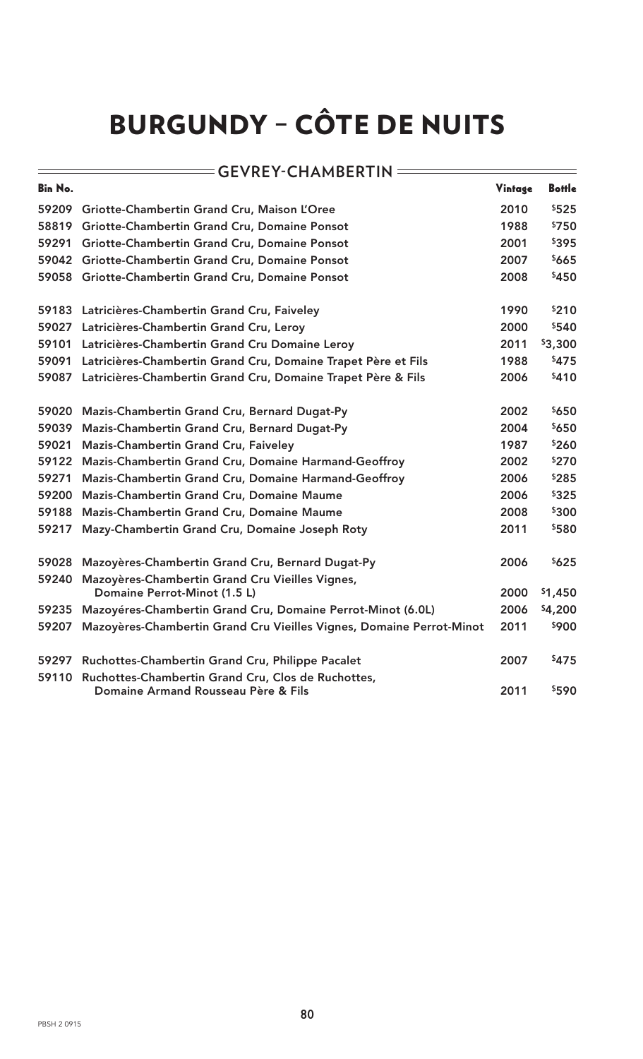# BURGUNDY – CÔTE DE NUITS

## GEVREY-CHAMBERTIN

| Bin No. | | Vintage | Bottle |
|---|---|---|---|
| 59209 | Griotte-Chambertin Grand Cru, Maison L'Oree | 2010 | $525 |
| 58819 | Griotte-Chambertin Grand Cru, Domaine Ponsot | 1988 | $750 |
| 59291 | Griotte-Chambertin Grand Cru, Domaine Ponsot | 2001 | $395 |
| 59042 | Griotte-Chambertin Grand Cru, Domaine Ponsot | 2007 | $665 |
| 59058 | Griotte-Chambertin Grand Cru, Domaine Ponsot | 2008 | $450 |
| 59183 | Latricières-Chambertin Grand Cru, Faiveley | 1990 | $210 |
| 59027 | Latricières-Chambertin Grand Cru, Leroy | 2000 | $540 |
| 59101 | Latricières-Chambertin Grand Cru Domaine Leroy | 2011 | $3,300 |
| 59091 | Latricières-Chambertin Grand Cru, Domaine Trapet Père et Fils | 1988 | $475 |
| 59087 | Latricières-Chambertin Grand Cru, Domaine Trapet Père & Fils | 2006 | $410 |
| 59020 | Mazis-Chambertin Grand Cru, Bernard Dugat-Py | 2002 | $650 |
| 59039 | Mazis-Chambertin Grand Cru, Bernard Dugat-Py | 2004 | $650 |
| 59021 | Mazis-Chambertin Grand Cru, Faiveley | 1987 | $260 |
| 59122 | Mazis-Chambertin Grand Cru, Domaine Harmand-Geoffroy | 2002 | $270 |
| 59271 | Mazis-Chambertin Grand Cru, Domaine Harmand-Geoffroy | 2006 | $285 |
| 59200 | Mazis-Chambertin Grand Cru, Domaine Maume | 2006 | $325 |
| 59188 | Mazis-Chambertin Grand Cru, Domaine Maume | 2008 | $300 |
| 59217 | Mazy-Chambertin Grand Cru, Domaine Joseph Roty | 2011 | $580 |
| 59028 | Mazoyères-Chambertin Grand Cru, Bernard Dugat-Py | 2006 | $625 |
| 59240 | Mazoyères-Chambertin Grand Cru Vieilles Vignes, Domaine Perrot-Minot (1.5 L) | 2000 | $1,450 |
| 59235 | Mazoyéres-Chambertin Grand Cru, Domaine Perrot-Minot (6.0L) | 2006 | $4,200 |
| 59207 | Mazoyères-Chambertin Grand Cru Vieilles Vignes, Domaine Perrot-Minot | 2011 | $900 |
| 59297 | Ruchottes-Chambertin Grand Cru, Philippe Pacalet | 2007 | $475 |
| 59110 | Ruchottes-Chambertin Grand Cru, Clos de Ruchottes, Domaine Armand Rousseau Père & Fils | 2011 | $590 |

PBSH 2 0915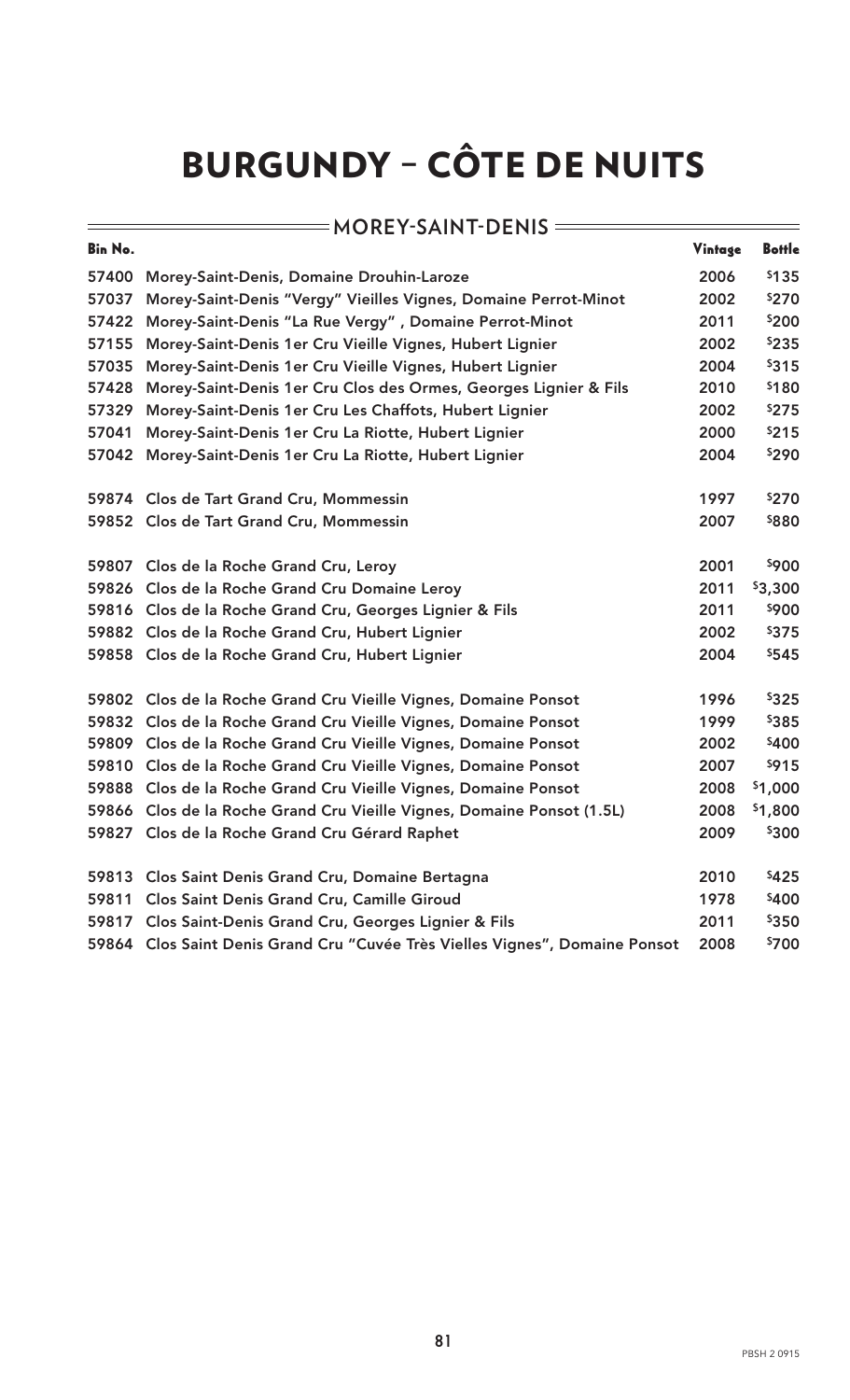# BURGUNDY – CÔTE DE NUITS

## MOREY-SAINT-DENIS

| Bin No. | | Vintage | Bottle |
|---|---|---|---|
| 57400 | Morey-Saint-Denis, Domaine Drouhin-Laroze | 2006 | $135 |
| 57037 | Morey-Saint-Denis "Vergy" Vieilles Vignes, Domaine Perrot-Minot | 2002 | $270 |
| 57422 | Morey-Saint-Denis "La Rue Vergy" , Domaine Perrot-Minot | 2011 | $200 |
| 57155 | Morey-Saint-Denis 1er Cru Vieille Vignes, Hubert Lignier | 2002 | $235 |
| 57035 | Morey-Saint-Denis 1er Cru Vieille Vignes, Hubert Lignier | 2004 | $315 |
| 57428 | Morey-Saint-Denis 1er Cru Clos des Ormes, Georges Lignier & Fils | 2010 | $180 |
| 57329 | Morey-Saint-Denis 1er Cru Les Chaffots, Hubert Lignier | 2002 | $275 |
| 57041 | Morey-Saint-Denis 1er Cru La Riotte, Hubert Lignier | 2000 | $215 |
| 57042 | Morey-Saint-Denis 1er Cru La Riotte, Hubert Lignier | 2004 | $290 |
| | | | |
| 59874 | Clos de Tart Grand Cru, Mommessin | 1997 | $270 |
| 59852 | Clos de Tart Grand Cru, Mommessin | 2007 | $880 |
| | | | |
| 59807 | Clos de la Roche Grand Cru, Leroy | 2001 | $900 |
| 59826 | Clos de la Roche Grand Cru Domaine Leroy | 2011 | $3,300 |
| 59816 | Clos de la Roche Grand Cru, Georges Lignier & Fils | 2011 | $900 |
| 59882 | Clos de la Roche Grand Cru, Hubert Lignier | 2002 | $375 |
| 59858 | Clos de la Roche Grand Cru, Hubert Lignier | 2004 | $545 |
| | | | |
| 59802 | Clos de la Roche Grand Cru Vieille Vignes, Domaine Ponsot | 1996 | $325 |
| 59832 | Clos de la Roche Grand Cru Vieille Vignes, Domaine Ponsot | 1999 | $385 |
| 59809 | Clos de la Roche Grand Cru Vieille Vignes, Domaine Ponsot | 2002 | $400 |
| 59810 | Clos de la Roche Grand Cru Vieille Vignes, Domaine Ponsot | 2007 | $915 |
| 59888 | Clos de la Roche Grand Cru Vieille Vignes, Domaine Ponsot | 2008 | $1,000 |
| 59866 | Clos de la Roche Grand Cru Vieille Vignes, Domaine Ponsot (1.5L) | 2008 | $1,800 |
| 59827 | Clos de la Roche Grand Cru Gérard Raphet | 2009 | $300 |
| | | | |
| 59813 | Clos Saint Denis Grand Cru, Domaine Bertagna | 2010 | $425 |
| 59811 | Clos Saint Denis Grand Cru, Camille Giroud | 1978 | $400 |
| 59817 | Clos Saint-Denis Grand Cru, Georges Lignier & Fils | 2011 | $350 |
| 59864 | Clos Saint Denis Grand Cru "Cuvée Très Vielles Vignes", Domaine Ponsot | 2008 | $700 |

PBSH 2 0915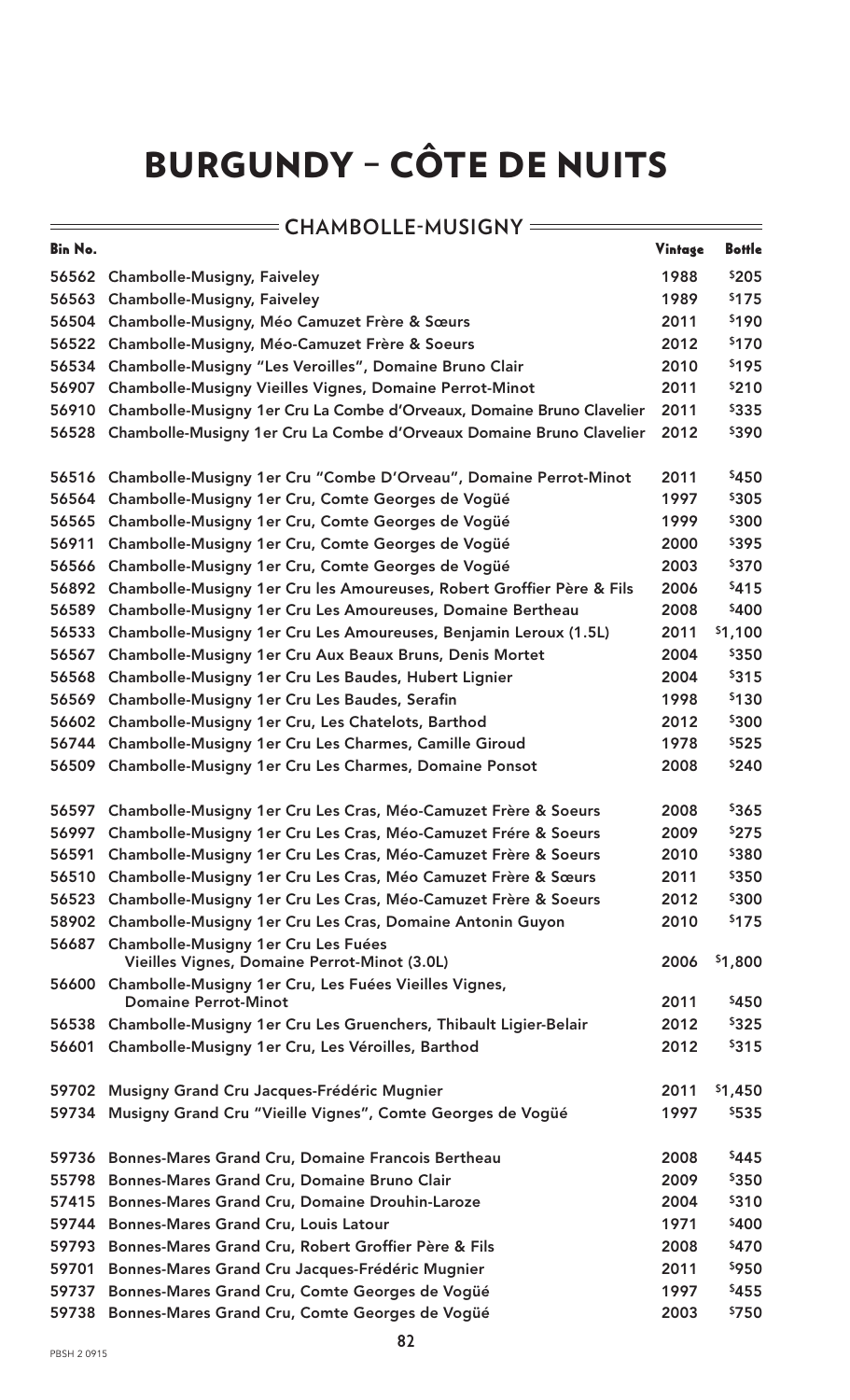# BURGUNDY – CÔTE DE NUITS

## CHAMBOLLE-MUSIGNY

| Bin No. | | Vintage | Bottle |
|---|---|---|---|
| 56562 | Chambolle-Musigny, Faiveley | 1988 | $205 |
| 56563 | Chambolle-Musigny, Faiveley | 1989 | $175 |
| 56504 | Chambolle-Musigny, Méo Camuzet Frère & Sœurs | 2011 | $190 |
| 56522 | Chambolle-Musigny, Méo-Camuzet Frère & Soeurs | 2012 | $170 |
| 56534 | Chambolle-Musigny "Les Veroilles", Domaine Bruno Clair | 2010 | $195 |
| 56907 | Chambolle-Musigny Vieilles Vignes, Domaine Perrot-Minot | 2011 | $210 |
| 56910 | Chambolle-Musigny 1er Cru La Combe d'Orveaux, Domaine Bruno Clavelier | 2011 | $335 |
| 56528 | Chambolle-Musigny 1er Cru La Combe d'Orveaux Domaine Bruno Clavelier | 2012 | $390 |
| 56516 | Chambolle-Musigny 1er Cru "Combe D'Orveau", Domaine Perrot-Minot | 2011 | $450 |
| 56564 | Chambolle-Musigny 1er Cru, Comte Georges de Vogüé | 1997 | $305 |
| 56565 | Chambolle-Musigny 1er Cru, Comte Georges de Vogüé | 1999 | $300 |
| 56911 | Chambolle-Musigny 1er Cru, Comte Georges de Vogüé | 2000 | $395 |
| 56566 | Chambolle-Musigny 1er Cru, Comte Georges de Vogüé | 2003 | $370 |
| 56892 | Chambolle-Musigny 1er Cru les Amoureuses, Robert Groffier Père & Fils | 2006 | $415 |
| 56589 | Chambolle-Musigny 1er Cru Les Amoureuses, Domaine Bertheau | 2008 | $400 |
| 56533 | Chambolle-Musigny 1er Cru Les Amoureuses, Benjamin Leroux (1.5L) | 2011 | $1,100 |
| 56567 | Chambolle-Musigny 1er Cru Aux Beaux Bruns, Denis Mortet | 2004 | $350 |
| 56568 | Chambolle-Musigny 1er Cru Les Baudes, Hubert Lignier | 2004 | $315 |
| 56569 | Chambolle-Musigny 1er Cru Les Baudes, Serafin | 1998 | $130 |
| 56602 | Chambolle-Musigny 1er Cru, Les Chatelots, Barthod | 2012 | $300 |
| 56744 | Chambolle-Musigny 1er Cru Les Charmes, Camille Giroud | 1978 | $525 |
| 56509 | Chambolle-Musigny 1er Cru Les Charmes, Domaine Ponsot | 2008 | $240 |
| 56597 | Chambolle-Musigny 1er Cru Les Cras, Méo-Camuzet Frère & Soeurs | 2008 | $365 |
| 56997 | Chambolle-Musigny 1er Cru Les Cras, Méo-Camuzet Frére & Soeurs | 2009 | $275 |
| 56591 | Chambolle-Musigny 1er Cru Les Cras, Méo-Camuzet Frère & Soeurs | 2010 | $380 |
| 56510 | Chambolle-Musigny 1er Cru Les Cras, Méo Camuzet Frère & Sœurs | 2011 | $350 |
| 56523 | Chambolle-Musigny 1er Cru Les Cras, Méo-Camuzet Frère & Soeurs | 2012 | $300 |
| 58902 | Chambolle-Musigny 1er Cru Les Cras, Domaine Antonin Guyon | 2010 | $175 |
| 56687 | Chambolle-Musigny 1er Cru Les Fuées Vieilles Vignes, Domaine Perrot-Minot (3.0L) | 2006 | $1,800 |
| 56600 | Chambolle-Musigny 1er Cru, Les Fuées Vieilles Vignes, Domaine Perrot-Minot | 2011 | $450 |
| 56538 | Chambolle-Musigny 1er Cru Les Gruenchers, Thibault Ligier-Belair | 2012 | $325 |
| 56601 | Chambolle-Musigny 1er Cru, Les Véroilles, Barthod | 2012 | $315 |
| 59702 | Musigny Grand Cru Jacques-Frédéric Mugnier | 2011 | $1,450 |
| 59734 | Musigny Grand Cru "Vieille Vignes", Comte Georges de Vogüé | 1997 | $535 |
| 59736 | Bonnes-Mares Grand Cru, Domaine Francois Bertheau | 2008 | $445 |
| 55798 | Bonnes-Mares Grand Cru, Domaine Bruno Clair | 2009 | $350 |
| 57415 | Bonnes-Mares Grand Cru, Domaine Drouhin-Laroze | 2004 | $310 |
| 59744 | Bonnes-Mares Grand Cru, Louis Latour | 1971 | $400 |
| 59793 | Bonnes-Mares Grand Cru, Robert Groffier Père & Fils | 2008 | $470 |
| 59701 | Bonnes-Mares Grand Cru Jacques-Frédéric Mugnier | 2011 | $950 |
| 59737 | Bonnes-Mares Grand Cru, Comte Georges de Vogüé | 1997 | $455 |
| 59738 | Bonnes-Mares Grand Cru, Comte Georges de Vogüé | 2003 | $750 |

PBSH 2 0915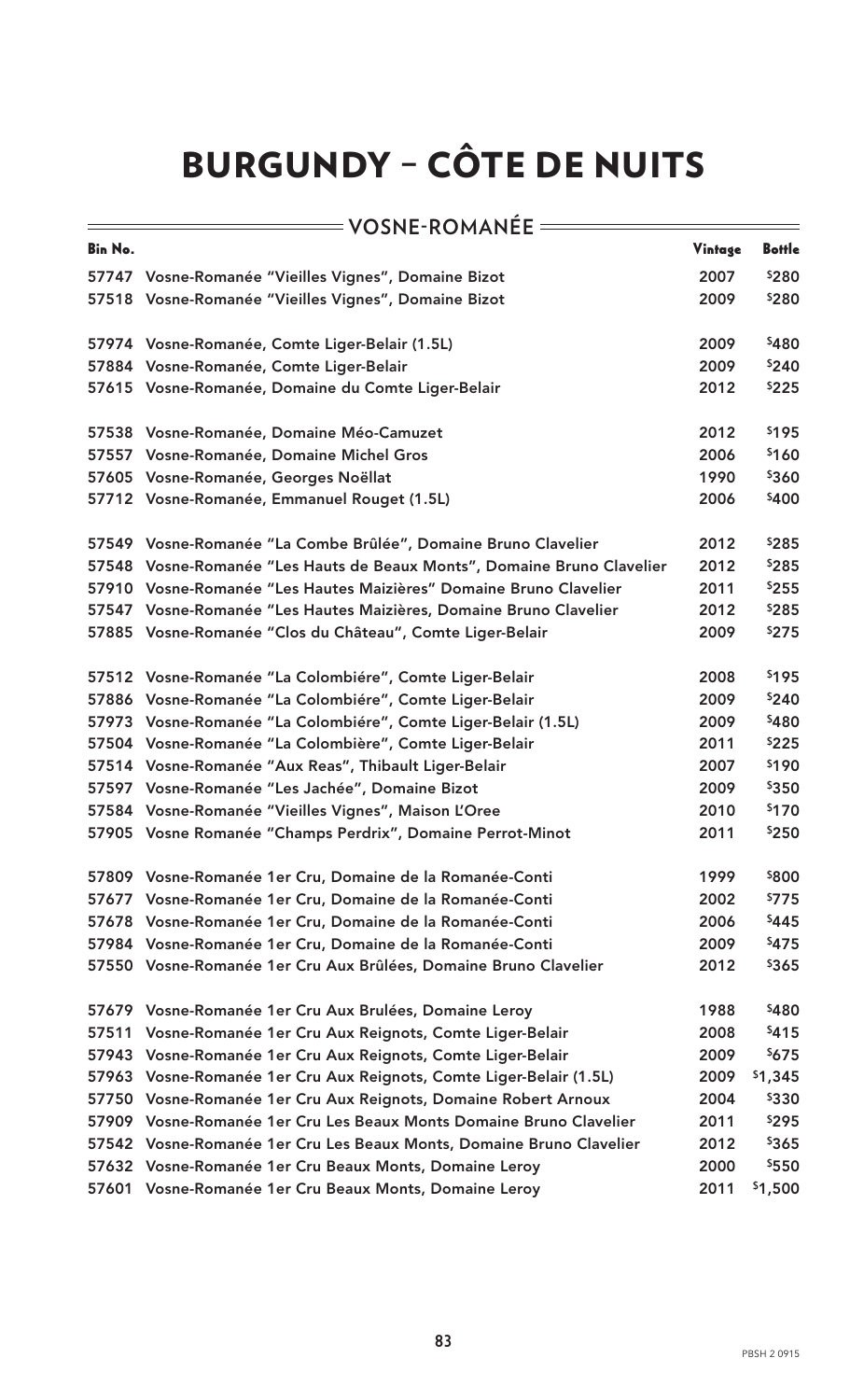# BURGUNDY – CÔTE DE NUITS

## VOSNE-ROMANÉE

| Bin No. | | Vintage | Bottle |
|---|---|---|---|
| 57747 | Vosne-Romanée "Vieilles Vignes", Domaine Bizot | 2007 | $280 |
| 57518 | Vosne-Romanée "Vieilles Vignes", Domaine Bizot | 2009 | $280 |
| 57974 | Vosne-Romanée, Comte Liger-Belair (1.5L) | 2009 | $480 |
| 57884 | Vosne-Romanée, Comte Liger-Belair | 2009 | $240 |
| 57615 | Vosne-Romanée, Domaine du Comte Liger-Belair | 2012 | $225 |
| 57538 | Vosne-Romanée, Domaine Méo-Camuzet | 2012 | $195 |
| 57557 | Vosne-Romanée, Domaine Michel Gros | 2006 | $160 |
| 57605 | Vosne-Romanée, Georges Noëllat | 1990 | $360 |
| 57712 | Vosne-Romanée, Emmanuel Rouget (1.5L) | 2006 | $400 |
| 57549 | Vosne-Romanée "La Combe Brûlée", Domaine Bruno Clavelier | 2012 | $285 |
| 57548 | Vosne-Romanée "Les Hauts de Beaux Monts", Domaine Bruno Clavelier | 2012 | $285 |
| 57910 | Vosne-Romanée "Les Hautes Maizières" Domaine Bruno Clavelier | 2011 | $255 |
| 57547 | Vosne-Romanée "Les Hautes Maizières, Domaine Bruno Clavelier | 2012 | $285 |
| 57885 | Vosne-Romanée "Clos du Château", Comte Liger-Belair | 2009 | $275 |
| 57512 | Vosne-Romanée "La Colombiére", Comte Liger-Belair | 2008 | $195 |
| 57886 | Vosne-Romanée "La Colombiére", Comte Liger-Belair | 2009 | $240 |
| 57973 | Vosne-Romanée "La Colombiére", Comte Liger-Belair (1.5L) | 2009 | $480 |
| 57504 | Vosne-Romanée "La Colombière", Comte Liger-Belair | 2011 | $225 |
| 57514 | Vosne-Romanée "Aux Reas", Thibault Liger-Belair | 2007 | $190 |
| 57597 | Vosne-Romanée "Les Jachée", Domaine Bizot | 2009 | $350 |
| 57584 | Vosne-Romanée "Vieilles Vignes", Maison L'Oree | 2010 | $170 |
| 57905 | Vosne Romanée "Champs Perdrix", Domaine Perrot-Minot | 2011 | $250 |
| 57809 | Vosne-Romanée 1er Cru, Domaine de la Romanée-Conti | 1999 | $800 |
| 57677 | Vosne-Romanée 1er Cru, Domaine de la Romanée-Conti | 2002 | $775 |
| 57678 | Vosne-Romanée 1er Cru, Domaine de la Romanée-Conti | 2006 | $445 |
| 57984 | Vosne-Romanée 1er Cru, Domaine de la Romanée-Conti | 2009 | $475 |
| 57550 | Vosne-Romanée 1er Cru Aux Brûlées, Domaine Bruno Clavelier | 2012 | $365 |
| 57679 | Vosne-Romanée 1er Cru Aux Brulées, Domaine Leroy | 1988 | $480 |
| 57511 | Vosne-Romanée 1er Cru Aux Reignots, Comte Liger-Belair | 2008 | $415 |
| 57943 | Vosne-Romanée 1er Cru Aux Reignots, Comte Liger-Belair | 2009 | $675 |
| 57963 | Vosne-Romanée 1er Cru Aux Reignots, Comte Liger-Belair (1.5L) | 2009 | $1,345 |
| 57750 | Vosne-Romanée 1er Cru Aux Reignots, Domaine Robert Arnoux | 2004 | $330 |
| 57909 | Vosne-Romanée 1er Cru Les Beaux Monts Domaine Bruno Clavelier | 2011 | $295 |
| 57542 | Vosne-Romanée 1er Cru Les Beaux Monts, Domaine Bruno Clavelier | 2012 | $365 |
| 57632 | Vosne-Romanée 1er Cru Beaux Monts, Domaine Leroy | 2000 | $550 |
| 57601 | Vosne-Romanée 1er Cru Beaux Monts, Domaine Leroy | 2011 | $1,500 |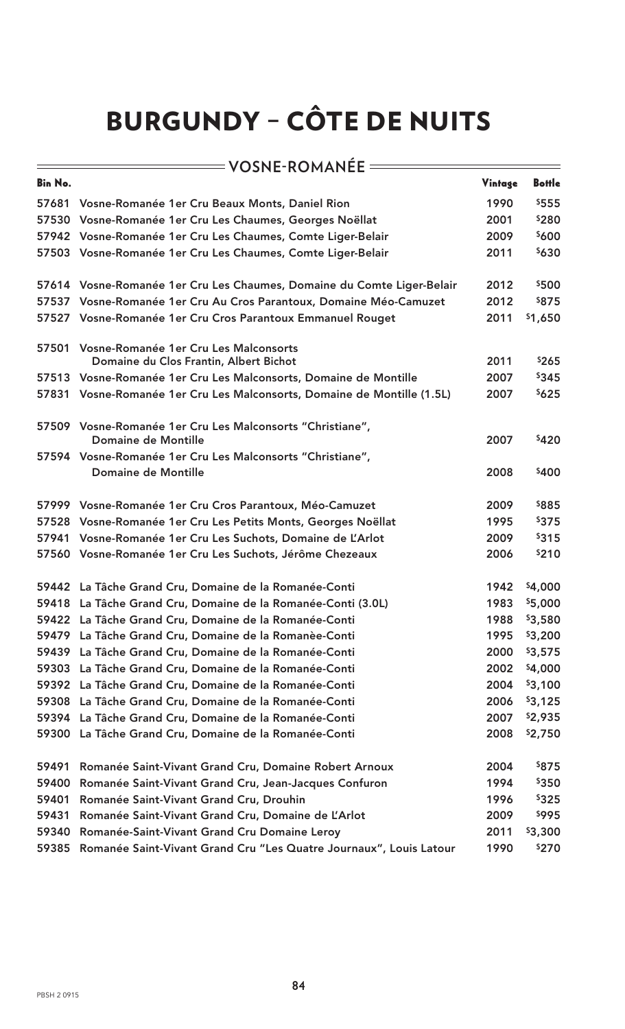# BURGUNDY – CÔTE DE NUITS

## VOSNE-ROMANÉE

| Bin No. | | Vintage | Bottle |
|---|---|---|---|
| 57681 | Vosne-Romanée 1er Cru Beaux Monts, Daniel Rion | 1990 | $555 |
| 57530 | Vosne-Romanée 1er Cru Les Chaumes, Georges Noëllat | 2001 | $280 |
| 57942 | Vosne-Romanée 1er Cru Les Chaumes, Comte Liger-Belair | 2009 | $600 |
| 57503 | Vosne-Romanée 1er Cru Les Chaumes, Comte Liger-Belair | 2011 | $630 |
| 57614 | Vosne-Romanée 1er Cru Les Chaumes, Domaine du Comte Liger-Belair | 2012 | $500 |
| 57537 | Vosne-Romanée 1er Cru Au Cros Parantoux, Domaine Méo-Camuzet | 2012 | $875 |
| 57527 | Vosne-Romanée 1er Cru Cros Parantoux Emmanuel Rouget | 2011 | $1,650 |
| 57501 | Vosne-Romanée 1er Cru Les Malconsorts Domaine du Clos Frantin, Albert Bichot | 2011 | $265 |
| 57513 | Vosne-Romanée 1er Cru Les Malconsorts, Domaine de Montille | 2007 | $345 |
| 57831 | Vosne-Romanée 1er Cru Les Malconsorts, Domaine de Montille (1.5L) | 2007 | $625 |
| 57509 | Vosne-Romanée 1er Cru Les Malconsorts "Christiane", Domaine de Montille | 2007 | $420 |
| 57594 | Vosne-Romanée 1er Cru Les Malconsorts "Christiane", Domaine de Montille | 2008 | $400 |
| 57999 | Vosne-Romanée 1er Cru Cros Parantoux, Méo-Camuzet | 2009 | $885 |
| 57528 | Vosne-Romanée 1er Cru Les Petits Monts, Georges Noëllat | 1995 | $375 |
| 57941 | Vosne-Romanée 1er Cru Les Suchots, Domaine de L'Arlot | 2009 | $315 |
| 57560 | Vosne-Romanée 1er Cru Les Suchots, Jérôme Chezeaux | 2006 | $210 |
| 59442 | La Tâche Grand Cru, Domaine de la Romanée-Conti | 1942 | $4,000 |
| 59418 | La Tâche Grand Cru, Domaine de la Romanée-Conti (3.0L) | 1983 | $5,000 |
| 59422 | La Tâche Grand Cru, Domaine de la Romanée-Conti | 1988 | $3,580 |
| 59479 | La Tâche Grand Cru, Domaine de la Romanèe-Conti | 1995 | $3,200 |
| 59439 | La Tâche Grand Cru, Domaine de la Romanée-Conti | 2000 | $3,575 |
| 59303 | La Tâche Grand Cru, Domaine de la Romanée-Conti | 2002 | $4,000 |
| 59392 | La Tâche Grand Cru, Domaine de la Romanée-Conti | 2004 | $3,100 |
| 59308 | La Tâche Grand Cru, Domaine de la Romanée-Conti | 2006 | $3,125 |
| 59394 | La Tâche Grand Cru, Domaine de la Romanée-Conti | 2007 | $2,935 |
| 59300 | La Tâche Grand Cru, Domaine de la Romanée-Conti | 2008 | $2,750 |
| 59491 | Romanée Saint-Vivant Grand Cru, Domaine Robert Arnoux | 2004 | $875 |
| 59400 | Romanée Saint-Vivant Grand Cru, Jean-Jacques Confuron | 1994 | $350 |
| 59401 | Romanée Saint-Vivant Grand Cru, Drouhin | 1996 | $325 |
| 59431 | Romanée Saint-Vivant Grand Cru, Domaine de L'Arlot | 2009 | $995 |
| 59340 | Romanée-Saint-Vivant Grand Cru Domaine Leroy | 2011 | $3,300 |
| 59385 | Romanée Saint-Vivant Grand Cru "Les Quatre Journaux", Louis Latour | 1990 | $270 |

PBSH 2 0915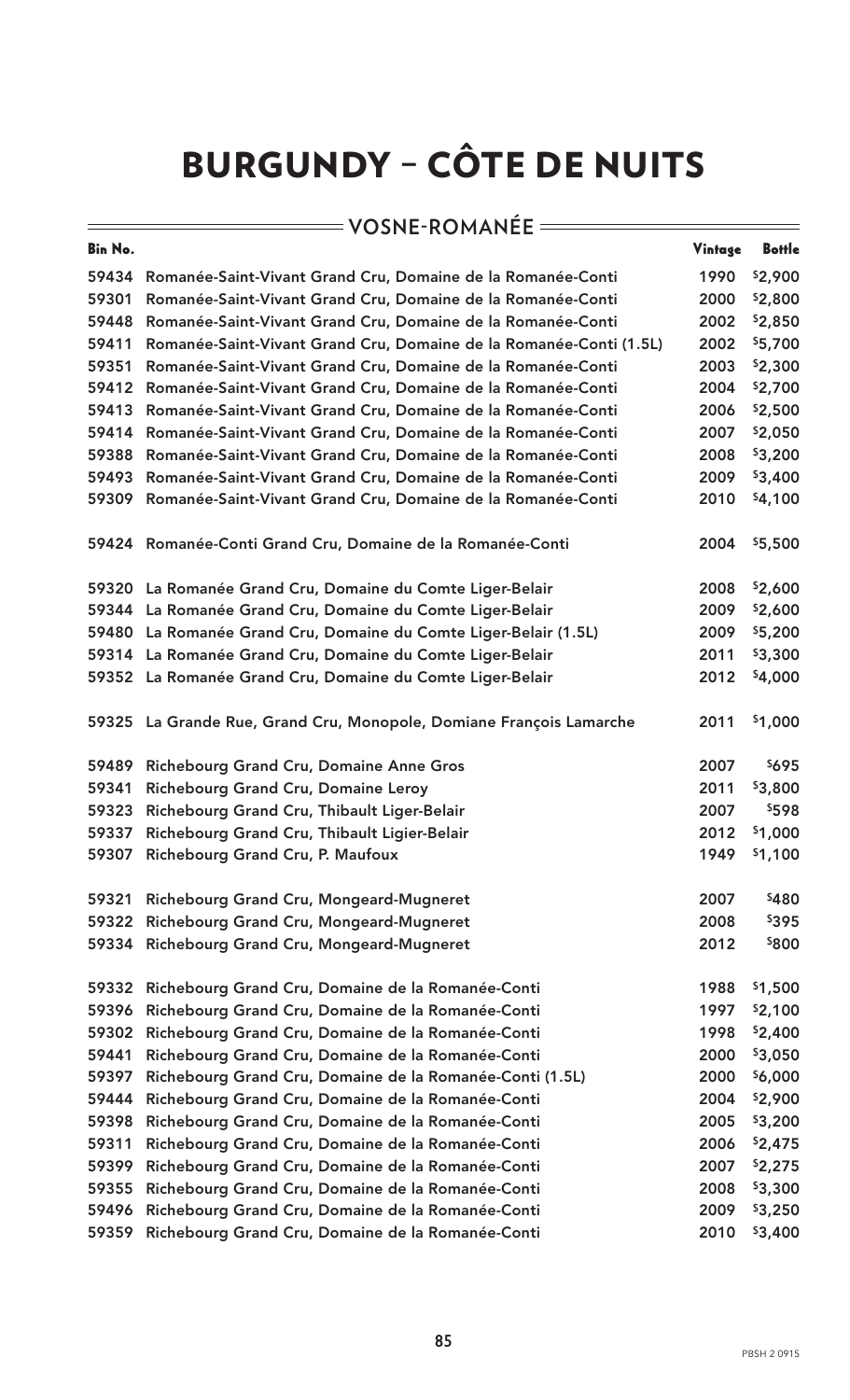# BURGUNDY – CÔTE DE NUITS

## VOSNE-ROMANÉE

| Bin No. | | Vintage | Bottle |
|---|---|---|---|
| 59434 | Romanée-Saint-Vivant Grand Cru, Domaine de la Romanée-Conti | 1990 | $2,900 |
| 59301 | Romanée-Saint-Vivant Grand Cru, Domaine de la Romanée-Conti | 2000 | $2,800 |
| 59448 | Romanée-Saint-Vivant Grand Cru, Domaine de la Romanée-Conti | 2002 | $2,850 |
| 59411 | Romanée-Saint-Vivant Grand Cru, Domaine de la Romanée-Conti (1.5L) | 2002 | $5,700 |
| 59351 | Romanée-Saint-Vivant Grand Cru, Domaine de la Romanée-Conti | 2003 | $2,300 |
| 59412 | Romanée-Saint-Vivant Grand Cru, Domaine de la Romanée-Conti | 2004 | $2,700 |
| 59413 | Romanée-Saint-Vivant Grand Cru, Domaine de la Romanée-Conti | 2006 | $2,500 |
| 59414 | Romanée-Saint-Vivant Grand Cru, Domaine de la Romanée-Conti | 2007 | $2,050 |
| 59388 | Romanée-Saint-Vivant Grand Cru, Domaine de la Romanée-Conti | 2008 | $3,200 |
| 59493 | Romanée-Saint-Vivant Grand Cru, Domaine de la Romanée-Conti | 2009 | $3,400 |
| 59309 | Romanée-Saint-Vivant Grand Cru, Domaine de la Romanée-Conti | 2010 | $4,100 |
| 59424 | Romanée-Conti Grand Cru, Domaine de la Romanée-Conti | 2004 | $5,500 |
| 59320 | La Romanée Grand Cru, Domaine du Comte Liger-Belair | 2008 | $2,600 |
| 59344 | La Romanée Grand Cru, Domaine du Comte Liger-Belair | 2009 | $2,600 |
| 59480 | La Romanée Grand Cru, Domaine du Comte Liger-Belair (1.5L) | 2009 | $5,200 |
| 59314 | La Romanée Grand Cru, Domaine du Comte Liger-Belair | 2011 | $3,300 |
| 59352 | La Romanée Grand Cru, Domaine du Comte Liger-Belair | 2012 | $4,000 |
| 59325 | La Grande Rue, Grand Cru, Monopole, Domiane François Lamarche | 2011 | $1,000 |
| 59489 | Richebourg Grand Cru, Domaine Anne Gros | 2007 | $695 |
| 59341 | Richebourg Grand Cru, Domaine Leroy | 2011 | $3,800 |
| 59323 | Richebourg Grand Cru, Thibault Liger-Belair | 2007 | $598 |
| 59337 | Richebourg Grand Cru, Thibault Ligier-Belair | 2012 | $1,000 |
| 59307 | Richebourg Grand Cru, P. Maufoux | 1949 | $1,100 |
| 59321 | Richebourg Grand Cru, Mongeard-Mugneret | 2007 | $480 |
| 59322 | Richebourg Grand Cru, Mongeard-Mugneret | 2008 | $395 |
| 59334 | Richebourg Grand Cru, Mongeard-Mugneret | 2012 | $800 |
| 59332 | Richebourg Grand Cru, Domaine de la Romanée-Conti | 1988 | $1,500 |
| 59396 | Richebourg Grand Cru, Domaine de la Romanée-Conti | 1997 | $2,100 |
| 59302 | Richebourg Grand Cru, Domaine de la Romanée-Conti | 1998 | $2,400 |
| 59441 | Richebourg Grand Cru, Domaine de la Romanée-Conti | 2000 | $3,050 |
| 59397 | Richebourg Grand Cru, Domaine de la Romanée-Conti (1.5L) | 2000 | $6,000 |
| 59444 | Richebourg Grand Cru, Domaine de la Romanée-Conti | 2004 | $2,900 |
| 59398 | Richebourg Grand Cru, Domaine de la Romanée-Conti | 2005 | $3,200 |
| 59311 | Richebourg Grand Cru, Domaine de la Romanée-Conti | 2006 | $2,475 |
| 59399 | Richebourg Grand Cru, Domaine de la Romanée-Conti | 2007 | $2,275 |
| 59355 | Richebourg Grand Cru, Domaine de la Romanée-Conti | 2008 | $3,300 |
| 59496 | Richebourg Grand Cru, Domaine de la Romanée-Conti | 2009 | $3,250 |
| 59359 | Richebourg Grand Cru, Domaine de la Romanée-Conti | 2010 | $3,400 |

PBSH 2 0915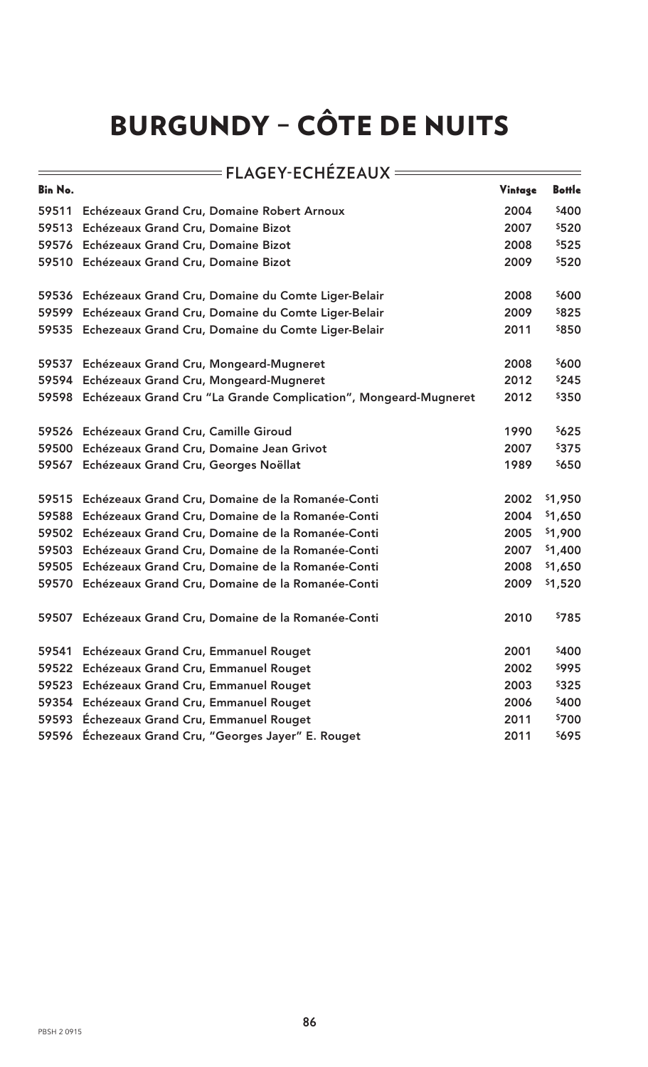# BURGUNDY – CÔTE DE NUITS

## FLAGEY-ECHÉZEAUX

| Bin No. | | Vintage | Bottle |
|---|---|---|---|
| 59511 | Echézeaux Grand Cru, Domaine Robert Arnoux | 2004 | $400 |
| 59513 | Echézeaux Grand Cru, Domaine Bizot | 2007 | $520 |
| 59576 | Echézeaux Grand Cru, Domaine Bizot | 2008 | $525 |
| 59510 | Echézeaux Grand Cru, Domaine Bizot | 2009 | $520 |
| 59536 | Echézeaux Grand Cru, Domaine du Comte Liger-Belair | 2008 | $600 |
| 59599 | Echézeaux Grand Cru, Domaine du Comte Liger-Belair | 2009 | $825 |
| 59535 | Echezeaux Grand Cru, Domaine du Comte Liger-Belair | 2011 | $850 |
| 59537 | Echézeaux Grand Cru, Mongeard-Mugneret | 2008 | $600 |
| 59594 | Echézeaux Grand Cru, Mongeard-Mugneret | 2012 | $245 |
| 59598 | Echézeaux Grand Cru "La Grande Complication", Mongeard-Mugneret | 2012 | $350 |
| 59526 | Echézeaux Grand Cru, Camille Giroud | 1990 | $625 |
| 59500 | Echézeaux Grand Cru, Domaine Jean Grivot | 2007 | $375 |
| 59567 | Echézeaux Grand Cru, Georges Noëllat | 1989 | $650 |
| 59515 | Echézeaux Grand Cru, Domaine de la Romanée-Conti | 2002 | $1,950 |
| 59588 | Echézeaux Grand Cru, Domaine de la Romanée-Conti | 2004 | $1,650 |
| 59502 | Echézeaux Grand Cru, Domaine de la Romanée-Conti | 2005 | $1,900 |
| 59503 | Echézeaux Grand Cru, Domaine de la Romanée-Conti | 2007 | $1,400 |
| 59505 | Echézeaux Grand Cru, Domaine de la Romanée-Conti | 2008 | $1,650 |
| 59570 | Echézeaux Grand Cru, Domaine de la Romanée-Conti | 2009 | $1,520 |
| 59507 | Echézeaux Grand Cru, Domaine de la Romanée-Conti | 2010 | $785 |
| 59541 | Echézeaux Grand Cru, Emmanuel Rouget | 2001 | $400 |
| 59522 | Echézeaux Grand Cru, Emmanuel Rouget | 2002 | $995 |
| 59523 | Echézeaux Grand Cru, Emmanuel Rouget | 2003 | $325 |
| 59354 | Echézeaux Grand Cru, Emmanuel Rouget | 2006 | $400 |
| 59593 | Échezeaux Grand Cru, Emmanuel Rouget | 2011 | $700 |
| 59596 | Échezeaux Grand Cru, "Georges Jayer" E. Rouget | 2011 | $695 |

PBSH 2 0915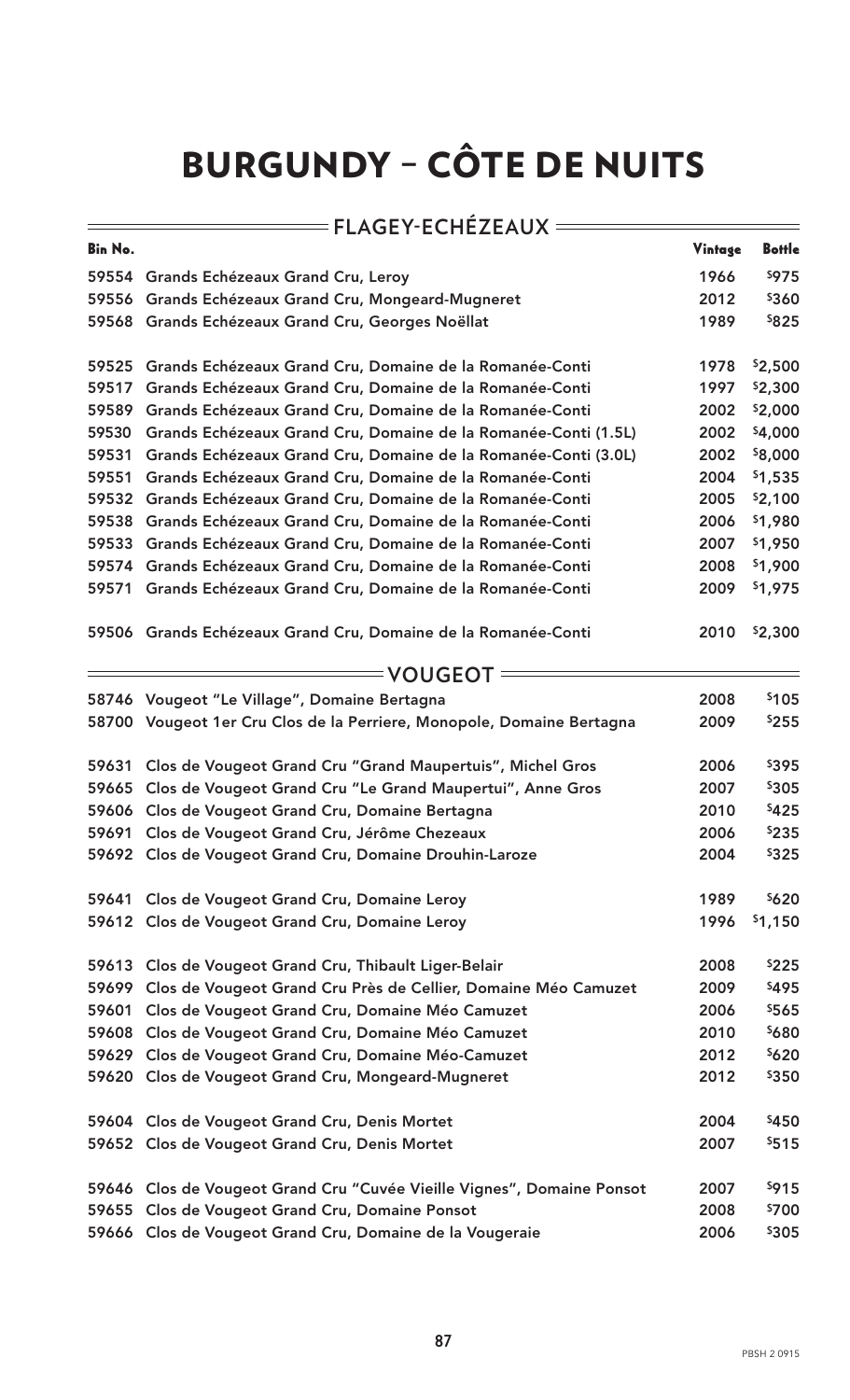# BURGUNDY – CÔTE DE NUITS

## FLAGEY-ECHÉZEAUX

| Bin No. | | Vintage | Bottle |
|---|---|---|---|
| 59554 | Grands Echézeaux Grand Cru, Leroy | 1966 | $975 |
| 59556 | Grands Echézeaux Grand Cru, Mongeard-Mugneret | 2012 | $360 |
| 59568 | Grands Echézeaux Grand Cru, Georges Noëllat | 1989 | $825 |
| 59525 | Grands Echézeaux Grand Cru, Domaine de la Romanée-Conti | 1978 | $2,500 |
| 59517 | Grands Echézeaux Grand Cru, Domaine de la Romanée-Conti | 1997 | $2,300 |
| 59589 | Grands Echézeaux Grand Cru, Domaine de la Romanée-Conti | 2002 | $2,000 |
| 59530 | Grands Echézeaux Grand Cru, Domaine de la Romanée-Conti (1.5L) | 2002 | $4,000 |
| 59531 | Grands Echézeaux Grand Cru, Domaine de la Romanée-Conti (3.0L) | 2002 | $8,000 |
| 59551 | Grands Echézeaux Grand Cru, Domaine de la Romanée-Conti | 2004 | $1,535 |
| 59532 | Grands Echézeaux Grand Cru, Domaine de la Romanée-Conti | 2005 | $2,100 |
| 59538 | Grands Echézeaux Grand Cru, Domaine de la Romanée-Conti | 2006 | $1,980 |
| 59533 | Grands Echézeaux Grand Cru, Domaine de la Romanée-Conti | 2007 | $1,950 |
| 59574 | Grands Echézeaux Grand Cru, Domaine de la Romanée-Conti | 2008 | $1,900 |
| 59571 | Grands Echézeaux Grand Cru, Domaine de la Romanée-Conti | 2009 | $1,975 |
| 59506 | Grands Echézeaux Grand Cru, Domaine de la Romanée-Conti | 2010 | $2,300 |

## VOUGEOT

| Bin No. | | Vintage | Bottle |
|---|---|---|---|
| 58746 | Vougeot "Le Village", Domaine Bertagna | 2008 | $105 |
| 58700 | Vougeot 1er Cru Clos de la Perriere, Monopole, Domaine Bertagna | 2009 | $255 |
| 59631 | Clos de Vougeot Grand Cru "Grand Maupertuis", Michel Gros | 2006 | $395 |
| 59665 | Clos de Vougeot Grand Cru "Le Grand Maupertui", Anne Gros | 2007 | $305 |
| 59606 | Clos de Vougeot Grand Cru, Domaine Bertagna | 2010 | $425 |
| 59691 | Clos de Vougeot Grand Cru, Jérôme Chezeaux | 2006 | $235 |
| 59692 | Clos de Vougeot Grand Cru, Domaine Drouhin-Laroze | 2004 | $325 |
| 59641 | Clos de Vougeot Grand Cru, Domaine Leroy | 1989 | $620 |
| 59612 | Clos de Vougeot Grand Cru, Domaine Leroy | 1996 | $1,150 |
| 59613 | Clos de Vougeot Grand Cru, Thibault Liger-Belair | 2008 | $225 |
| 59699 | Clos de Vougeot Grand Cru Près de Cellier, Domaine Méo Camuzet | 2009 | $495 |
| 59601 | Clos de Vougeot Grand Cru, Domaine Méo Camuzet | 2006 | $565 |
| 59608 | Clos de Vougeot Grand Cru, Domaine Méo Camuzet | 2010 | $680 |
| 59629 | Clos de Vougeot Grand Cru, Domaine Méo-Camuzet | 2012 | $620 |
| 59620 | Clos de Vougeot Grand Cru, Mongeard-Mugneret | 2012 | $350 |
| 59604 | Clos de Vougeot Grand Cru, Denis Mortet | 2004 | $450 |
| 59652 | Clos de Vougeot Grand Cru, Denis Mortet | 2007 | $515 |
| 59646 | Clos de Vougeot Grand Cru "Cuvée Vieille Vignes", Domaine Ponsot | 2007 | $915 |
| 59655 | Clos de Vougeot Grand Cru, Domaine Ponsot | 2008 | $700 |
| 59666 | Clos de Vougeot Grand Cru, Domaine de la Vougeraie | 2006 | $305 |

PBSH 2 0915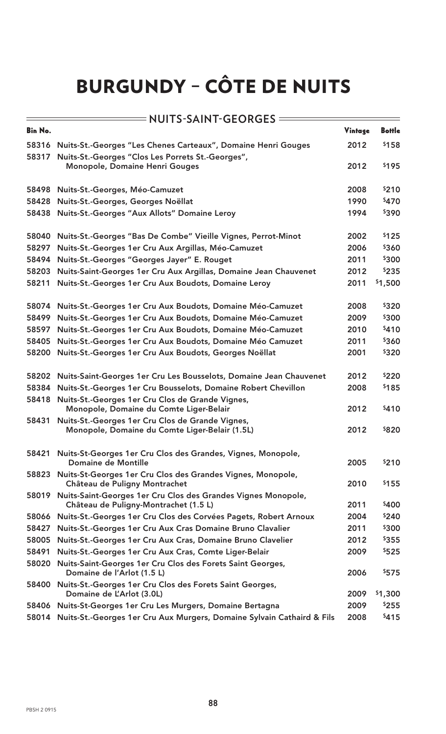# BURGUNDY – CÔTE DE NUITS

## NUITS-SAINT-GEORGES

| Bin No. | | Vintage | Bottle |
|---|---|---|---|
| 58316 | Nuits-St.-Georges "Les Chenes Carteaux", Domaine Henri Gouges | 2012 | $158 |
| 58317 | Nuits-St.-Georges "Clos Les Porrets St.-Georges", Monopole, Domaine Henri Gouges | 2012 | $195 |
| 58498 | Nuits-St.-Georges, Méo-Camuzet | 2008 | $210 |
| 58428 | Nuits-St.-Georges, Georges Noëllat | 1990 | $470 |
| 58438 | Nuits-St.-Georges "Aux Allots" Domaine Leroy | 1994 | $390 |
| 58040 | Nuits-St.-Georges "Bas De Combe" Vieille Vignes, Perrot-Minot | 2002 | $125 |
| 58297 | Nuits-St.-Georges 1er Cru Aux Argillas, Méo-Camuzet | 2006 | $360 |
| 58494 | Nuits-St.-Georges "Georges Jayer" E. Rouget | 2011 | $300 |
| 58203 | Nuits-Saint-Georges 1er Cru Aux Argillas, Domaine Jean Chauvenet | 2012 | $235 |
| 58211 | Nuits-St.-Georges 1er Cru Aux Boudots, Domaine Leroy | 2011 | $1,500 |
| 58074 | Nuits-St.-Georges 1er Cru Aux Boudots, Domaine Méo-Camuzet | 2008 | $320 |
| 58499 | Nuits-St.-Georges 1er Cru Aux Boudots, Domaine Méo-Camuzet | 2009 | $300 |
| 58597 | Nuits-St.-Georges 1er Cru Aux Boudots, Domaine Méo-Camuzet | 2010 | $410 |
| 58405 | Nuits-St.-Georges 1er Cru Aux Boudots, Domaine Méo Camuzet | 2011 | $360 |
| 58200 | Nuits-St.-Georges 1er Cru Aux Boudots, Georges Noëllat | 2001 | $320 |
| 58202 | Nuits-Saint-Georges 1er Cru Les Bousselots, Domaine Jean Chauvenet | 2012 | $220 |
| 58384 | Nuits-St.-Georges 1er Cru Bousselots, Domaine Robert Chevillon | 2008 | $185 |
| 58418 | Nuits-St.-Georges 1er Cru Clos de Grande Vignes, Monopole, Domaine du Comte Liger-Belair | 2012 | $410 |
| 58431 | Nuits-St.-Georges 1er Cru Clos de Grande Vignes, Monopole, Domaine du Comte Liger-Belair (1.5L) | 2012 | $820 |
| 58421 | Nuits-St-Georges 1er Cru Clos des Grandes, Vignes, Monopole, Domaine de Montille | 2005 | $210 |
| 58823 | Nuits-St-Georges 1er Cru Clos des Grandes Vignes, Monopole, Château de Puligny Montrachet | 2010 | $155 |
| 58019 | Nuits-Saint-Georges 1er Cru Clos des Grandes Vignes Monopole, Château de Puligny-Montrachet (1.5 L) | 2011 | $400 |
| 58066 | Nuits-St.-Georges 1er Cru Clos des Corvées Pagets, Robert Arnoux | 2004 | $240 |
| 58427 | Nuits-St.-Georges 1er Cru Aux Cras Domaine Bruno Clavalier | 2011 | $300 |
| 58005 | Nuits-St.-Georges 1er Cru Aux Cras, Domaine Bruno Clavelier | 2012 | $355 |
| 58491 | Nuits-St.-Georges 1er Cru Aux Cras, Comte Liger-Belair | 2009 | $525 |
| 58020 | Nuits-Saint-Georges 1er Cru Clos des Forets Saint Georges, Domaine de l'Arlot (1.5 L) | 2006 | $575 |
| 58400 | Nuits-St.-Georges 1er Cru Clos des Forets Saint Georges, Domaine de L'Arlot (3.0L) | 2009 | $1,300 |
| 58406 | Nuits-St-Georges 1er Cru Les Murgers, Domaine Bertagna | 2009 | $255 |
| 58014 | Nuits-St.-Georges 1er Cru Aux Murgers, Domaine Sylvain Cathaird & Fils | 2008 | $415 |

PBSH 2 0915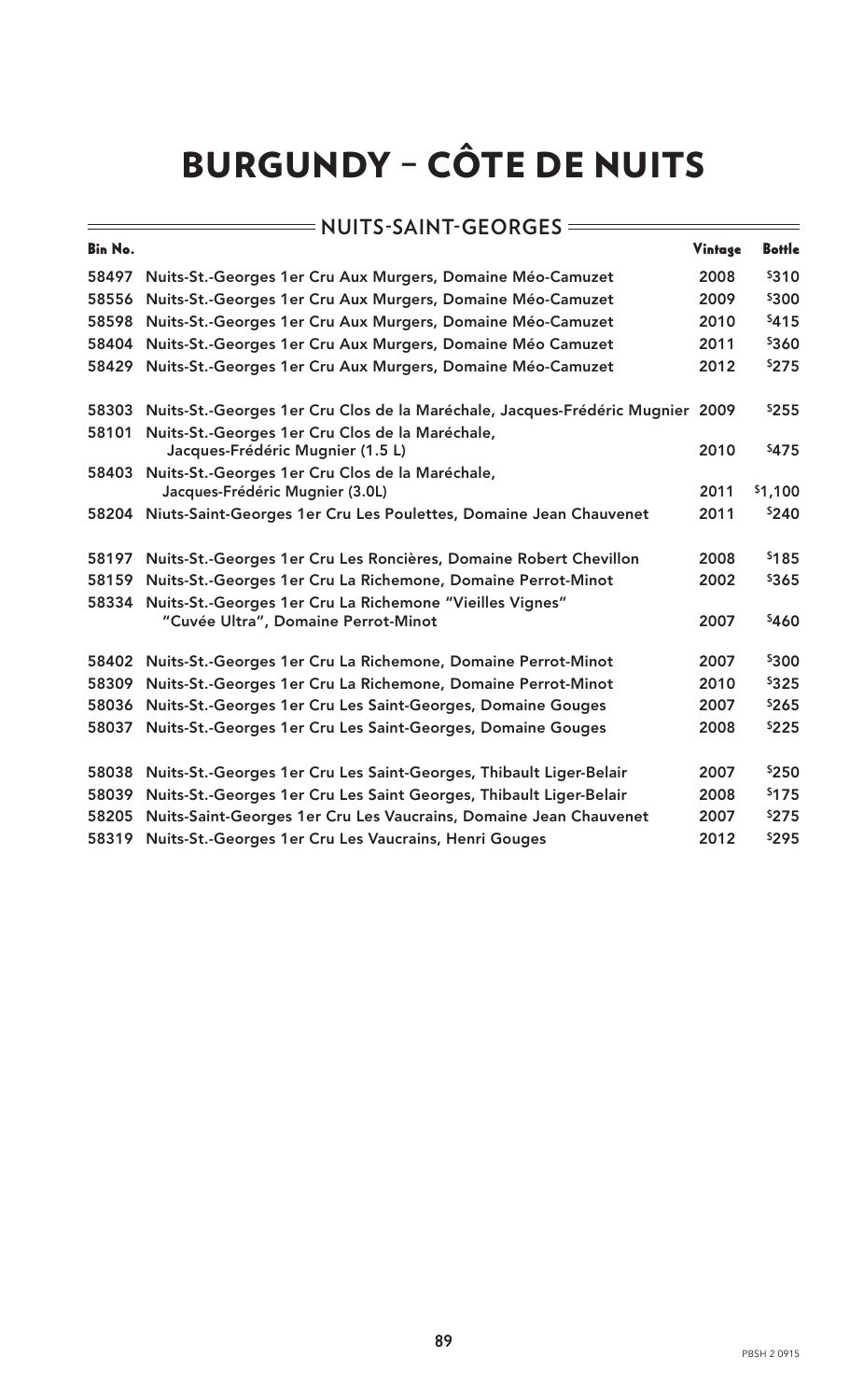# BURGUNDY – CÔTE DE NUITS

## NUITS-SAINT-GEORGES

| Bin No. | | Vintage | Bottle |
|---|---|---|---|
| 58497 | Nuits-St.-Georges 1er Cru Aux Murgers, Domaine Méo-Camuzet | 2008 | $310 |
| 58556 | Nuits-St.-Georges 1er Cru Aux Murgers, Domaine Méo-Camuzet | 2009 | $300 |
| 58598 | Nuits-St.-Georges 1er Cru Aux Murgers, Domaine Méo-Camuzet | 2010 | $415 |
| 58404 | Nuits-St.-Georges 1er Cru Aux Murgers, Domaine Méo Camuzet | 2011 | $360 |
| 58429 | Nuits-St.-Georges 1er Cru Aux Murgers, Domaine Méo-Camuzet | 2012 | $275 |
| 58303 | Nuits-St.-Georges 1er Cru Clos de la Maréchale, Jacques-Frédéric Mugnier | 2009 | $255 |
| 58101 | Nuits-St.-Georges 1er Cru Clos de la Maréchale, Jacques-Frédéric Mugnier (1.5 L) | 2010 | $475 |
| 58403 | Nuits-St.-Georges 1er Cru Clos de la Maréchale, Jacques-Frédéric Mugnier (3.0L) | 2011 | $1,100 |
| 58204 | Niuts-Saint-Georges 1er Cru Les Poulettes, Domaine Jean Chauvenet | 2011 | $240 |
| 58197 | Nuits-St.-Georges 1er Cru Les Roncières, Domaine Robert Chevillon | 2008 | $185 |
| 58159 | Nuits-St.-Georges 1er Cru La Richemone, Domaine Perrot-Minot | 2002 | $365 |
| 58334 | Nuits-St.-Georges 1er Cru La Richemone "Vieilles Vignes" "Cuvée Ultra", Domaine Perrot-Minot | 2007 | $460 |
| 58402 | Nuits-St.-Georges 1er Cru La Richemone, Domaine Perrot-Minot | 2007 | $300 |
| 58309 | Nuits-St.-Georges 1er Cru La Richemone, Domaine Perrot-Minot | 2010 | $325 |
| 58036 | Nuits-St.-Georges 1er Cru Les Saint-Georges, Domaine Gouges | 2007 | $265 |
| 58037 | Nuits-St.-Georges 1er Cru Les Saint-Georges, Domaine Gouges | 2008 | $225 |
| 58038 | Nuits-St.-Georges 1er Cru Les Saint-Georges, Thibault Liger-Belair | 2007 | $250 |
| 58039 | Nuits-St.-Georges 1er Cru Les Saint Georges, Thibault Liger-Belair | 2008 | $175 |
| 58205 | Nuits-Saint-Georges 1er Cru Les Vaucrains, Domaine Jean Chauvenet | 2007 | $275 |
| 58319 | Nuits-St.-Georges 1er Cru Les Vaucrains, Henri Gouges | 2012 | $295 |

PBSH 2 0915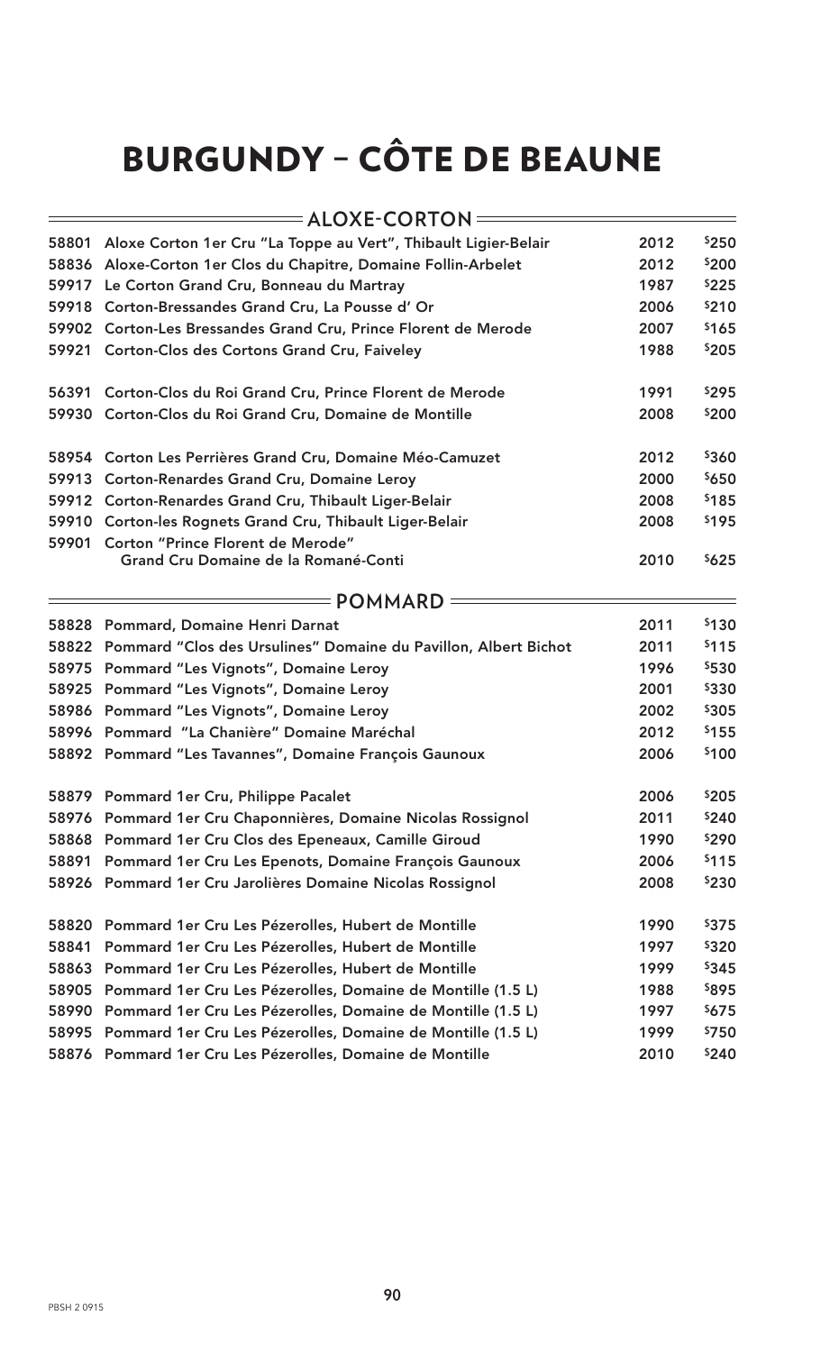# BURGUNDY – CÔTE DE BEAUNE

## ALOXE-CORTON

| | | | |
|---|---|---|---|
| 58801 | Aloxe Corton 1er Cru "La Toppe au Vert", Thibault Ligier-Belair | 2012 | $250 |
| 58836 | Aloxe-Corton 1er Clos du Chapitre, Domaine Follin-Arbelet | 2012 | $200 |
| 59917 | Le Corton Grand Cru, Bonneau du Martray | 1987 | $225 |
| 59918 | Corton-Bressandes Grand Cru, La Pousse d' Or | 2006 | $210 |
| 59902 | Corton-Les Bressandes Grand Cru, Prince Florent de Merode | 2007 | $165 |
| 59921 | Corton-Clos des Cortons Grand Cru, Faiveley | 1988 | $205 |
| 56391 | Corton-Clos du Roi Grand Cru, Prince Florent de Merode | 1991 | $295 |
| 59930 | Corton-Clos du Roi Grand Cru, Domaine de Montille | 2008 | $200 |
| 58954 | Corton Les Perrières Grand Cru, Domaine Méo-Camuzet | 2012 | $360 |
| 59913 | Corton-Renardes Grand Cru, Domaine Leroy | 2000 | $650 |
| 59912 | Corton-Renardes Grand Cru, Thibault Liger-Belair | 2008 | $185 |
| 59910 | Corton-les Rognets Grand Cru, Thibault Liger-Belair | 2008 | $195 |
| 59901 | Corton "Prince Florent de Merode" Grand Cru Domaine de la Romané-Conti | 2010 | $625 |

## POMMARD

| | | | |
|---|---|---|---|
| 58828 | Pommard, Domaine Henri Darnat | 2011 | $130 |
| 58822 | Pommard "Clos des Ursulines" Domaine du Pavillon, Albert Bichot | 2011 | $115 |
| 58975 | Pommard "Les Vignots", Domaine Leroy | 1996 | $530 |
| 58925 | Pommard "Les Vignots", Domaine Leroy | 2001 | $330 |
| 58986 | Pommard "Les Vignots", Domaine Leroy | 2002 | $305 |
| 58996 | Pommard "La Chanière" Domaine Maréchal | 2012 | $155 |
| 58892 | Pommard "Les Tavannes", Domaine François Gaunoux | 2006 | $100 |
| 58879 | Pommard 1er Cru, Philippe Pacalet | 2006 | $205 |
| 58976 | Pommard 1er Cru Chaponnières, Domaine Nicolas Rossignol | 2011 | $240 |
| 58868 | Pommard 1er Cru Clos des Epeneaux, Camille Giroud | 1990 | $290 |
| 58891 | Pommard 1er Cru Les Epenots, Domaine François Gaunoux | 2006 | $115 |
| 58926 | Pommard 1er Cru Jarolières Domaine Nicolas Rossignol | 2008 | $230 |
| 58820 | Pommard 1er Cru Les Pézerolles, Hubert de Montille | 1990 | $375 |
| 58841 | Pommard 1er Cru Les Pézerolles, Hubert de Montille | 1997 | $320 |
| 58863 | Pommard 1er Cru Les Pézerolles, Hubert de Montille | 1999 | $345 |
| 58905 | Pommard 1er Cru Les Pézerolles, Domaine de Montille (1.5 L) | 1988 | $895 |
| 58990 | Pommard 1er Cru Les Pézerolles, Domaine de Montille (1.5 L) | 1997 | $675 |
| 58995 | Pommard 1er Cru Les Pézerolles, Domaine de Montille (1.5 L) | 1999 | $750 |
| 58876 | Pommard 1er Cru Les Pézerolles, Domaine de Montille | 2010 | $240 |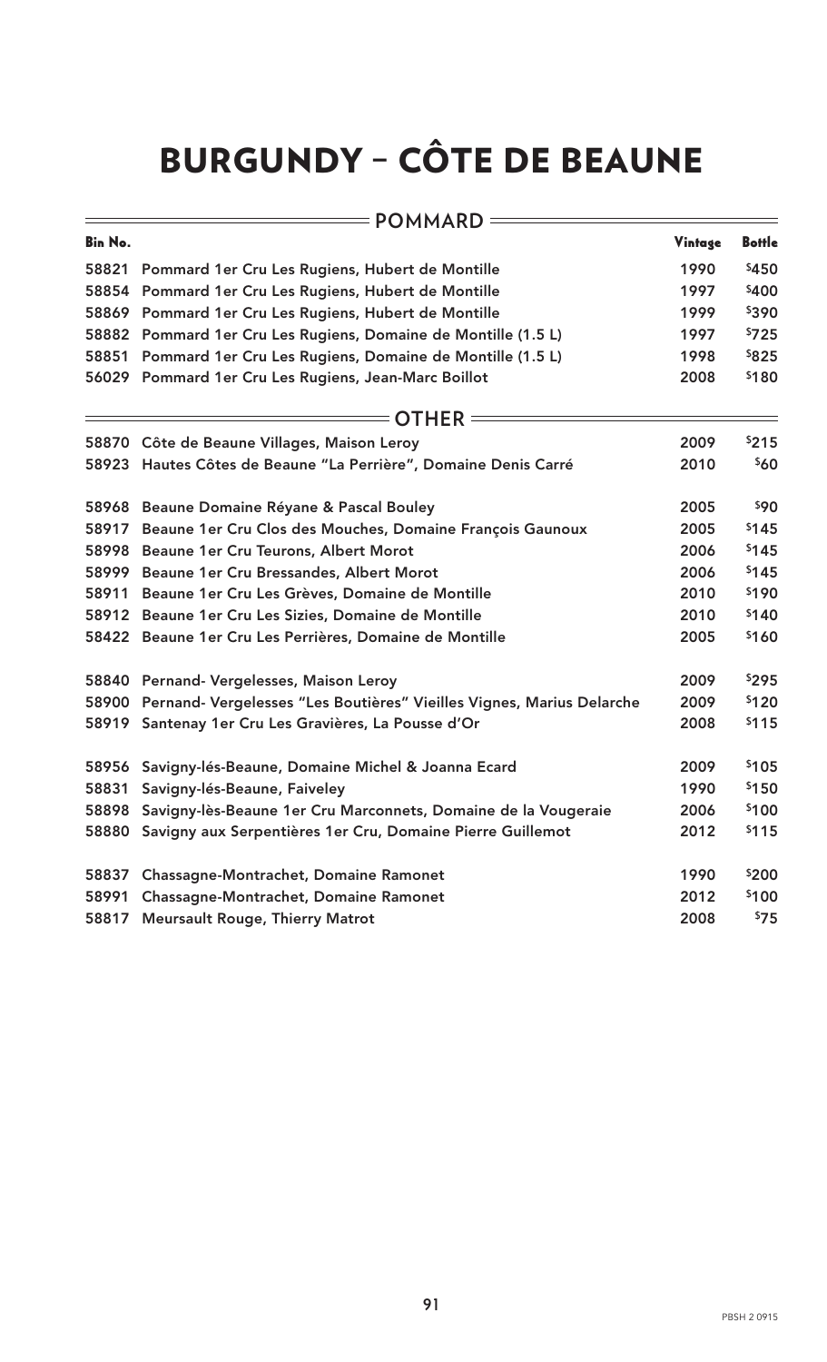# BURGUNDY – CÔTE DE BEAUNE

## POMMARD

| Bin No. | | Vintage | Bottle |
|---|---|---|---|
| 58821 | Pommard 1er Cru Les Rugiens, Hubert de Montille | 1990 | $450 |
| 58854 | Pommard 1er Cru Les Rugiens, Hubert de Montille | 1997 | $400 |
| 58869 | Pommard 1er Cru Les Rugiens, Hubert de Montille | 1999 | $390 |
| 58882 | Pommard 1er Cru Les Rugiens, Domaine de Montille (1.5 L) | 1997 | $725 |
| 58851 | Pommard 1er Cru Les Rugiens, Domaine de Montille (1.5 L) | 1998 | $825 |
| 56029 | Pommard 1er Cru Les Rugiens, Jean-Marc Boillot | 2008 | $180 |

## OTHER

| Bin No. | | Vintage | Bottle |
|---|---|---|---|
| 58870 | Côte de Beaune Villages, Maison Leroy | 2009 | $215 |
| 58923 | Hautes Côtes de Beaune "La Perrière", Domaine Denis Carré | 2010 | $60 |
| 58968 | Beaune Domaine Réyane & Pascal Bouley | 2005 | $90 |
| 58917 | Beaune 1er Cru Clos des Mouches, Domaine François Gaunoux | 2005 | $145 |
| 58998 | Beaune 1er Cru Teurons, Albert Morot | 2006 | $145 |
| 58999 | Beaune 1er Cru Bressandes, Albert Morot | 2006 | $145 |
| 58911 | Beaune 1er Cru Les Grèves, Domaine de Montille | 2010 | $190 |
| 58912 | Beaune 1er Cru Les Sizies, Domaine de Montille | 2010 | $140 |
| 58422 | Beaune 1er Cru Les Perrières, Domaine de Montille | 2005 | $160 |
| 58840 | Pernand- Vergelesses, Maison Leroy | 2009 | $295 |
| 58900 | Pernand- Vergelesses "Les Boutières" Vieilles Vignes, Marius Delarche | 2009 | $120 |
| 58919 | Santenay 1er Cru Les Gravières, La Pousse d'Or | 2008 | $115 |
| 58956 | Savigny-lés-Beaune, Domaine Michel & Joanna Ecard | 2009 | $105 |
| 58831 | Savigny-lés-Beaune, Faiveley | 1990 | $150 |
| 58898 | Savigny-lès-Beaune 1er Cru Marconnets, Domaine de la Vougeraie | 2006 | $100 |
| 58880 | Savigny aux Serpentières 1er Cru, Domaine Pierre Guillemot | 2012 | $115 |
| 58837 | Chassagne-Montrachet, Domaine Ramonet | 1990 | $200 |
| 58991 | Chassagne-Montrachet, Domaine Ramonet | 2012 | $100 |
| 58817 | Meursault Rouge, Thierry Matrot | 2008 | $75 |

PBSH 2 0915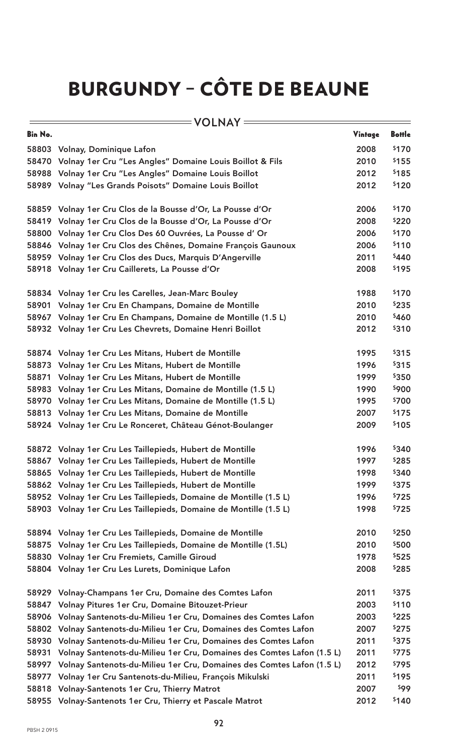# BURGUNDY – CÔTE DE BEAUNE

## VOLNAY

| Bin No. | | Vintage | Bottle |
|---|---|---|---|
| 58803 | Volnay, Dominique Lafon | 2008 | $170 |
| 58470 | Volnay 1er Cru "Les Angles" Domaine Louis Boillot & Fils | 2010 | $155 |
| 58988 | Volnay 1er Cru "Les Angles" Domaine Louis Boillot | 2012 | $185 |
| 58989 | Volnay "Les Grands Poisots" Domaine Louis Boillot | 2012 | $120 |
| 58859 | Volnay 1er Cru Clos de la Bousse d'Or, La Pousse d'Or | 2006 | $170 |
| 58419 | Volnay 1er Cru Clos de la Bousse d'Or, La Pousse d'Or | 2008 | $220 |
| 58800 | Volnay 1er Cru Clos Des 60 Ouvrées, La Pousse d' Or | 2006 | $170 |
| 58846 | Volnay 1er Cru Clos des Chênes, Domaine François Gaunoux | 2006 | $110 |
| 58959 | Volnay 1er Cru Clos des Ducs, Marquis D'Angerville | 2011 | $440 |
| 58918 | Volnay 1er Cru Caillerets, La Pousse d'Or | 2008 | $195 |
| 58834 | Volnay 1er Cru les Carelles, Jean-Marc Bouley | 1988 | $170 |
| 58901 | Volnay 1er Cru En Champans, Domaine de Montille | 2010 | $235 |
| 58967 | Volnay 1er Cru En Champans, Domaine de Montille (1.5 L) | 2010 | $460 |
| 58932 | Volnay 1er Cru Les Chevrets, Domaine Henri Boillot | 2012 | $310 |
| 58874 | Volnay 1er Cru Les Mitans, Hubert de Montille | 1995 | $315 |
| 58873 | Volnay 1er Cru Les Mitans, Hubert de Montille | 1996 | $315 |
| 58871 | Volnay 1er Cru Les Mitans, Hubert de Montille | 1999 | $350 |
| 58983 | Volnay 1er Cru Les Mitans, Domaine de Montille (1.5 L) | 1990 | $900 |
| 58970 | Volnay 1er Cru Les Mitans, Domaine de Montille (1.5 L) | 1995 | $700 |
| 58813 | Volnay 1er Cru Les Mitans, Domaine de Montille | 2007 | $175 |
| 58924 | Volnay 1er Cru Le Ronceret, Château Génot-Boulanger | 2009 | $105 |
| 58872 | Volnay 1er Cru Les Taillepieds, Hubert de Montille | 1996 | $340 |
| 58867 | Volnay 1er Cru Les Taillepieds, Hubert de Montille | 1997 | $285 |
| 58865 | Volnay 1er Cru Les Taillepieds, Hubert de Montille | 1998 | $340 |
| 58862 | Volnay 1er Cru Les Taillepieds, Hubert de Montille | 1999 | $375 |
| 58952 | Volnay 1er Cru Les Taillepieds, Domaine de Montille (1.5 L) | 1996 | $725 |
| 58903 | Volnay 1er Cru Les Taillepieds, Domaine de Montille (1.5 L) | 1998 | $725 |
| 58894 | Volnay 1er Cru Les Taillepieds, Domaine de Montille | 2010 | $250 |
| 58875 | Volnay 1er Cru Les Taillepieds, Domaine de Montille (1.5L) | 2010 | $500 |
| 58830 | Volnay 1er Cru Fremiets, Camille Giroud | 1978 | $525 |
| 58804 | Volnay 1er Cru Les Lurets, Dominique Lafon | 2008 | $285 |
| 58929 | Volnay-Champans 1er Cru, Domaine des Comtes Lafon | 2011 | $375 |
| 58847 | Volnay Pitures 1er Cru, Domaine Bitouzet-Prieur | 2003 | $110 |
| 58906 | Volnay Santenots-du-Milieu 1er Cru, Domaines des Comtes Lafon | 2003 | $225 |
| 58802 | Volnay Santenots-du-Milieu 1er Cru, Domaines des Comtes Lafon | 2007 | $275 |
| 58930 | Volnay Santenots-du-Milieu 1er Cru, Domaines des Comtes Lafon | 2011 | $375 |
| 58931 | Volnay Santenots-du-Milieu 1er Cru, Domaines des Comtes Lafon (1.5 L) | 2011 | $775 |
| 58997 | Volnay Santenots-du-Milieu 1er Cru, Domaines des Comtes Lafon (1.5 L) | 2012 | $795 |
| 58977 | Volnay 1er Cru Santenots-du-Milieu, François Mikulski | 2011 | $195 |
| 58818 | Volnay-Santenots 1er Cru, Thierry Matrot | 2007 | $99 |
| 58955 | Volnay-Santenots 1er Cru, Thierry et Pascale Matrot | 2012 | $140 |

PBSH 2 0915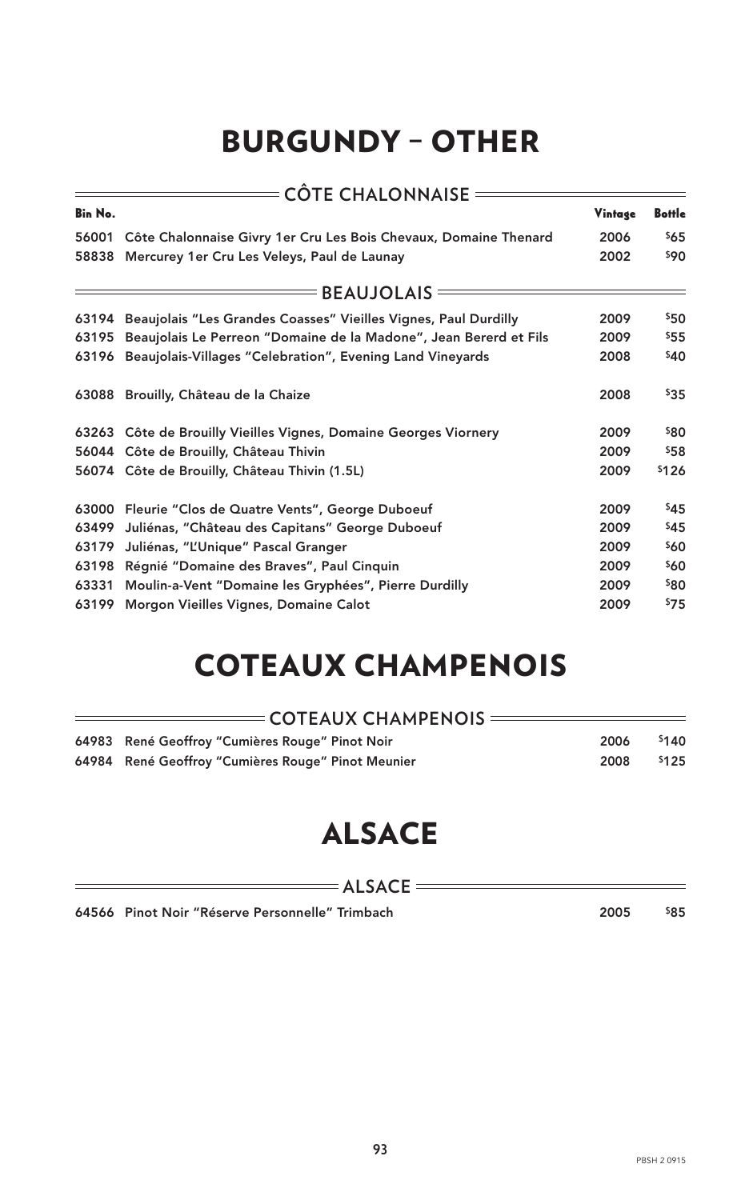# BURGUNDY – OTHER

## CÔTE CHALONNAISE

| Bin No. | | Vintage | Bottle |
|---|---|---|---|
| 56001 | Côte Chalonnaise Givry 1er Cru Les Bois Chevaux, Domaine Thenard | 2006 | $65 |
| 58838 | Mercurey 1er Cru Les Veleys, Paul de Launay | 2002 | $90 |

## BEAUJOLAIS

| | | | |
|---|---|---|---|
| 63194 | Beaujolais "Les Grandes Coasses" Vieilles Vignes, Paul Durdilly | 2009 | $50 |
| 63195 | Beaujolais Le Perreon "Domaine de la Madone", Jean Bererd et Fils | 2009 | $55 |
| 63196 | Beaujolais-Villages "Celebration", Evening Land Vineyards | 2008 | $40 |
| 63088 | Brouilly, Château de la Chaize | 2008 | $35 |
| 63263 | Côte de Brouilly Vieilles Vignes, Domaine Georges Viornery | 2009 | $80 |
| 56044 | Côte de Brouilly, Château Thivin | 2009 | $58 |
| 56074 | Côte de Brouilly, Château Thivin (1.5L) | 2009 | $126 |
| 63000 | Fleurie "Clos de Quatre Vents", George Duboeuf | 2009 | $45 |
| 63499 | Juliénas, "Château des Capitans" George Duboeuf | 2009 | $45 |
| 63179 | Juliénas, "L'Unique" Pascal Granger | 2009 | $60 |
| 63198 | Régnié "Domaine des Braves", Paul Cinquin | 2009 | $60 |
| 63331 | Moulin-a-Vent "Domaine les Gryphées", Pierre Durdilly | 2009 | $80 |
| 63199 | Morgon Vieilles Vignes, Domaine Calot | 2009 | $75 |

# COTEAUX CHAMPENOIS

## COTEAUX CHAMPENOIS

| | | | |
|---|---|---|---|
| 64983 | René Geoffroy "Cumières Rouge" Pinot Noir | 2006 | $140 |
| 64984 | René Geoffroy "Cumières Rouge" Pinot Meunier | 2008 | $125 |

# ALSACE

## ALSACE

| | | | |
|---|---|---|---|
| 64566 | Pinot Noir "Réserve Personnelle" Trimbach | 2005 | $85 |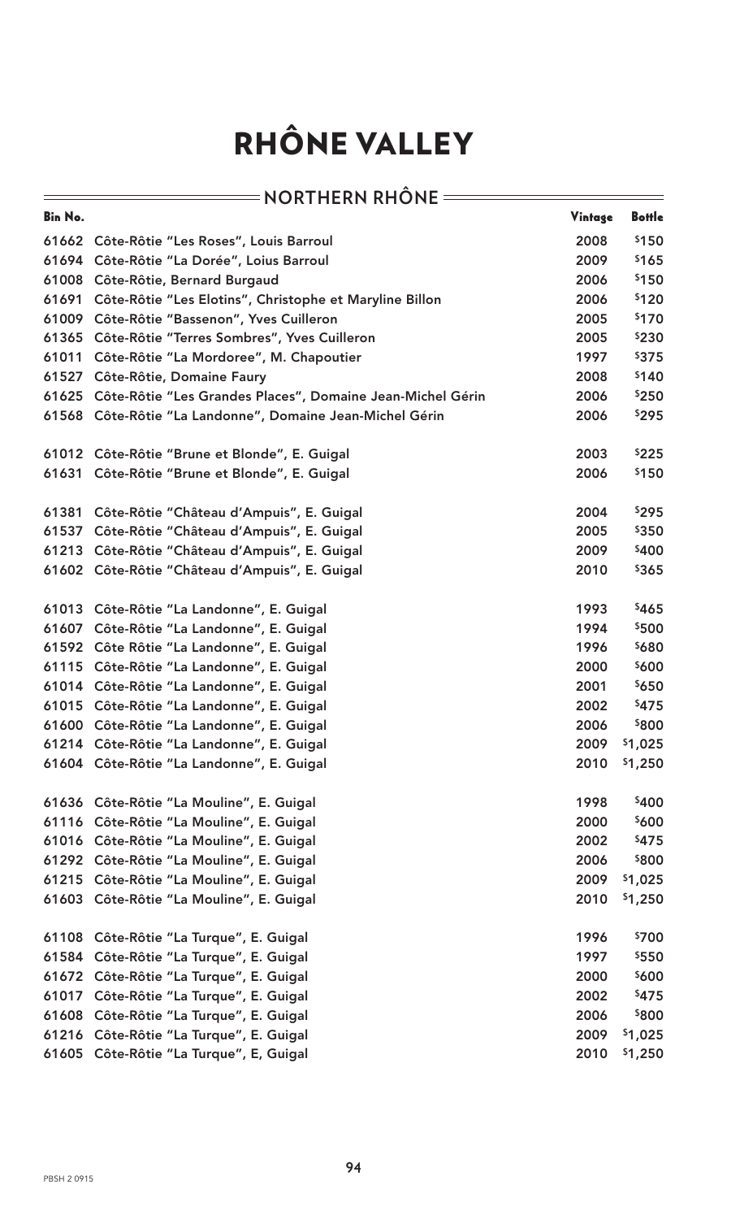# RHÔNE VALLEY

## NORTHERN RHÔNE

| Bin No. | | Vintage | Bottle |
|---|---|---|---|
| 61662 | Côte-Rôtie "Les Roses", Louis Barroul | 2008 | $150 |
| 61694 | Côte-Rôtie "La Dorée", Loius Barroul | 2009 | $165 |
| 61008 | Côte-Rôtie, Bernard Burgaud | 2006 | $150 |
| 61691 | Côte-Rôtie "Les Elotins", Christophe et Maryline Billon | 2006 | $120 |
| 61009 | Côte-Rôtie "Bassenon", Yves Cuilleron | 2005 | $170 |
| 61365 | Côte-Rôtie "Terres Sombres", Yves Cuilleron | 2005 | $230 |
| 61011 | Côte-Rôtie "La Mordoree", M. Chapoutier | 1997 | $375 |
| 61527 | Côte-Rôtie, Domaine Faury | 2008 | $140 |
| 61625 | Côte-Rôtie "Les Grandes Places", Domaine Jean-Michel Gérin | 2006 | $250 |
| 61568 | Côte-Rôtie "La Landonne", Domaine Jean-Michel Gérin | 2006 | $295 |
| | | | |
| 61012 | Côte-Rôtie "Brune et Blonde", E. Guigal | 2003 | $225 |
| 61631 | Côte-Rôtie "Brune et Blonde", E. Guigal | 2006 | $150 |
| | | | |
| 61381 | Côte-Rôtie "Château d'Ampuis", E. Guigal | 2004 | $295 |
| 61537 | Côte-Rôtie "Château d'Ampuis", E. Guigal | 2005 | $350 |
| 61213 | Côte-Rôtie "Château d'Ampuis", E. Guigal | 2009 | $400 |
| 61602 | Côte-Rôtie "Château d'Ampuis", E. Guigal | 2010 | $365 |
| | | | |
| 61013 | Côte-Rôtie "La Landonne", E. Guigal | 1993 | $465 |
| 61607 | Côte-Rôtie "La Landonne", E. Guigal | 1994 | $500 |
| 61592 | Côte Rôtie "La Landonne", E. Guigal | 1996 | $680 |
| 61115 | Côte-Rôtie "La Landonne", E. Guigal | 2000 | $600 |
| 61014 | Côte-Rôtie "La Landonne", E. Guigal | 2001 | $650 |
| 61015 | Côte-Rôtie "La Landonne", E. Guigal | 2002 | $475 |
| 61600 | Côte-Rôtie "La Landonne", E. Guigal | 2006 | $800 |
| 61214 | Côte-Rôtie "La Landonne", E. Guigal | 2009 | $1,025 |
| 61604 | Côte-Rôtie "La Landonne", E. Guigal | 2010 | $1,250 |
| | | | |
| 61636 | Côte-Rôtie "La Mouline", E. Guigal | 1998 | $400 |
| 61116 | Côte-Rôtie "La Mouline", E. Guigal | 2000 | $600 |
| 61016 | Côte-Rôtie "La Mouline", E. Guigal | 2002 | $475 |
| 61292 | Côte-Rôtie "La Mouline", E. Guigal | 2006 | $800 |
| 61215 | Côte-Rôtie "La Mouline", E. Guigal | 2009 | $1,025 |
| 61603 | Côte-Rôtie "La Mouline", E. Guigal | 2010 | $1,250 |
| | | | |
| 61108 | Côte-Rôtie "La Turque", E. Guigal | 1996 | $700 |
| 61584 | Côte-Rôtie "La Turque", E. Guigal | 1997 | $550 |
| 61672 | Côte-Rôtie "La Turque", E. Guigal | 2000 | $600 |
| 61017 | Côte-Rôtie "La Turque", E. Guigal | 2002 | $475 |
| 61608 | Côte-Rôtie "La Turque", E. Guigal | 2006 | $800 |
| 61216 | Côte-Rôtie "La Turque", E. Guigal | 2009 | $1,025 |
| 61605 | Côte-Rôtie "La Turque", E, Guigal | 2010 | $1,250 |

PBSH 2 0915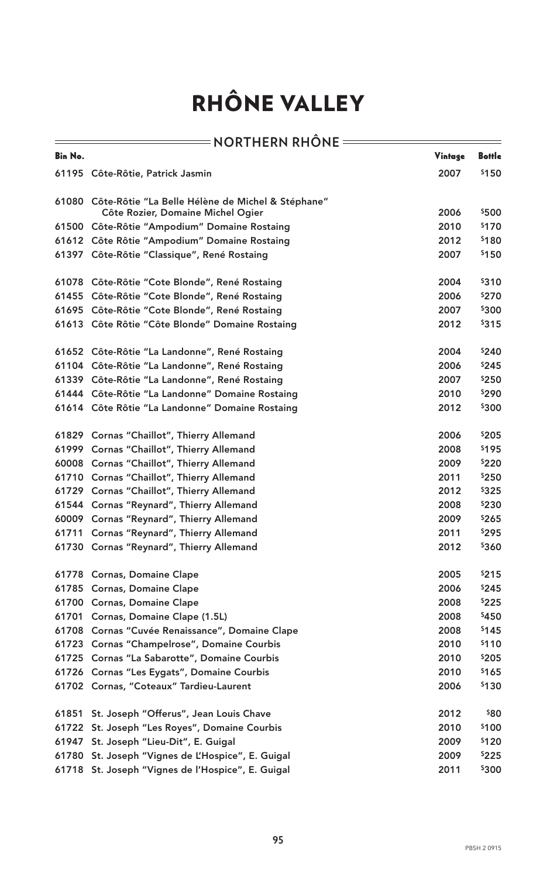# RHÔNE VALLEY

## NORTHERN RHÔNE

| Bin No. | | Vintage | Bottle |
|---|---|---|---|
| 61195 | Côte-Rôtie, Patrick Jasmin | 2007 | $150 |
| 61080 | Côte-Rôtie "La Belle Hélène de Michel & Stéphane" Côte Rozier, Domaine Michel Ogier | 2006 | $500 |
| 61500 | Côte-Rôtie "Ampodium" Domaine Rostaing | 2010 | $170 |
| 61612 | Côte Rôtie "Ampodium" Domaine Rostaing | 2012 | $180 |
| 61397 | Côte-Rôtie "Classique", René Rostaing | 2007 | $150 |
| 61078 | Côte-Rôtie "Cote Blonde", René Rostaing | 2004 | $310 |
| 61455 | Côte-Rôtie "Cote Blonde", René Rostaing | 2006 | $270 |
| 61695 | Côte-Rôtie "Cote Blonde", René Rostaing | 2007 | $300 |
| 61613 | Côte Rôtie "Côte Blonde" Domaine Rostaing | 2012 | $315 |
| 61652 | Côte-Rôtie "La Landonne", René Rostaing | 2004 | $240 |
| 61104 | Côte-Rôtie "La Landonne", René Rostaing | 2006 | $245 |
| 61339 | Côte-Rôtie "La Landonne", René Rostaing | 2007 | $250 |
| 61444 | Côte-Rôtie "La Landonne" Domaine Rostaing | 2010 | $290 |
| 61614 | Côte Rôtie "La Landonne" Domaine Rostaing | 2012 | $300 |
| 61829 | Cornas "Chaillot", Thierry Allemand | 2006 | $205 |
| 61999 | Cornas "Chaillot", Thierry Allemand | 2008 | $195 |
| 60008 | Cornas "Chaillot", Thierry Allemand | 2009 | $220 |
| 61710 | Cornas "Chaillot", Thierry Allemand | 2011 | $250 |
| 61729 | Cornas "Chaillot", Thierry Allemand | 2012 | $325 |
| 61544 | Cornas "Reynard", Thierry Allemand | 2008 | $230 |
| 60009 | Cornas "Reynard", Thierry Allemand | 2009 | $265 |
| 61711 | Cornas "Reynard", Thierry Allemand | 2011 | $295 |
| 61730 | Cornas "Reynard", Thierry Allemand | 2012 | $360 |
| 61778 | Cornas, Domaine Clape | 2005 | $215 |
| 61785 | Cornas, Domaine Clape | 2006 | $245 |
| 61700 | Cornas, Domaine Clape | 2008 | $225 |
| 61701 | Cornas, Domaine Clape (1.5L) | 2008 | $450 |
| 61708 | Cornas "Cuvée Renaissance", Domaine Clape | 2008 | $145 |
| 61723 | Cornas "Champelrose", Domaine Courbis | 2010 | $110 |
| 61725 | Cornas "La Sabarotte", Domaine Courbis | 2010 | $205 |
| 61726 | Cornas "Les Eygats", Domaine Courbis | 2010 | $165 |
| 61702 | Cornas, "Coteaux" Tardieu-Laurent | 2006 | $130 |
| 61851 | St. Joseph "Offerus", Jean Louis Chave | 2012 | $80 |
| 61722 | St. Joseph "Les Royes", Domaine Courbis | 2010 | $100 |
| 61947 | St. Joseph "Lieu-Dit", E. Guigal | 2009 | $120 |
| 61780 | St. Joseph "Vignes de L'Hospice", E. Guigal | 2009 | $225 |
| 61718 | St. Joseph "Vignes de l'Hospice", E. Guigal | 2011 | $300 |

PBSH 2 0915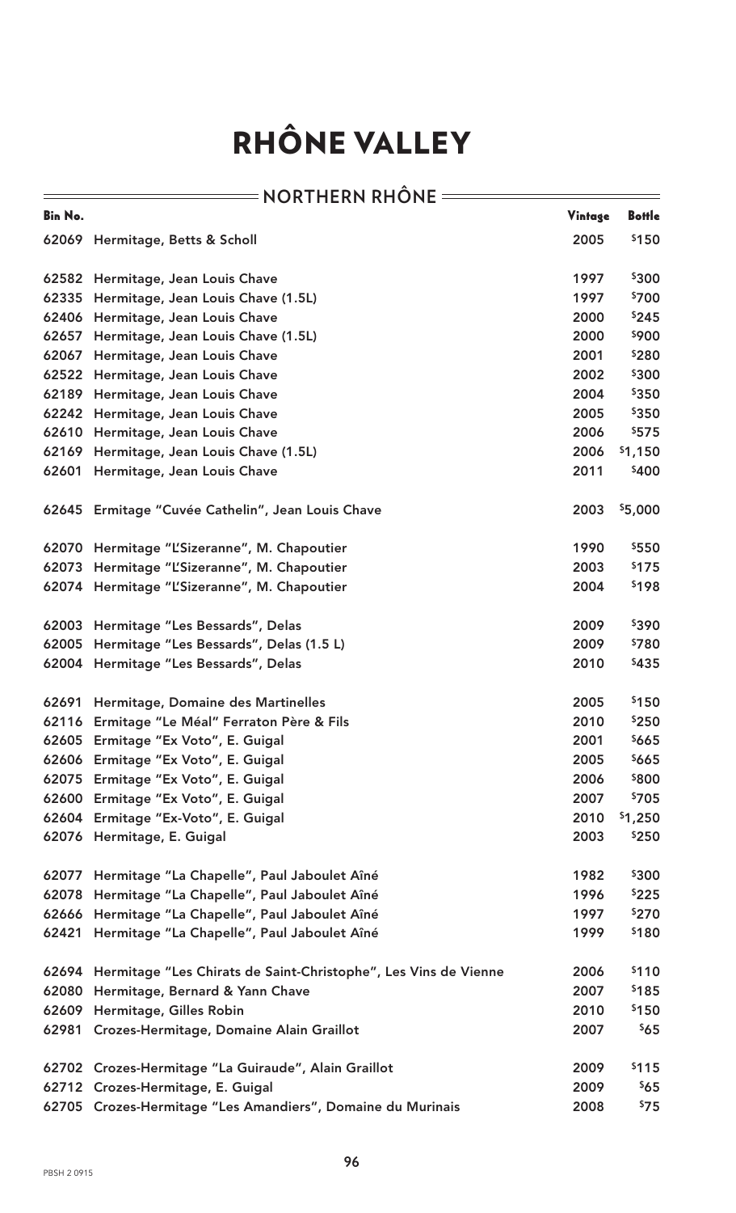# RHÔNE VALLEY

## NORTHERN RHÔNE

| Bin No. | | Vintage | Bottle |
|---|---|---|---|
| 62069 | Hermitage, Betts & Scholl | 2005 | $150 |
| 62582 | Hermitage, Jean Louis Chave | 1997 | $300 |
| 62335 | Hermitage, Jean Louis Chave (1.5L) | 1997 | $700 |
| 62406 | Hermitage, Jean Louis Chave | 2000 | $245 |
| 62657 | Hermitage, Jean Louis Chave (1.5L) | 2000 | $900 |
| 62067 | Hermitage, Jean Louis Chave | 2001 | $280 |
| 62522 | Hermitage, Jean Louis Chave | 2002 | $300 |
| 62189 | Hermitage, Jean Louis Chave | 2004 | $350 |
| 62242 | Hermitage, Jean Louis Chave | 2005 | $350 |
| 62610 | Hermitage, Jean Louis Chave | 2006 | $575 |
| 62169 | Hermitage, Jean Louis Chave (1.5L) | 2006 | $1,150 |
| 62601 | Hermitage, Jean Louis Chave | 2011 | $400 |
| 62645 | Ermitage "Cuvée Cathelin", Jean Louis Chave | 2003 | $5,000 |
| 62070 | Hermitage "L'Sizeranne", M. Chapoutier | 1990 | $550 |
| 62073 | Hermitage "L'Sizeranne", M. Chapoutier | 2003 | $175 |
| 62074 | Hermitage "L'Sizeranne", M. Chapoutier | 2004 | $198 |
| 62003 | Hermitage "Les Bessards", Delas | 2009 | $390 |
| 62005 | Hermitage "Les Bessards", Delas (1.5 L) | 2009 | $780 |
| 62004 | Hermitage "Les Bessards", Delas | 2010 | $435 |
| 62691 | Hermitage, Domaine des Martinelles | 2005 | $150 |
| 62116 | Ermitage "Le Méal" Ferraton Père & Fils | 2010 | $250 |
| 62605 | Ermitage "Ex Voto", E. Guigal | 2001 | $665 |
| 62606 | Ermitage "Ex Voto", E. Guigal | 2005 | $665 |
| 62075 | Ermitage "Ex Voto", E. Guigal | 2006 | $800 |
| 62600 | Ermitage "Ex Voto", E. Guigal | 2007 | $705 |
| 62604 | Ermitage "Ex-Voto", E. Guigal | 2010 | $1,250 |
| 62076 | Hermitage, E. Guigal | 2003 | $250 |
| 62077 | Hermitage "La Chapelle", Paul Jaboulet Aîné | 1982 | $300 |
| 62078 | Hermitage "La Chapelle", Paul Jaboulet Aîné | 1996 | $225 |
| 62666 | Hermitage "La Chapelle", Paul Jaboulet Aîné | 1997 | $270 |
| 62421 | Hermitage "La Chapelle", Paul Jaboulet Aîné | 1999 | $180 |
| 62694 | Hermitage "Les Chirats de Saint-Christophe", Les Vins de Vienne | 2006 | $110 |
| 62080 | Hermitage, Bernard & Yann Chave | 2007 | $185 |
| 62609 | Hermitage, Gilles Robin | 2010 | $150 |
| 62981 | Crozes-Hermitage, Domaine Alain Graillot | 2007 | $65 |
| 62702 | Crozes-Hermitage "La Guiraude", Alain Graillot | 2009 | $115 |
| 62712 | Crozes-Hermitage, E. Guigal | 2009 | $65 |
| 62705 | Crozes-Hermitage "Les Amandiers", Domaine du Murinais | 2008 | $75 |

PBSH 2 0915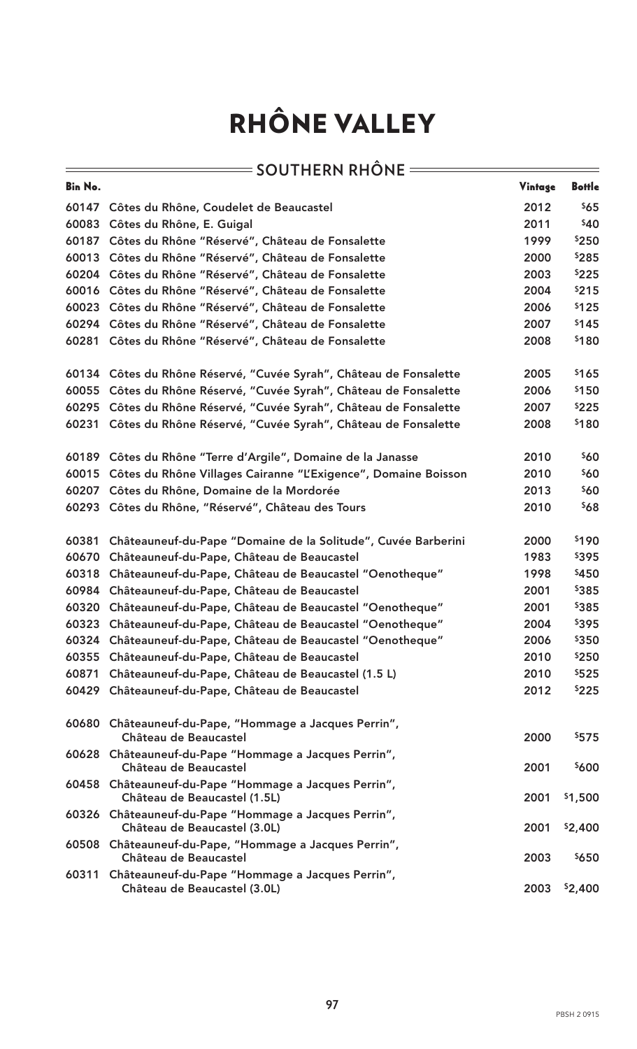# RHÔNE VALLEY

## SOUTHERN RHÔNE

| Bin No. | | Vintage | Bottle |
|---|---|---|---|
| 60147 | Côtes du Rhône, Coudelet de Beaucastel | 2012 | $65 |
| 60083 | Côtes du Rhône, E. Guigal | 2011 | $40 |
| 60187 | Côtes du Rhône "Réservé", Château de Fonsalette | 1999 | $250 |
| 60013 | Côtes du Rhône "Réservé", Château de Fonsalette | 2000 | $285 |
| 60204 | Côtes du Rhône "Réservé", Château de Fonsalette | 2003 | $225 |
| 60016 | Côtes du Rhône "Réservé", Château de Fonsalette | 2004 | $215 |
| 60023 | Côtes du Rhône "Réservé", Château de Fonsalette | 2006 | $125 |
| 60294 | Côtes du Rhône "Réservé", Château de Fonsalette | 2007 | $145 |
| 60281 | Côtes du Rhône "Réservé", Château de Fonsalette | 2008 | $180 |
| 60134 | Côtes du Rhône Réservé, "Cuvée Syrah", Château de Fonsalette | 2005 | $165 |
| 60055 | Côtes du Rhône Réservé, "Cuvée Syrah", Château de Fonsalette | 2006 | $150 |
| 60295 | Côtes du Rhône Réservé, "Cuvée Syrah", Château de Fonsalette | 2007 | $225 |
| 60231 | Côtes du Rhône Réservé, "Cuvée Syrah", Château de Fonsalette | 2008 | $180 |
| 60189 | Côtes du Rhône "Terre d'Argile", Domaine de la Janasse | 2010 | $60 |
| 60015 | Côtes du Rhône Villages Cairanne "L'Exigence", Domaine Boisson | 2010 | $60 |
| 60207 | Côtes du Rhône, Domaine de la Mordorée | 2013 | $60 |
| 60293 | Côtes du Rhône, "Réservé", Château des Tours | 2010 | $68 |
| 60381 | Châteauneuf-du-Pape "Domaine de la Solitude", Cuvée Barberini | 2000 | $190 |
| 60670 | Châteauneuf-du-Pape, Château de Beaucastel | 1983 | $395 |
| 60318 | Châteauneuf-du-Pape, Château de Beaucastel "Oenotheque" | 1998 | $450 |
| 60984 | Châteauneuf-du-Pape, Château de Beaucastel | 2001 | $385 |
| 60320 | Châteauneuf-du-Pape, Château de Beaucastel "Oenotheque" | 2001 | $385 |
| 60323 | Châteauneuf-du-Pape, Château de Beaucastel "Oenotheque" | 2004 | $395 |
| 60324 | Châteauneuf-du-Pape, Château de Beaucastel "Oenotheque" | 2006 | $350 |
| 60355 | Châteauneuf-du-Pape, Château de Beaucastel | 2010 | $250 |
| 60871 | Châteauneuf-du-Pape, Château de Beaucastel (1.5 L) | 2010 | $525 |
| 60429 | Châteauneuf-du-Pape, Château de Beaucastel | 2012 | $225 |
| 60680 | Châteauneuf-du-Pape, "Hommage a Jacques Perrin", Château de Beaucastel | 2000 | $575 |
| 60628 | Châteauneuf-du-Pape "Hommage a Jacques Perrin", Château de Beaucastel | 2001 | $600 |
| 60458 | Châteauneuf-du-Pape "Hommage a Jacques Perrin", Château de Beaucastel (1.5L) | 2001 | $1,500 |
| 60326 | Châteauneuf-du-Pape "Hommage a Jacques Perrin", Château de Beaucastel (3.0L) | 2001 | $2,400 |
| 60508 | Châteauneuf-du-Pape, "Hommage a Jacques Perrin", Château de Beaucastel | 2003 | $650 |
| 60311 | Châteauneuf-du-Pape "Hommage a Jacques Perrin", Château de Beaucastel (3.0L) | 2003 | $2,400 |

PBSH 2 0915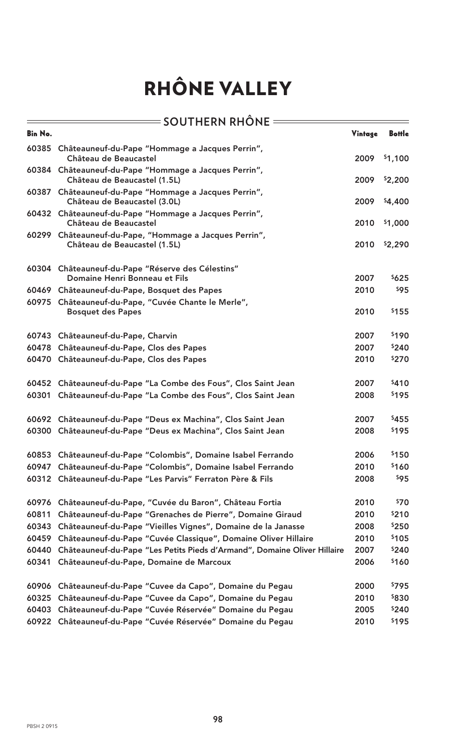# RHÔNE VALLEY

## SOUTHERN RHÔNE

| Bin No. | | Vintage | Bottle |
|---|---|---|---|
| 60385 | Châteauneuf-du-Pape "Hommage a Jacques Perrin", Château de Beaucastel | 2009 | $1,100 |
| 60384 | Châteauneuf-du-Pape "Hommage a Jacques Perrin", Château de Beaucastel (1.5L) | 2009 | $2,200 |
| 60387 | Châteauneuf-du-Pape "Hommage a Jacques Perrin", Château de Beaucastel (3.0L) | 2009 | $4,400 |
| 60432 | Châteauneuf-du-Pape "Hommage a Jacques Perrin", Château de Beaucastel | 2010 | $1,000 |
| 60299 | Châteauneuf-du-Pape, "Hommage a Jacques Perrin", Château de Beaucastel (1.5L) | 2010 | $2,290 |
| 60304 | Châteauneuf-du-Pape "Réserve des Célestins" Domaine Henri Bonneau et Fils | 2007 | $625 |
| 60469 | Châteauneuf-du-Pape, Bosquet des Papes | 2010 | $95 |
| 60975 | Châteauneuf-du-Pape, "Cuvée Chante le Merle", Bosquet des Papes | 2010 | $155 |
| 60743 | Châteauneuf-du-Pape, Charvin | 2007 | $190 |
| 60478 | Châteauneuf-du-Pape, Clos des Papes | 2007 | $240 |
| 60470 | Châteauneuf-du-Pape, Clos des Papes | 2010 | $270 |
| 60452 | Châteauneuf-du-Pape "La Combe des Fous", Clos Saint Jean | 2007 | $410 |
| 60301 | Châteauneuf-du-Pape "La Combe des Fous", Clos Saint Jean | 2008 | $195 |
| 60692 | Châteauneuf-du-Pape "Deus ex Machina", Clos Saint Jean | 2007 | $455 |
| 60300 | Châteauneuf-du-Pape "Deus ex Machina", Clos Saint Jean | 2008 | $195 |
| 60853 | Châteauneuf-du-Pape "Colombis", Domaine Isabel Ferrando | 2006 | $150 |
| 60947 | Châteauneuf-du-Pape "Colombis", Domaine Isabel Ferrando | 2010 | $160 |
| 60312 | Châteauneuf-du-Pape "Les Parvis" Ferraton Père & Fils | 2008 | $95 |
| 60976 | Châteauneuf-du-Pape, "Cuvée du Baron", Château Fortia | 2010 | $70 |
| 60811 | Châteauneuf-du-Pape "Grenaches de Pierre", Domaine Giraud | 2010 | $210 |
| 60343 | Châteauneuf-du-Pape "Vieilles Vignes", Domaine de la Janasse | 2008 | $250 |
| 60459 | Châteauneuf-du-Pape "Cuvée Classique", Domaine Oliver Hillaire | 2010 | $105 |
| 60440 | Châteauneuf-du-Pape "Les Petits Pieds d'Armand", Domaine Oliver Hillaire | 2007 | $240 |
| 60341 | Châteauneuf-du-Pape, Domaine de Marcoux | 2006 | $160 |
| 60906 | Châteauneuf-du-Pape "Cuvee da Capo", Domaine du Pegau | 2000 | $795 |
| 60325 | Châteauneuf-du-Pape "Cuvee da Capo", Domaine du Pegau | 2010 | $830 |
| 60403 | Châteauneuf-du-Pape "Cuvée Réservée" Domaine du Pegau | 2005 | $240 |
| 60922 | Châteauneuf-du-Pape "Cuvée Réservée" Domaine du Pegau | 2010 | $195 |

PBSH 2 0915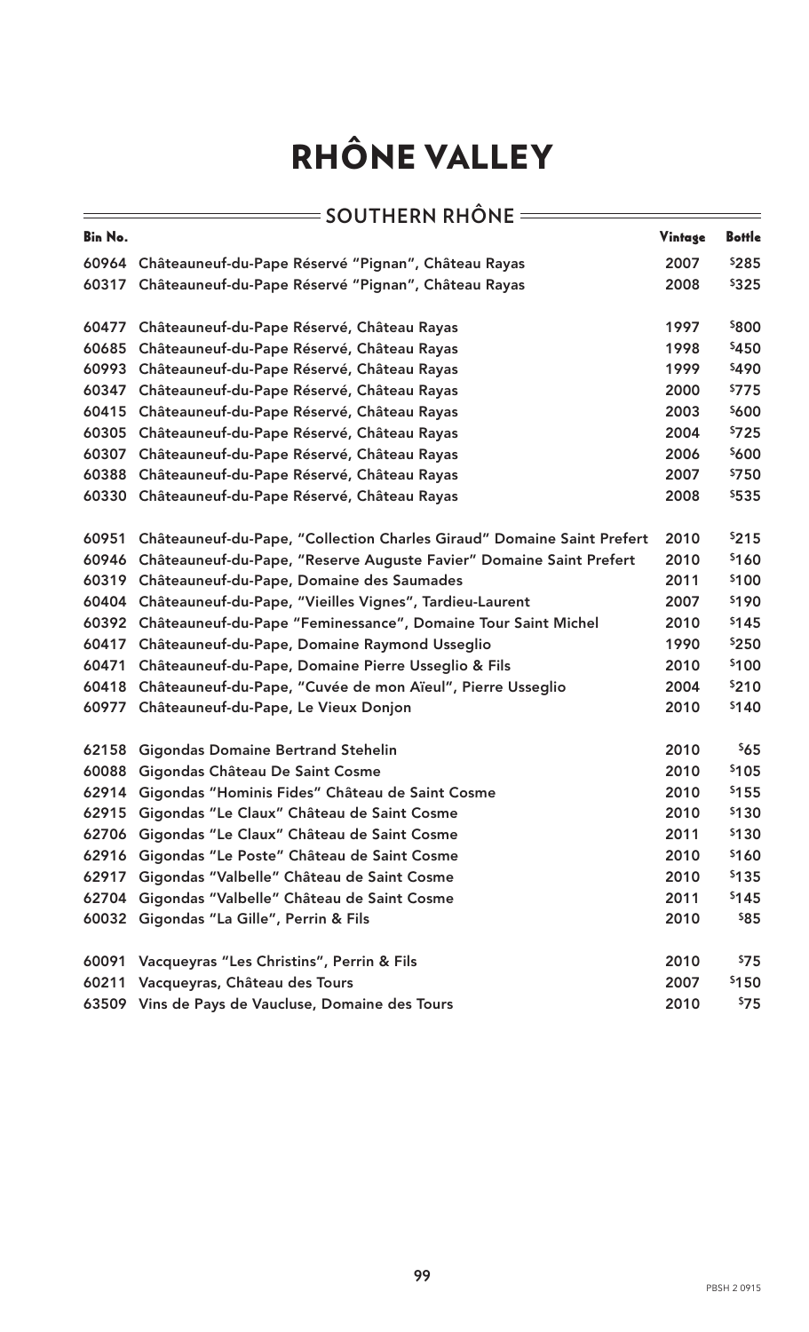# RHÔNE VALLEY

## SOUTHERN RHÔNE

| Bin No. | | Vintage | Bottle |
|---|---|---|---|
| 60964 | Châteauneuf-du-Pape Réservé "Pignan", Château Rayas | 2007 | $285 |
| 60317 | Châteauneuf-du-Pape Réservé "Pignan", Château Rayas | 2008 | $325 |
| 60477 | Châteauneuf-du-Pape Réservé, Château Rayas | 1997 | $800 |
| 60685 | Châteauneuf-du-Pape Réservé, Château Rayas | 1998 | $450 |
| 60993 | Châteauneuf-du-Pape Réservé, Château Rayas | 1999 | $490 |
| 60347 | Châteauneuf-du-Pape Réservé, Château Rayas | 2000 | $775 |
| 60415 | Châteauneuf-du-Pape Réservé, Château Rayas | 2003 | $600 |
| 60305 | Châteauneuf-du-Pape Réservé, Château Rayas | 2004 | $725 |
| 60307 | Châteauneuf-du-Pape Réservé, Château Rayas | 2006 | $600 |
| 60388 | Châteauneuf-du-Pape Réservé, Château Rayas | 2007 | $750 |
| 60330 | Châteauneuf-du-Pape Réservé, Château Rayas | 2008 | $535 |
| 60951 | Châteauneuf-du-Pape, "Collection Charles Giraud" Domaine Saint Prefert | 2010 | $215 |
| 60946 | Châteauneuf-du-Pape, "Reserve Auguste Favier" Domaine Saint Prefert | 2010 | $160 |
| 60319 | Châteauneuf-du-Pape, Domaine des Saumades | 2011 | $100 |
| 60404 | Châteauneuf-du-Pape, "Vieilles Vignes", Tardieu-Laurent | 2007 | $190 |
| 60392 | Châteauneuf-du-Pape "Feminessance", Domaine Tour Saint Michel | 2010 | $145 |
| 60417 | Châteauneuf-du-Pape, Domaine Raymond Usseglio | 1990 | $250 |
| 60471 | Châteauneuf-du-Pape, Domaine Pierre Usseglio & Fils | 2010 | $100 |
| 60418 | Châteauneuf-du-Pape, "Cuvée de mon Aïeul", Pierre Usseglio | 2004 | $210 |
| 60977 | Châteauneuf-du-Pape, Le Vieux Donjon | 2010 | $140 |
| 62158 | Gigondas Domaine Bertrand Stehelin | 2010 | $65 |
| 60088 | Gigondas Château De Saint Cosme | 2010 | $105 |
| 62914 | Gigondas "Hominis Fides" Château de Saint Cosme | 2010 | $155 |
| 62915 | Gigondas "Le Claux" Château de Saint Cosme | 2010 | $130 |
| 62706 | Gigondas "Le Claux" Château de Saint Cosme | 2011 | $130 |
| 62916 | Gigondas "Le Poste" Château de Saint Cosme | 2010 | $160 |
| 62917 | Gigondas "Valbelle" Château de Saint Cosme | 2010 | $135 |
| 62704 | Gigondas "Valbelle" Château de Saint Cosme | 2011 | $145 |
| 60032 | Gigondas "La Gille", Perrin & Fils | 2010 | $85 |
| 60091 | Vacqueyras "Les Christins", Perrin & Fils | 2010 | $75 |
| 60211 | Vacqueyras, Château des Tours | 2007 | $150 |
| 63509 | Vins de Pays de Vaucluse, Domaine des Tours | 2010 | $75 |

PBSH 2 0915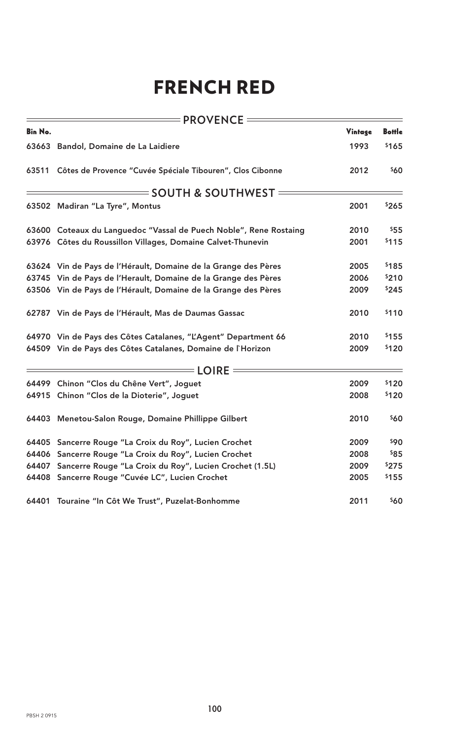# FRENCH RED

## PROVENCE

| Bin No. | | Vintage | Bottle |
|---|---|---|---|
| 63663 | Bandol, Domaine de La Laidiere | 1993 | $165 |
| 63511 | Côtes de Provence "Cuvée Spéciale Tibouren", Clos Cibonne | 2012 | $60 |

## SOUTH & SOUTHWEST

| Bin No. | | Vintage | Bottle |
|---|---|---|---|
| 63502 | Madiran "La Tyre", Montus | 2001 | $265 |
| 63600 | Coteaux du Languedoc "Vassal de Puech Noble", Rene Rostaing | 2010 | $55 |
| 63976 | Côtes du Roussillon Villages, Domaine Calvet-Thunevin | 2001 | $115 |
| 63624 | Vin de Pays de l'Hérault, Domaine de la Grange des Pères | 2005 | $185 |
| 63745 | Vin de Pays de l'Herault, Domaine de la Grange des Pères | 2006 | $210 |
| 63506 | Vin de Pays de l'Hérault, Domaine de la Grange des Pères | 2009 | $245 |
| 62787 | Vin de Pays de l'Hérault, Mas de Daumas Gassac | 2010 | $110 |
| 64970 | Vin de Pays des Côtes Catalanes, "L'Agent" Department 66 | 2010 | $155 |
| 64509 | Vin de Pays des Côtes Catalanes, Domaine de l`Horizon | 2009 | $120 |

## LOIRE

| Bin No. | | Vintage | Bottle |
|---|---|---|---|
| 64499 | Chinon "Clos du Chêne Vert", Joguet | 2009 | $120 |
| 64915 | Chinon "Clos de la Dioterie", Joguet | 2008 | $120 |
| 64403 | Menetou-Salon Rouge, Domaine Phillippe Gilbert | 2010 | $60 |
| 64405 | Sancerre Rouge "La Croix du Roy", Lucien Crochet | 2009 | $90 |
| 64406 | Sancerre Rouge "La Croix du Roy", Lucien Crochet | 2008 | $85 |
| 64407 | Sancerre Rouge "La Croix du Roy", Lucien Crochet (1.5L) | 2009 | $275 |
| 64408 | Sancerre Rouge "Cuvée LC", Lucien Crochet | 2005 | $155 |
| 64401 | Touraine "In Côt We Trust", Puzelat-Bonhomme | 2011 | $60 |

PBSH 2 0915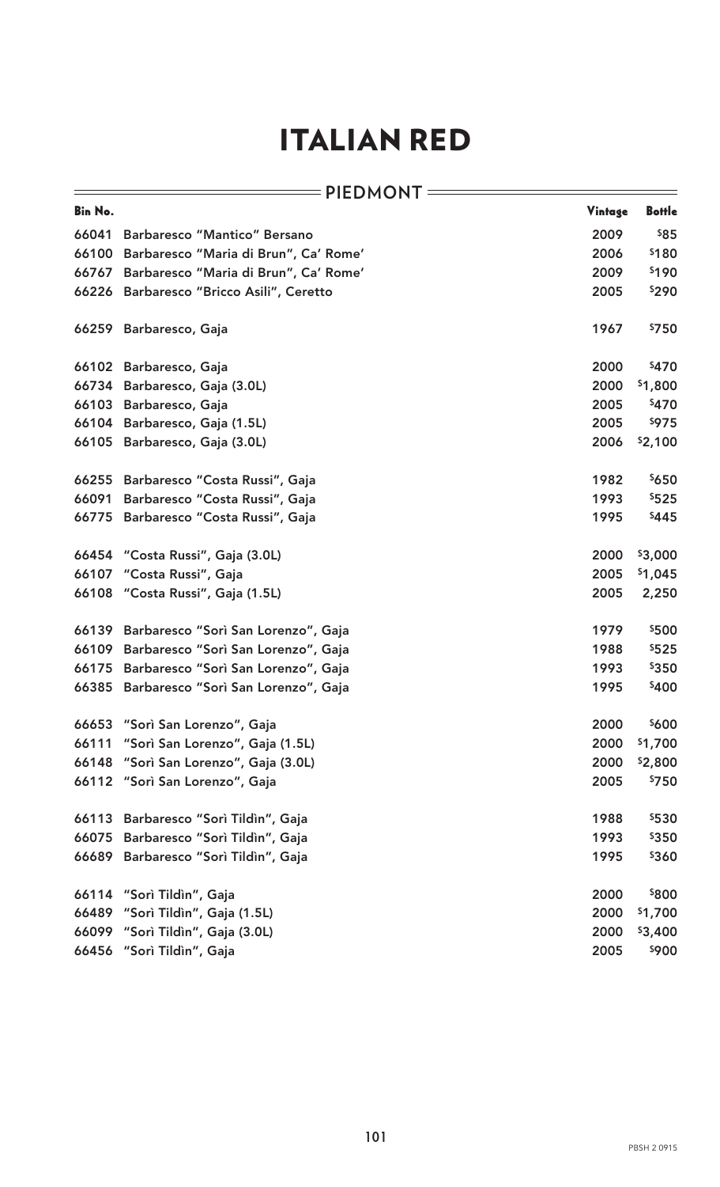# ITALIAN RED

## PIEDMONT

| Bin No. | | Vintage | Bottle |
|---|---|---|---|
| 66041 | Barbaresco "Mantico" Bersano | 2009 | $85 |
| 66100 | Barbaresco "Maria di Brun", Ca' Rome' | 2006 | $180 |
| 66767 | Barbaresco "Maria di Brun", Ca' Rome' | 2009 | $190 |
| 66226 | Barbaresco "Bricco Asili", Ceretto | 2005 | $290 |
| 66259 | Barbaresco, Gaja | 1967 | $750 |
| 66102 | Barbaresco, Gaja | 2000 | $470 |
| 66734 | Barbaresco, Gaja (3.0L) | 2000 | $1,800 |
| 66103 | Barbaresco, Gaja | 2005 | $470 |
| 66104 | Barbaresco, Gaja (1.5L) | 2005 | $975 |
| 66105 | Barbaresco, Gaja (3.0L) | 2006 | $2,100 |
| 66255 | Barbaresco "Costa Russi", Gaja | 1982 | $650 |
| 66091 | Barbaresco "Costa Russi", Gaja | 1993 | $525 |
| 66775 | Barbaresco "Costa Russi", Gaja | 1995 | $445 |
| 66454 | "Costa Russi", Gaja (3.0L) | 2000 | $3,000 |
| 66107 | "Costa Russi", Gaja | 2005 | $1,045 |
| 66108 | "Costa Russi", Gaja (1.5L) | 2005 | 2,250 |
| 66139 | Barbaresco "Sorì San Lorenzo", Gaja | 1979 | $500 |
| 66109 | Barbaresco "Sorì San Lorenzo", Gaja | 1988 | $525 |
| 66175 | Barbaresco "Sorì San Lorenzo", Gaja | 1993 | $350 |
| 66385 | Barbaresco "Sorì San Lorenzo", Gaja | 1995 | $400 |
| 66653 | "Sorì San Lorenzo", Gaja | 2000 | $600 |
| 66111 | "Sorì San Lorenzo", Gaja (1.5L) | 2000 | $1,700 |
| 66148 | "Sorì San Lorenzo", Gaja (3.0L) | 2000 | $2,800 |
| 66112 | "Sorì San Lorenzo", Gaja | 2005 | $750 |
| 66113 | Barbaresco "Sorì Tildìn", Gaja | 1988 | $530 |
| 66075 | Barbaresco "Sorì Tildìn", Gaja | 1993 | $350 |
| 66689 | Barbaresco "Sorì Tildìn", Gaja | 1995 | $360 |
| 66114 | "Sorì Tildìn", Gaja | 2000 | $800 |
| 66489 | "Sorì Tildìn", Gaja (1.5L) | 2000 | $1,700 |
| 66099 | "Sorì Tildìn", Gaja (3.0L) | 2000 | $3,400 |
| 66456 | "Sorì Tildìn", Gaja | 2005 | $900 |

PBSH 2 0915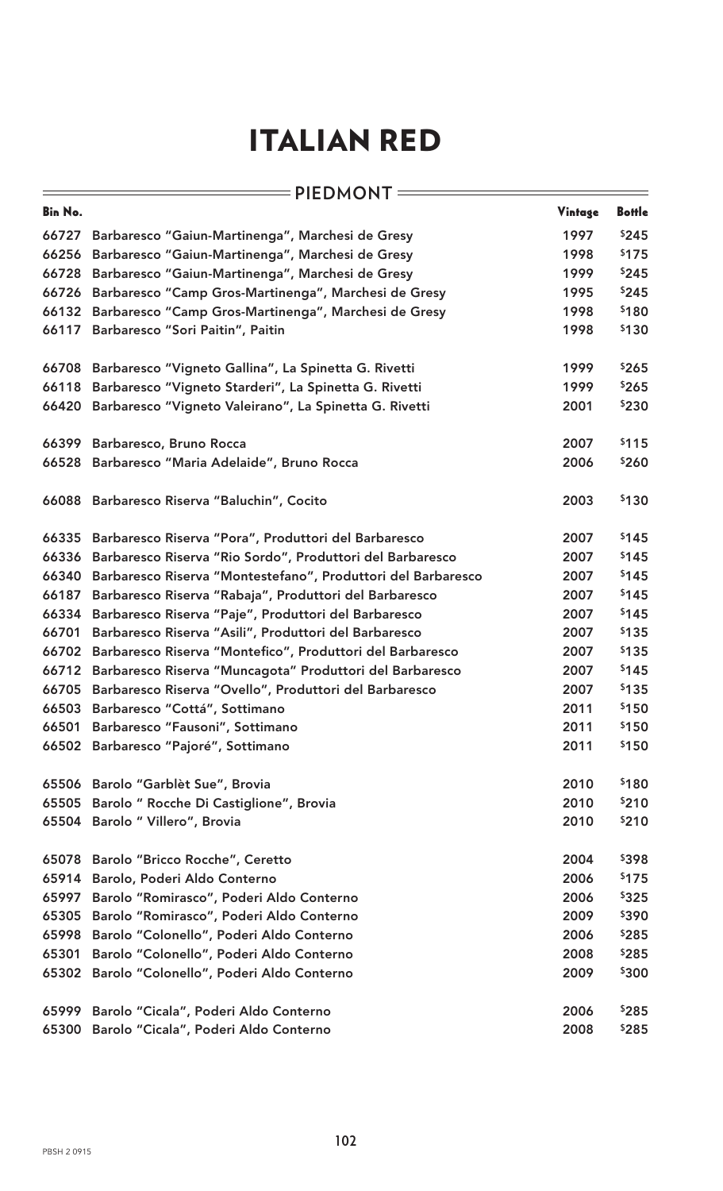# ITALIAN RED

## PIEDMONT

| Bin No. | | Vintage | Bottle |
|---|---|---|---|
| 66727 | Barbaresco "Gaiun-Martinenga", Marchesi de Gresy | 1997 | $245 |
| 66256 | Barbaresco "Gaiun-Martinenga", Marchesi de Gresy | 1998 | $175 |
| 66728 | Barbaresco "Gaiun-Martinenga", Marchesi de Gresy | 1999 | $245 |
| 66726 | Barbaresco "Camp Gros-Martinenga", Marchesi de Gresy | 1995 | $245 |
| 66132 | Barbaresco "Camp Gros-Martinenga", Marchesi de Gresy | 1998 | $180 |
| 66117 | Barbaresco "Sori Paitin", Paitin | 1998 | $130 |
| 66708 | Barbaresco "Vigneto Gallina", La Spinetta G. Rivetti | 1999 | $265 |
| 66118 | Barbaresco "Vigneto Starderi", La Spinetta G. Rivetti | 1999 | $265 |
| 66420 | Barbaresco "Vigneto Valeirano", La Spinetta G. Rivetti | 2001 | $230 |
| 66399 | Barbaresco, Bruno Rocca | 2007 | $115 |
| 66528 | Barbaresco "Maria Adelaide", Bruno Rocca | 2006 | $260 |
| 66088 | Barbaresco Riserva "Baluchin", Cocito | 2003 | $130 |
| 66335 | Barbaresco Riserva "Pora", Produttori del Barbaresco | 2007 | $145 |
| 66336 | Barbaresco Riserva "Rio Sordo", Produttori del Barbaresco | 2007 | $145 |
| 66340 | Barbaresco Riserva "Montestefano", Produttori del Barbaresco | 2007 | $145 |
| 66187 | Barbaresco Riserva "Rabaja", Produttori del Barbaresco | 2007 | $145 |
| 66334 | Barbaresco Riserva "Paje", Produttori del Barbaresco | 2007 | $145 |
| 66701 | Barbaresco Riserva "Asili", Produttori del Barbaresco | 2007 | $135 |
| 66702 | Barbaresco Riserva "Montefico", Produttori del Barbaresco | 2007 | $135 |
| 66712 | Barbaresco Riserva "Muncagota" Produttori del Barbaresco | 2007 | $145 |
| 66705 | Barbaresco Riserva "Ovello", Produttori del Barbaresco | 2007 | $135 |
| 66503 | Barbaresco "Cottá", Sottimano | 2011 | $150 |
| 66501 | Barbaresco "Fausoni", Sottimano | 2011 | $150 |
| 66502 | Barbaresco "Pajoré", Sottimano | 2011 | $150 |
| 65506 | Barolo "Garblèt Sue", Brovia | 2010 | $180 |
| 65505 | Barolo " Rocche Di Castiglione", Brovia | 2010 | $210 |
| 65504 | Barolo " Villero", Brovia | 2010 | $210 |
| 65078 | Barolo "Bricco Rocche", Ceretto | 2004 | $398 |
| 65914 | Barolo, Poderi Aldo Conterno | 2006 | $175 |
| 65997 | Barolo "Romirasco", Poderi Aldo Conterno | 2006 | $325 |
| 65305 | Barolo "Romirasco", Poderi Aldo Conterno | 2009 | $390 |
| 65998 | Barolo "Colonello", Poderi Aldo Conterno | 2006 | $285 |
| 65301 | Barolo "Colonello", Poderi Aldo Conterno | 2008 | $285 |
| 65302 | Barolo "Colonello", Poderi Aldo Conterno | 2009 | $300 |
| 65999 | Barolo "Cicala", Poderi Aldo Conterno | 2006 | $285 |
| 65300 | Barolo "Cicala", Poderi Aldo Conterno | 2008 | $285 |

PBSH 2 0915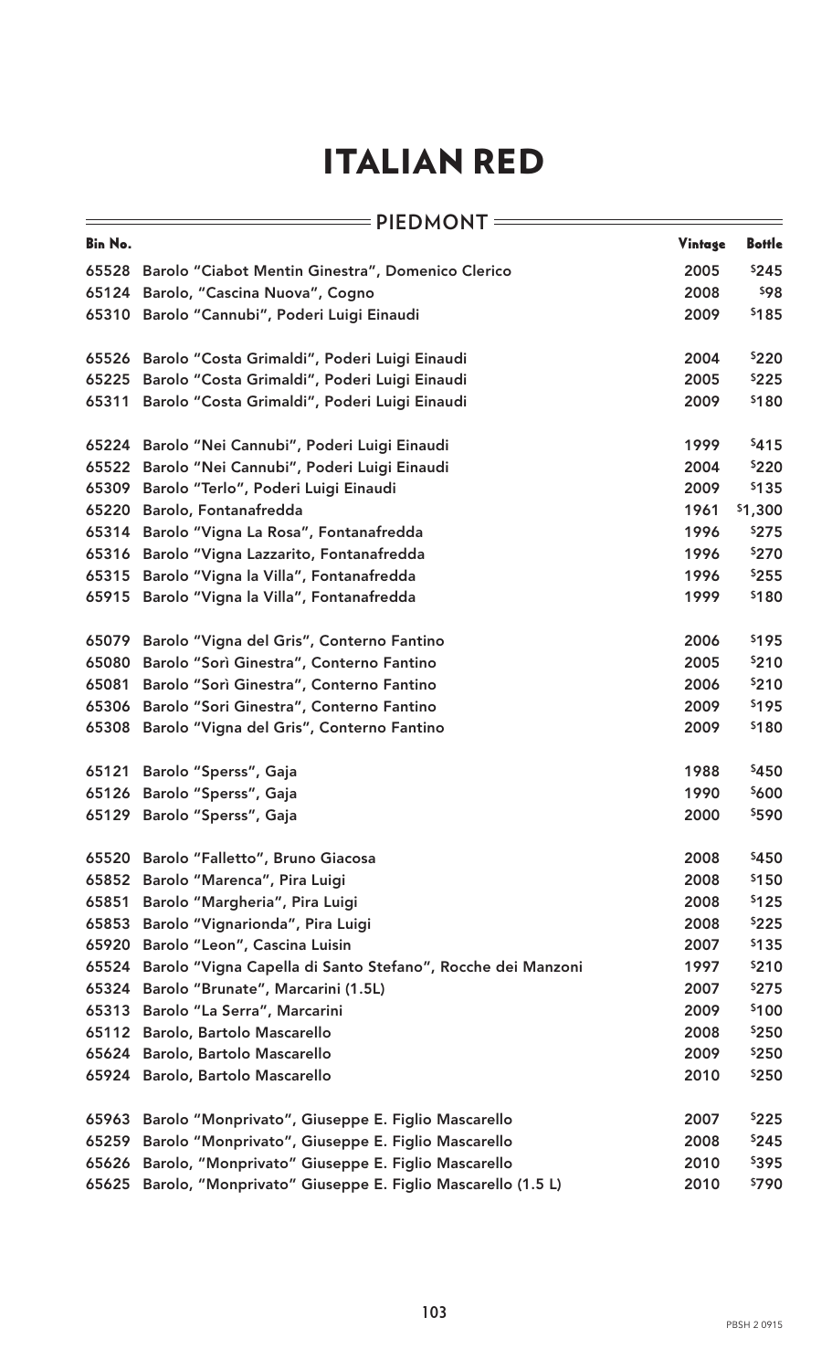# ITALIAN RED

## PIEDMONT

| Bin No. | | Vintage | Bottle |
|---|---|---|---|
| 65528 | Barolo "Ciabot Mentin Ginestra", Domenico Clerico | 2005 | $245 |
| 65124 | Barolo, "Cascina Nuova", Cogno | 2008 | $98 |
| 65310 | Barolo "Cannubi", Poderi Luigi Einaudi | 2009 | $185 |
| 65526 | Barolo "Costa Grimaldi", Poderi Luigi Einaudi | 2004 | $220 |
| 65225 | Barolo "Costa Grimaldi", Poderi Luigi Einaudi | 2005 | $225 |
| 65311 | Barolo "Costa Grimaldi", Poderi Luigi Einaudi | 2009 | $180 |
| 65224 | Barolo "Nei Cannubi", Poderi Luigi Einaudi | 1999 | $415 |
| 65522 | Barolo "Nei Cannubi", Poderi Luigi Einaudi | 2004 | $220 |
| 65309 | Barolo "Terlo", Poderi Luigi Einaudi | 2009 | $135 |
| 65220 | Barolo, Fontanafredda | 1961 | $1,300 |
| 65314 | Barolo "Vigna La Rosa", Fontanafredda | 1996 | $275 |
| 65316 | Barolo "Vigna Lazzarito, Fontanafredda | 1996 | $270 |
| 65315 | Barolo "Vigna la Villa", Fontanafredda | 1996 | $255 |
| 65915 | Barolo "Vigna la Villa", Fontanafredda | 1999 | $180 |
| 65079 | Barolo "Vigna del Gris", Conterno Fantino | 2006 | $195 |
| 65080 | Barolo "Sorì Ginestra", Conterno Fantino | 2005 | $210 |
| 65081 | Barolo "Sorì Ginestra", Conterno Fantino | 2006 | $210 |
| 65306 | Barolo "Sori Ginestra", Conterno Fantino | 2009 | $195 |
| 65308 | Barolo "Vigna del Gris", Conterno Fantino | 2009 | $180 |
| 65121 | Barolo "Sperss", Gaja | 1988 | $450 |
| 65126 | Barolo "Sperss", Gaja | 1990 | $600 |
| 65129 | Barolo "Sperss", Gaja | 2000 | $590 |
| 65520 | Barolo "Falletto", Bruno Giacosa | 2008 | $450 |
| 65852 | Barolo "Marenca", Pira Luigi | 2008 | $150 |
| 65851 | Barolo "Margheria", Pira Luigi | 2008 | $125 |
| 65853 | Barolo "Vignarionda", Pira Luigi | 2008 | $225 |
| 65920 | Barolo "Leon", Cascina Luisin | 2007 | $135 |
| 65524 | Barolo "Vigna Capella di Santo Stefano", Rocche dei Manzoni | 1997 | $210 |
| 65324 | Barolo "Brunate", Marcarini (1.5L) | 2007 | $275 |
| 65313 | Barolo "La Serra", Marcarini | 2009 | $100 |
| 65112 | Barolo, Bartolo Mascarello | 2008 | $250 |
| 65624 | Barolo, Bartolo Mascarello | 2009 | $250 |
| 65924 | Barolo, Bartolo Mascarello | 2010 | $250 |
| 65963 | Barolo "Monprivato", Giuseppe E. Figlio Mascarello | 2007 | $225 |
| 65259 | Barolo "Monprivato", Giuseppe E. Figlio Mascarello | 2008 | $245 |
| 65626 | Barolo, "Monprivato" Giuseppe E. Figlio Mascarello | 2010 | $395 |
| 65625 | Barolo, "Monprivato" Giuseppe E. Figlio Mascarello (1.5 L) | 2010 | $790 |

PBSH 2 0915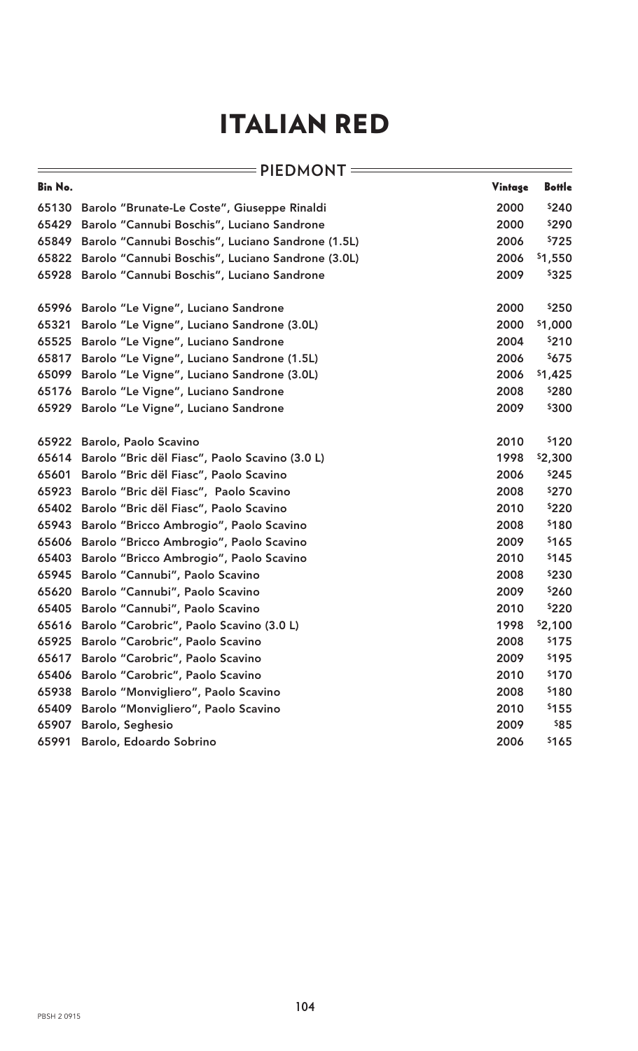# ITALIAN RED

## PIEDMONT

| Bin No. | | Vintage | Bottle |
|---|---|---|---|
| 65130 | Barolo "Brunate-Le Coste", Giuseppe Rinaldi | 2000 | $240 |
| 65429 | Barolo "Cannubi Boschis", Luciano Sandrone | 2000 | $290 |
| 65849 | Barolo "Cannubi Boschis", Luciano Sandrone (1.5L) | 2006 | $725 |
| 65822 | Barolo "Cannubi Boschis", Luciano Sandrone (3.0L) | 2006 | $1,550 |
| 65928 | Barolo "Cannubi Boschis", Luciano Sandrone | 2009 | $325 |
| 65996 | Barolo "Le Vigne", Luciano Sandrone | 2000 | $250 |
| 65321 | Barolo "Le Vigne", Luciano Sandrone (3.0L) | 2000 | $1,000 |
| 65525 | Barolo "Le Vigne", Luciano Sandrone | 2004 | $210 |
| 65817 | Barolo "Le Vigne", Luciano Sandrone (1.5L) | 2006 | $675 |
| 65099 | Barolo "Le Vigne", Luciano Sandrone (3.0L) | 2006 | $1,425 |
| 65176 | Barolo "Le Vigne", Luciano Sandrone | 2008 | $280 |
| 65929 | Barolo "Le Vigne", Luciano Sandrone | 2009 | $300 |
| 65922 | Barolo, Paolo Scavino | 2010 | $120 |
| 65614 | Barolo "Bric dël Fiasc", Paolo Scavino (3.0 L) | 1998 | $2,300 |
| 65601 | Barolo "Bric dël Fiasc", Paolo Scavino | 2006 | $245 |
| 65923 | Barolo "Bric dël Fiasc", Paolo Scavino | 2008 | $270 |
| 65402 | Barolo "Bric dël Fiasc", Paolo Scavino | 2010 | $220 |
| 65943 | Barolo "Bricco Ambrogio", Paolo Scavino | 2008 | $180 |
| 65606 | Barolo "Bricco Ambrogio", Paolo Scavino | 2009 | $165 |
| 65403 | Barolo "Bricco Ambrogio", Paolo Scavino | 2010 | $145 |
| 65945 | Barolo "Cannubi", Paolo Scavino | 2008 | $230 |
| 65620 | Barolo "Cannubi", Paolo Scavino | 2009 | $260 |
| 65405 | Barolo "Cannubi", Paolo Scavino | 2010 | $220 |
| 65616 | Barolo "Carobric", Paolo Scavino (3.0 L) | 1998 | $2,100 |
| 65925 | Barolo "Carobric", Paolo Scavino | 2008 | $175 |
| 65617 | Barolo "Carobric", Paolo Scavino | 2009 | $195 |
| 65406 | Barolo "Carobric", Paolo Scavino | 2010 | $170 |
| 65938 | Barolo "Monvigliero", Paolo Scavino | 2008 | $180 |
| 65409 | Barolo "Monvigliero", Paolo Scavino | 2010 | $155 |
| 65907 | Barolo, Seghesio | 2009 | $85 |
| 65991 | Barolo, Edoardo Sobrino | 2006 | $165 |

PBSH 2 0915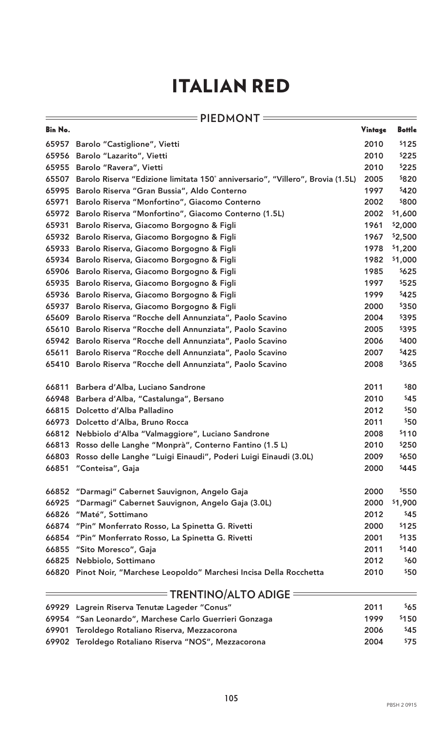# ITALIAN RED

## PIEDMONT

| Bin No. | | Vintage | Bottle |
|---|---|---|---|
| 65957 | Barolo "Castiglione", Vietti | 2010 | $125 |
| 65956 | Barolo "Lazarito", Vietti | 2010 | $225 |
| 65955 | Barolo "Ravera", Vietti | 2010 | $225 |
| 65507 | Barolo Riserva "Edizione limitata 150° anniversario", "Villero", Brovia (1.5L) | 2005 | $820 |
| 65995 | Barolo Riserva "Gran Bussia", Aldo Conterno | 1997 | $420 |
| 65971 | Barolo Riserva "Monfortino", Giacomo Conterno | 2002 | $800 |
| 65972 | Barolo Riserva "Monfortino", Giacomo Conterno (1.5L) | 2002 | $1,600 |
| 65931 | Barolo Riserva, Giacomo Borgogno & Figli | 1961 | $2,000 |
| 65932 | Barolo Riserva, Giacomo Borgogno & Figli | 1967 | $2,500 |
| 65933 | Barolo Riserva, Giacomo Borgogno & Figli | 1978 | $1,200 |
| 65934 | Barolo Riserva, Giacomo Borgogno & Figli | 1982 | $1,000 |
| 65906 | Barolo Riserva, Giacomo Borgogno & Figli | 1985 | $625 |
| 65935 | Barolo Riserva, Giacomo Borgogno & Figli | 1997 | $525 |
| 65936 | Barolo Riserva, Giacomo Borgogno & Figli | 1999 | $425 |
| 65937 | Barolo Riserva, Giacomo Borgogno & Figli | 2000 | $350 |
| 65609 | Barolo Riserva "Rocche dell Annunziata", Paolo Scavino | 2004 | $395 |
| 65610 | Barolo Riserva "Rocche dell Annunziata", Paolo Scavino | 2005 | $395 |
| 65942 | Barolo Riserva "Rocche dell Annunziata", Paolo Scavino | 2006 | $400 |
| 65611 | Barolo Riserva "Rocche dell Annunziata", Paolo Scavino | 2007 | $425 |
| 65410 | Barolo Riserva "Rocche dell Annunziata", Paolo Scavino | 2008 | $365 |
| 66811 | Barbera d'Alba, Luciano Sandrone | 2011 | $80 |
| 66948 | Barbera d'Alba, "Castalunga", Bersano | 2010 | $45 |
| 66815 | Dolcetto d'Alba Palladino | 2012 | $50 |
| 66973 | Dolcetto d'Alba, Bruno Rocca | 2011 | $50 |
| 66812 | Nebbiolo d'Alba "Valmaggiore", Luciano Sandrone | 2008 | $110 |
| 66813 | Rosso delle Langhe "Monprà", Conterno Fantino (1.5 L) | 2010 | $250 |
| 66803 | Rosso delle Langhe "Luigi Einaudi", Poderi Luigi Einaudi (3.0L) | 2009 | $650 |
| 66851 | "Conteisa", Gaja | 2000 | $445 |
| 66852 | "Darmagi" Cabernet Sauvignon, Angelo Gaja | 2000 | $550 |
| 66925 | "Darmagi" Cabernet Sauvignon, Angelo Gaja (3.0L) | 2000 | $1,900 |
| 66826 | "Maté", Sottimano | 2012 | $45 |
| 66874 | "Pin" Monferrato Rosso, La Spinetta G. Rivetti | 2000 | $125 |
| 66854 | "Pin" Monferrato Rosso, La Spinetta G. Rivetti | 2001 | $135 |
| 66855 | "Sito Moresco", Gaja | 2011 | $140 |
| 66825 | Nebbiolo, Sottimano | 2012 | $60 |
| 66820 | Pinot Noir, "Marchese Leopoldo" Marchesi Incisa Della Rocchetta | 2010 | $50 |

## TRENTINO/ALTO ADIGE

| Bin No. | | Vintage | Bottle |
|---|---|---|---|
| 69929 | Lagrein Riserva Tenutæ Lageder "Conus" | 2011 | $65 |
| 69954 | "San Leonardo", Marchese Carlo Guerrieri Gonzaga | 1999 | $150 |
| 69901 | Teroldego Rotaliano Riserva, Mezzacorona | 2006 | $45 |
| 69902 | Teroldego Rotaliano Riserva "NOS", Mezzacorona | 2004 | $75 |

PBSH 2 0915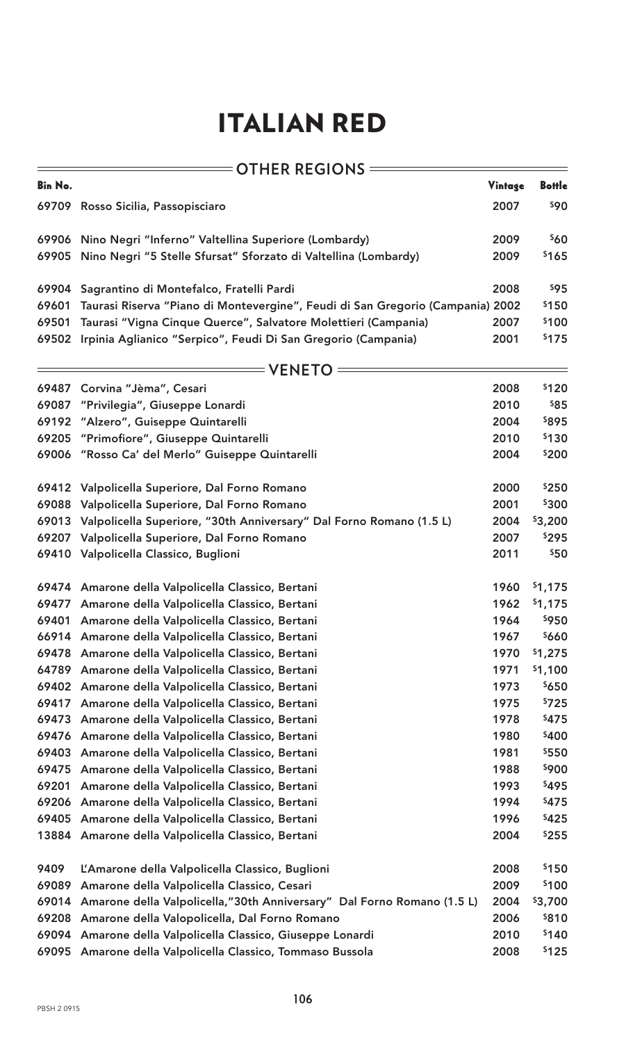# ITALIAN RED

## OTHER REGIONS

| Bin No. | | Vintage | Bottle |
|---|---|---|---|
| 69709 | Rosso Sicilia, Passopisciaro | 2007 | $90 |
| 69906 | Nino Negri "Inferno" Valtellina Superiore (Lombardy) | 2009 | $60 |
| 69905 | Nino Negri "5 Stelle Sfursat" Sforzato di Valtellina (Lombardy) | 2009 | $165 |
| 69904 | Sagrantino di Montefalco, Fratelli Pardi | 2008 | $95 |
| 69601 | Taurasi Riserva "Piano di Montevergine", Feudi di San Gregorio (Campania) | 2002 | $150 |
| 69501 | Taurasi "Vigna Cinque Querce", Salvatore Molettieri (Campania) | 2007 | $100 |
| 69502 | Irpinia Aglianico "Serpico", Feudi Di San Gregorio (Campania) | 2001 | $175 |

## VENETO

| Bin No. | | Vintage | Bottle |
|---|---|---|---|
| 69487 | Corvina "Jèma", Cesari | 2008 | $120 |
| 69087 | "Privilegia", Giuseppe Lonardi | 2010 | $85 |
| 69192 | "Alzero", Guiseppe Quintarelli | 2004 | $895 |
| 69205 | "Primofiore", Giuseppe Quintarelli | 2010 | $130 |
| 69006 | "Rosso Ca' del Merlo" Guiseppe Quintarelli | 2004 | $200 |
| 69412 | Valpolicella Superiore, Dal Forno Romano | 2000 | $250 |
| 69088 | Valpolicella Superiore, Dal Forno Romano | 2001 | $300 |
| 69013 | Valpolicella Superiore, "30th Anniversary" Dal Forno Romano (1.5 L) | 2004 | $3,200 |
| 69207 | Valpolicella Superiore, Dal Forno Romano | 2007 | $295 |
| 69410 | Valpolicella Classico, Buglioni | 2011 | $50 |
| 69474 | Amarone della Valpolicella Classico, Bertani | 1960 | $1,175 |
| 69477 | Amarone della Valpolicella Classico, Bertani | 1962 | $1,175 |
| 69401 | Amarone della Valpolicella Classico, Bertani | 1964 | $950 |
| 66914 | Amarone della Valpolicella Classico, Bertani | 1967 | $660 |
| 69478 | Amarone della Valpolicella Classico, Bertani | 1970 | $1,275 |
| 64789 | Amarone della Valpolicella Classico, Bertani | 1971 | $1,100 |
| 69402 | Amarone della Valpolicella Classico, Bertani | 1973 | $650 |
| 69417 | Amarone della Valpolicella Classico, Bertani | 1975 | $725 |
| 69473 | Amarone della Valpolicella Classico, Bertani | 1978 | $475 |
| 69476 | Amarone della Valpolicella Classico, Bertani | 1980 | $400 |
| 69403 | Amarone della Valpolicella Classico, Bertani | 1981 | $550 |
| 69475 | Amarone della Valpolicella Classico, Bertani | 1988 | $900 |
| 69201 | Amarone della Valpolicella Classico, Bertani | 1993 | $495 |
| 69206 | Amarone della Valpolicella Classico, Bertani | 1994 | $475 |
| 69405 | Amarone della Valpolicella Classico, Bertani | 1996 | $425 |
| 13884 | Amarone della Valpolicella Classico, Bertani | 2004 | $255 |
| 9409 | L'Amarone della Valpolicella Classico, Buglioni | 2008 | $150 |
| 69089 | Amarone della Valpolicella Classico, Cesari | 2009 | $100 |
| 69014 | Amarone della Valpolicella,"30th Anniversary" Dal Forno Romano (1.5 L) | 2004 | $3,700 |
| 69208 | Amarone della Valopolicella, Dal Forno Romano | 2006 | $810 |
| 69094 | Amarone della Valpolicella Classico, Giuseppe Lonardi | 2010 | $140 |
| 69095 | Amarone della Valpolicella Classico, Tommaso Bussola | 2008 | $125 |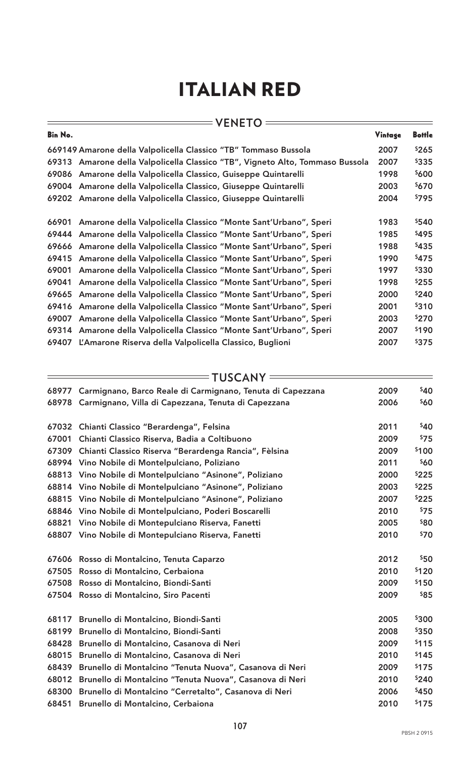# ITALIAN RED

## VENETO

| Bin No. | | Vintage | Bottle |
|---|---|---|---|
| 669149 | Amarone della Valpolicella Classico "TB" Tommaso Bussola | 2007 | $265 |
| 69313 | Amarone della Valpolicella Classico "TB", Vigneto Alto, Tommaso Bussola | 2007 | $335 |
| 69086 | Amarone della Valpolicella Classico, Guiseppe Quintarelli | 1998 | $600 |
| 69004 | Amarone della Valpolicella Classico, Giuseppe Quintarelli | 2003 | $670 |
| 69202 | Amarone della Valpolicella Classico, Giuseppe Quintarelli | 2004 | $795 |
| 66901 | Amarone della Valpolicella Classico "Monte Sant'Urbano", Speri | 1983 | $540 |
| 69444 | Amarone della Valpolicella Classico "Monte Sant'Urbano", Speri | 1985 | $495 |
| 69666 | Amarone della Valpolicella Classico "Monte Sant'Urbano", Speri | 1988 | $435 |
| 69415 | Amarone della Valpolicella Classico "Monte Sant'Urbano", Speri | 1990 | $475 |
| 69001 | Amarone della Valpolicella Classico "Monte Sant'Urbano", Speri | 1997 | $330 |
| 69041 | Amarone della Valpolicella Classico "Monte Sant'Urbano", Speri | 1998 | $255 |
| 69665 | Amarone della Valpolicella Classico "Monte Sant'Urbano", Speri | 2000 | $240 |
| 69416 | Amarone della Valpolicella Classico "Monte Sant'Urbano", Speri | 2001 | $310 |
| 69007 | Amarone della Valpolicella Classico "Monte Sant'Urbano", Speri | 2003 | $270 |
| 69314 | Amarone della Valpolicella Classico "Monte Sant'Urbano", Speri | 2007 | $190 |
| 69407 | L'Amarone Riserva della Valpolicella Classico, Buglioni | 2007 | $375 |

## TUSCANY

| Bin No. | | Vintage | Bottle |
|---|---|---|---|
| 68977 | Carmignano, Barco Reale di Carmignano, Tenuta di Capezzana | 2009 | $40 |
| 68978 | Carmignano, Villa di Capezzana, Tenuta di Capezzana | 2006 | $60 |
| 67032 | Chianti Classico "Berardenga", Felsina | 2011 | $40 |
| 67001 | Chianti Classico Riserva, Badia a Coltibuono | 2009 | $75 |
| 67309 | Chianti Classico Riserva "Berardenga Rancia", Fèlsina | 2009 | $100 |
| 68994 | Vino Nobile di Montelpulciano, Poliziano | 2011 | $60 |
| 68813 | Vino Nobile di Montelpulciano "Asinone", Poliziano | 2000 | $225 |
| 68814 | Vino Nobile di Montelpulciano "Asinone", Poliziano | 2003 | $225 |
| 68815 | Vino Nobile di Montelpulciano "Asinone", Poliziano | 2007 | $225 |
| 68846 | Vino Nobile di Montelpulciano, Poderi Boscarelli | 2010 | $75 |
| 68821 | Vino Nobile di Montepulciano Riserva, Fanetti | 2005 | $80 |
| 68807 | Vino Nobile di Montepulciano Riserva, Fanetti | 2010 | $70 |
| 67606 | Rosso di Montalcino, Tenuta Caparzo | 2012 | $50 |
| 67505 | Rosso di Montalcino, Cerbaiona | 2010 | $120 |
| 67508 | Rosso di Montalcino, Biondi-Santi | 2009 | $150 |
| 67504 | Rosso di Montalcino, Siro Pacenti | 2009 | $85 |
| 68117 | Brunello di Montalcino, Biondi-Santi | 2005 | $300 |
| 68199 | Brunello di Montalcino, Biondi-Santi | 2008 | $350 |
| 68428 | Brunello di Montalcino, Casanova di Neri | 2009 | $115 |
| 68015 | Brunello di Montalcino, Casanova di Neri | 2010 | $145 |
| 68439 | Brunello di Montalcino "Tenuta Nuova", Casanova di Neri | 2009 | $175 |
| 68012 | Brunello di Montalcino "Tenuta Nuova", Casanova di Neri | 2010 | $240 |
| 68300 | Brunello di Montalcino "Cerretalto", Casanova di Neri | 2006 | $450 |
| 68451 | Brunello di Montalcino, Cerbaiona | 2010 | $175 |

PBSH 2 0915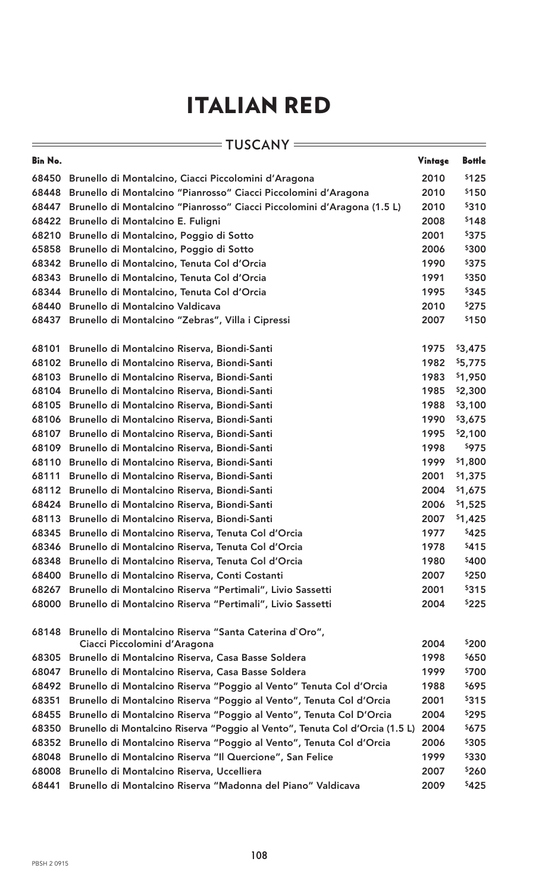# ITALIAN RED

## TUSCANY

| Bin No. | | Vintage | Bottle |
|---|---|---|---|
| 68450 | Brunello di Montalcino, Ciacci Piccolomini d'Aragona | 2010 | $125 |
| 68448 | Brunello di Montalcino "Pianrosso" Ciacci Piccolomini d'Aragona | 2010 | $150 |
| 68447 | Brunello di Montalcino "Pianrosso" Ciacci Piccolomini d'Aragona (1.5 L) | 2010 | $310 |
| 68422 | Brunello di Montalcino E. Fuligni | 2008 | $148 |
| 68210 | Brunello di Montalcino, Poggio di Sotto | 2001 | $375 |
| 65858 | Brunello di Montalcino, Poggio di Sotto | 2006 | $300 |
| 68342 | Brunello di Montalcino, Tenuta Col d'Orcia | 1990 | $375 |
| 68343 | Brunello di Montalcino, Tenuta Col d'Orcia | 1991 | $350 |
| 68344 | Brunello di Montalcino, Tenuta Col d'Orcia | 1995 | $345 |
| 68440 | Brunello di Montalcino Valdicava | 2010 | $275 |
| 68437 | Brunello di Montalcino "Zebras", Villa i Cipressi | 2007 | $150 |
| 68101 | Brunello di Montalcino Riserva, Biondi-Santi | 1975 | $3,475 |
| 68102 | Brunello di Montalcino Riserva, Biondi-Santi | 1982 | $5,775 |
| 68103 | Brunello di Montalcino Riserva, Biondi-Santi | 1983 | $1,950 |
| 68104 | Brunello di Montalcino Riserva, Biondi-Santi | 1985 | $2,300 |
| 68105 | Brunello di Montalcino Riserva, Biondi-Santi | 1988 | $3,100 |
| 68106 | Brunello di Montalcino Riserva, Biondi-Santi | 1990 | $3,675 |
| 68107 | Brunello di Montalcino Riserva, Biondi-Santi | 1995 | $2,100 |
| 68109 | Brunello di Montalcino Riserva, Biondi-Santi | 1998 | $975 |
| 68110 | Brunello di Montalcino Riserva, Biondi-Santi | 1999 | $1,800 |
| 68111 | Brunello di Montalcino Riserva, Biondi-Santi | 2001 | $1,375 |
| 68112 | Brunello di Montalcino Riserva, Biondi-Santi | 2004 | $1,675 |
| 68424 | Brunello di Montalcino Riserva, Biondi-Santi | 2006 | $1,525 |
| 68113 | Brunello di Montalcino Riserva, Biondi-Santi | 2007 | $1,425 |
| 68345 | Brunello di Montalcino Riserva, Tenuta Col d'Orcia | 1977 | $425 |
| 68346 | Brunello di Montalcino Riserva, Tenuta Col d'Orcia | 1978 | $415 |
| 68348 | Brunello di Montalcino Riserva, Tenuta Col d'Orcia | 1980 | $400 |
| 68400 | Brunello di Montalcino Riserva, Conti Costanti | 2007 | $250 |
| 68267 | Brunello di Montalcino Riserva "Pertimali", Livio Sassetti | 2001 | $315 |
| 68000 | Brunello di Montalcino Riserva "Pertimali", Livio Sassetti | 2004 | $225 |
| 68148 | Brunello di Montalcino Riserva "Santa Caterina d`Oro", Ciacci Piccolomini d'Aragona | 2004 | $200 |
| 68305 | Brunello di Montalcino Riserva, Casa Basse Soldera | 1998 | $650 |
| 68047 | Brunello di Montalcino Riserva, Casa Basse Soldera | 1999 | $700 |
| 68492 | Brunello di Montalcino Riserva "Poggio al Vento" Tenuta Col d'Orcia | 1988 | $695 |
| 68351 | Brunello di Montalcino Riserva "Poggio al Vento", Tenuta Col d'Orcia | 2001 | $315 |
| 68455 | Brunello di Montalcino Riserva "Poggio al Vento", Tenuta Col D'Orcia | 2004 | $295 |
| 68350 | Brunello di Montalcino Riserva "Poggio al Vento", Tenuta Col d'Orcia (1.5 L) | 2004 | $675 |
| 68352 | Brunello di Montalcino Riserva "Poggio al Vento", Tenuta Col d'Orcia | 2006 | $305 |
| 68048 | Brunello di Montalcino Riserva "Il Quercione", San Felice | 1999 | $330 |
| 68008 | Brunello di Montalcino Riserva, Uccelliera | 2007 | $260 |
| 68441 | Brunello di Montalcino Riserva "Madonna del Piano" Valdicava | 2009 | $425 |

PBSH 2 0915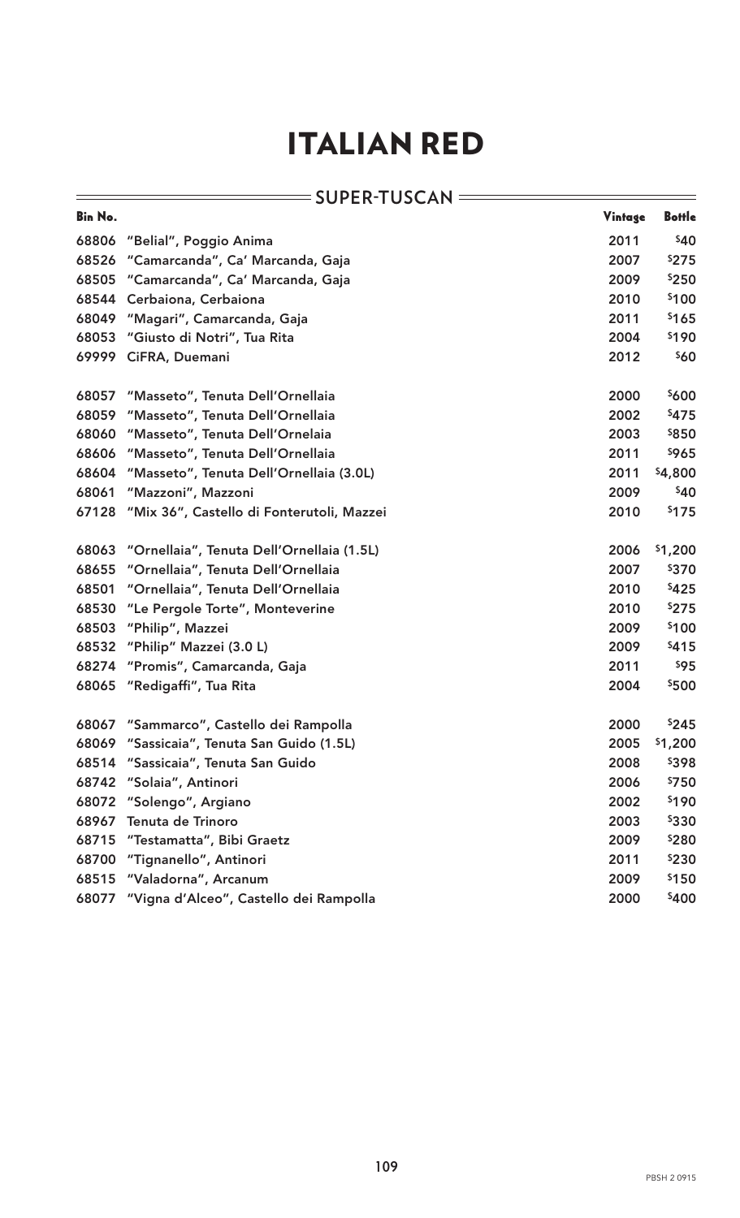# ITALIAN RED

## SUPER-TUSCAN

| Bin No. | | Vintage | Bottle |
|---|---|---|---|
| 68806 | "Belial", Poggio Anima | 2011 | $40 |
| 68526 | "Camarcanda", Ca' Marcanda, Gaja | 2007 | $275 |
| 68505 | "Camarcanda", Ca' Marcanda, Gaja | 2009 | $250 |
| 68544 | Cerbaiona, Cerbaiona | 2010 | $100 |
| 68049 | "Magari", Camarcanda, Gaja | 2011 | $165 |
| 68053 | "Giusto di Notri", Tua Rita | 2004 | $190 |
| 69999 | CiFRA, Duemani | 2012 | $60 |
| 68057 | "Masseto", Tenuta Dell'Ornellaia | 2000 | $600 |
| 68059 | "Masseto", Tenuta Dell'Ornellaia | 2002 | $475 |
| 68060 | "Masseto", Tenuta Dell'Ornelaia | 2003 | $850 |
| 68606 | "Masseto", Tenuta Dell'Ornellaia | 2011 | $965 |
| 68604 | "Masseto", Tenuta Dell'Ornellaia (3.0L) | 2011 | $4,800 |
| 68061 | "Mazzoni", Mazzoni | 2009 | $40 |
| 67128 | "Mix 36", Castello di Fonterutoli, Mazzei | 2010 | $175 |
| 68063 | "Ornellaia", Tenuta Dell'Ornellaia (1.5L) | 2006 | $1,200 |
| 68655 | "Ornellaia", Tenuta Dell'Ornellaia | 2007 | $370 |
| 68501 | "Ornellaia", Tenuta Dell'Ornellaia | 2010 | $425 |
| 68530 | "Le Pergole Torte", Monteverine | 2010 | $275 |
| 68503 | "Philip", Mazzei | 2009 | $100 |
| 68532 | "Philip" Mazzei (3.0 L) | 2009 | $415 |
| 68274 | "Promis", Camarcanda, Gaja | 2011 | $95 |
| 68065 | "Redigaffi", Tua Rita | 2004 | $500 |
| 68067 | "Sammarco", Castello dei Rampolla | 2000 | $245 |
| 68069 | "Sassicaia", Tenuta San Guido (1.5L) | 2005 | $1,200 |
| 68514 | "Sassicaia", Tenuta San Guido | 2008 | $398 |
| 68742 | "Solaia", Antinori | 2006 | $750 |
| 68072 | "Solengo", Argiano | 2002 | $190 |
| 68967 | Tenuta de Trinoro | 2003 | $330 |
| 68715 | "Testamatta", Bibi Graetz | 2009 | $280 |
| 68700 | "Tignanello", Antinori | 2011 | $230 |
| 68515 | "Valadorna", Arcanum | 2009 | $150 |
| 68077 | "Vigna d'Alceo", Castello dei Rampolla | 2000 | $400 |

PBSH 2 0915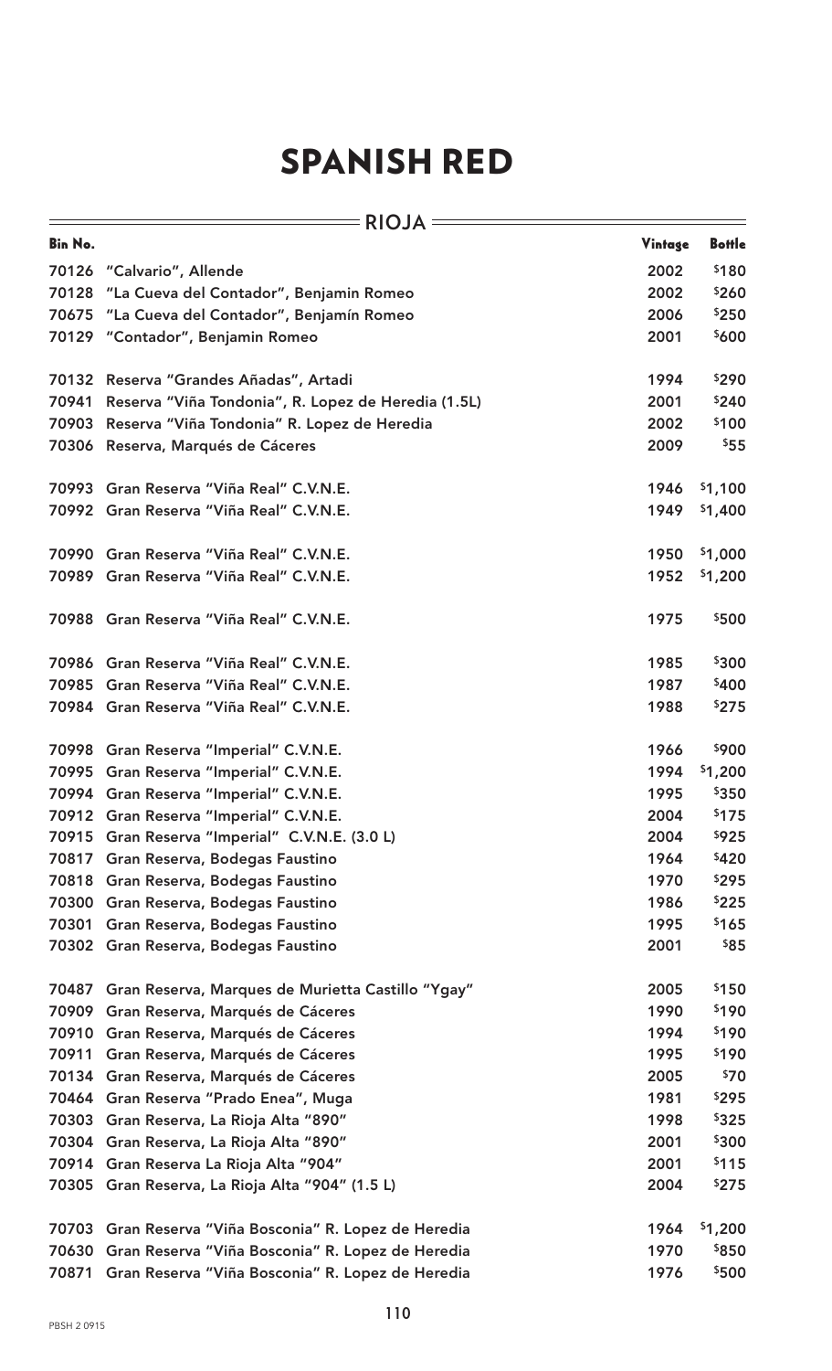# SPANISH RED

## RIOJA

| Bin No. | | Vintage | Bottle |
|---|---|---|---|
| 70126 | "Calvario", Allende | 2002 | $180 |
| 70128 | "La Cueva del Contador", Benjamin Romeo | 2002 | $260 |
| 70675 | "La Cueva del Contador", Benjamín Romeo | 2006 | $250 |
| 70129 | "Contador", Benjamin Romeo | 2001 | $600 |
| 70132 | Reserva "Grandes Añadas", Artadi | 1994 | $290 |
| 70941 | Reserva "Viña Tondonia", R. Lopez de Heredia (1.5L) | 2001 | $240 |
| 70903 | Reserva "Viña Tondonia" R. Lopez de Heredia | 2002 | $100 |
| 70306 | Reserva, Marqués de Cáceres | 2009 | $55 |
| 70993 | Gran Reserva "Viña Real" C.V.N.E. | 1946 | $1,100 |
| 70992 | Gran Reserva "Viña Real" C.V.N.E. | 1949 | $1,400 |
| 70990 | Gran Reserva "Viña Real" C.V.N.E. | 1950 | $1,000 |
| 70989 | Gran Reserva "Viña Real" C.V.N.E. | 1952 | $1,200 |
| 70988 | Gran Reserva "Viña Real" C.V.N.E. | 1975 | $500 |
| 70986 | Gran Reserva "Viña Real" C.V.N.E. | 1985 | $300 |
| 70985 | Gran Reserva "Viña Real" C.V.N.E. | 1987 | $400 |
| 70984 | Gran Reserva "Viña Real" C.V.N.E. | 1988 | $275 |
| 70998 | Gran Reserva "Imperial" C.V.N.E. | 1966 | $900 |
| 70995 | Gran Reserva "Imperial" C.V.N.E. | 1994 | $1,200 |
| 70994 | Gran Reserva "Imperial" C.V.N.E. | 1995 | $350 |
| 70912 | Gran Reserva "Imperial" C.V.N.E. | 2004 | $175 |
| 70915 | Gran Reserva "Imperial" C.V.N.E. (3.0 L) | 2004 | $925 |
| 70817 | Gran Reserva, Bodegas Faustino | 1964 | $420 |
| 70818 | Gran Reserva, Bodegas Faustino | 1970 | $295 |
| 70300 | Gran Reserva, Bodegas Faustino | 1986 | $225 |
| 70301 | Gran Reserva, Bodegas Faustino | 1995 | $165 |
| 70302 | Gran Reserva, Bodegas Faustino | 2001 | $85 |
| 70487 | Gran Reserva, Marques de Murietta Castillo "Ygay" | 2005 | $150 |
| 70909 | Gran Reserva, Marqués de Cáceres | 1990 | $190 |
| 70910 | Gran Reserva, Marqués de Cáceres | 1994 | $190 |
| 70911 | Gran Reserva, Marqués de Cáceres | 1995 | $190 |
| 70134 | Gran Reserva, Marqués de Cáceres | 2005 | $70 |
| 70464 | Gran Reserva "Prado Enea", Muga | 1981 | $295 |
| 70303 | Gran Reserva, La Rioja Alta "890" | 1998 | $325 |
| 70304 | Gran Reserva, La Rioja Alta "890" | 2001 | $300 |
| 70914 | Gran Reserva La Rioja Alta "904" | 2001 | $115 |
| 70305 | Gran Reserva, La Rioja Alta "904" (1.5 L) | 2004 | $275 |
| 70703 | Gran Reserva "Viña Bosconia" R. Lopez de Heredia | 1964 | $1,200 |
| 70630 | Gran Reserva "Viña Bosconia" R. Lopez de Heredia | 1970 | $850 |
| 70871 | Gran Reserva "Viña Bosconia" R. Lopez de Heredia | 1976 | $500 |

PBSH 2 0915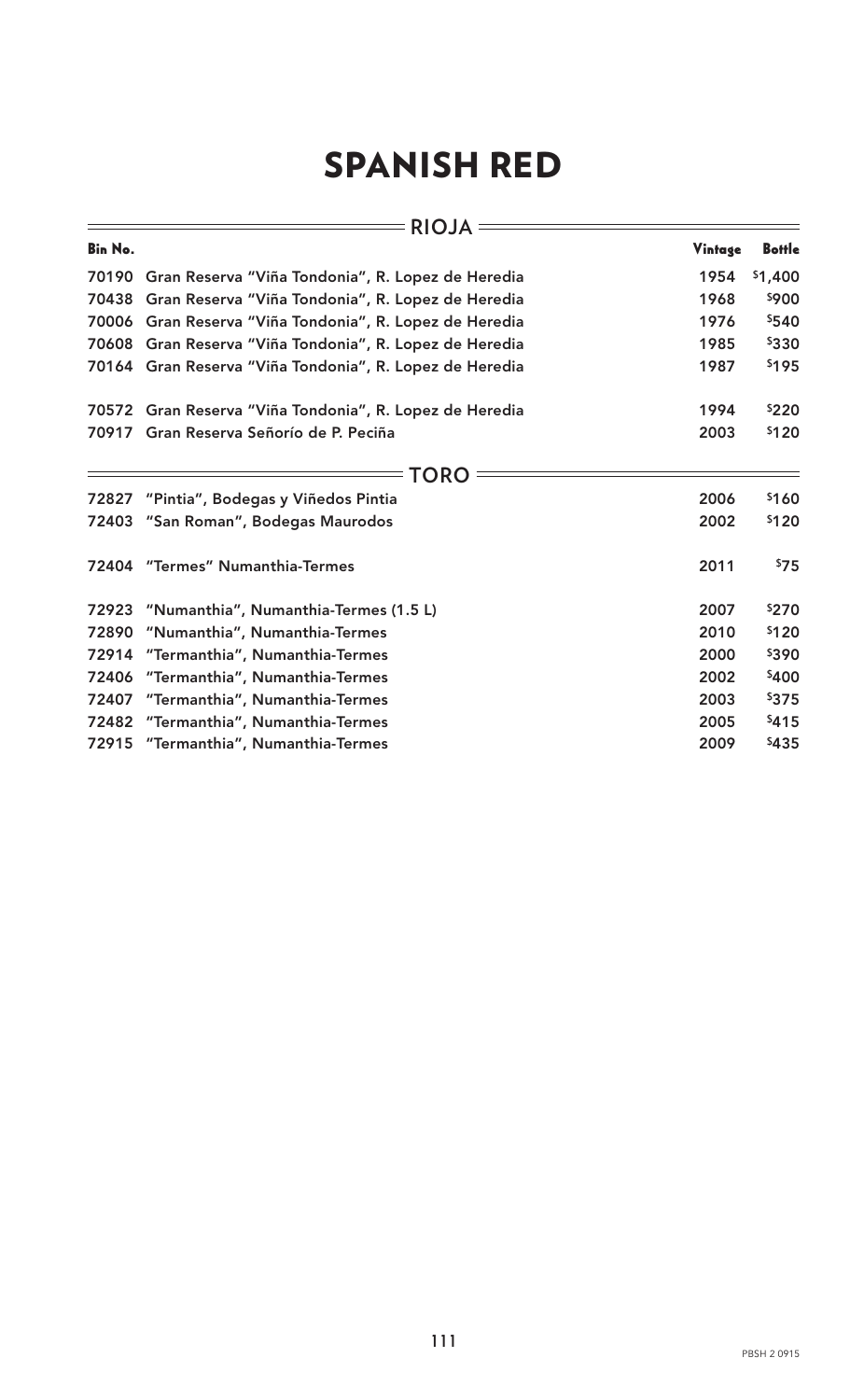# SPANISH RED

## RIOJA

| Bin No. | | Vintage | Bottle |
|---|---|---|---|
| 70190 | Gran Reserva "Viña Tondonia", R. Lopez de Heredia | 1954 | $1,400 |
| 70438 | Gran Reserva "Viña Tondonia", R. Lopez de Heredia | 1968 | $900 |
| 70006 | Gran Reserva "Viña Tondonia", R. Lopez de Heredia | 1976 | $540 |
| 70608 | Gran Reserva "Viña Tondonia", R. Lopez de Heredia | 1985 | $330 |
| 70164 | Gran Reserva "Viña Tondonia", R. Lopez de Heredia | 1987 | $195 |
| 70572 | Gran Reserva "Viña Tondonia", R. Lopez de Heredia | 1994 | $220 |
| 70917 | Gran Reserva Señorío de P. Peciña | 2003 | $120 |

## TORO

| Bin No. | | Vintage | Bottle |
|---|---|---|---|
| 72827 | "Pintia", Bodegas y Viñedos Pintia | 2006 | $160 |
| 72403 | "San Roman", Bodegas Maurodos | 2002 | $120 |
| 72404 | "Termes" Numanthia-Termes | 2011 | $75 |
| 72923 | "Numanthia", Numanthia-Termes (1.5 L) | 2007 | $270 |
| 72890 | "Numanthia", Numanthia-Termes | 2010 | $120 |
| 72914 | "Termanthia", Numanthia-Termes | 2000 | $390 |
| 72406 | "Termanthia", Numanthia-Termes | 2002 | $400 |
| 72407 | "Termanthia", Numanthia-Termes | 2003 | $375 |
| 72482 | "Termanthia", Numanthia-Termes | 2005 | $415 |
| 72915 | "Termanthia", Numanthia-Termes | 2009 | $435 |

PBSH 2 0915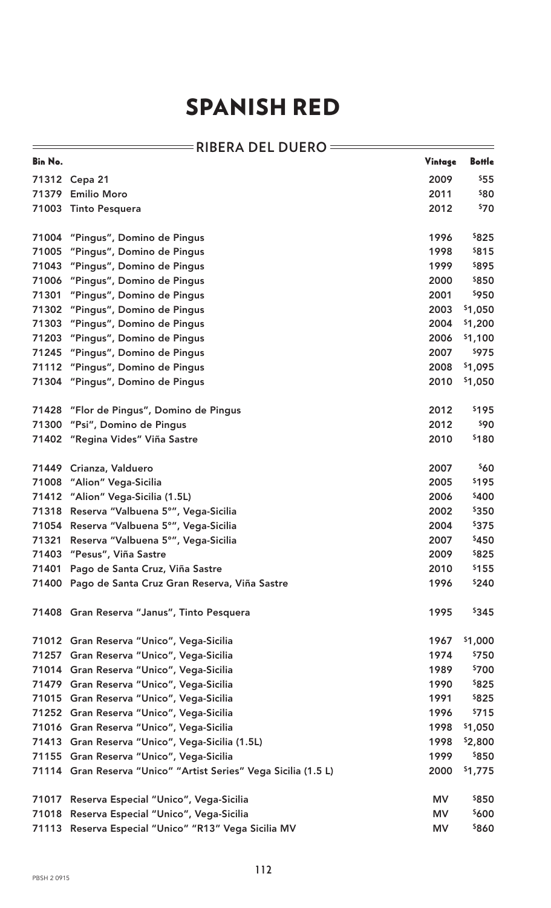# SPANISH RED

## RIBERA DEL DUERO

| Bin No. | | Vintage | Bottle |
|---|---|---|---|
| 71312 | Cepa 21 | 2009 | $55 |
| 71379 | Emilio Moro | 2011 | $80 |
| 71003 | Tinto Pesquera | 2012 | $70 |
| | | | |
| 71004 | "Pingus", Domino de Pingus | 1996 | $825 |
| 71005 | "Pingus", Domino de Pingus | 1998 | $815 |
| 71043 | "Pingus", Domino de Pingus | 1999 | $895 |
| 71006 | "Pingus", Domino de Pingus | 2000 | $850 |
| 71301 | "Pingus", Domino de Pingus | 2001 | $950 |
| 71302 | "Pingus", Domino de Pingus | 2003 | $1,050 |
| 71303 | "Pingus", Domino de Pingus | 2004 | $1,200 |
| 71203 | "Pingus", Domino de Pingus | 2006 | $1,100 |
| 71245 | "Pingus", Domino de Pingus | 2007 | $975 |
| 71112 | "Pingus", Domino de Pingus | 2008 | $1,095 |
| 71304 | "Pingus", Domino de Pingus | 2010 | $1,050 |
| | | | |
| 71428 | "Flor de Pingus", Domino de Pingus | 2012 | $195 |
| 71300 | "Psi", Domino de Pingus | 2012 | $90 |
| 71402 | "Regina Vides" Viña Sastre | 2010 | $180 |
| | | | |
| 71449 | Crianza, Valduero | 2007 | $60 |
| 71008 | "Alion" Vega-Sicilia | 2005 | $195 |
| 71412 | "Alion" Vega-Sicilia (1.5L) | 2006 | $400 |
| 71318 | Reserva "Valbuena 5°", Vega-Sicilia | 2002 | $350 |
| 71054 | Reserva "Valbuena 5°", Vega-Sicilia | 2004 | $375 |
| 71321 | Reserva "Valbuena 5°", Vega-Sicilia | 2007 | $450 |
| 71403 | "Pesus", Viña Sastre | 2009 | $825 |
| 71401 | Pago de Santa Cruz, Viña Sastre | 2010 | $155 |
| 71400 | Pago de Santa Cruz Gran Reserva, Viña Sastre | 1996 | $240 |
| | | | |
| 71408 | Gran Reserva "Janus", Tinto Pesquera | 1995 | $345 |
| | | | |
| 71012 | Gran Reserva "Unico", Vega-Sicilia | 1967 | $1,000 |
| 71257 | Gran Reserva "Unico", Vega-Sicilia | 1974 | $750 |
| 71014 | Gran Reserva "Unico", Vega-Sicilia | 1989 | $700 |
| 71479 | Gran Reserva "Unico", Vega-Sicilia | 1990 | $825 |
| 71015 | Gran Reserva "Unico", Vega-Sicilia | 1991 | $825 |
| 71252 | Gran Reserva "Unico", Vega-Sicilia | 1996 | $715 |
| 71016 | Gran Reserva "Unico", Vega-Sicilia | 1998 | $1,050 |
| 71413 | Gran Reserva "Unico", Vega-Sicilia (1.5L) | 1998 | $2,800 |
| 71155 | Gran Reserva "Unico", Vega-Sicilia | 1999 | $850 |
| 71114 | Gran Reserva "Unico" "Artist Series" Vega Sicilia (1.5 L) | 2000 | $1,775 |
| | | | |
| 71017 | Reserva Especial "Unico", Vega-Sicilia | MV | $850 |
| 71018 | Reserva Especial "Unico", Vega-Sicilia | MV | $600 |
| 71113 | Reserva Especial "Unico" "R13" Vega Sicilia MV | MV | $860 |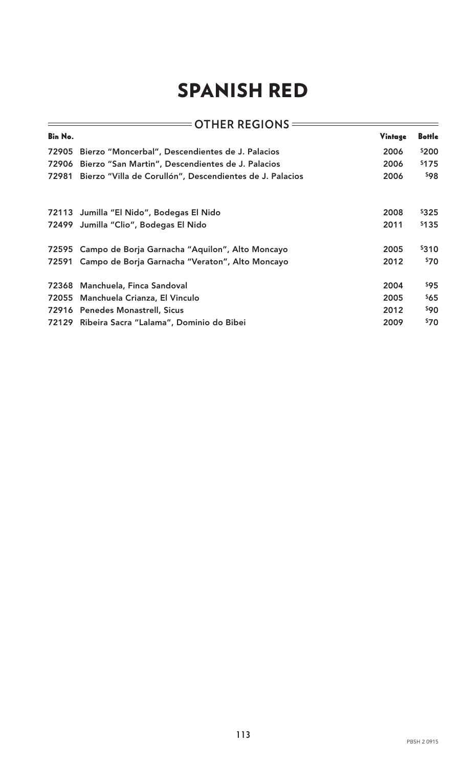# SPANISH RED

## OTHER REGIONS

| Bin No. | | Vintage | Bottle |
|---|---|---|---|
| 72905 | Bierzo "Moncerbal", Descendientes de J. Palacios | 2006 | $200 |
| 72906 | Bierzo "San Martin", Descendientes de J. Palacios | 2006 | $175 |
| 72981 | Bierzo "Villa de Corullón", Descendientes de J. Palacios | 2006 | $98 |
| 72113 | Jumilla "El Nido", Bodegas El Nido | 2008 | $325 |
| 72499 | Jumilla "Clio", Bodegas El Nido | 2011 | $135 |
| 72595 | Campo de Borja Garnacha "Aquilon", Alto Moncayo | 2005 | $310 |
| 72591 | Campo de Borja Garnacha "Veraton", Alto Moncayo | 2012 | $70 |
| 72368 | Manchuela, Finca Sandoval | 2004 | $95 |
| 72055 | Manchuela Crianza, El Vinculo | 2005 | $65 |
| 72916 | Penedes Monastrell, Sicus | 2012 | $90 |
| 72129 | Ribeira Sacra "Lalama", Dominio do Bibei | 2009 | $70 |

PBSH 2 0915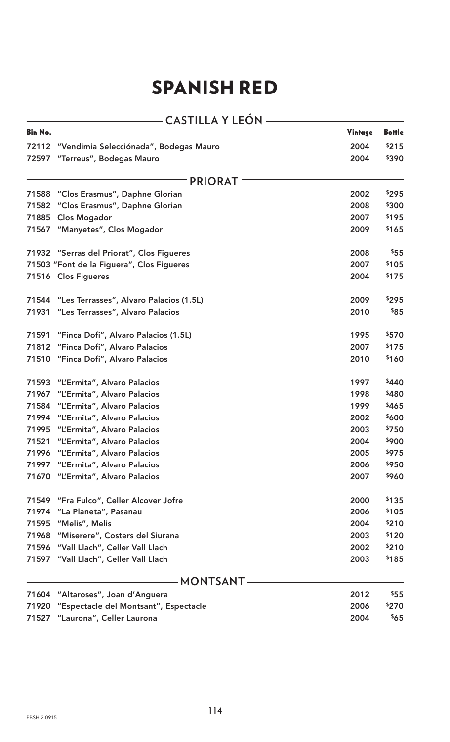# SPANISH RED

## CASTILLA Y LEÓN

| Bin No. | | Vintage | Bottle |
|---|---|---|---|
| 72112 | "Vendimia Selecciónada", Bodegas Mauro | 2004 | $215 |
| 72597 | "Terreus", Bodegas Mauro | 2004 | $390 |

## PRIORAT

| | | | |
|---|---|---|---|
| 71588 | "Clos Erasmus", Daphne Glorian | 2002 | $295 |
| 71582 | "Clos Erasmus", Daphne Glorian | 2008 | $300 |
| 71885 | Clos Mogador | 2007 | $195 |
| 71567 | "Manyetes", Clos Mogador | 2009 | $165 |
| 71932 | "Serras del Priorat", Clos Figueres | 2008 | $55 |
| 71503 | "Font de la Figuera", Clos Figueres | 2007 | $105 |
| 71516 | Clos Figueres | 2004 | $175 |
| 71544 | "Les Terrasses", Alvaro Palacios (1.5L) | 2009 | $295 |
| 71931 | "Les Terrasses", Alvaro Palacios | 2010 | $85 |
| 71591 | "Finca Dofi", Alvaro Palacios (1.5L) | 1995 | $570 |
| 71812 | "Finca Dofi", Alvaro Palacios | 2007 | $175 |
| 71510 | "Finca Dofi", Alvaro Palacios | 2010 | $160 |
| 71593 | "L'Ermita", Alvaro Palacios | 1997 | $440 |
| 71967 | "L'Ermita", Alvaro Palacios | 1998 | $480 |
| 71584 | "L'Ermita", Alvaro Palacios | 1999 | $465 |
| 71994 | "L'Ermita", Alvaro Palacios | 2002 | $600 |
| 71995 | "L'Ermita", Alvaro Palacios | 2003 | $750 |
| 71521 | "L'Ermita", Alvaro Palacios | 2004 | $900 |
| 71996 | "L'Ermita", Alvaro Palacios | 2005 | $975 |
| 71997 | "L'Ermita", Alvaro Palacios | 2006 | $950 |
| 71670 | "L'Ermita", Alvaro Palacios | 2007 | $960 |
| 71549 | "Fra Fulco", Celler Alcover Jofre | 2000 | $135 |
| 71974 | "La Planeta", Pasanau | 2006 | $105 |
| 71595 | "Melis", Melis | 2004 | $210 |
| 71968 | "Miserere", Costers del Siurana | 2003 | $120 |
| 71596 | "Vall Llach", Celler Vall Llach | 2002 | $210 |
| 71597 | "Vall Llach", Celler Vall Llach | 2003 | $185 |

## MONTSANT

| | | | |
|---|---|---|---|
| 71604 | "Altaroses", Joan d'Anguera | 2012 | $55 |
| 71920 | "Espectacle del Montsant", Espectacle | 2006 | $270 |
| 71527 | "Laurona", Celler Laurona | 2004 | $65 |

PBSH 2 0915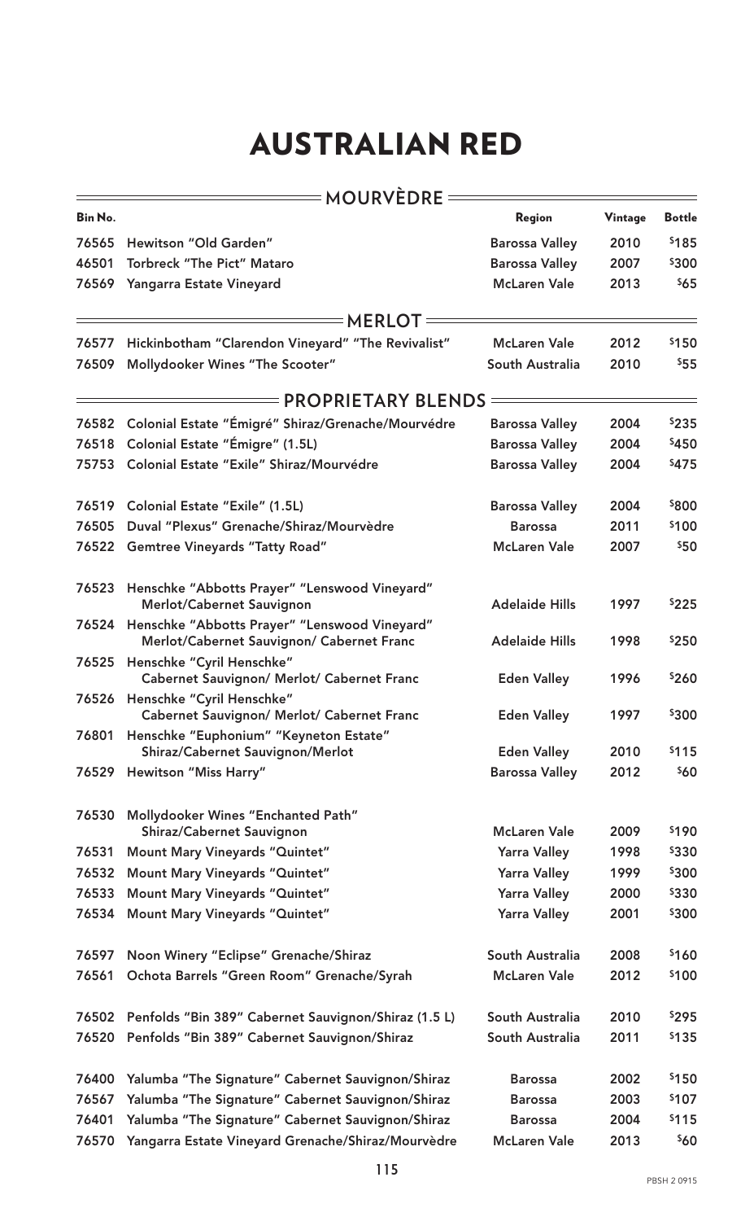# AUSTRALIAN RED

## MOURVÈDRE

| Bin No. | | Region | Vintage | Bottle |
|---|---|---|---|---|
| 76565 | Hewitson "Old Garden" | Barossa Valley | 2010 | $185 |
| 46501 | Torbreck "The Pict" Mataro | Barossa Valley | 2007 | $300 |
| 76569 | Yangarra Estate Vineyard | McLaren Vale | 2013 | $65 |

## MERLOT

| Bin No. | | Region | Vintage | Bottle |
|---|---|---|---|---|
| 76577 | Hickinbotham "Clarendon Vineyard" "The Revivalist" | McLaren Vale | 2012 | $150 |
| 76509 | Mollydooker Wines "The Scooter" | South Australia | 2010 | $55 |

## PROPRIETARY BLENDS

| Bin No. | | Region | Vintage | Bottle |
|---|---|---|---|---|
| 76582 | Colonial Estate "Émigré" Shiraz/Grenache/Mourvédre | Barossa Valley | 2004 | $235 |
| 76518 | Colonial Estate "Émigre" (1.5L) | Barossa Valley | 2004 | $450 |
| 75753 | Colonial Estate "Exile" Shiraz/Mourvédre | Barossa Valley | 2004 | $475 |
| 76519 | Colonial Estate "Exile" (1.5L) | Barossa Valley | 2004 | $800 |
| 76505 | Duval "Plexus" Grenache/Shiraz/Mourvèdre | Barossa | 2011 | $100 |
| 76522 | Gemtree Vineyards "Tatty Road" | McLaren Vale | 2007 | $50 |
| 76523 | Henschke "Abbotts Prayer" "Lenswood Vineyard" Merlot/Cabernet Sauvignon | Adelaide Hills | 1997 | $225 |
| 76524 | Henschke "Abbotts Prayer" "Lenswood Vineyard" Merlot/Cabernet Sauvignon/ Cabernet Franc | Adelaide Hills | 1998 | $250 |
| 76525 | Henschke "Cyril Henschke" Cabernet Sauvignon/ Merlot/ Cabernet Franc | Eden Valley | 1996 | $260 |
| 76526 | Henschke "Cyril Henschke" Cabernet Sauvignon/ Merlot/ Cabernet Franc | Eden Valley | 1997 | $300 |
| 76801 | Henschke "Euphonium" "Keyneton Estate" Shiraz/Cabernet Sauvignon/Merlot | Eden Valley | 2010 | $115 |
| 76529 | Hewitson "Miss Harry" | Barossa Valley | 2012 | $60 |
| 76530 | Mollydooker Wines "Enchanted Path" Shiraz/Cabernet Sauvignon | McLaren Vale | 2009 | $190 |
| 76531 | Mount Mary Vineyards "Quintet" | Yarra Valley | 1998 | $330 |
| 76532 | Mount Mary Vineyards "Quintet" | Yarra Valley | 1999 | $300 |
| 76533 | Mount Mary Vineyards "Quintet" | Yarra Valley | 2000 | $330 |
| 76534 | Mount Mary Vineyards "Quintet" | Yarra Valley | 2001 | $300 |
| 76597 | Noon Winery "Eclipse" Grenache/Shiraz | South Australia | 2008 | $160 |
| 76561 | Ochota Barrels "Green Room" Grenache/Syrah | McLaren Vale | 2012 | $100 |
| 76502 | Penfolds "Bin 389" Cabernet Sauvignon/Shiraz (1.5 L) | South Australia | 2010 | $295 |
| 76520 | Penfolds "Bin 389" Cabernet Sauvignon/Shiraz | South Australia | 2011 | $135 |
| 76400 | Yalumba "The Signature" Cabernet Sauvignon/Shiraz | Barossa | 2002 | $150 |
| 76567 | Yalumba "The Signature" Cabernet Sauvignon/Shiraz | Barossa | 2003 | $107 |
| 76401 | Yalumba "The Signature" Cabernet Sauvignon/Shiraz | Barossa | 2004 | $115 |
| 76570 | Yangarra Estate Vineyard Grenache/Shiraz/Mourvèdre | McLaren Vale | 2013 | $60 |

PBSH 2 0915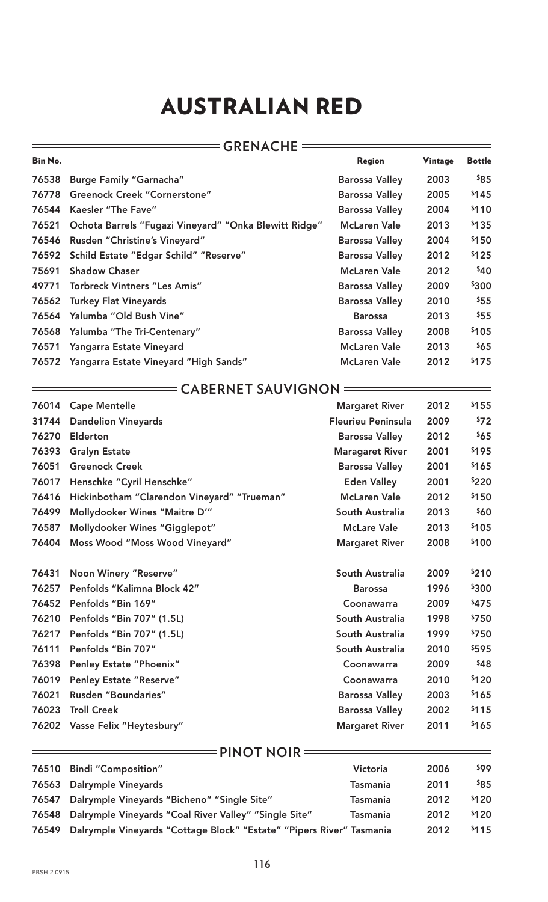# AUSTRALIAN RED

## GRENACHE

| Bin No. | | Region | Vintage | Bottle |
|---|---|---|---|---|
| 76538 | Burge Family "Garnacha" | Barossa Valley | 2003 | $85 |
| 76778 | Greenock Creek "Cornerstone" | Barossa Valley | 2005 | $145 |
| 76544 | Kaesler "The Fave" | Barossa Valley | 2004 | $110 |
| 76521 | Ochota Barrels "Fugazi Vineyard" "Onka Blewitt Ridge" | McLaren Vale | 2013 | $135 |
| 76546 | Rusden "Christine's Vineyard" | Barossa Valley | 2004 | $150 |
| 76592 | Schild Estate "Edgar Schild" "Reserve" | Barossa Valley | 2012 | $125 |
| 75691 | Shadow Chaser | McLaren Vale | 2012 | $40 |
| 49771 | Torbreck Vintners "Les Amis" | Barossa Valley | 2009 | $300 |
| 76562 | Turkey Flat Vineyards | Barossa Valley | 2010 | $55 |
| 76564 | Yalumba "Old Bush Vine" | Barossa | 2013 | $55 |
| 76568 | Yalumba "The Tri-Centenary" | Barossa Valley | 2008 | $105 |
| 76571 | Yangarra Estate Vineyard | McLaren Vale | 2013 | $65 |
| 76572 | Yangarra Estate Vineyard "High Sands" | McLaren Vale | 2012 | $175 |

## CABERNET SAUVIGNON

| | | | | |
|---|---|---|---|---|
| 76014 | Cape Mentelle | Margaret River | 2012 | $155 |
| 31744 | Dandelion Vineyards | Fleurieu Peninsula | 2009 | $72 |
| 76270 | Elderton | Barossa Valley | 2012 | $65 |
| 76393 | Gralyn Estate | Maragaret River | 2001 | $195 |
| 76051 | Greenock Creek | Barossa Valley | 2001 | $165 |
| 76017 | Henschke "Cyril Henschke" | Eden Valley | 2001 | $220 |
| 76416 | Hickinbotham "Clarendon Vineyard" "Trueman" | McLaren Vale | 2012 | $150 |
| 76499 | Mollydooker Wines "Maitre D'" | South Australia | 2013 | $60 |
| 76587 | Mollydooker Wines "Gigglepot" | McLare Vale | 2013 | $105 |
| 76404 | Moss Wood "Moss Wood Vineyard" | Margaret River | 2008 | $100 |
| 76431 | Noon Winery "Reserve" | South Australia | 2009 | $210 |
| 76257 | Penfolds "Kalimna Block 42" | Barossa | 1996 | $300 |
| 76452 | Penfolds "Bin 169" | Coonawarra | 2009 | $475 |
| 76210 | Penfolds "Bin 707" (1.5L) | South Australia | 1998 | $750 |
| 76217 | Penfolds "Bin 707" (1.5L) | South Australia | 1999 | $750 |
| 76111 | Penfolds "Bin 707" | South Australia | 2010 | $595 |
| 76398 | Penley Estate "Phoenix" | Coonawarra | 2009 | $48 |
| 76019 | Penley Estate "Reserve" | Coonawarra | 2010 | $120 |
| 76021 | Rusden "Boundaries" | Barossa Valley | 2003 | $165 |
| 76023 | Troll Creek | Barossa Valley | 2002 | $115 |
| 76202 | Vasse Felix "Heytesbury" | Margaret River | 2011 | $165 |

## PINOT NOIR

| | | | | |
|---|---|---|---|---|
| 76510 | Bindi "Composition" | Victoria | 2006 | $99 |
| 76563 | Dalrymple Vineyards | Tasmania | 2011 | $85 |
| 76547 | Dalrymple Vineyards "Bicheno" "Single Site" | Tasmania | 2012 | $120 |
| 76548 | Dalrymple Vineyards "Coal River Valley" "Single Site" | Tasmania | 2012 | $120 |
| 76549 | Dalrymple Vineyards "Cottage Block" "Estate" "Pipers River" | Tasmania | 2012 | $115 |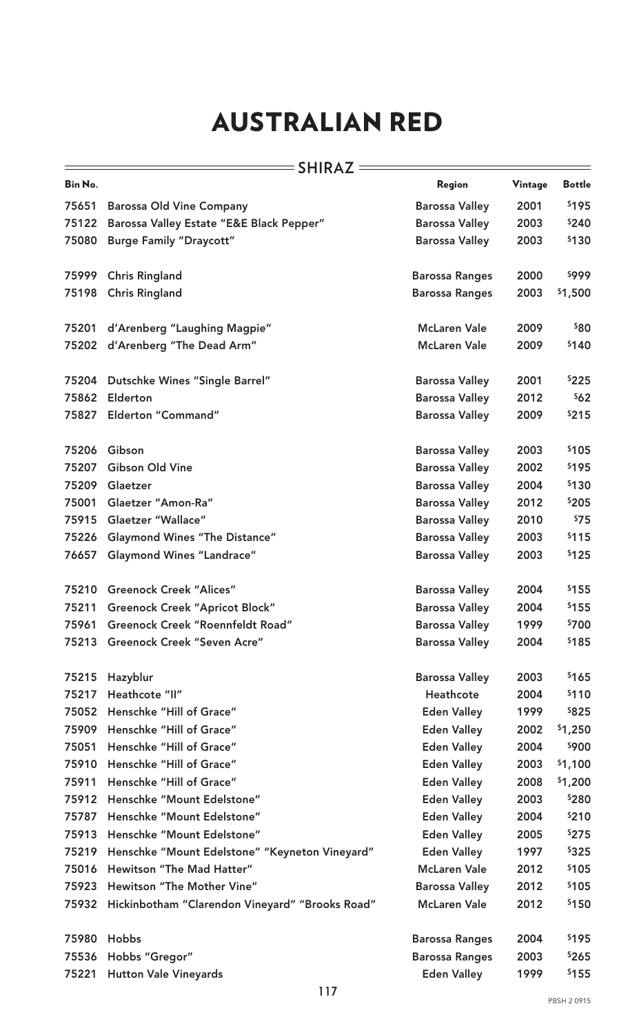# AUSTRALIAN RED

## SHIRAZ

| Bin No. | | Region | Vintage | Bottle |
|---|---|---|---|---|
| 75651 | Barossa Old Vine Company | Barossa Valley | 2001 | $195 |
| 75122 | Barossa Valley Estate "E&E Black Pepper" | Barossa Valley | 2003 | $240 |
| 75080 | Burge Family "Draycott" | Barossa Valley | 2003 | $130 |
| 75999 | Chris Ringland | Barossa Ranges | 2000 | $999 |
| 75198 | Chris Ringland | Barossa Ranges | 2003 | $1,500 |
| 75201 | d'Arenberg "Laughing Magpie" | McLaren Vale | 2009 | $80 |
| 75202 | d'Arenberg "The Dead Arm" | McLaren Vale | 2009 | $140 |
| 75204 | Dutschke Wines "Single Barrel" | Barossa Valley | 2001 | $225 |
| 75862 | Elderton | Barossa Valley | 2012 | $62 |
| 75827 | Elderton "Command" | Barossa Valley | 2009 | $215 |
| 75206 | Gibson | Barossa Valley | 2003 | $105 |
| 75207 | Gibson Old Vine | Barossa Valley | 2002 | $195 |
| 75209 | Glaetzer | Barossa Valley | 2004 | $130 |
| 75001 | Glaetzer "Amon-Ra" | Barossa Valley | 2012 | $205 |
| 75915 | Glaetzer "Wallace" | Barossa Valley | 2010 | $75 |
| 75226 | Glaymond Wines "The Distance" | Barossa Valley | 2003 | $115 |
| 76657 | Glaymond Wines "Landrace" | Barossa Valley | 2003 | $125 |
| 75210 | Greenock Creek "Alices" | Barossa Valley | 2004 | $155 |
| 75211 | Greenock Creek "Apricot Block" | Barossa Valley | 2004 | $155 |
| 75961 | Greenock Creek "Roennfeldt Road" | Barossa Valley | 1999 | $700 |
| 75213 | Greenock Creek "Seven Acre" | Barossa Valley | 2004 | $185 |
| 75215 | Hazyblur | Barossa Valley | 2003 | $165 |
| 75217 | Heathcote "II" | Heathcote | 2004 | $110 |
| 75052 | Henschke "Hill of Grace" | Eden Valley | 1999 | $825 |
| 75909 | Henschke "Hill of Grace" | Eden Valley | 2002 | $1,250 |
| 75051 | Henschke "Hill of Grace" | Eden Valley | 2004 | $900 |
| 75910 | Henschke "Hill of Grace" | Eden Valley | 2003 | $1,100 |
| 75911 | Henschke "Hill of Grace" | Eden Valley | 2008 | $1,200 |
| 75912 | Henschke "Mount Edelstone" | Eden Valley | 2003 | $280 |
| 75787 | Henschke "Mount Edelstone" | Eden Valley | 2004 | $210 |
| 75913 | Henschke "Mount Edelstone" | Eden Valley | 2005 | $275 |
| 75219 | Henschke "Mount Edelstone" "Keyneton Vineyard" | Eden Valley | 1997 | $325 |
| 75016 | Hewitson "The Mad Hatter" | McLaren Vale | 2012 | $105 |
| 75923 | Hewitson "The Mother Vine" | Barossa Valley | 2012 | $105 |
| 75932 | Hickinbotham "Clarendon Vineyard" "Brooks Road" | McLaren Vale | 2012 | $150 |
| 75980 | Hobbs | Barossa Ranges | 2004 | $195 |
| 75536 | Hobbs "Gregor" | Barossa Ranges | 2003 | $265 |
| 75221 | Hutton Vale Vineyards | Eden Valley | 1999 | $155 |

PBSH 2 0915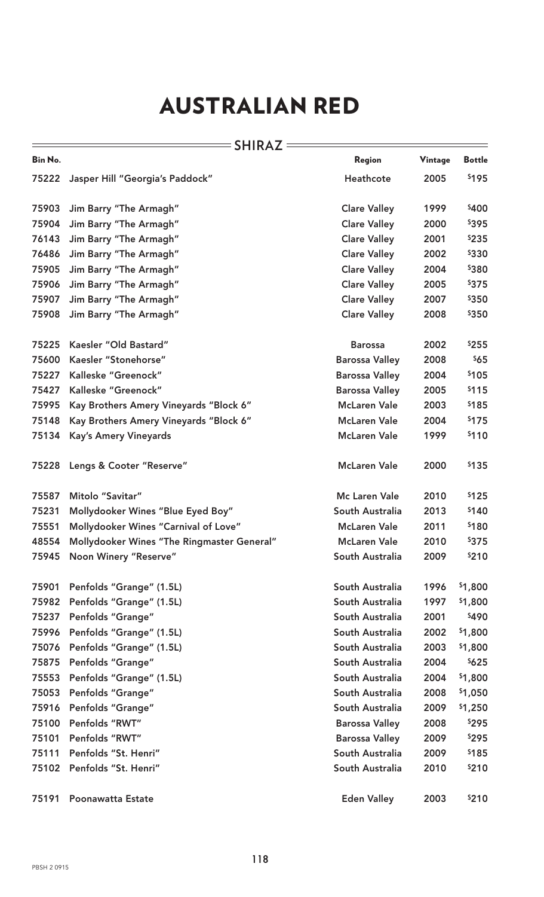# AUSTRALIAN RED

## SHIRAZ

| Bin No. | | Region | Vintage | Bottle |
|---|---|---|---|---|
| 75222 | Jasper Hill "Georgia's Paddock" | Heathcote | 2005 | $195 |
| 75903 | Jim Barry "The Armagh" | Clare Valley | 1999 | $400 |
| 75904 | Jim Barry "The Armagh" | Clare Valley | 2000 | $395 |
| 76143 | Jim Barry "The Armagh" | Clare Valley | 2001 | $235 |
| 76486 | Jim Barry "The Armagh" | Clare Valley | 2002 | $330 |
| 75905 | Jim Barry "The Armagh" | Clare Valley | 2004 | $380 |
| 75906 | Jim Barry "The Armagh" | Clare Valley | 2005 | $375 |
| 75907 | Jim Barry "The Armagh" | Clare Valley | 2007 | $350 |
| 75908 | Jim Barry "The Armagh" | Clare Valley | 2008 | $350 |
| 75225 | Kaesler "Old Bastard" | Barossa | 2002 | $255 |
| 75600 | Kaesler "Stonehorse" | Barossa Valley | 2008 | $65 |
| 75227 | Kalleske "Greenock" | Barossa Valley | 2004 | $105 |
| 75427 | Kalleske "Greenock" | Barossa Valley | 2005 | $115 |
| 75995 | Kay Brothers Amery Vineyards "Block 6" | McLaren Vale | 2003 | $185 |
| 75148 | Kay Brothers Amery Vineyards "Block 6" | McLaren Vale | 2004 | $175 |
| 75134 | Kay's Amery Vineyards | McLaren Vale | 1999 | $110 |
| 75228 | Lengs & Cooter "Reserve" | McLaren Vale | 2000 | $135 |
| 75587 | Mitolo "Savitar" | Mc Laren Vale | 2010 | $125 |
| 75231 | Mollydooker Wines "Blue Eyed Boy" | South Australia | 2013 | $140 |
| 75551 | Mollydooker Wines "Carnival of Love" | McLaren Vale | 2011 | $180 |
| 48554 | Mollydooker Wines "The Ringmaster General" | McLaren Vale | 2010 | $375 |
| 75945 | Noon Winery "Reserve" | South Australia | 2009 | $210 |
| 75901 | Penfolds "Grange" (1.5L) | South Australia | 1996 | $1,800 |
| 75982 | Penfolds "Grange" (1.5L) | South Australia | 1997 | $1,800 |
| 75237 | Penfolds "Grange" | South Australia | 2001 | $490 |
| 75996 | Penfolds "Grange" (1.5L) | South Australia | 2002 | $1,800 |
| 75076 | Penfolds "Grange" (1.5L) | South Australia | 2003 | $1,800 |
| 75875 | Penfolds "Grange" | South Australia | 2004 | $625 |
| 75553 | Penfolds "Grange" (1.5L) | South Australia | 2004 | $1,800 |
| 75053 | Penfolds "Grange" | South Australia | 2008 | $1,050 |
| 75916 | Penfolds "Grange" | South Australia | 2009 | $1,250 |
| 75100 | Penfolds "RWT" | Barossa Valley | 2008 | $295 |
| 75101 | Penfolds "RWT" | Barossa Valley | 2009 | $295 |
| 75111 | Penfolds "St. Henri" | South Australia | 2009 | $185 |
| 75102 | Penfolds "St. Henri" | South Australia | 2010 | $210 |
| 75191 | Poonawatta Estate | Eden Valley | 2003 | $210 |

PBSH 2 0915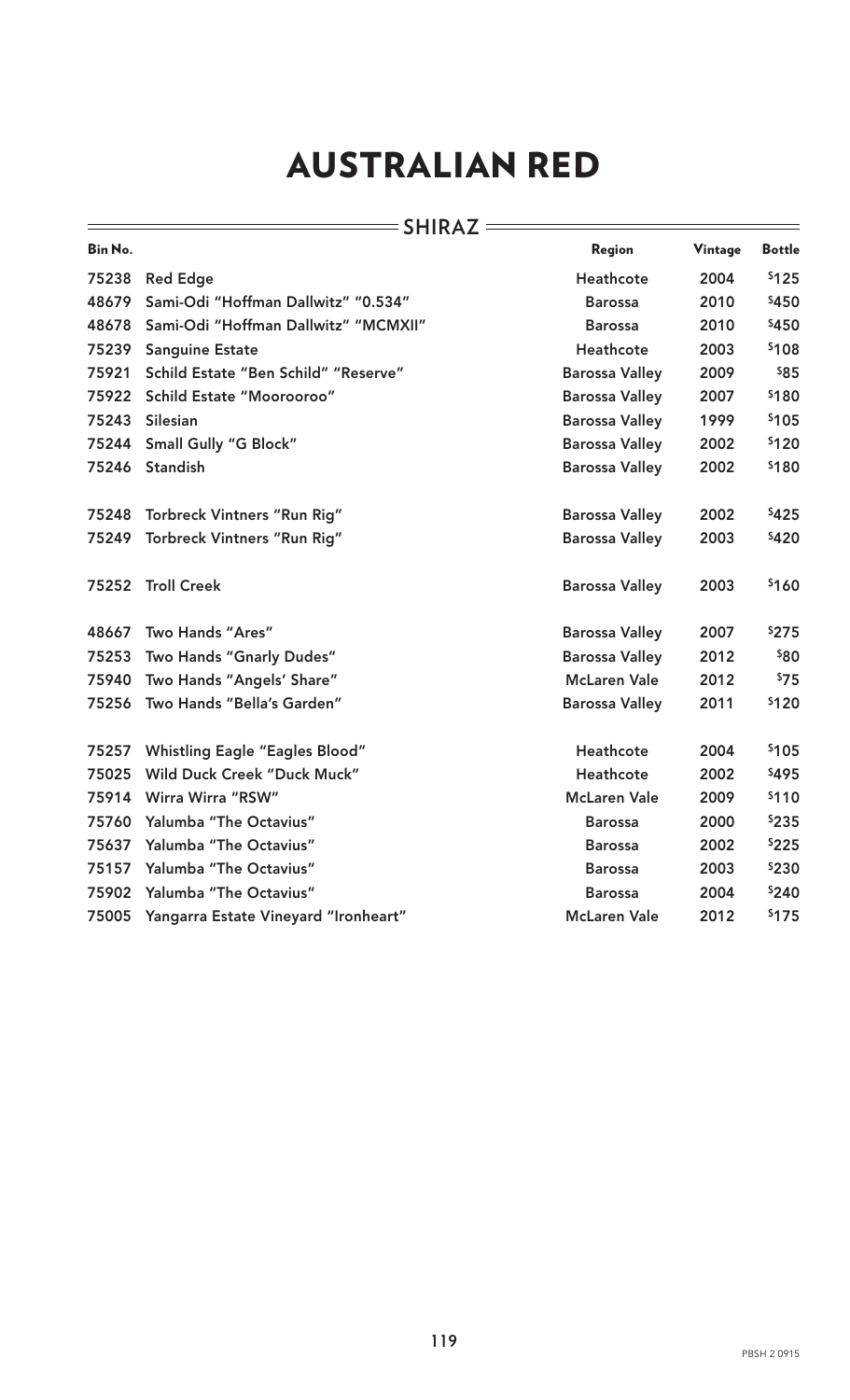# AUSTRALIAN RED

## SHIRAZ

| Bin No. | | Region | Vintage | Bottle |
|---|---|---|---|---|
| 75238 | Red Edge | Heathcote | 2004 | $125 |
| 48679 | Sami-Odi "Hoffman Dallwitz" "0.534" | Barossa | 2010 | $450 |
| 48678 | Sami-Odi "Hoffman Dallwitz" "MCMXII" | Barossa | 2010 | $450 |
| 75239 | Sanguine Estate | Heathcote | 2003 | $108 |
| 75921 | Schild Estate "Ben Schild" "Reserve" | Barossa Valley | 2009 | $85 |
| 75922 | Schild Estate "Moorooroo" | Barossa Valley | 2007 | $180 |
| 75243 | Silesian | Barossa Valley | 1999 | $105 |
| 75244 | Small Gully "G Block" | Barossa Valley | 2002 | $120 |
| 75246 | Standish | Barossa Valley | 2002 | $180 |
| 75248 | Torbreck Vintners "Run Rig" | Barossa Valley | 2002 | $425 |
| 75249 | Torbreck Vintners "Run Rig" | Barossa Valley | 2003 | $420 |
| 75252 | Troll Creek | Barossa Valley | 2003 | $160 |
| 48667 | Two Hands "Ares" | Barossa Valley | 2007 | $275 |
| 75253 | Two Hands "Gnarly Dudes" | Barossa Valley | 2012 | $80 |
| 75940 | Two Hands "Angels' Share" | McLaren Vale | 2012 | $75 |
| 75256 | Two Hands "Bella's Garden" | Barossa Valley | 2011 | $120 |
| 75257 | Whistling Eagle "Eagles Blood" | Heathcote | 2004 | $105 |
| 75025 | Wild Duck Creek "Duck Muck" | Heathcote | 2002 | $495 |
| 75914 | Wirra Wirra "RSW" | McLaren Vale | 2009 | $110 |
| 75760 | Yalumba "The Octavius" | Barossa | 2000 | $235 |
| 75637 | Yalumba "The Octavius" | Barossa | 2002 | $225 |
| 75157 | Yalumba "The Octavius" | Barossa | 2003 | $230 |
| 75902 | Yalumba "The Octavius" | Barossa | 2004 | $240 |
| 75005 | Yangarra Estate Vineyard "Ironheart" | McLaren Vale | 2012 | $175 |

PBSH 2 0915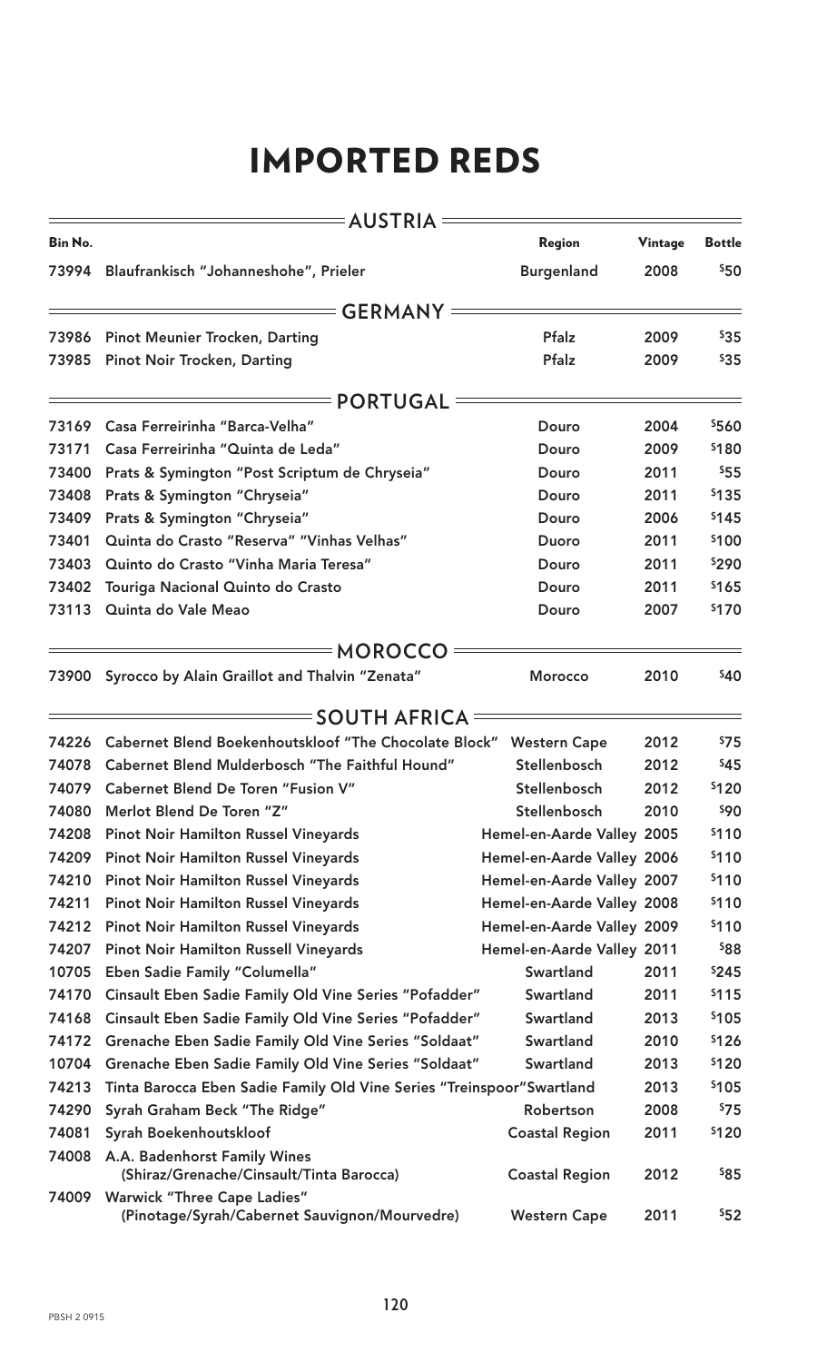# IMPORTED REDS

## AUSTRIA

| Bin No. | | Region | Vintage | Bottle |
|---|---|---|---|---|
| 73994 | Blaufrankisch "Johanneshohe", Prieler | Burgenland | 2008 | $50 |

## GERMANY

| | | | | |
|---|---|---|---|---|
| 73986 | Pinot Meunier Trocken, Darting | Pfalz | 2009 | $35 |
| 73985 | Pinot Noir Trocken, Darting | Pfalz | 2009 | $35 |

## PORTUGAL

| | | | | |
|---|---|---|---|---|
| 73169 | Casa Ferreirinha "Barca-Velha" | Douro | 2004 | $560 |
| 73171 | Casa Ferreirinha "Quinta de Leda" | Douro | 2009 | $180 |
| 73400 | Prats & Symington "Post Scriptum de Chryseia" | Douro | 2011 | $55 |
| 73408 | Prats & Symington "Chryseia" | Douro | 2011 | $135 |
| 73409 | Prats & Symington "Chryseia" | Douro | 2006 | $145 |
| 73401 | Quinta do Crasto "Reserva" "Vinhas Velhas" | Duoro | 2011 | $100 |
| 73403 | Quinto do Crasto "Vinha Maria Teresa" | Douro | 2011 | $290 |
| 73402 | Touriga Nacional Quinto do Crasto | Douro | 2011 | $165 |
| 73113 | Quinta do Vale Meao | Douro | 2007 | $170 |

## MOROCCO

| | | | | |
|---|---|---|---|---|
| 73900 | Syrocco by Alain Graillot and Thalvin "Zenata" | Morocco | 2010 | $40 |

## SOUTH AFRICA

| | | | | |
|---|---|---|---|---|
| 74226 | Cabernet Blend Boekenhoutskloof "The Chocolate Block" | Western Cape | 2012 | $75 |
| 74078 | Cabernet Blend Mulderbosch "The Faithful Hound" | Stellenbosch | 2012 | $45 |
| 74079 | Cabernet Blend De Toren "Fusion V" | Stellenbosch | 2012 | $120 |
| 74080 | Merlot Blend De Toren "Z" | Stellenbosch | 2010 | $90 |
| 74208 | Pinot Noir Hamilton Russel Vineyards | Hemel-en-Aarde Valley | 2005 | $110 |
| 74209 | Pinot Noir Hamilton Russel Vineyards | Hemel-en-Aarde Valley | 2006 | $110 |
| 74210 | Pinot Noir Hamilton Russel Vineyards | Hemel-en-Aarde Valley | 2007 | $110 |
| 74211 | Pinot Noir Hamilton Russel Vineyards | Hemel-en-Aarde Valley | 2008 | $110 |
| 74212 | Pinot Noir Hamilton Russel Vineyards | Hemel-en-Aarde Valley | 2009 | $110 |
| 74207 | Pinot Noir Hamilton Russell Vineyards | Hemel-en-Aarde Valley | 2011 | $88 |
| 10705 | Eben Sadie Family "Columella" | Swartland | 2011 | $245 |
| 74170 | Cinsault Eben Sadie Family Old Vine Series "Pofadder" | Swartland | 2011 | $115 |
| 74168 | Cinsault Eben Sadie Family Old Vine Series "Pofadder" | Swartland | 2013 | $105 |
| 74172 | Grenache Eben Sadie Family Old Vine Series "Soldaat" | Swartland | 2010 | $126 |
| 10704 | Grenache Eben Sadie Family Old Vine Series "Soldaat" | Swartland | 2013 | $120 |
| 74213 | Tinta Barocca Eben Sadie Family Old Vine Series "Treinspoor" | Swartland | 2013 | $105 |
| 74290 | Syrah Graham Beck "The Ridge" | Robertson | 2008 | $75 |
| 74081 | Syrah Boekenhoutskloof | Coastal Region | 2011 | $120 |
| 74008 | A.A. Badenhorst Family Wines (Shiraz/Grenache/Cinsault/Tinta Barocca) | Coastal Region | 2012 | $85 |
| 74009 | Warwick "Three Cape Ladies" (Pinotage/Syrah/Cabernet Sauvignon/Mourvedre) | Western Cape | 2011 | $52 |

PBSH 2 0915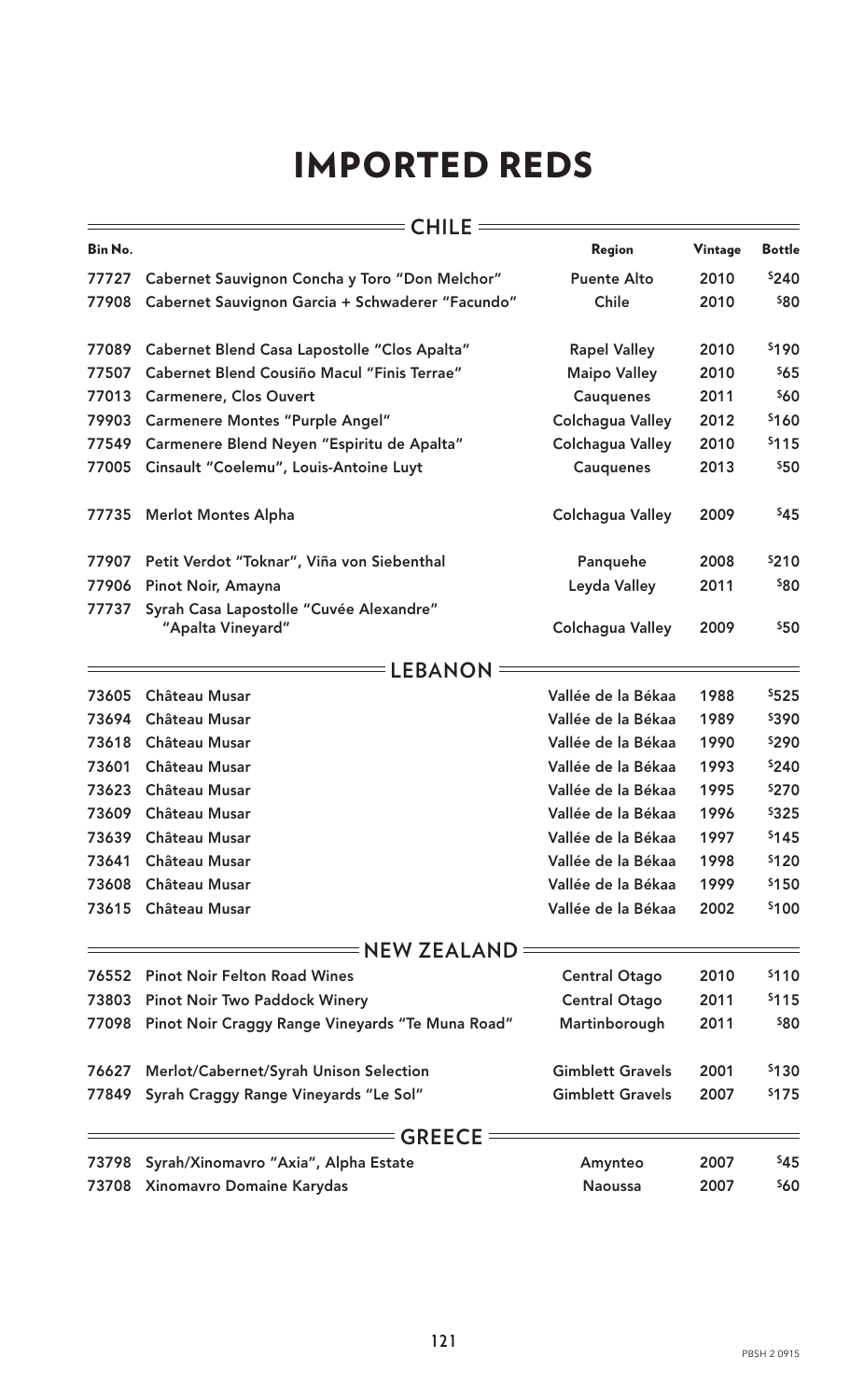# IMPORTED REDS

## CHILE

| Bin No. | | Region | Vintage | Bottle |
|---|---|---|---|---|
| 77727 | Cabernet Sauvignon Concha y Toro "Don Melchor" | Puente Alto | 2010 | $240 |
| 77908 | Cabernet Sauvignon Garcia + Schwaderer "Facundo" | Chile | 2010 | $80 |
| 77089 | Cabernet Blend Casa Lapostolle "Clos Apalta" | Rapel Valley | 2010 | $190 |
| 77507 | Cabernet Blend Cousiño Macul "Finis Terrae" | Maipo Valley | 2010 | $65 |
| 77013 | Carmenere, Clos Ouvert | Cauquenes | 2011 | $60 |
| 79903 | Carmenere Montes "Purple Angel" | Colchagua Valley | 2012 | $160 |
| 77549 | Carmenere Blend Neyen "Espiritu de Apalta" | Colchagua Valley | 2010 | $115 |
| 77005 | Cinsault "Coelemu", Louis-Antoine Luyt | Cauquenes | 2013 | $50 |
| 77735 | Merlot Montes Alpha | Colchagua Valley | 2009 | $45 |
| 77907 | Petit Verdot "Toknar", Viña von Siebenthal | Panquehe | 2008 | $210 |
| 77906 | Pinot Noir, Amayna | Leyda Valley | 2011 | $80 |
| 77737 | Syrah Casa Lapostolle "Cuvée Alexandre" "Apalta Vineyard" | Colchagua Valley | 2009 | $50 |

## LEBANON

| Bin No. | | Region | Vintage | Bottle |
|---|---|---|---|---|
| 73605 | Château Musar | Vallée de la Békaa | 1988 | $525 |
| 73694 | Château Musar | Vallée de la Békaa | 1989 | $390 |
| 73618 | Château Musar | Vallée de la Békaa | 1990 | $290 |
| 73601 | Château Musar | Vallée de la Békaa | 1993 | $240 |
| 73623 | Château Musar | Vallée de la Békaa | 1995 | $270 |
| 73609 | Château Musar | Vallée de la Békaa | 1996 | $325 |
| 73639 | Château Musar | Vallée de la Békaa | 1997 | $145 |
| 73641 | Château Musar | Vallée de la Békaa | 1998 | $120 |
| 73608 | Château Musar | Vallée de la Békaa | 1999 | $150 |
| 73615 | Château Musar | Vallée de la Békaa | 2002 | $100 |

## NEW ZEALAND

| Bin No. | | Region | Vintage | Bottle |
|---|---|---|---|---|
| 76552 | Pinot Noir Felton Road Wines | Central Otago | 2010 | $110 |
| 73803 | Pinot Noir Two Paddock Winery | Central Otago | 2011 | $115 |
| 77098 | Pinot Noir Craggy Range Vineyards "Te Muna Road" | Martinborough | 2011 | $80 |
| 76627 | Merlot/Cabernet/Syrah Unison Selection | Gimblett Gravels | 2001 | $130 |
| 77849 | Syrah Craggy Range Vineyards "Le Sol" | Gimblett Gravels | 2007 | $175 |

## GREECE

| Bin No. | | Region | Vintage | Bottle |
|---|---|---|---|---|
| 73798 | Syrah/Xinomavro "Axia", Alpha Estate | Amynteo | 2007 | $45 |
| 73708 | Xinomavro Domaine Karydas | Naoussa | 2007 | $60 |

PBSH 2 0915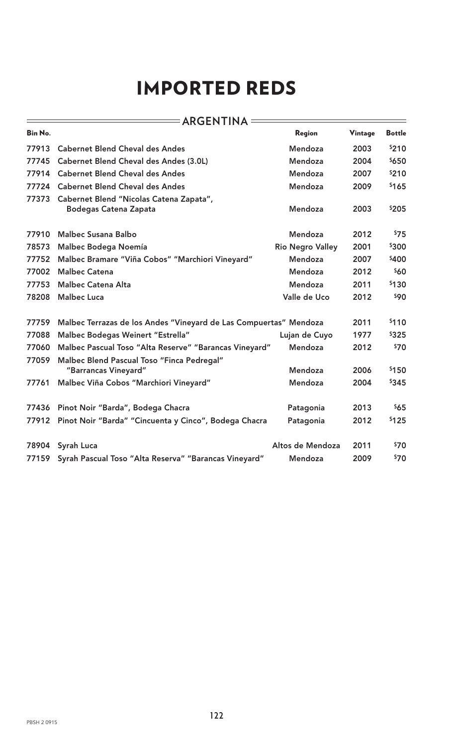# IMPORTED REDS

## ARGENTINA

| Bin No. | | Region | Vintage | Bottle |
|---|---|---|---|---|
| 77913 | Cabernet Blend Cheval des Andes | Mendoza | 2003 | $210 |
| 77745 | Cabernet Blend Cheval des Andes (3.0L) | Mendoza | 2004 | $650 |
| 77914 | Cabernet Blend Cheval des Andes | Mendoza | 2007 | $210 |
| 77724 | Cabernet Blend Cheval des Andes | Mendoza | 2009 | $165 |
| 77373 | Cabernet Blend "Nicolas Catena Zapata", Bodegas Catena Zapata | Mendoza | 2003 | $205 |
| 77910 | Malbec Susana Balbo | Mendoza | 2012 | $75 |
| 78573 | Malbec Bodega Noemía | Rio Negro Valley | 2001 | $300 |
| 77752 | Malbec Bramare "Viña Cobos" "Marchiori Vineyard" | Mendoza | 2007 | $400 |
| 77002 | Malbec Catena | Mendoza | 2012 | $60 |
| 77753 | Malbec Catena Alta | Mendoza | 2011 | $130 |
| 78208 | Malbec Luca | Valle de Uco | 2012 | $90 |
| 77759 | Malbec Terrazas de los Andes "Vineyard de Las Compuertas" | Mendoza | 2011 | $110 |
| 77088 | Malbec Bodegas Weinert "Estrella" | Lujan de Cuyo | 1977 | $325 |
| 77060 | Malbec Pascual Toso "Alta Reserve" "Barancas Vineyard" | Mendoza | 2012 | $70 |
| 77059 | Malbec Blend Pascual Toso "Finca Pedregal" "Barrancas Vineyard" | Mendoza | 2006 | $150 |
| 77761 | Malbec Viña Cobos "Marchiori Vineyard" | Mendoza | 2004 | $345 |
| 77436 | Pinot Noir "Barda", Bodega Chacra | Patagonia | 2013 | $65 |
| 77912 | Pinot Noir "Barda" "Cincuenta y Cinco", Bodega Chacra | Patagonia | 2012 | $125 |
| 78904 | Syrah Luca | Altos de Mendoza | 2011 | $70 |
| 77159 | Syrah Pascual Toso "Alta Reserva" "Barancas Vineyard" | Mendoza | 2009 | $70 |

PBSH 2 0915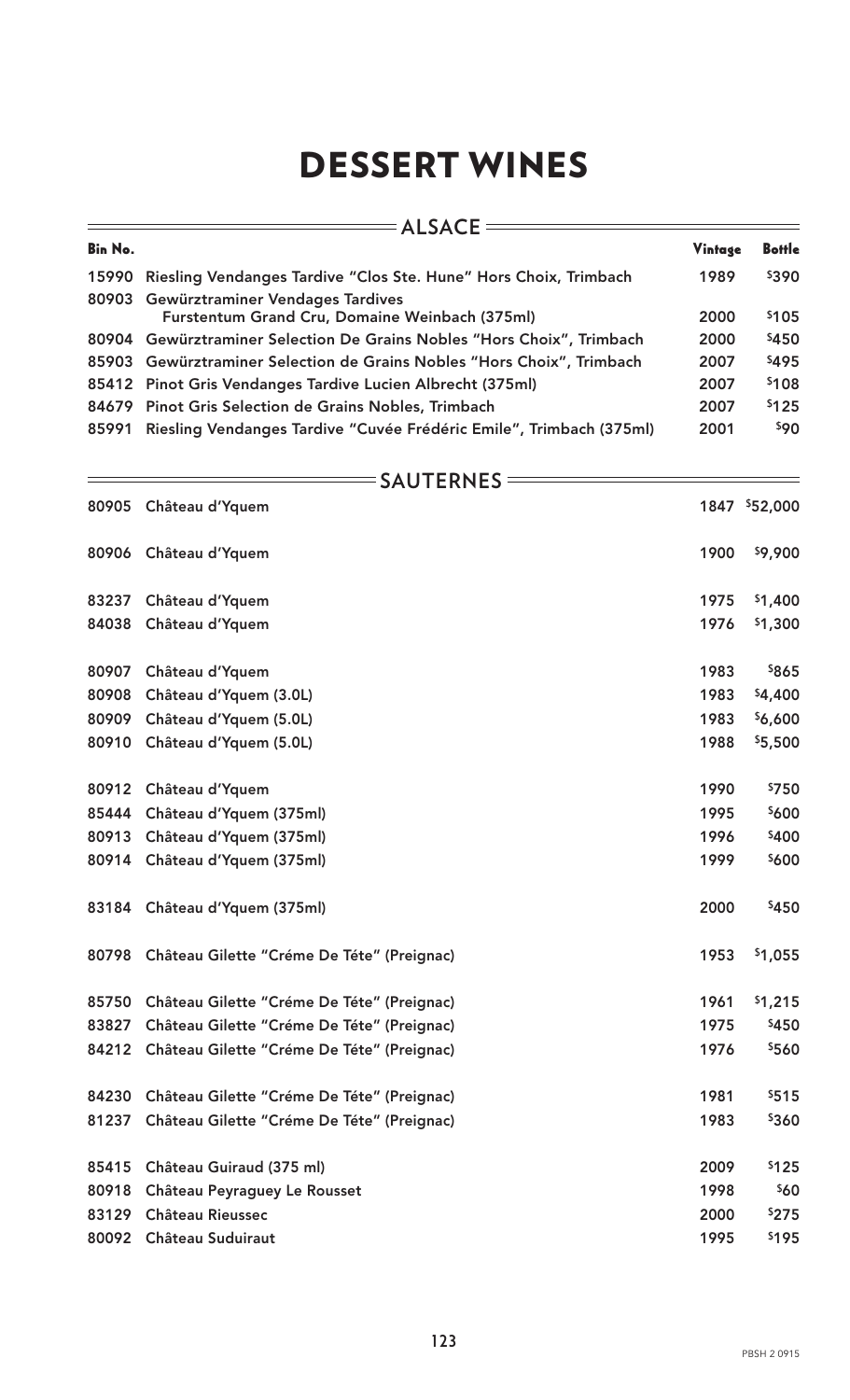# DESSERT WINES

## ALSACE

| Bin No. | | Vintage | Bottle |
|---|---|---|---|
| 15990 | Riesling Vendanges Tardive "Clos Ste. Hune" Hors Choix, Trimbach | 1989 | $390 |
| 80903 | Gewürztraminer Vendages Tardives Furstentum Grand Cru, Domaine Weinbach (375ml) | 2000 | $105 |
| 80904 | Gewürztraminer Selection De Grains Nobles "Hors Choix", Trimbach | 2000 | $450 |
| 85903 | Gewürztraminer Selection de Grains Nobles "Hors Choix", Trimbach | 2007 | $495 |
| 85412 | Pinot Gris Vendanges Tardive Lucien Albrecht (375ml) | 2007 | $108 |
| 84679 | Pinot Gris Selection de Grains Nobles, Trimbach | 2007 | $125 |
| 85991 | Riesling Vendanges Tardive "Cuvée Frédéric Emile", Trimbach (375ml) | 2001 | $90 |

## SAUTERNES

| Bin No. | | Vintage | Bottle |
|---|---|---|---|
| 80905 | Château d'Yquem | 1847 | $52,000 |
| 80906 | Château d'Yquem | 1900 | $9,900 |
| 83237 | Château d'Yquem | 1975 | $1,400 |
| 84038 | Château d'Yquem | 1976 | $1,300 |
| 80907 | Château d'Yquem | 1983 | $865 |
| 80908 | Château d'Yquem (3.0L) | 1983 | $4,400 |
| 80909 | Château d'Yquem (5.0L) | 1983 | $6,600 |
| 80910 | Château d'Yquem (5.0L) | 1988 | $5,500 |
| 80912 | Château d'Yquem | 1990 | $750 |
| 85444 | Château d'Yquem (375ml) | 1995 | $600 |
| 80913 | Château d'Yquem (375ml) | 1996 | $400 |
| 80914 | Château d'Yquem (375ml) | 1999 | $600 |
| 83184 | Château d'Yquem (375ml) | 2000 | $450 |
| 80798 | Château Gilette "Créme De Téte" (Preignac) | 1953 | $1,055 |
| 85750 | Château Gilette "Créme De Téte" (Preignac) | 1961 | $1,215 |
| 83827 | Château Gilette "Créme De Téte" (Preignac) | 1975 | $450 |
| 84212 | Château Gilette "Créme De Téte" (Preignac) | 1976 | $560 |
| 84230 | Château Gilette "Créme De Téte" (Preignac) | 1981 | $515 |
| 81237 | Château Gilette "Créme De Téte" (Preignac) | 1983 | $360 |
| 85415 | Château Guiraud (375 ml) | 2009 | $125 |
| 80918 | Château Peyraguey Le Rousset | 1998 | $60 |
| 83129 | Château Rieussec | 2000 | $275 |
| 80092 | Château Suduiraut | 1995 | $195 |

PBSH 2 0915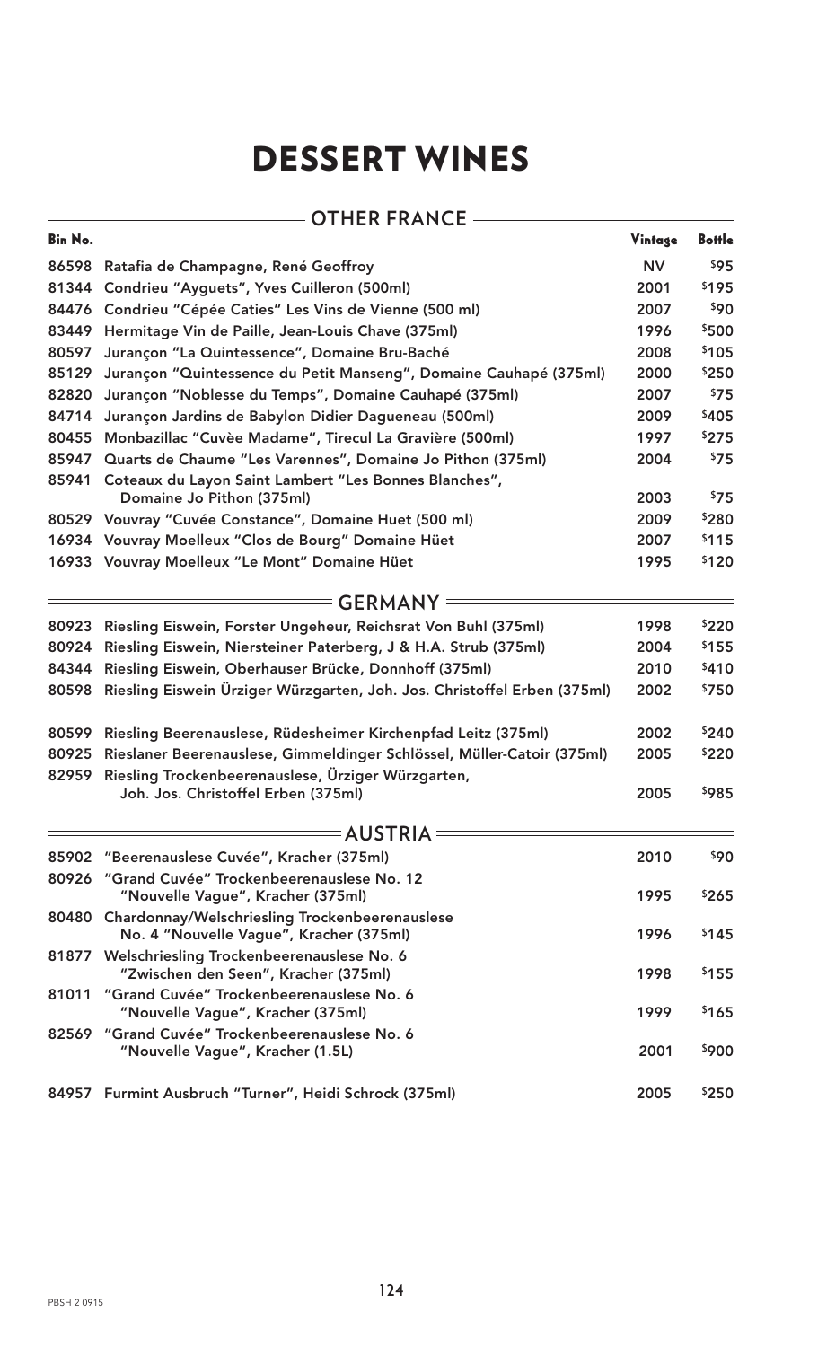# DESSERT WINES

## OTHER FRANCE

| Bin No. | | Vintage | Bottle |
|---|---|---|---|
| 86598 | Ratafia de Champagne, René Geoffroy | NV | $95 |
| 81344 | Condrieu "Ayguets", Yves Cuilleron (500ml) | 2001 | $195 |
| 84476 | Condrieu "Cépée Caties" Les Vins de Vienne (500 ml) | 2007 | $90 |
| 83449 | Hermitage Vin de Paille, Jean-Louis Chave (375ml) | 1996 | $500 |
| 80597 | Jurançon "La Quintessence", Domaine Bru-Baché | 2008 | $105 |
| 85129 | Jurançon "Quintessence du Petit Manseng", Domaine Cauhapé (375ml) | 2000 | $250 |
| 82820 | Jurançon "Noblesse du Temps", Domaine Cauhapé (375ml) | 2007 | $75 |
| 84714 | Jurançon Jardins de Babylon Didier Dagueneau (500ml) | 2009 | $405 |
| 80455 | Monbazillac "Cuvèe Madame", Tirecul La Gravière (500ml) | 1997 | $275 |
| 85947 | Quarts de Chaume "Les Varennes", Domaine Jo Pithon (375ml) | 2004 | $75 |
| 85941 | Coteaux du Layon Saint Lambert "Les Bonnes Blanches", Domaine Jo Pithon (375ml) | 2003 | $75 |
| 80529 | Vouvray "Cuvée Constance", Domaine Huet (500 ml) | 2009 | $280 |
| 16934 | Vouvray Moelleux "Clos de Bourg" Domaine Hüet | 2007 | $115 |
| 16933 | Vouvray Moelleux "Le Mont" Domaine Hüet | 1995 | $120 |

## GERMANY

| Bin No. | | Vintage | Bottle |
|---|---|---|---|
| 80923 | Riesling Eiswein, Forster Ungeheur, Reichsrat Von Buhl (375ml) | 1998 | $220 |
| 80924 | Riesling Eiswein, Niersteiner Paterberg, J & H.A. Strub (375ml) | 2004 | $155 |
| 84344 | Riesling Eiswein, Oberhauser Brücke, Donnhoff (375ml) | 2010 | $410 |
| 80598 | Riesling Eiswein Ürziger Würzgarten, Joh. Jos. Christoffel Erben (375ml) | 2002 | $750 |
| 80599 | Riesling Beerenauslese, Rüdesheimer Kirchenpfad Leitz (375ml) | 2002 | $240 |
| 80925 | Rieslaner Beerenauslese, Gimmeldinger Schlössel, Müller-Catoir (375ml) | 2005 | $220 |
| 82959 | Riesling Trockenbeerenauslese, Ürziger Würzgarten, Joh. Jos. Christoffel Erben (375ml) | 2005 | $985 |

## AUSTRIA

| Bin No. | | Vintage | Bottle |
|---|---|---|---|
| 85902 | "Beerenauslese Cuvée", Kracher (375ml) | 2010 | $90 |
| 80926 | "Grand Cuvée" Trockenbeerenauslese No. 12 "Nouvelle Vague", Kracher (375ml) | 1995 | $265 |
| 80480 | Chardonnay/Welschriesling Trockenbeerenauslese No. 4 "Nouvelle Vague", Kracher (375ml) | 1996 | $145 |
| 81877 | Welschriesling Trockenbeerenauslese No. 6 "Zwischen den Seen", Kracher (375ml) | 1998 | $155 |
| 81011 | "Grand Cuvée" Trockenbeerenauslese No. 6 "Nouvelle Vague", Kracher (375ml) | 1999 | $165 |
| 82569 | "Grand Cuvée" Trockenbeerenauslese No. 6 "Nouvelle Vague", Kracher (1.5L) | 2001 | $900 |
| 84957 | Furmint Ausbruch "Turner", Heidi Schrock (375ml) | 2005 | $250 |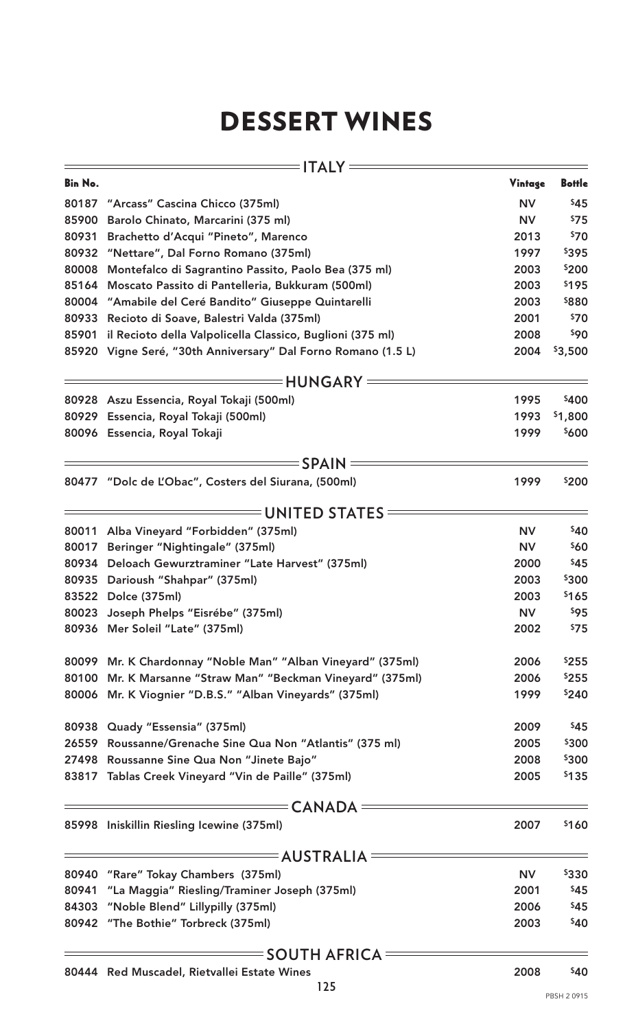# DESSERT WINES

## ITALY

| Bin No. | | Vintage | Bottle |
|---|---|---|---|
| 80187 | "Arcass" Cascina Chicco (375ml) | NV | $45 |
| 85900 | Barolo Chinato, Marcarini (375 ml) | NV | $75 |
| 80931 | Brachetto d'Acqui "Pineto", Marenco | 2013 | $70 |
| 80932 | "Nettare", Dal Forno Romano (375ml) | 1997 | $395 |
| 80008 | Montefalco di Sagrantino Passito, Paolo Bea (375 ml) | 2003 | $200 |
| 85164 | Moscato Passito di Pantelleria, Bukkuram (500ml) | 2003 | $195 |
| 80004 | "Amabile del Ceré Bandito" Giuseppe Quintarelli | 2003 | $880 |
| 80933 | Recioto di Soave, Balestri Valda (375ml) | 2001 | $70 |
| 85901 | il Recioto della Valpolicella Classico, Buglioni (375 ml) | 2008 | $90 |
| 85920 | Vigne Seré, "30th Anniversary" Dal Forno Romano (1.5 L) | 2004 | $3,500 |

## HUNGARY

| | | | |
|---|---|---|---|
| 80928 | Aszu Essencia, Royal Tokaji (500ml) | 1995 | $400 |
| 80929 | Essencia, Royal Tokaji (500ml) | 1993 | $1,800 |
| 80096 | Essencia, Royal Tokaji | 1999 | $600 |

## SPAIN

| | | | |
|---|---|---|---|
| 80477 | "Dolc de L'Obac", Costers del Siurana, (500ml) | 1999 | $200 |

## UNITED STATES

| | | | |
|---|---|---|---|
| 80011 | Alba Vineyard "Forbidden" (375ml) | NV | $40 |
| 80017 | Beringer "Nightingale" (375ml) | NV | $60 |
| 80934 | Deloach Gewurztraminer "Late Harvest" (375ml) | 2000 | $45 |
| 80935 | Darioush "Shahpar" (375ml) | 2003 | $300 |
| 83522 | Dolce (375ml) | 2003 | $165 |
| 80023 | Joseph Phelps "Eisrébe" (375ml) | NV | $95 |
| 80936 | Mer Soleil "Late" (375ml) | 2002 | $75 |
| 80099 | Mr. K Chardonnay "Noble Man" "Alban Vineyard" (375ml) | 2006 | $255 |
| 80100 | Mr. K Marsanne "Straw Man" "Beckman Vineyard" (375ml) | 2006 | $255 |
| 80006 | Mr. K Viognier "D.B.S." "Alban Vineyards" (375ml) | 1999 | $240 |
| 80938 | Quady "Essensia" (375ml) | 2009 | $45 |
| 26559 | Roussanne/Grenache Sine Qua Non "Atlantis" (375 ml) | 2005 | $300 |
| 27498 | Roussanne Sine Qua Non "Jinete Bajo" | 2008 | $300 |
| 83817 | Tablas Creek Vineyard "Vin de Paille" (375ml) | 2005 | $135 |

## CANADA

| | | | |
|---|---|---|---|
| 85998 | Iniskillin Riesling Icewine (375ml) | 2007 | $160 |

## AUSTRALIA

| | | | |
|---|---|---|---|
| 80940 | "Rare" Tokay Chambers (375ml) | NV | $330 |
| 80941 | "La Maggia" Riesling/Traminer Joseph (375ml) | 2001 | $45 |
| 84303 | "Noble Blend" Lillypilly (375ml) | 2006 | $45 |
| 80942 | "The Bothie" Torbreck (375ml) | 2003 | $40 |

## SOUTH AFRICA

| | | | |
|---|---|---|---|
| 80444 | Red Muscadel, Rietvallei Estate Wines | 2008 | $40 |

PBSH 2 0915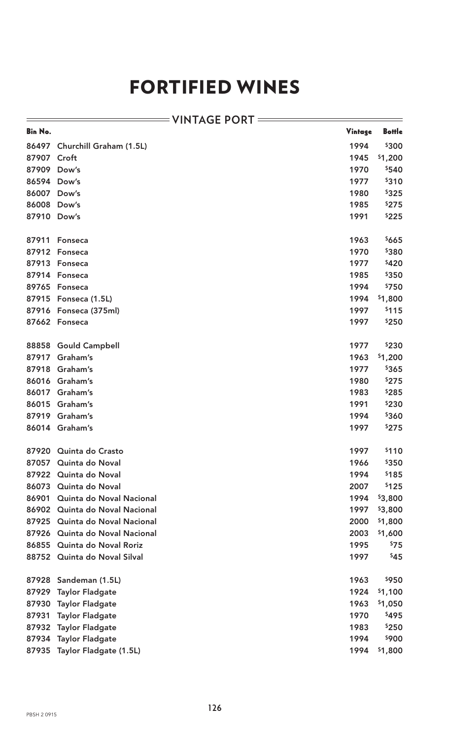# FORTIFIED WINES

## VINTAGE PORT

| Bin No. | | Vintage | Bottle |
|---|---|---|---|
| 86497 | Churchill Graham (1.5L) | 1994 | $300 |
| 87907 | Croft | 1945 | $1,200 |
| 87909 | Dow's | 1970 | $540 |
| 86594 | Dow's | 1977 | $310 |
| 86007 | Dow's | 1980 | $325 |
| 86008 | Dow's | 1985 | $275 |
| 87910 | Dow's | 1991 | $225 |
| 87911 | Fonseca | 1963 | $665 |
| 87912 | Fonseca | 1970 | $380 |
| 87913 | Fonseca | 1977 | $420 |
| 87914 | Fonseca | 1985 | $350 |
| 89765 | Fonseca | 1994 | $750 |
| 87915 | Fonseca (1.5L) | 1994 | $1,800 |
| 87916 | Fonseca (375ml) | 1997 | $115 |
| 87662 | Fonseca | 1997 | $250 |
| 88858 | Gould Campbell | 1977 | $230 |
| 87917 | Graham's | 1963 | $1,200 |
| 87918 | Graham's | 1977 | $365 |
| 86016 | Graham's | 1980 | $275 |
| 86017 | Graham's | 1983 | $285 |
| 86015 | Graham's | 1991 | $230 |
| 87919 | Graham's | 1994 | $360 |
| 86014 | Graham's | 1997 | $275 |
| 87920 | Quinta do Crasto | 1997 | $110 |
| 87057 | Quinta do Noval | 1966 | $350 |
| 87922 | Quinta do Noval | 1994 | $185 |
| 86073 | Quinta do Noval | 2007 | $125 |
| 86901 | Quinta do Noval Nacional | 1994 | $3,800 |
| 86902 | Quinta do Noval Nacional | 1997 | $3,800 |
| 87925 | Quinta do Noval Nacional | 2000 | $1,800 |
| 87926 | Quinta do Noval Nacional | 2003 | $1,600 |
| 86855 | Quinta do Noval Roriz | 1995 | $75 |
| 88752 | Quinta do Noval Silval | 1997 | $45 |
| 87928 | Sandeman (1.5L) | 1963 | $950 |
| 87929 | Taylor Fladgate | 1924 | $1,100 |
| 87930 | Taylor Fladgate | 1963 | $1,050 |
| 87931 | Taylor Fladgate | 1970 | $495 |
| 87932 | Taylor Fladgate | 1983 | $250 |
| 87934 | Taylor Fladgate | 1994 | $900 |
| 87935 | Taylor Fladgate (1.5L) | 1994 | $1,800 |

PBSH 2 0915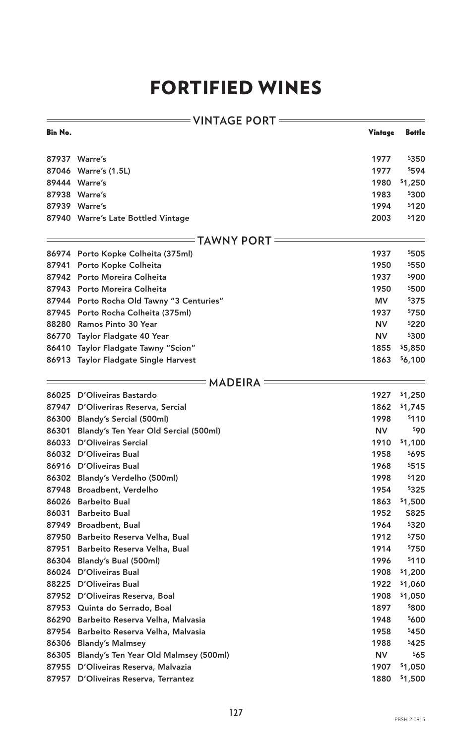# FORTIFIED WINES

## VINTAGE PORT

| Bin No. | | Vintage | Bottle |
|---|---|---|---|
| 87937 | Warre's | 1977 | $350 |
| 87046 | Warre's (1.5L) | 1977 | $594 |
| 89444 | Warre's | 1980 | $1,250 |
| 87938 | Warre's | 1983 | $300 |
| 87939 | Warre's | 1994 | $120 |
| 87940 | Warre's Late Bottled Vintage | 2003 | $120 |

## TAWNY PORT

| Bin No. | | Vintage | Bottle |
|---|---|---|---|
| 86974 | Porto Kopke Colheita (375ml) | 1937 | $505 |
| 87941 | Porto Kopke Colheita | 1950 | $550 |
| 87942 | Porto Moreira Colheita | 1937 | $900 |
| 87943 | Porto Moreira Colheita | 1950 | $500 |
| 87944 | Porto Rocha Old Tawny "3 Centuries" | MV | $375 |
| 87945 | Porto Rocha Colheita (375ml) | 1937 | $750 |
| 88280 | Ramos Pinto 30 Year | NV | $220 |
| 86770 | Taylor Fladgate 40 Year | NV | $300 |
| 86410 | Taylor Fladgate Tawny "Scion" | 1855 | $5,850 |
| 86913 | Taylor Fladgate Single Harvest | 1863 | $6,100 |

## MADEIRA

| Bin No. | | Vintage | Bottle |
|---|---|---|---|
| 86025 | D'Oliveiras Bastardo | 1927 | $1,250 |
| 87947 | D'Oliveriras Reserva, Sercial | 1862 | $1,745 |
| 86300 | Blandy's Sercial (500ml) | 1998 | $110 |
| 86301 | Blandy's Ten Year Old Sercial (500ml) | NV | $90 |
| 86033 | D'Oliveiras Sercial | 1910 | $1,100 |
| 86032 | D'Oliveiras Bual | 1958 | $695 |
| 86916 | D'Oliveiras Bual | 1968 | $515 |
| 86302 | Blandy's Verdelho (500ml) | 1998 | $120 |
| 87948 | Broadbent, Verdelho | 1954 | $325 |
| 86026 | Barbeito Bual | 1863 | $1,500 |
| 86031 | Barbeito Bual | 1952 | $825 |
| 87949 | Broadbent, Bual | 1964 | $320 |
| 87950 | Barbeito Reserva Velha, Bual | 1912 | $750 |
| 87951 | Barbeito Reserva Velha, Bual | 1914 | $750 |
| 86304 | Blandy's Bual (500ml) | 1996 | $110 |
| 86024 | D'Oliveiras Bual | 1908 | $1,200 |
| 88225 | D'Oliveiras Bual | 1922 | $1,060 |
| 87952 | D'Oliveiras Reserva, Boal | 1908 | $1,050 |
| 87953 | Quinta do Serrado, Boal | 1897 | $800 |
| 86290 | Barbeito Reserva Velha, Malvasia | 1948 | $600 |
| 87954 | Barbeito Reserva Velha, Malvasia | 1958 | $450 |
| 86306 | Blandy's Malmsey | 1988 | $425 |
| 86305 | Blandy's Ten Year Old Malmsey (500ml) | NV | $65 |
| 87955 | D'Oliveiras Reserva, Malvazia | 1907 | $1,050 |
| 87957 | D'Oliveiras Reserva, Terrantez | 1880 | $1,500 |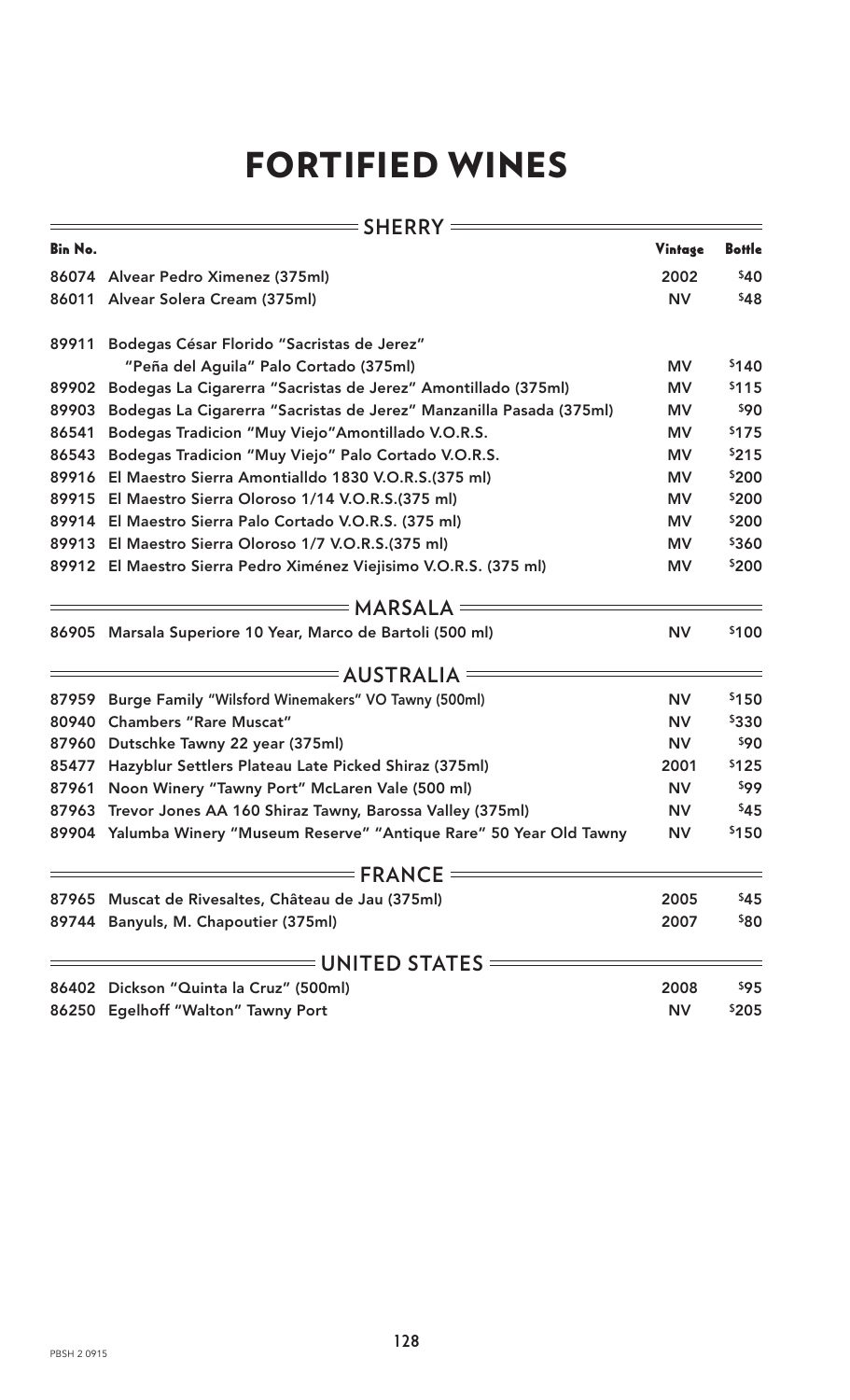# FORTIFIED WINES

## SHERRY

| Bin No. | | Vintage | Bottle |
|---|---|---|---|
| 86074 | Alvear Pedro Ximenez (375ml) | 2002 | $40 |
| 86011 | Alvear Solera Cream (375ml) | NV | $48 |
| 89911 | Bodegas César Florido "Sacristas de Jerez" "Peña del Aguila" Palo Cortado (375ml) | MV | $140 |
| 89902 | Bodegas La Cigarerra "Sacristas de Jerez" Amontillado (375ml) | MV | $115 |
| 89903 | Bodegas La Cigarerra "Sacristas de Jerez" Manzanilla Pasada (375ml) | MV | $90 |
| 86541 | Bodegas Tradicion "Muy Viejo"Amontillado V.O.R.S. | MV | $175 |
| 86543 | Bodegas Tradicion "Muy Viejo" Palo Cortado V.O.R.S. | MV | $215 |
| 89916 | El Maestro Sierra Amontialldo 1830 V.O.R.S.(375 ml) | MV | $200 |
| 89915 | El Maestro Sierra Oloroso 1/14 V.O.R.S.(375 ml) | MV | $200 |
| 89914 | El Maestro Sierra Palo Cortado V.O.R.S. (375 ml) | MV | $200 |
| 89913 | El Maestro Sierra Oloroso 1/7 V.O.R.S.(375 ml) | MV | $360 |
| 89912 | El Maestro Sierra Pedro Ximénez Viejisimo V.O.R.S. (375 ml) | MV | $200 |

## MARSALA

| | | | |
|---|---|---|---|
| 86905 | Marsala Superiore 10 Year, Marco de Bartoli (500 ml) | NV | $100 |

## AUSTRALIA

| | | | |
|---|---|---|---|
| 87959 | Burge Family "Wilsford Winemakers" VO Tawny (500ml) | NV | $150 |
| 80940 | Chambers "Rare Muscat" | NV | $330 |
| 87960 | Dutschke Tawny 22 year (375ml) | NV | $90 |
| 85477 | Hazyblur Settlers Plateau Late Picked Shiraz (375ml) | 2001 | $125 |
| 87961 | Noon Winery "Tawny Port" McLaren Vale (500 ml) | NV | $99 |
| 87963 | Trevor Jones AA 160 Shiraz Tawny, Barossa Valley (375ml) | NV | $45 |
| 89904 | Yalumba Winery "Museum Reserve" "Antique Rare" 50 Year Old Tawny | NV | $150 |

## FRANCE

| | | | |
|---|---|---|---|
| 87965 | Muscat de Rivesaltes, Château de Jau (375ml) | 2005 | $45 |
| 89744 | Banyuls, M. Chapoutier (375ml) | 2007 | $80 |

## UNITED STATES

| | | | |
|---|---|---|---|
| 86402 | Dickson "Quinta la Cruz" (500ml) | 2008 | $95 |
| 86250 | Egelhoff "Walton" Tawny Port | NV | $205 |

PBSH 2 0915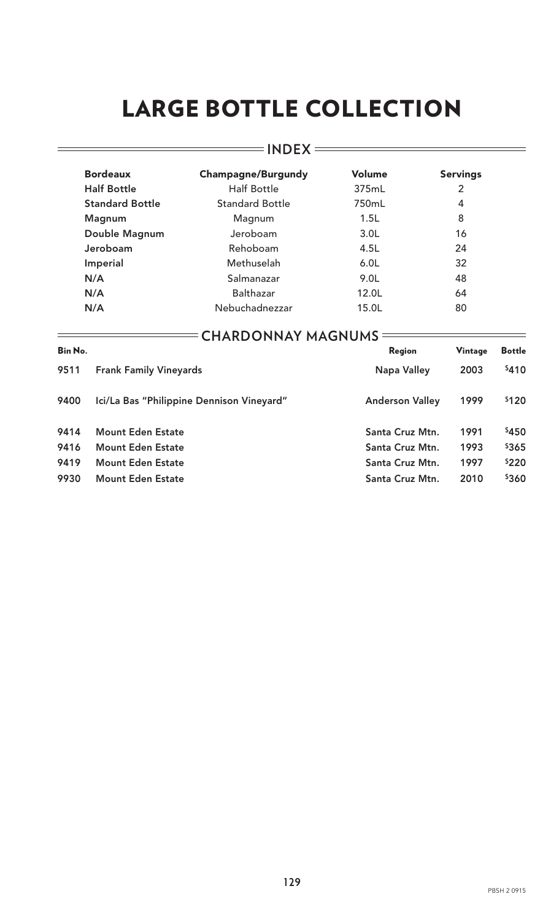# LARGE BOTTLE COLLECTION

## INDEX

| Bordeaux | Champagne/Burgundy | Volume | Servings |
|---|---|---|---|
| Half Bottle | Half Bottle | 375mL | 2 |
| Standard Bottle | Standard Bottle | 750mL | 4 |
| Magnum | Magnum | 1.5L | 8 |
| Double Magnum | Jeroboam | 3.0L | 16 |
| Jeroboam | Rehoboam | 4.5L | 24 |
| Imperial | Methuselah | 6.0L | 32 |
| N/A | Salmanazar | 9.0L | 48 |
| N/A | Balthazar | 12.0L | 64 |
| N/A | Nebuchadnezzar | 15.0L | 80 |

## CHARDONNAY MAGNUMS

| Bin No. | | Region | Vintage | Bottle |
|---|---|---|---|---|
| 9511 | Frank Family Vineyards | Napa Valley | 2003 | $410 |
| 9400 | Ici/La Bas "Philippine Dennison Vineyard" | Anderson Valley | 1999 | $120 |
| 9414 | Mount Eden Estate | Santa Cruz Mtn. | 1991 | $450 |
| 9416 | Mount Eden Estate | Santa Cruz Mtn. | 1993 | $365 |
| 9419 | Mount Eden Estate | Santa Cruz Mtn. | 1997 | $220 |
| 9930 | Mount Eden Estate | Santa Cruz Mtn. | 2010 | $360 |

PBSH 2 0915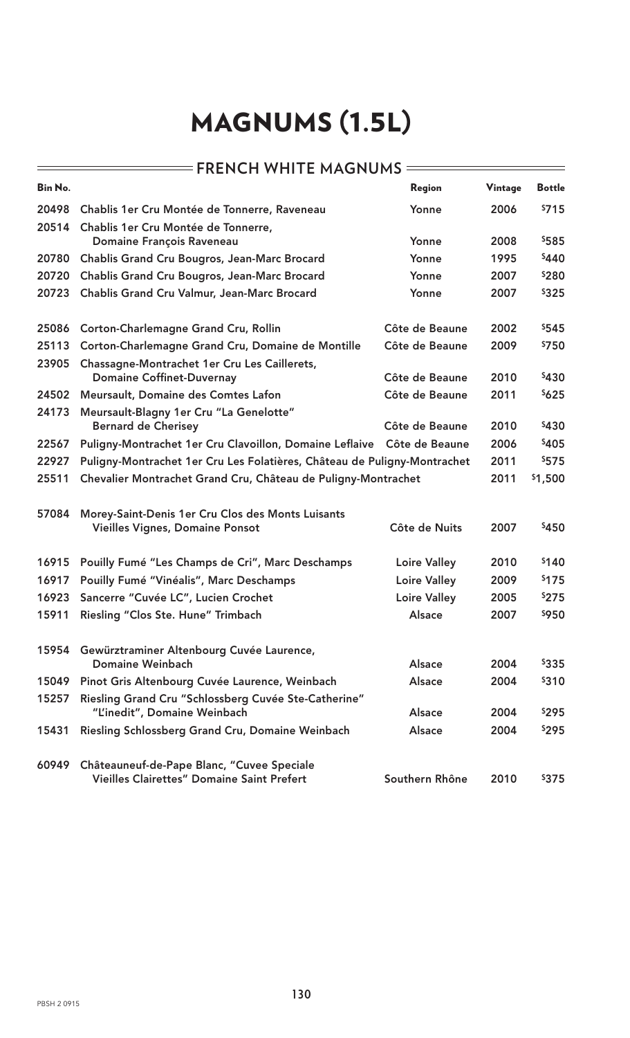# MAGNUMS (1.5L)

## FRENCH WHITE MAGNUMS

| Bin No. | | Region | Vintage | Bottle |
|---|---|---|---|---|
| 20498 | Chablis 1er Cru Montée de Tonnerre, Raveneau | Yonne | 2006 | $715 |
| 20514 | Chablis 1er Cru Montée de Tonnerre, Domaine François Raveneau | Yonne | 2008 | $585 |
| 20780 | Chablis Grand Cru Bougros, Jean-Marc Brocard | Yonne | 1995 | $440 |
| 20720 | Chablis Grand Cru Bougros, Jean-Marc Brocard | Yonne | 2007 | $280 |
| 20723 | Chablis Grand Cru Valmur, Jean-Marc Brocard | Yonne | 2007 | $325 |
| 25086 | Corton-Charlemagne Grand Cru, Rollin | Côte de Beaune | 2002 | $545 |
| 25113 | Corton-Charlemagne Grand Cru, Domaine de Montille | Côte de Beaune | 2009 | $750 |
| 23905 | Chassagne-Montrachet 1er Cru Les Caillerets, Domaine Coffinet-Duvernay | Côte de Beaune | 2010 | $430 |
| 24502 | Meursault, Domaine des Comtes Lafon | Côte de Beaune | 2011 | $625 |
| 24173 | Meursault-Blagny 1er Cru "La Genelotte" Bernard de Cherisey | Côte de Beaune | 2010 | $430 |
| 22567 | Puligny-Montrachet 1er Cru Clavoillon, Domaine Leflaive | Côte de Beaune | 2006 | $405 |
| 22927 | Puligny-Montrachet 1er Cru Les Folatières, Château de Puligny-Montrachet | | 2011 | $575 |
| 25511 | Chevalier Montrachet Grand Cru, Château de Puligny-Montrachet | | 2011 | $1,500 |
| 57084 | Morey-Saint-Denis 1er Cru Clos des Monts Luisants Vieilles Vignes, Domaine Ponsot | Côte de Nuits | 2007 | $450 |
| 16915 | Pouilly Fumé "Les Champs de Cri", Marc Deschamps | Loire Valley | 2010 | $140 |
| 16917 | Pouilly Fumé "Vinéalis", Marc Deschamps | Loire Valley | 2009 | $175 |
| 16923 | Sancerre "Cuvée LC", Lucien Crochet | Loire Valley | 2005 | $275 |
| 15911 | Riesling "Clos Ste. Hune" Trimbach | Alsace | 2007 | $950 |
| 15954 | Gewürztraminer Altenbourg Cuvée Laurence, Domaine Weinbach | Alsace | 2004 | $335 |
| 15049 | Pinot Gris Altenbourg Cuvée Laurence, Weinbach | Alsace | 2004 | $310 |
| 15257 | Riesling Grand Cru "Schlossberg Cuvée Ste-Catherine" "L'inedit", Domaine Weinbach | Alsace | 2004 | $295 |
| 15431 | Riesling Schlossberg Grand Cru, Domaine Weinbach | Alsace | 2004 | $295 |
| 60949 | Châteauneuf-de-Pape Blanc, "Cuvee Speciale Vieilles Clairettes" Domaine Saint Prefert | Southern Rhône | 2010 | $375 |

PBSH 2 0915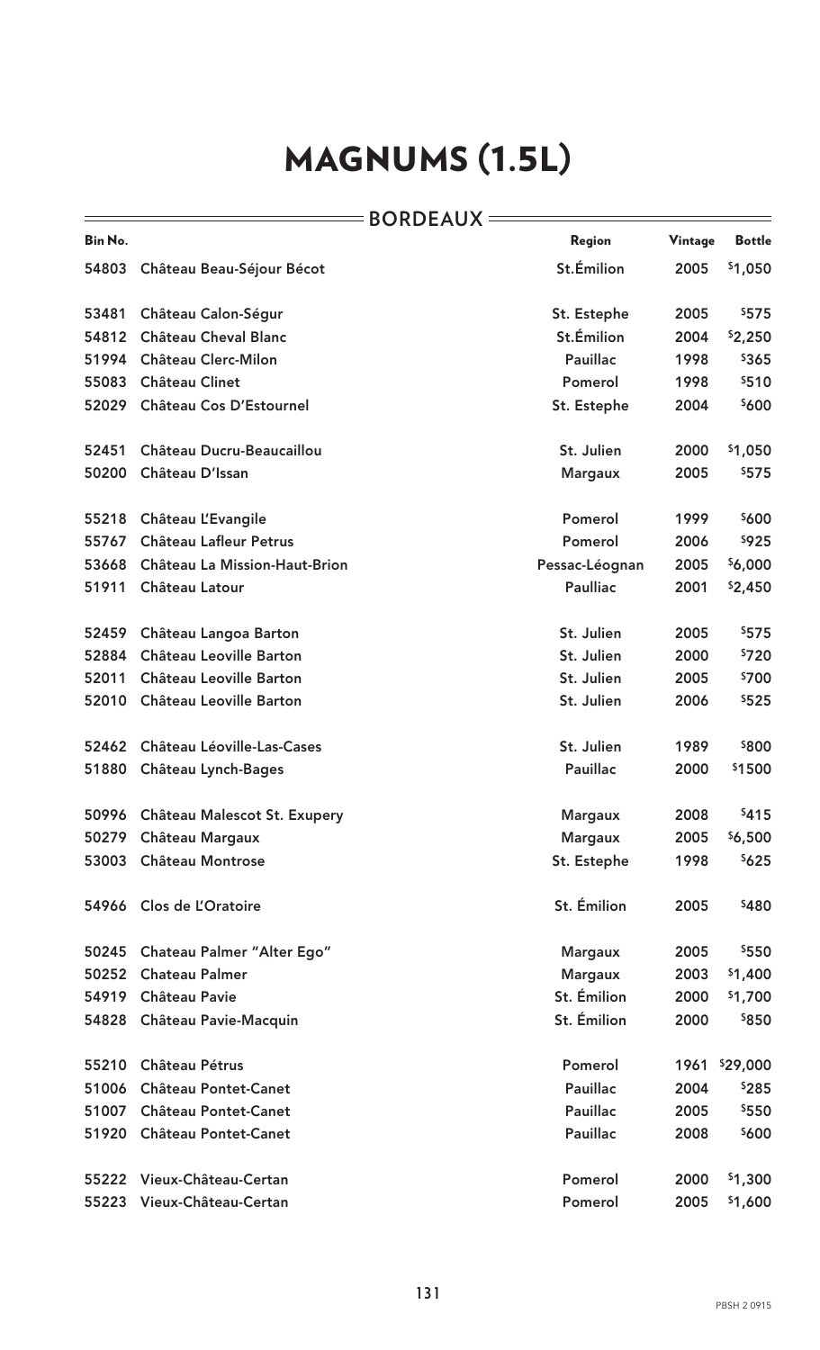# MAGNUMS (1.5L)

## BORDEAUX

| Bin No. | | Region | Vintage | Bottle |
|---|---|---|---|---|
| 54803 | Château Beau-Séjour Bécot | St.Émilion | 2005 | $1,050 |
| 53481 | Château Calon-Ségur | St. Estephe | 2005 | $575 |
| 54812 | Château Cheval Blanc | St.Émilion | 2004 | $2,250 |
| 51994 | Château Clerc-Milon | Pauillac | 1998 | $365 |
| 55083 | Château Clinet | Pomerol | 1998 | $510 |
| 52029 | Château Cos D'Estournel | St. Estephe | 2004 | $600 |
| 52451 | Château Ducru-Beaucaillou | St. Julien | 2000 | $1,050 |
| 50200 | Château D'Issan | Margaux | 2005 | $575 |
| 55218 | Château L'Evangile | Pomerol | 1999 | $600 |
| 55767 | Château Lafleur Petrus | Pomerol | 2006 | $925 |
| 53668 | Château La Mission-Haut-Brion | Pessac-Léognan | 2005 | $6,000 |
| 51911 | Château Latour | Paulliac | 2001 | $2,450 |
| 52459 | Château Langoa Barton | St. Julien | 2005 | $575 |
| 52884 | Château Leoville Barton | St. Julien | 2000 | $720 |
| 52011 | Château Leoville Barton | St. Julien | 2005 | $700 |
| 52010 | Château Leoville Barton | St. Julien | 2006 | $525 |
| 52462 | Château Léoville-Las-Cases | St. Julien | 1989 | $800 |
| 51880 | Château Lynch-Bages | Pauillac | 2000 | $1500 |
| 50996 | Château Malescot St. Exupery | Margaux | 2008 | $415 |
| 50279 | Château Margaux | Margaux | 2005 | $6,500 |
| 53003 | Château Montrose | St. Estephe | 1998 | $625 |
| 54966 | Clos de L'Oratoire | St. Émilion | 2005 | $480 |
| 50245 | Chateau Palmer "Alter Ego" | Margaux | 2005 | $550 |
| 50252 | Chateau Palmer | Margaux | 2003 | $1,400 |
| 54919 | Château Pavie | St. Émilion | 2000 | $1,700 |
| 54828 | Château Pavie-Macquin | St. Émilion | 2000 | $850 |
| 55210 | Château Pétrus | Pomerol | 1961 | $29,000 |
| 51006 | Château Pontet-Canet | Pauillac | 2004 | $285 |
| 51007 | Château Pontet-Canet | Pauillac | 2005 | $550 |
| 51920 | Château Pontet-Canet | Pauillac | 2008 | $600 |
| 55222 | Vieux-Château-Certan | Pomerol | 2000 | $1,300 |
| 55223 | Vieux-Château-Certan | Pomerol | 2005 | $1,600 |

PBSH 2 0915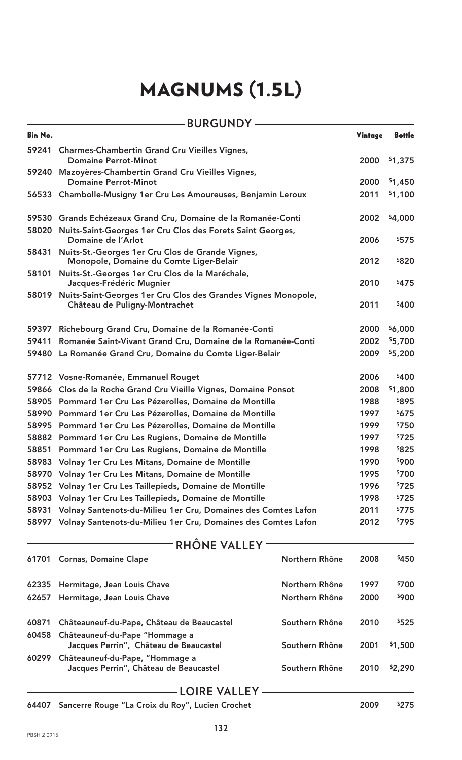# MAGNUMS (1.5L)

## BURGUNDY

| Bin No. | | Vintage | Bottle |
|---|---|---|---|
| 59241 | Charmes-Chambertin Grand Cru Vieilles Vignes, Domaine Perrot-Minot | 2000 | $1,375 |
| 59240 | Mazoyères-Chambertin Grand Cru Vieilles Vignes, Domaine Perrot-Minot | 2000 | $1,450 |
| 56533 | Chambolle-Musigny 1er Cru Les Amoureuses, Benjamin Leroux | 2011 | $1,100 |
| 59530 | Grands Echézeaux Grand Cru, Domaine de la Romanée-Conti | 2002 | $4,000 |
| 58020 | Nuits-Saint-Georges 1er Cru Clos des Forets Saint Georges, Domaine de l'Arlot | 2006 | $575 |
| 58431 | Nuits-St.-Georges 1er Cru Clos de Grande Vignes, Monopole, Domaine du Comte Liger-Belair | 2012 | $820 |
| 58101 | Nuits-St.-Georges 1er Cru Clos de la Maréchale, Jacques-Frédéric Mugnier | 2010 | $475 |
| 58019 | Nuits-Saint-Georges 1er Cru Clos des Grandes Vignes Monopole, Château de Puligny-Montrachet | 2011 | $400 |
| 59397 | Richebourg Grand Cru, Domaine de la Romanée-Conti | 2000 | $6,000 |
| 59411 | Romanée Saint-Vivant Grand Cru, Domaine de la Romanée-Conti | 2002 | $5,700 |
| 59480 | La Romanée Grand Cru, Domaine du Comte Liger-Belair | 2009 | $5,200 |
| 57712 | Vosne-Romanée, Emmanuel Rouget | 2006 | $400 |
| 59866 | Clos de la Roche Grand Cru Vieille Vignes, Domaine Ponsot | 2008 | $1,800 |
| 58905 | Pommard 1er Cru Les Pézerolles, Domaine de Montille | 1988 | $895 |
| 58990 | Pommard 1er Cru Les Pézerolles, Domaine de Montille | 1997 | $675 |
| 58995 | Pommard 1er Cru Les Pézerolles, Domaine de Montille | 1999 | $750 |
| 58882 | Pommard 1er Cru Les Rugiens, Domaine de Montille | 1997 | $725 |
| 58851 | Pommard 1er Cru Les Rugiens, Domaine de Montille | 1998 | $825 |
| 58983 | Volnay 1er Cru Les Mitans, Domaine de Montille | 1990 | $900 |
| 58970 | Volnay 1er Cru Les Mitans, Domaine de Montille | 1995 | $700 |
| 58952 | Volnay 1er Cru Les Taillepieds, Domaine de Montille | 1996 | $725 |
| 58903 | Volnay 1er Cru Les Taillepieds, Domaine de Montille | 1998 | $725 |
| 58931 | Volnay Santenots-du-Milieu 1er Cru, Domaines des Comtes Lafon | 2011 | $775 |
| 58997 | Volnay Santenots-du-Milieu 1er Cru, Domaines des Comtes Lafon | 2012 | $795 |

## RHÔNE VALLEY

| | | | | |
|---|---|---|---|---|
| 61701 | Cornas, Domaine Clape | Northern Rhône | 2008 | $450 |
| 62335 | Hermitage, Jean Louis Chave | Northern Rhône | 1997 | $700 |
| 62657 | Hermitage, Jean Louis Chave | Northern Rhône | 2000 | $900 |
| 60871 | Châteauneuf-du-Pape, Château de Beaucastel | Southern Rhône | 2010 | $525 |
| 60458 | Châteauneuf-du-Pape "Hommage a Jacques Perrin", Château de Beaucastel | Southern Rhône | 2001 | $1,500 |
| 60299 | Châteauneuf-du-Pape, "Hommage a Jacques Perrin", Château de Beaucastel | Southern Rhône | 2010 | $2,290 |

## LOIRE VALLEY

| | | | |
|---|---|---|---|
| 64407 | Sancerre Rouge "La Croix du Roy", Lucien Crochet | 2009 | $275 |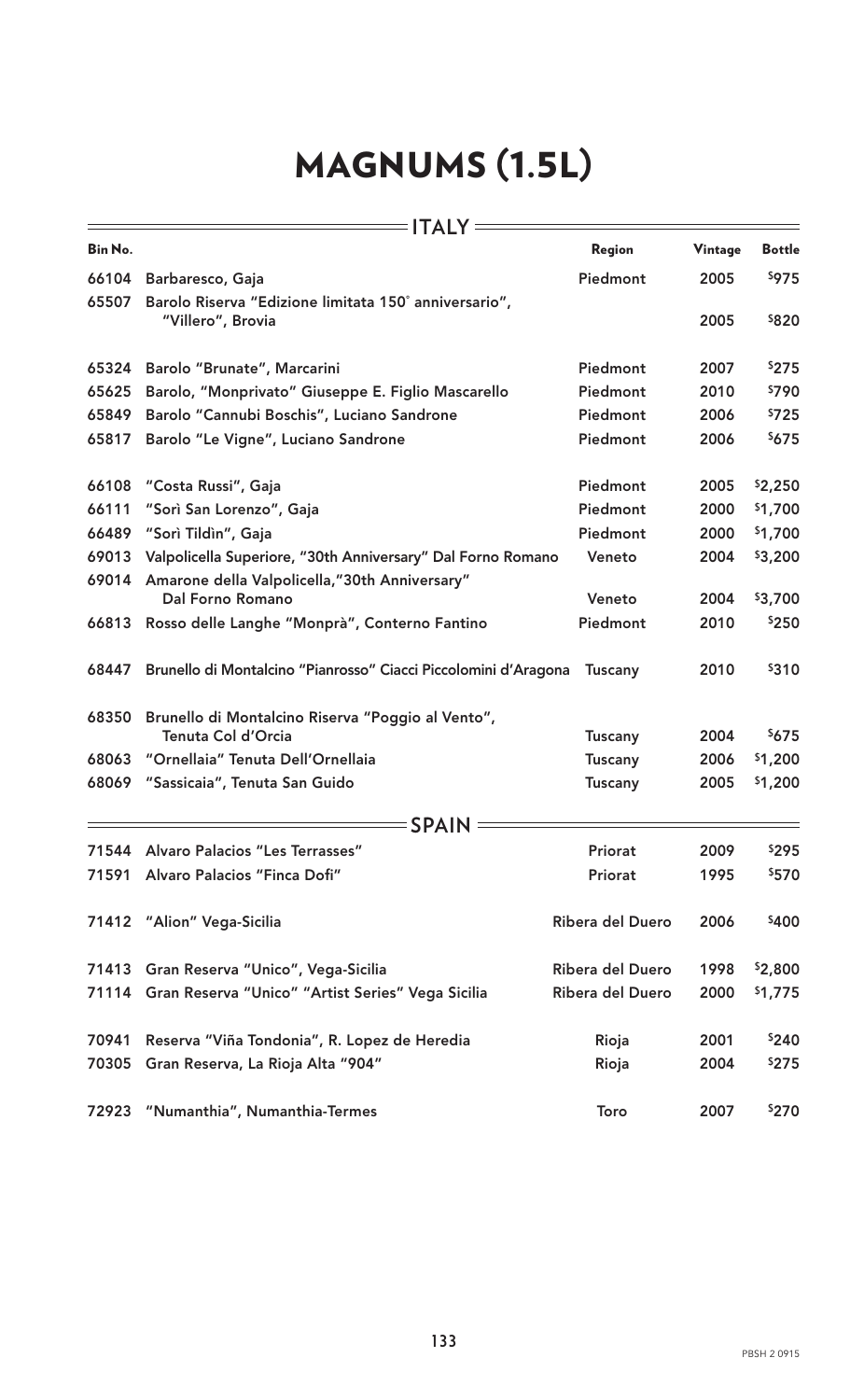# MAGNUMS (1.5L)

## ITALY

| Bin No. | | Region | Vintage | Bottle |
|---|---|---|---|---|
| 66104 | Barbaresco, Gaja | Piedmont | 2005 | $975 |
| 65507 | Barolo Riserva "Edizione limitata 150° anniversario", "Villero", Brovia | | 2005 | $820 |
| 65324 | Barolo "Brunate", Marcarini | Piedmont | 2007 | $275 |
| 65625 | Barolo, "Monprivato" Giuseppe E. Figlio Mascarello | Piedmont | 2010 | $790 |
| 65849 | Barolo "Cannubi Boschis", Luciano Sandrone | Piedmont | 2006 | $725 |
| 65817 | Barolo "Le Vigne", Luciano Sandrone | Piedmont | 2006 | $675 |
| 66108 | "Costa Russi", Gaja | Piedmont | 2005 | $2,250 |
| 66111 | "Sorì San Lorenzo", Gaja | Piedmont | 2000 | $1,700 |
| 66489 | "Sorì Tildìn", Gaja | Piedmont | 2000 | $1,700 |
| 69013 | Valpolicella Superiore, "30th Anniversary" Dal Forno Romano | Veneto | 2004 | $3,200 |
| 69014 | Amarone della Valpolicella,"30th Anniversary" Dal Forno Romano | Veneto | 2004 | $3,700 |
| 66813 | Rosso delle Langhe "Monprà", Conterno Fantino | Piedmont | 2010 | $250 |
| 68447 | Brunello di Montalcino "Pianrosso" Ciacci Piccolomini d'Aragona | Tuscany | 2010 | $310 |
| 68350 | Brunello di Montalcino Riserva "Poggio al Vento", Tenuta Col d'Orcia | Tuscany | 2004 | $675 |
| 68063 | "Ornellaia" Tenuta Dell'Ornellaia | Tuscany | 2006 | $1,200 |
| 68069 | "Sassicaia", Tenuta San Guido | Tuscany | 2005 | $1,200 |

## SPAIN

| Bin No. | | Region | Vintage | Bottle |
|---|---|---|---|---|
| 71544 | Alvaro Palacios "Les Terrasses" | Priorat | 2009 | $295 |
| 71591 | Alvaro Palacios "Finca Dofi" | Priorat | 1995 | $570 |
| 71412 | "Alion" Vega-Sicilia | Ribera del Duero | 2006 | $400 |
| 71413 | Gran Reserva "Unico", Vega-Sicilia | Ribera del Duero | 1998 | $2,800 |
| 71114 | Gran Reserva "Unico" "Artist Series" Vega Sicilia | Ribera del Duero | 2000 | $1,775 |
| 70941 | Reserva "Viña Tondonia", R. Lopez de Heredia | Rioja | 2001 | $240 |
| 70305 | Gran Reserva, La Rioja Alta "904" | Rioja | 2004 | $275 |
| 72923 | "Numanthia", Numanthia-Termes | Toro | 2007 | $270 |

PBSH 2 0915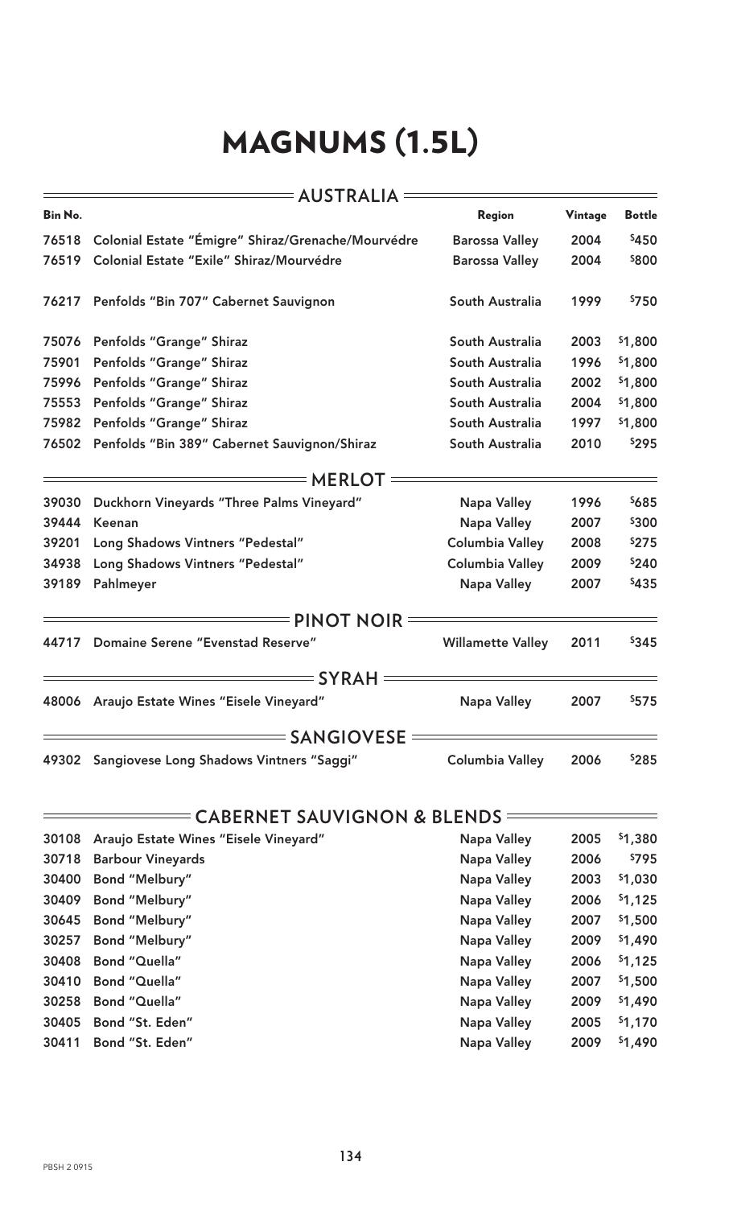# MAGNUMS (1.5L)

## AUSTRALIA

| Bin No. | | Region | Vintage | Bottle |
|---|---|---|---|---|
| 76518 | Colonial Estate "Émigre" Shiraz/Grenache/Mourvédre | Barossa Valley | 2004 | $450 |
| 76519 | Colonial Estate "Exile" Shiraz/Mourvédre | Barossa Valley | 2004 | $800 |
| 76217 | Penfolds "Bin 707" Cabernet Sauvignon | South Australia | 1999 | $750 |
| 75076 | Penfolds "Grange" Shiraz | South Australia | 2003 | $1,800 |
| 75901 | Penfolds "Grange" Shiraz | South Australia | 1996 | $1,800 |
| 75996 | Penfolds "Grange" Shiraz | South Australia | 2002 | $1,800 |
| 75553 | Penfolds "Grange" Shiraz | South Australia | 2004 | $1,800 |
| 75982 | Penfolds "Grange" Shiraz | South Australia | 1997 | $1,800 |
| 76502 | Penfolds "Bin 389" Cabernet Sauvignon/Shiraz | South Australia | 2010 | $295 |

## MERLOT

| Bin No. | | Region | Vintage | Bottle |
|---|---|---|---|---|
| 39030 | Duckhorn Vineyards "Three Palms Vineyard" | Napa Valley | 1996 | $685 |
| 39444 | Keenan | Napa Valley | 2007 | $300 |
| 39201 | Long Shadows Vintners "Pedestal" | Columbia Valley | 2008 | $275 |
| 34938 | Long Shadows Vintners "Pedestal" | Columbia Valley | 2009 | $240 |
| 39189 | Pahlmeyer | Napa Valley | 2007 | $435 |

## PINOT NOIR

| Bin No. | | Region | Vintage | Bottle |
|---|---|---|---|---|
| 44717 | Domaine Serene "Evenstad Reserve" | Willamette Valley | 2011 | $345 |

## SYRAH

| Bin No. | | Region | Vintage | Bottle |
|---|---|---|---|---|
| 48006 | Araujo Estate Wines "Eisele Vineyard" | Napa Valley | 2007 | $575 |

## SANGIOVESE

| Bin No. | | Region | Vintage | Bottle |
|---|---|---|---|---|
| 49302 | Sangiovese Long Shadows Vintners "Saggi" | Columbia Valley | 2006 | $285 |

## CABERNET SAUVIGNON & BLENDS

| Bin No. | | Region | Vintage | Bottle |
|---|---|---|---|---|
| 30108 | Araujo Estate Wines "Eisele Vineyard" | Napa Valley | 2005 | $1,380 |
| 30718 | Barbour Vineyards | Napa Valley | 2006 | $795 |
| 30400 | Bond "Melbury" | Napa Valley | 2003 | $1,030 |
| 30409 | Bond "Melbury" | Napa Valley | 2006 | $1,125 |
| 30645 | Bond "Melbury" | Napa Valley | 2007 | $1,500 |
| 30257 | Bond "Melbury" | Napa Valley | 2009 | $1,490 |
| 30408 | Bond "Quella" | Napa Valley | 2006 | $1,125 |
| 30410 | Bond "Quella" | Napa Valley | 2007 | $1,500 |
| 30258 | Bond "Quella" | Napa Valley | 2009 | $1,490 |
| 30405 | Bond "St. Eden" | Napa Valley | 2005 | $1,170 |
| 30411 | Bond "St. Eden" | Napa Valley | 2009 | $1,490 |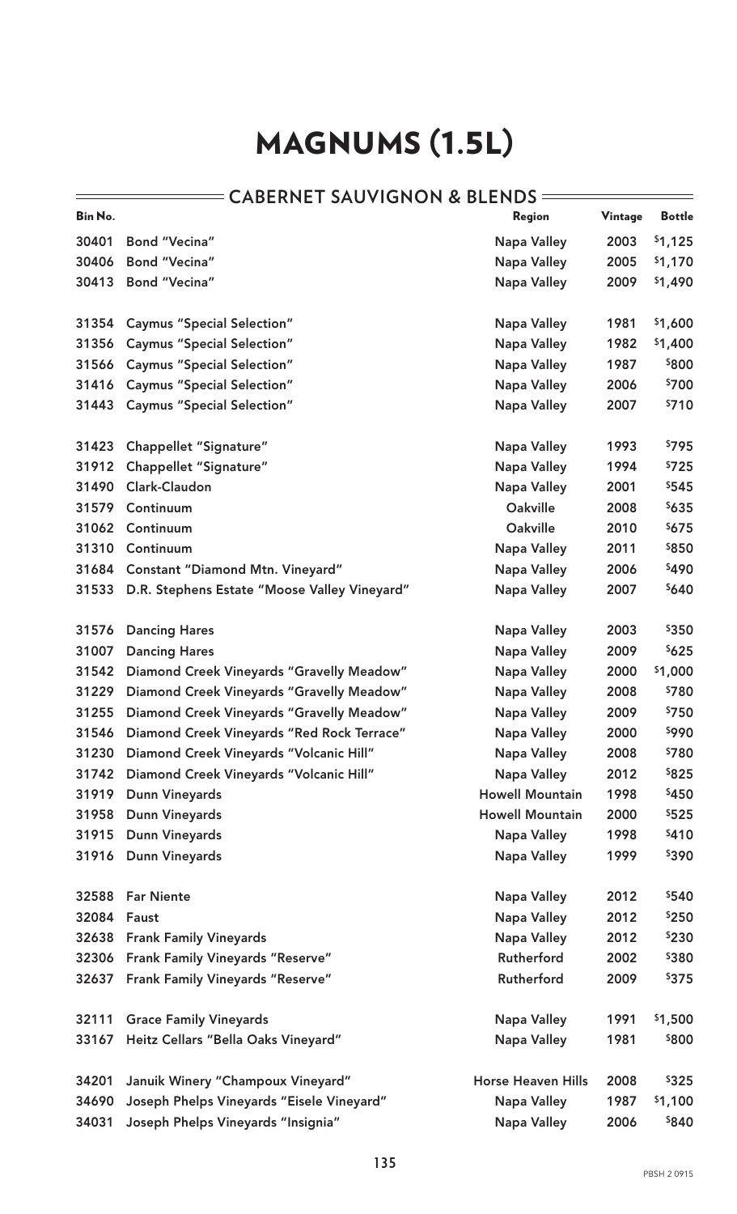# MAGNUMS (1.5L)

## CABERNET SAUVIGNON & BLENDS

| Bin No. | | Region | Vintage | Bottle |
|---|---|---|---|---|
| 30401 | Bond "Vecina" | Napa Valley | 2003 | $1,125 |
| 30406 | Bond "Vecina" | Napa Valley | 2005 | $1,170 |
| 30413 | Bond "Vecina" | Napa Valley | 2009 | $1,490 |
| 31354 | Caymus "Special Selection" | Napa Valley | 1981 | $1,600 |
| 31356 | Caymus "Special Selection" | Napa Valley | 1982 | $1,400 |
| 31566 | Caymus "Special Selection" | Napa Valley | 1987 | $800 |
| 31416 | Caymus "Special Selection" | Napa Valley | 2006 | $700 |
| 31443 | Caymus "Special Selection" | Napa Valley | 2007 | $710 |
| 31423 | Chappellet "Signature" | Napa Valley | 1993 | $795 |
| 31912 | Chappellet "Signature" | Napa Valley | 1994 | $725 |
| 31490 | Clark-Claudon | Napa Valley | 2001 | $545 |
| 31579 | Continuum | Oakville | 2008 | $635 |
| 31062 | Continuum | Oakville | 2010 | $675 |
| 31310 | Continuum | Napa Valley | 2011 | $850 |
| 31684 | Constant "Diamond Mtn. Vineyard" | Napa Valley | 2006 | $490 |
| 31533 | D.R. Stephens Estate "Moose Valley Vineyard" | Napa Valley | 2007 | $640 |
| 31576 | Dancing Hares | Napa Valley | 2003 | $350 |
| 31007 | Dancing Hares | Napa Valley | 2009 | $625 |
| 31542 | Diamond Creek Vineyards "Gravelly Meadow" | Napa Valley | 2000 | $1,000 |
| 31229 | Diamond Creek Vineyards "Gravelly Meadow" | Napa Valley | 2008 | $780 |
| 31255 | Diamond Creek Vineyards "Gravelly Meadow" | Napa Valley | 2009 | $750 |
| 31546 | Diamond Creek Vineyards "Red Rock Terrace" | Napa Valley | 2000 | $990 |
| 31230 | Diamond Creek Vineyards "Volcanic Hill" | Napa Valley | 2008 | $780 |
| 31742 | Diamond Creek Vineyards "Volcanic Hill" | Napa Valley | 2012 | $825 |
| 31919 | Dunn Vineyards | Howell Mountain | 1998 | $450 |
| 31958 | Dunn Vineyards | Howell Mountain | 2000 | $525 |
| 31915 | Dunn Vineyards | Napa Valley | 1998 | $410 |
| 31916 | Dunn Vineyards | Napa Valley | 1999 | $390 |
| 32588 | Far Niente | Napa Valley | 2012 | $540 |
| 32084 | Faust | Napa Valley | 2012 | $250 |
| 32638 | Frank Family Vineyards | Napa Valley | 2012 | $230 |
| 32306 | Frank Family Vineyards "Reserve" | Rutherford | 2002 | $380 |
| 32637 | Frank Family Vineyards "Reserve" | Rutherford | 2009 | $375 |
| 32111 | Grace Family Vineyards | Napa Valley | 1991 | $1,500 |
| 33167 | Heitz Cellars "Bella Oaks Vineyard" | Napa Valley | 1981 | $800 |
| 34201 | Januik Winery "Champoux Vineyard" | Horse Heaven Hills | 2008 | $325 |
| 34690 | Joseph Phelps Vineyards "Eisele Vineyard" | Napa Valley | 1987 | $1,100 |
| 34031 | Joseph Phelps Vineyards "Insignia" | Napa Valley | 2006 | $840 |

PBSH 2 0915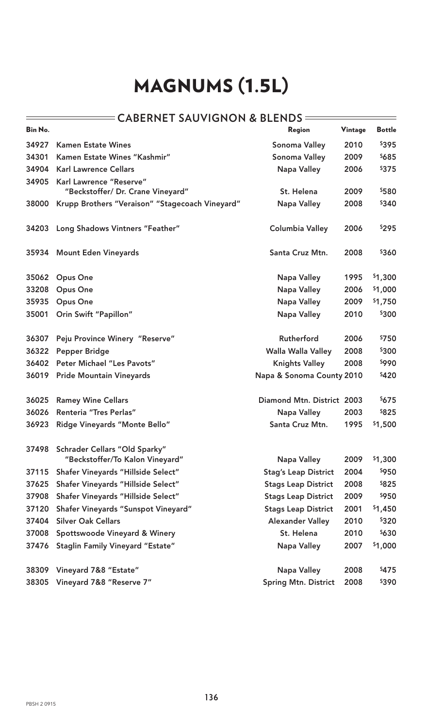# MAGNUMS (1.5L)

## CABERNET SAUVIGNON & BLENDS

| Bin No. | | Region | Vintage | Bottle |
|---|---|---|---|---|
| 34927 | Kamen Estate Wines | Sonoma Valley | 2010 | $395 |
| 34301 | Kamen Estate Wines "Kashmir" | Sonoma Valley | 2009 | $685 |
| 34904 | Karl Lawrence Cellars | Napa Valley | 2006 | $375 |
| 34905 | Karl Lawrence "Reserve" "Beckstoffer/ Dr. Crane Vineyard" | St. Helena | 2009 | $580 |
| 38000 | Krupp Brothers "Veraison" "Stagecoach Vineyard" | Napa Valley | 2008 | $340 |
| 34203 | Long Shadows Vintners "Feather" | Columbia Valley | 2006 | $295 |
| 35934 | Mount Eden Vineyards | Santa Cruz Mtn. | 2008 | $360 |
| 35062 | Opus One | Napa Valley | 1995 | $1,300 |
| 33208 | Opus One | Napa Valley | 2006 | $1,000 |
| 35935 | Opus One | Napa Valley | 2009 | $1,750 |
| 35001 | Orin Swift "Papillon" | Napa Valley | 2010 | $300 |
| 36307 | Peju Province Winery "Reserve" | Rutherford | 2006 | $750 |
| 36322 | Pepper Bridge | Walla Walla Valley | 2008 | $300 |
| 36402 | Peter Michael "Les Pavots" | Knights Valley | 2008 | $990 |
| 36019 | Pride Mountain Vineyards | Napa & Sonoma County | 2010 | $420 |
| 36025 | Ramey Wine Cellars | Diamond Mtn. District | 2003 | $675 |
| 36026 | Renteria "Tres Perlas" | Napa Valley | 2003 | $825 |
| 36923 | Ridge Vineyards "Monte Bello" | Santa Cruz Mtn. | 1995 | $1,500 |
| 37498 | Schrader Cellars "Old Sparky" "Beckstoffer/To Kalon Vineyard" | Napa Valley | 2009 | $1,300 |
| 37115 | Shafer Vineyards "Hillside Select" | Stag's Leap District | 2004 | $950 |
| 37625 | Shafer Vineyards "Hillside Select" | Stags Leap District | 2008 | $825 |
| 37908 | Shafer Vineyards "Hillside Select" | Stags Leap District | 2009 | $950 |
| 37120 | Shafer Vineyards "Sunspot Vineyard" | Stags Leap District | 2001 | $1,450 |
| 37404 | Silver Oak Cellars | Alexander Valley | 2010 | $320 |
| 37008 | Spottswoode Vineyard & Winery | St. Helena | 2010 | $630 |
| 37476 | Staglin Family Vineyard "Estate" | Napa Valley | 2007 | $1,000 |
| 38309 | Vineyard 7&8 "Estate" | Napa Valley | 2008 | $475 |
| 38305 | Vineyard 7&8 "Reserve 7" | Spring Mtn. District | 2008 | $390 |

PBSH 2 0915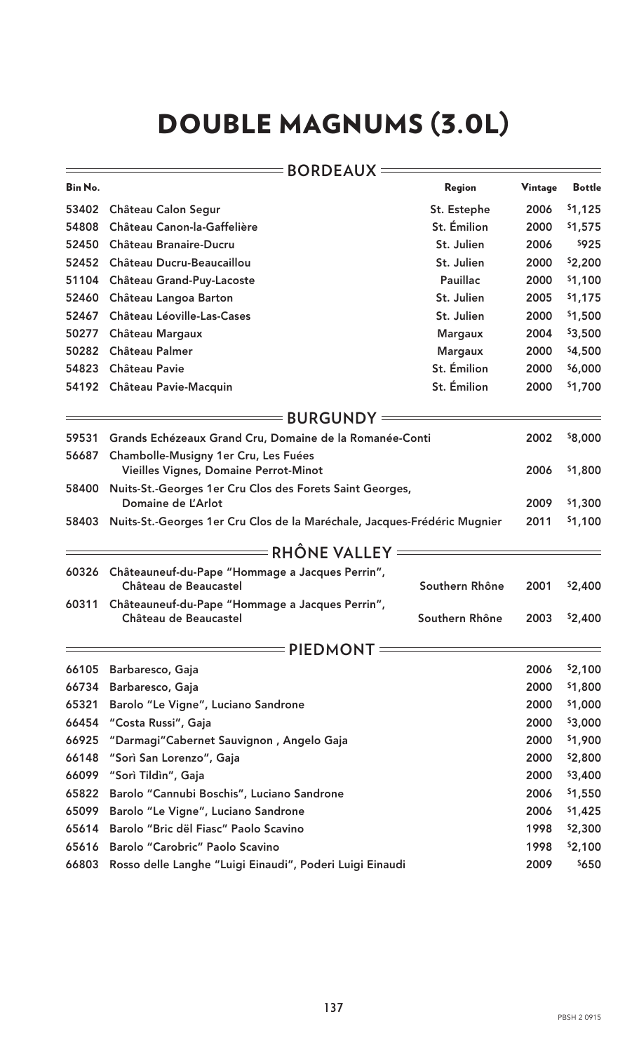# DOUBLE MAGNUMS (3.0L)

## BORDEAUX

| Bin No. | | Region | Vintage | Bottle |
|---|---|---|---|---|
| 53402 | Château Calon Segur | St. Estephe | 2006 | $1,125 |
| 54808 | Château Canon-la-Gaffelière | St. Émilion | 2000 | $1,575 |
| 52450 | Château Branaire-Ducru | St. Julien | 2006 | $925 |
| 52452 | Château Ducru-Beaucaillou | St. Julien | 2000 | $2,200 |
| 51104 | Château Grand-Puy-Lacoste | Pauillac | 2000 | $1,100 |
| 52460 | Château Langoa Barton | St. Julien | 2005 | $1,175 |
| 52467 | Château Léoville-Las-Cases | St. Julien | 2000 | $1,500 |
| 50277 | Château Margaux | Margaux | 2004 | $3,500 |
| 50282 | Château Palmer | Margaux | 2000 | $4,500 |
| 54823 | Château Pavie | St. Émilion | 2000 | $6,000 |
| 54192 | Château Pavie-Macquin | St. Émilion | 2000 | $1,700 |

## BURGUNDY

| Bin No. | | Vintage | Bottle |
|---|---|---|---|
| 59531 | Grands Echézeaux Grand Cru, Domaine de la Romanée-Conti | 2002 | $8,000 |
| 56687 | Chambolle-Musigny 1er Cru, Les Fuées Vieilles Vignes, Domaine Perrot-Minot | 2006 | $1,800 |
| 58400 | Nuits-St.-Georges 1er Cru Clos des Forets Saint Georges, Domaine de L'Arlot | 2009 | $1,300 |
| 58403 | Nuits-St.-Georges 1er Cru Clos de la Maréchale, Jacques-Frédéric Mugnier | 2011 | $1,100 |

## RHÔNE VALLEY

| Bin No. | | Region | Vintage | Bottle |
|---|---|---|---|---|
| 60326 | Châteauneuf-du-Pape "Hommage a Jacques Perrin", Château de Beaucastel | Southern Rhône | 2001 | $2,400 |
| 60311 | Châteauneuf-du-Pape "Hommage a Jacques Perrin", Château de Beaucastel | Southern Rhône | 2003 | $2,400 |

## PIEDMONT

| Bin No. | | Vintage | Bottle |
|---|---|---|---|
| 66105 | Barbaresco, Gaja | 2006 | $2,100 |
| 66734 | Barbaresco, Gaja | 2000 | $1,800 |
| 65321 | Barolo "Le Vigne", Luciano Sandrone | 2000 | $1,000 |
| 66454 | "Costa Russi", Gaja | 2000 | $3,000 |
| 66925 | "Darmagi"Cabernet Sauvignon , Angelo Gaja | 2000 | $1,900 |
| 66148 | "Sorì San Lorenzo", Gaja | 2000 | $2,800 |
| 66099 | "Sorì Tildìn", Gaja | 2000 | $3,400 |
| 65822 | Barolo "Cannubi Boschis", Luciano Sandrone | 2006 | $1,550 |
| 65099 | Barolo "Le Vigne", Luciano Sandrone | 2006 | $1,425 |
| 65614 | Barolo "Bric dël Fiasc" Paolo Scavino | 1998 | $2,300 |
| 65616 | Barolo "Carobric" Paolo Scavino | 1998 | $2,100 |
| 66803 | Rosso delle Langhe "Luigi Einaudi", Poderi Luigi Einaudi | 2009 | $650 |

PBSH 2 0915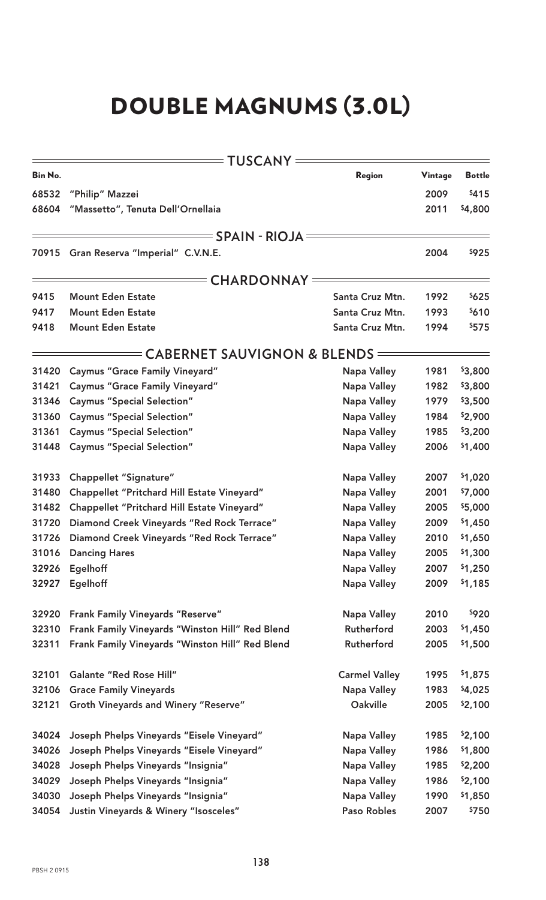# DOUBLE MAGNUMS (3.0L)

## TUSCANY

| Bin No. | | Region | Vintage | Bottle |
|---|---|---|---|---|
| 68532 | "Philip" Mazzei | | 2009 | $415 |
| 68604 | "Massetto", Tenuta Dell'Ornellaia | | 2011 | $4,800 |

## SPAIN - RIOJA

| | | | | |
|---|---|---|---|---|
| 70915 | Gran Reserva "Imperial" C.V.N.E. | | 2004 | $925 |

## CHARDONNAY

| | | | | |
|---|---|---|---|---|
| 9415 | Mount Eden Estate | Santa Cruz Mtn. | 1992 | $625 |
| 9417 | Mount Eden Estate | Santa Cruz Mtn. | 1993 | $610 |
| 9418 | Mount Eden Estate | Santa Cruz Mtn. | 1994 | $575 |

## CABERNET SAUVIGNON & BLENDS

| | | | | |
|---|---|---|---|---|
| 31420 | Caymus "Grace Family Vineyard" | Napa Valley | 1981 | $3,800 |
| 31421 | Caymus "Grace Family Vineyard" | Napa Valley | 1982 | $3,800 |
| 31346 | Caymus "Special Selection" | Napa Valley | 1979 | $3,500 |
| 31360 | Caymus "Special Selection" | Napa Valley | 1984 | $2,900 |
| 31361 | Caymus "Special Selection" | Napa Valley | 1985 | $3,200 |
| 31448 | Caymus "Special Selection" | Napa Valley | 2006 | $1,400 |
| 31933 | Chappellet "Signature" | Napa Valley | 2007 | $1,020 |
| 31480 | Chappellet "Pritchard Hill Estate Vineyard" | Napa Valley | 2001 | $7,000 |
| 31482 | Chappellet "Pritchard Hill Estate Vineyard" | Napa Valley | 2005 | $5,000 |
| 31720 | Diamond Creek Vineyards "Red Rock Terrace" | Napa Valley | 2009 | $1,450 |
| 31726 | Diamond Creek Vineyards "Red Rock Terrace" | Napa Valley | 2010 | $1,650 |
| 31016 | Dancing Hares | Napa Valley | 2005 | $1,300 |
| 32926 | Egelhoff | Napa Valley | 2007 | $1,250 |
| 32927 | Egelhoff | Napa Valley | 2009 | $1,185 |
| 32920 | Frank Family Vineyards "Reserve" | Napa Valley | 2010 | $920 |
| 32310 | Frank Family Vineyards "Winston Hill" Red Blend | Rutherford | 2003 | $1,450 |
| 32311 | Frank Family Vineyards "Winston Hill" Red Blend | Rutherford | 2005 | $1,500 |
| 32101 | Galante "Red Rose Hill" | Carmel Valley | 1995 | $1,875 |
| 32106 | Grace Family Vineyards | Napa Valley | 1983 | $4,025 |
| 32121 | Groth Vineyards and Winery "Reserve" | Oakville | 2005 | $2,100 |
| 34024 | Joseph Phelps Vineyards "Eisele Vineyard" | Napa Valley | 1985 | $2,100 |
| 34026 | Joseph Phelps Vineyards "Eisele Vineyard" | Napa Valley | 1986 | $1,800 |
| 34028 | Joseph Phelps Vineyards "Insignia" | Napa Valley | 1985 | $2,200 |
| 34029 | Joseph Phelps Vineyards "Insignia" | Napa Valley | 1986 | $2,100 |
| 34030 | Joseph Phelps Vineyards "Insignia" | Napa Valley | 1990 | $1,850 |
| 34054 | Justin Vineyards & Winery "Isosceles" | Paso Robles | 2007 | $750 |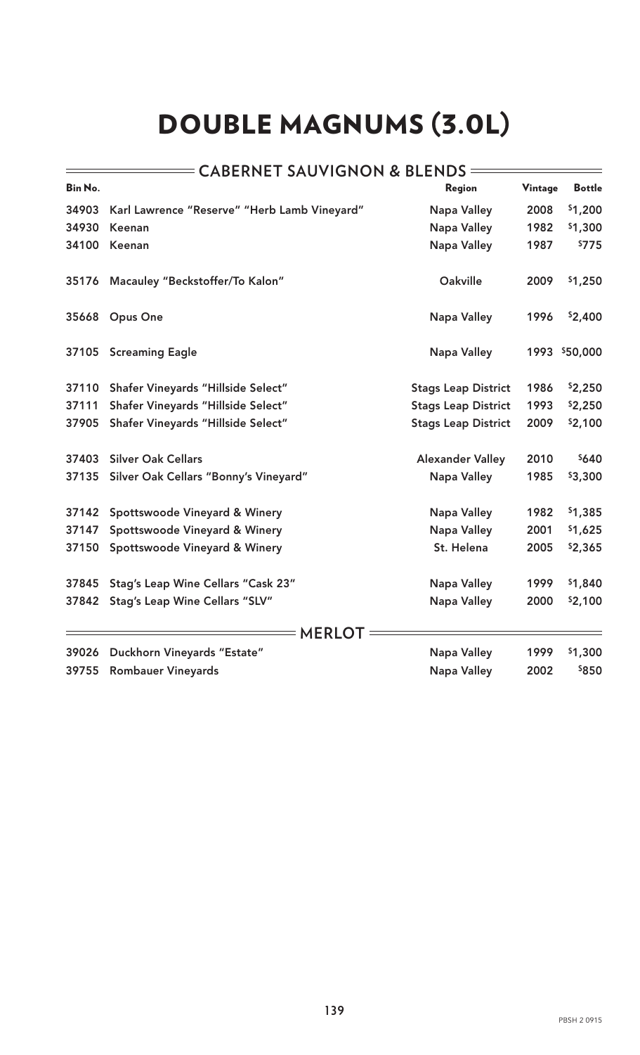# DOUBLE MAGNUMS (3.0L)

## CABERNET SAUVIGNON & BLENDS

| Bin No. | | Region | Vintage | Bottle |
|---|---|---|---|---|
| 34903 | Karl Lawrence "Reserve" "Herb Lamb Vineyard" | Napa Valley | 2008 | $1,200 |
| 34930 | Keenan | Napa Valley | 1982 | $1,300 |
| 34100 | Keenan | Napa Valley | 1987 | $775 |
| 35176 | Macauley "Beckstoffer/To Kalon" | Oakville | 2009 | $1,250 |
| 35668 | Opus One | Napa Valley | 1996 | $2,400 |
| 37105 | Screaming Eagle | Napa Valley | 1993 | $50,000 |
| 37110 | Shafer Vineyards "Hillside Select" | Stags Leap District | 1986 | $2,250 |
| 37111 | Shafer Vineyards "Hillside Select" | Stags Leap District | 1993 | $2,250 |
| 37905 | Shafer Vineyards "Hillside Select" | Stags Leap District | 2009 | $2,100 |
| 37403 | Silver Oak Cellars | Alexander Valley | 2010 | $640 |
| 37135 | Silver Oak Cellars "Bonny's Vineyard" | Napa Valley | 1985 | $3,300 |
| 37142 | Spottswoode Vineyard & Winery | Napa Valley | 1982 | $1,385 |
| 37147 | Spottswoode Vineyard & Winery | Napa Valley | 2001 | $1,625 |
| 37150 | Spottswoode Vineyard & Winery | St. Helena | 2005 | $2,365 |
| 37845 | Stag's Leap Wine Cellars "Cask 23" | Napa Valley | 1999 | $1,840 |
| 37842 | Stag's Leap Wine Cellars "SLV" | Napa Valley | 2000 | $2,100 |

## MERLOT

| Bin No. | | Region | Vintage | Bottle |
|---|---|---|---|---|
| 39026 | Duckhorn Vineyards "Estate" | Napa Valley | 1999 | $1,300 |
| 39755 | Rombauer Vineyards | Napa Valley | 2002 | $850 |

PBSH 2 0915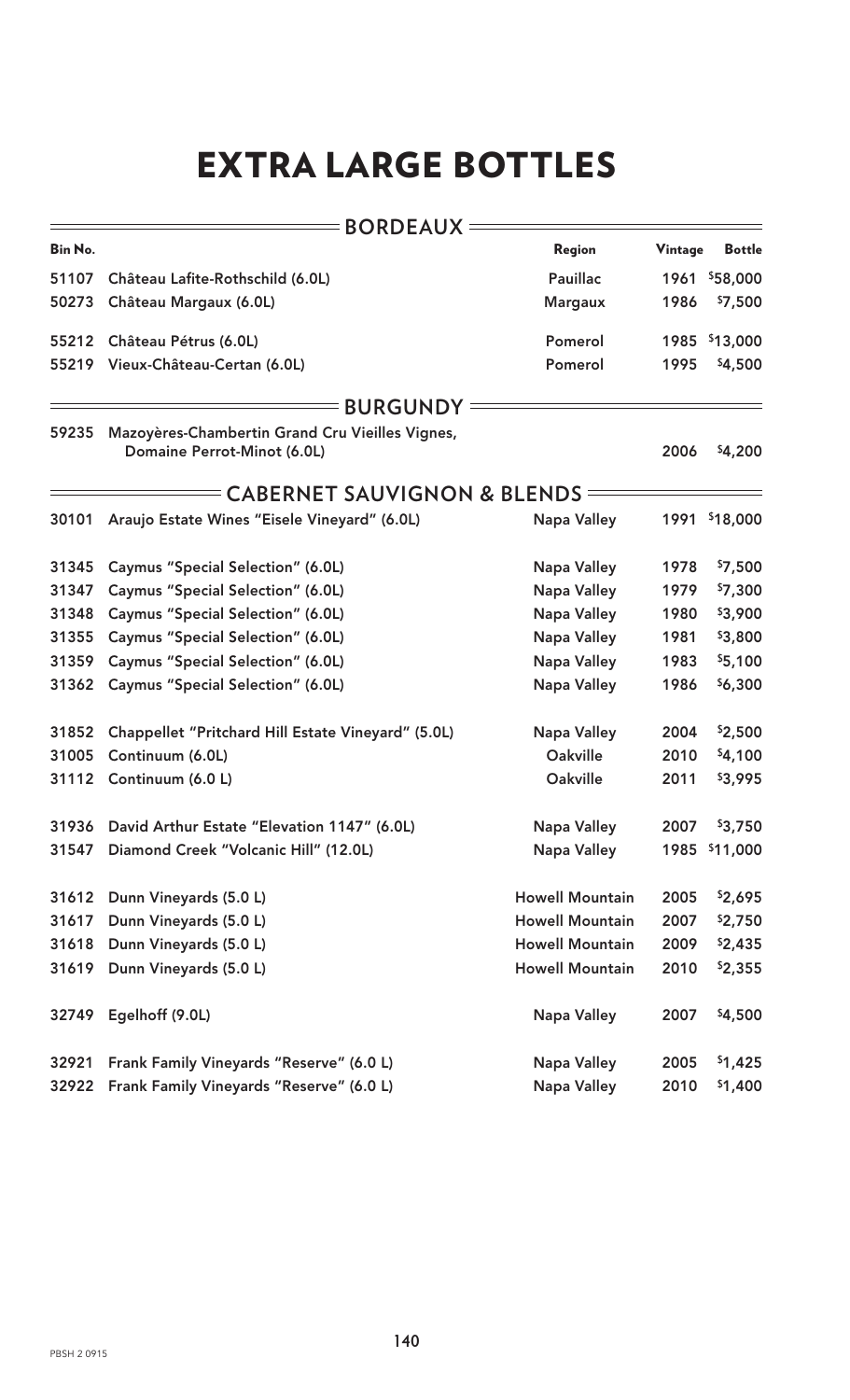# EXTRA LARGE BOTTLES

## BORDEAUX

| Bin No. | | Region | Vintage | Bottle |
|---|---|---|---|---|
| 51107 | Château Lafite-Rothschild (6.0L) | Pauillac | 1961 | $58,000 |
| 50273 | Château Margaux (6.0L) | Margaux | 1986 | $7,500 |
| 55212 | Château Pétrus (6.0L) | Pomerol | 1985 | $13,000 |
| 55219 | Vieux-Château-Certan (6.0L) | Pomerol | 1995 | $4,500 |

## BURGUNDY

| Bin No. | | Region | Vintage | Bottle |
|---|---|---|---|---|
| 59235 | Mazoyères-Chambertin Grand Cru Vieilles Vignes, Domaine Perrot-Minot (6.0L) | | 2006 | $4,200 |

## CABERNET SAUVIGNON & BLENDS

| Bin No. | | Region | Vintage | Bottle |
|---|---|---|---|---|
| 30101 | Araujo Estate Wines "Eisele Vineyard" (6.0L) | Napa Valley | 1991 | $18,000 |
| 31345 | Caymus "Special Selection" (6.0L) | Napa Valley | 1978 | $7,500 |
| 31347 | Caymus "Special Selection" (6.0L) | Napa Valley | 1979 | $7,300 |
| 31348 | Caymus "Special Selection" (6.0L) | Napa Valley | 1980 | $3,900 |
| 31355 | Caymus "Special Selection" (6.0L) | Napa Valley | 1981 | $3,800 |
| 31359 | Caymus "Special Selection" (6.0L) | Napa Valley | 1983 | $5,100 |
| 31362 | Caymus "Special Selection" (6.0L) | Napa Valley | 1986 | $6,300 |
| 31852 | Chappellet "Pritchard Hill Estate Vineyard" (5.0L) | Napa Valley | 2004 | $2,500 |
| 31005 | Continuum (6.0L) | Oakville | 2010 | $4,100 |
| 31112 | Continuum (6.0 L) | Oakville | 2011 | $3,995 |
| 31936 | David Arthur Estate "Elevation 1147" (6.0L) | Napa Valley | 2007 | $3,750 |
| 31547 | Diamond Creek "Volcanic Hill" (12.0L) | Napa Valley | 1985 | $11,000 |
| 31612 | Dunn Vineyards (5.0 L) | Howell Mountain | 2005 | $2,695 |
| 31617 | Dunn Vineyards (5.0 L) | Howell Mountain | 2007 | $2,750 |
| 31618 | Dunn Vineyards (5.0 L) | Howell Mountain | 2009 | $2,435 |
| 31619 | Dunn Vineyards (5.0 L) | Howell Mountain | 2010 | $2,355 |
| 32749 | Egelhoff (9.0L) | Napa Valley | 2007 | $4,500 |
| 32921 | Frank Family Vineyards "Reserve" (6.0 L) | Napa Valley | 2005 | $1,425 |
| 32922 | Frank Family Vineyards "Reserve" (6.0 L) | Napa Valley | 2010 | $1,400 |

PBSH 2 0915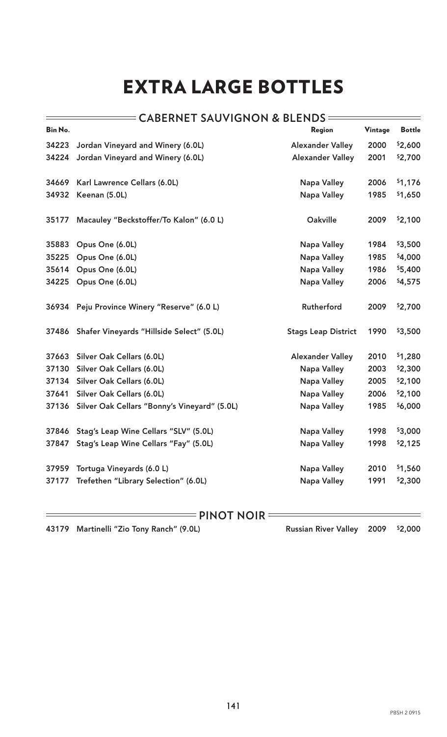# EXTRA LARGE BOTTLES

## CABERNET SAUVIGNON & BLENDS

| Bin No. | | Region | Vintage | Bottle |
|---|---|---|---|---|
| 34223 | Jordan Vineyard and Winery (6.0L) | Alexander Valley | 2000 | $2,600 |
| 34224 | Jordan Vineyard and Winery (6.0L) | Alexander Valley | 2001 | $2,700 |
| 34669 | Karl Lawrence Cellars (6.0L) | Napa Valley | 2006 | $1,176 |
| 34932 | Keenan (5.0L) | Napa Valley | 1985 | $1,650 |
| 35177 | Macauley "Beckstoffer/To Kalon" (6.0 L) | Oakville | 2009 | $2,100 |
| 35883 | Opus One (6.0L) | Napa Valley | 1984 | $3,500 |
| 35225 | Opus One (6.0L) | Napa Valley | 1985 | $4,000 |
| 35614 | Opus One (6.0L) | Napa Valley | 1986 | $5,400 |
| 34225 | Opus One (6.0L) | Napa Valley | 2006 | $4,575 |
| 36934 | Peju Province Winery "Reserve" (6.0 L) | Rutherford | 2009 | $2,700 |
| 37486 | Shafer Vineyards "Hillside Select" (5.0L) | Stags Leap District | 1990 | $3,500 |
| 37663 | Silver Oak Cellars (6.0L) | Alexander Valley | 2010 | $1,280 |
| 37130 | Silver Oak Cellars (6.0L) | Napa Valley | 2003 | $2,300 |
| 37134 | Silver Oak Cellars (6.0L) | Napa Valley | 2005 | $2,100 |
| 37641 | Silver Oak Cellars (6.0L) | Napa Valley | 2006 | $2,100 |
| 37136 | Silver Oak Cellars "Bonny's Vineyard" (5.0L) | Napa Valley | 1985 | $6,000 |
| 37846 | Stag's Leap Wine Cellars "SLV" (5.0L) | Napa Valley | 1998 | $3,000 |
| 37847 | Stag's Leap Wine Cellars "Fay" (5.0L) | Napa Valley | 1998 | $2,125 |
| 37959 | Tortuga Vineyards (6.0 L) | Napa Valley | 2010 | $1,560 |
| 37177 | Trefethen "Library Selection" (6.0L) | Napa Valley | 1991 | $2,300 |

## PINOT NOIR

| | | | | |
|---|---|---|---|---|
| 43179 | Martinelli "Zio Tony Ranch" (9.0L) | Russian River Valley | 2009 | $2,000 |

PBSH 2 0915